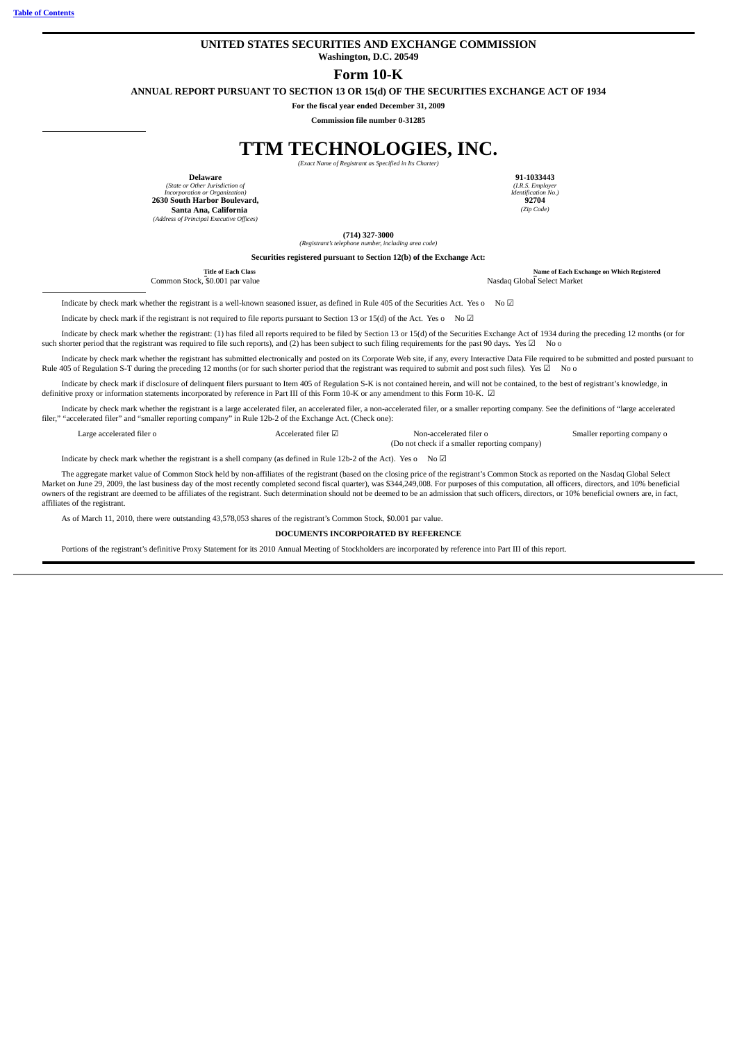[Table of Contents](#)

**UNITED STATES SECURITIES AND EXCHANGE COMMISSION**
**Washington, D.C. 20549**

# Form 10-K

**ANNUAL REPORT PURSUANT TO SECTION 13 OR 15(d) OF THE SECURITIES EXCHANGE ACT OF 1934**

**For the fiscal year ended December 31, 2009**

**Commission file number 0-31285**

# TTM TECHNOLOGIES, INC.

*(Exact Name of Registrant as Specified in Its Charter)*

| | |
|---|---|
| **Delaware** | **91-1033443** |
| *(State or Other Jurisdiction of Incorporation or Organization)* | *(I.R.S. Employer Identification No.)* |
| **2630 South Harbor Boulevard, Santa Ana, California** | **92704** |
| *(Address of Principal Executive Offices)* | *(Zip Code)* |

**(714) 327-3000**
*(Registrant's telephone number, including area code)*

**Securities registered pursuant to Section 12(b) of the Exchange Act:**

| Title of Each Class | Name of Each Exchange on Which Registered |
|---|---|
| Common Stock, $0.001 par value | Nasdaq Global Select Market |

Indicate by check mark whether the registrant is a well-known seasoned issuer, as defined in Rule 405 of the Securities Act. Yes o No ☑

Indicate by check mark if the registrant is not required to file reports pursuant to Section 13 or 15(d) of the Act. Yes o No ☑

Indicate by check mark whether the registrant: (1) has filed all reports required to be filed by Section 13 or 15(d) of the Securities Exchange Act of 1934 during the preceding 12 months (or for such shorter period that the registrant was required to file such reports), and (2) has been subject to such filing requirements for the past 90 days. Yes ☑ No o

Indicate by check mark whether the registrant has submitted electronically and posted on its Corporate Web site, if any, every Interactive Data File required to be submitted and posted pursuant to Rule 405 of Regulation S-T during the preceding 12 months (or for such shorter period that the registrant was required to submit and post such files). Yes ☑ No o

Indicate by check mark if disclosure of delinquent filers pursuant to Item 405 of Regulation S-K is not contained herein, and will not be contained, to the best of registrant's knowledge, in definitive proxy or information statements incorporated by reference in Part III of this Form 10-K or any amendment to this Form 10-K. ☑

Indicate by check mark whether the registrant is a large accelerated filer, an accelerated filer, a non-accelerated filer, or a smaller reporting company. See the definitions of "large accelerated filer," "accelerated filer" and "smaller reporting company" in Rule 12b-2 of the Exchange Act. (Check one):

| | | | |
|---|---|---|---|
| Large accelerated filer o | Accelerated filer ☑ | Non-accelerated filer o (Do not check if a smaller reporting company) | Smaller reporting company o |

Indicate by check mark whether the registrant is a shell company (as defined in Rule 12b-2 of the Act). Yes o No ☑

The aggregate market value of Common Stock held by non-affiliates of the registrant (based on the closing price of the registrant's Common Stock as reported on the Nasdaq Global Select Market on June 29, 2009, the last business day of the most recently completed second fiscal quarter), was $344,249,008. For purposes of this computation, all officers, directors, and 10% beneficial owners of the registrant are deemed to be affiliates of the registrant. Such determination should not be deemed to be an admission that such officers, directors, or 10% beneficial owners are, in fact, affiliates of the registrant.

As of March 11, 2010, there were outstanding 43,578,053 shares of the registrant's Common Stock, $0.001 par value.

**DOCUMENTS INCORPORATED BY REFERENCE**

Portions of the registrant's definitive Proxy Statement for its 2010 Annual Meeting of Stockholders are incorporated by reference into Part III of this report.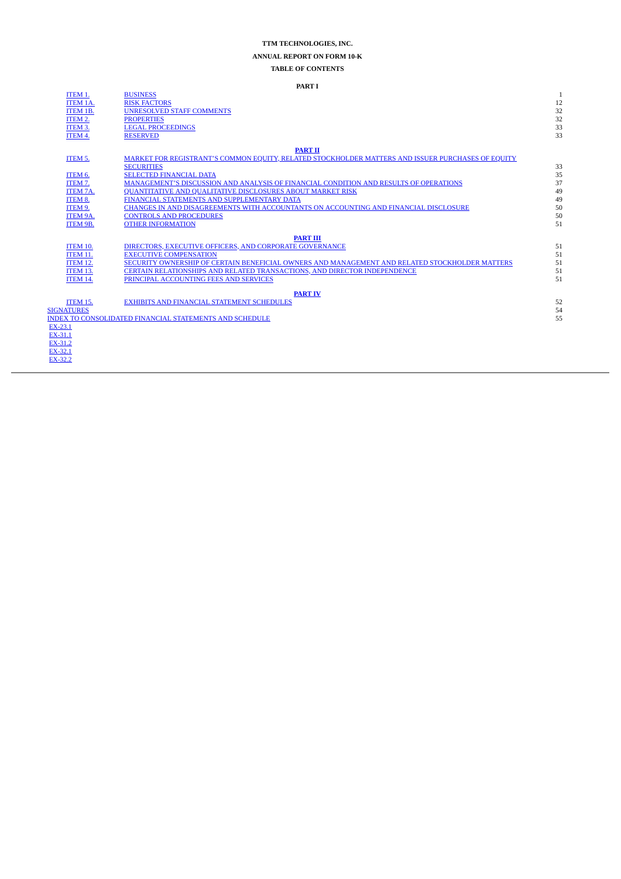**TTM TECHNOLOGIES, INC.**

**ANNUAL REPORT ON FORM 10-K**

**TABLE OF CONTENTS**

| | | |
|---|---|---|
| | **PART I** | |
| ITEM 1. | BUSINESS | 1 |
| ITEM 1A. | RISK FACTORS | 12 |
| ITEM 1B. | UNRESOLVED STAFF COMMENTS | 32 |
| ITEM 2. | PROPERTIES | 32 |
| ITEM 3. | LEGAL PROCEEDINGS | 33 |
| ITEM 4. | RESERVED | 33 |
| | **PART II** | |
| ITEM 5. | MARKET FOR REGISTRANT'S COMMON EQUITY, RELATED STOCKHOLDER MATTERS AND ISSUER PURCHASES OF EQUITY SECURITIES | 33 |
| ITEM 6. | SELECTED FINANCIAL DATA | 35 |
| ITEM 7. | MANAGEMENT'S DISCUSSION AND ANALYSIS OF FINANCIAL CONDITION AND RESULTS OF OPERATIONS | 37 |
| ITEM 7A. | QUANTITATIVE AND QUALITATIVE DISCLOSURES ABOUT MARKET RISK | 49 |
| ITEM 8. | FINANCIAL STATEMENTS AND SUPPLEMENTARY DATA | 49 |
| ITEM 9. | CHANGES IN AND DISAGREEMENTS WITH ACCOUNTANTS ON ACCOUNTING AND FINANCIAL DISCLOSURE | 50 |
| ITEM 9A. | CONTROLS AND PROCEDURES | 50 |
| ITEM 9B. | OTHER INFORMATION | 51 |
| | **PART III** | |
| ITEM 10. | DIRECTORS, EXECUTIVE OFFICERS, AND CORPORATE GOVERNANCE | 51 |
| ITEM 11. | EXECUTIVE COMPENSATION | 51 |
| ITEM 12. | SECURITY OWNERSHIP OF CERTAIN BENEFICIAL OWNERS AND MANAGEMENT AND RELATED STOCKHOLDER MATTERS | 51 |
| ITEM 13. | CERTAIN RELATIONSHIPS AND RELATED TRANSACTIONS, AND DIRECTOR INDEPENDENCE | 51 |
| ITEM 14. | PRINCIPAL ACCOUNTING FEES AND SERVICES | 51 |
| | **PART IV** | |
| ITEM 15. | EXHIBITS AND FINANCIAL STATEMENT SCHEDULES | 52 |
| SIGNATURES | | 54 |
| INDEX TO CONSOLIDATED FINANCIAL STATEMENTS AND SCHEDULE | | 55 |
| EX-23.1 | | |
| EX-31.1 | | |
| EX-31.2 | | |
| EX-32.1 | | |
| EX-32.2 | | |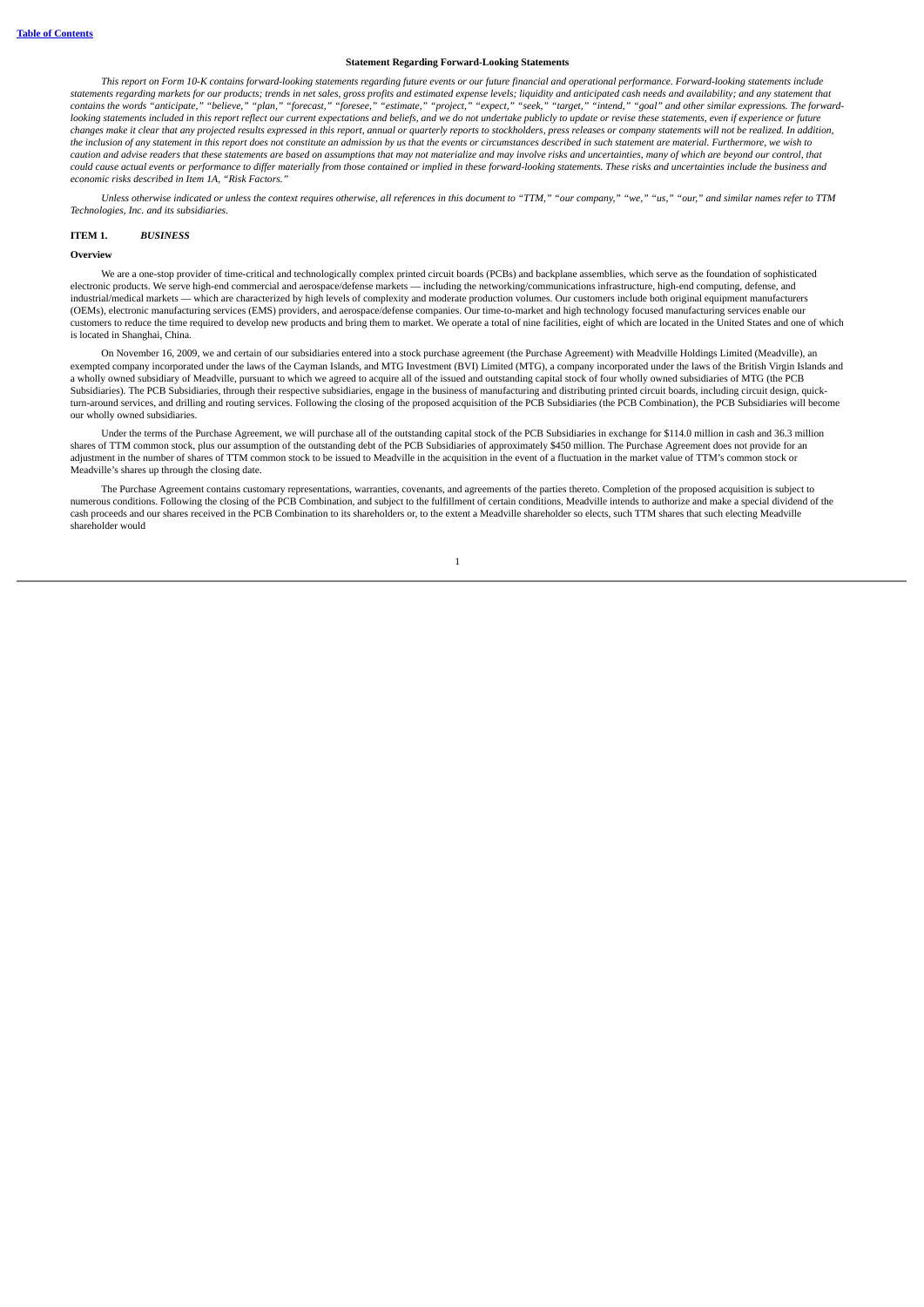### Statement Regarding Forward-Looking Statements

*This report on Form 10-K contains forward-looking statements regarding future events or our future financial and operational performance. Forward-looking statements include statements regarding markets for our products; trends in net sales, gross profits and estimated expense levels; liquidity and anticipated cash needs and availability; and any statement that contains the words "anticipate," "believe," "plan," "forecast," "foresee," "estimate," "project," "expect," "seek," "target," "intend," "goal" and other similar expressions. The forward-looking statements included in this report reflect our current expectations and beliefs, and we do not undertake publicly to update or revise these statements, even if experience or future changes make it clear that any projected results expressed in this report, annual or quarterly reports to stockholders, press releases or company statements will not be realized. In addition, the inclusion of any statement in this report does not constitute an admission by us that the events or circumstances described in such statement are material. Furthermore, we wish to caution and advise readers that these statements are based on assumptions that may not materialize and may involve risks and uncertainties, many of which are beyond our control, that could cause actual events or performance to differ materially from those contained or implied in these forward-looking statements. These risks and uncertainties include the business and economic risks described in Item 1A, "Risk Factors."*

*Unless otherwise indicated or unless the context requires otherwise, all references in this document to "TTM," "our company," "we," "us," "our," and similar names refer to TTM Technologies, Inc. and its subsidiaries.*

## ITEM 1. *BUSINESS*

### Overview

We are a one-stop provider of time-critical and technologically complex printed circuit boards (PCBs) and backplane assemblies, which serve as the foundation of sophisticated electronic products. We serve high-end commercial and aerospace/defense markets — including the networking/communications infrastructure, high-end computing, defense, and industrial/medical markets — which are characterized by high levels of complexity and moderate production volumes. Our customers include both original equipment manufacturers (OEMs), electronic manufacturing services (EMS) providers, and aerospace/defense companies. Our time-to-market and high technology focused manufacturing services enable our customers to reduce the time required to develop new products and bring them to market. We operate a total of nine facilities, eight of which are located in the United States and one of which is located in Shanghai, China.

On November 16, 2009, we and certain of our subsidiaries entered into a stock purchase agreement (the Purchase Agreement) with Meadville Holdings Limited (Meadville), an exempted company incorporated under the laws of the Cayman Islands, and MTG Investment (BVI) Limited (MTG), a company incorporated under the laws of the British Virgin Islands and a wholly owned subsidiary of Meadville, pursuant to which we agreed to acquire all of the issued and outstanding capital stock of four wholly owned subsidiaries of MTG (the PCB Subsidiaries). The PCB Subsidiaries, through their respective subsidiaries, engage in the business of manufacturing and distributing printed circuit boards, including circuit design, quick-turn-around services, and drilling and routing services. Following the closing of the proposed acquisition of the PCB Subsidiaries (the PCB Combination), the PCB Subsidiaries will become our wholly owned subsidiaries.

Under the terms of the Purchase Agreement, we will purchase all of the outstanding capital stock of the PCB Subsidiaries in exchange for $114.0 million in cash and 36.3 million shares of TTM common stock, plus our assumption of the outstanding debt of the PCB Subsidiaries of approximately $450 million. The Purchase Agreement does not provide for an adjustment in the number of shares of TTM common stock to be issued to Meadville in the acquisition in the event of a fluctuation in the market value of TTM's common stock or Meadville's shares up through the closing date.

The Purchase Agreement contains customary representations, warranties, covenants, and agreements of the parties thereto. Completion of the proposed acquisition is subject to numerous conditions. Following the closing of the PCB Combination, and subject to the fulfillment of certain conditions, Meadville intends to authorize and make a special dividend of the cash proceeds and our shares received in the PCB Combination to its shareholders or, to the extent a Meadville shareholder so elects, such TTM shares that such electing Meadville shareholder would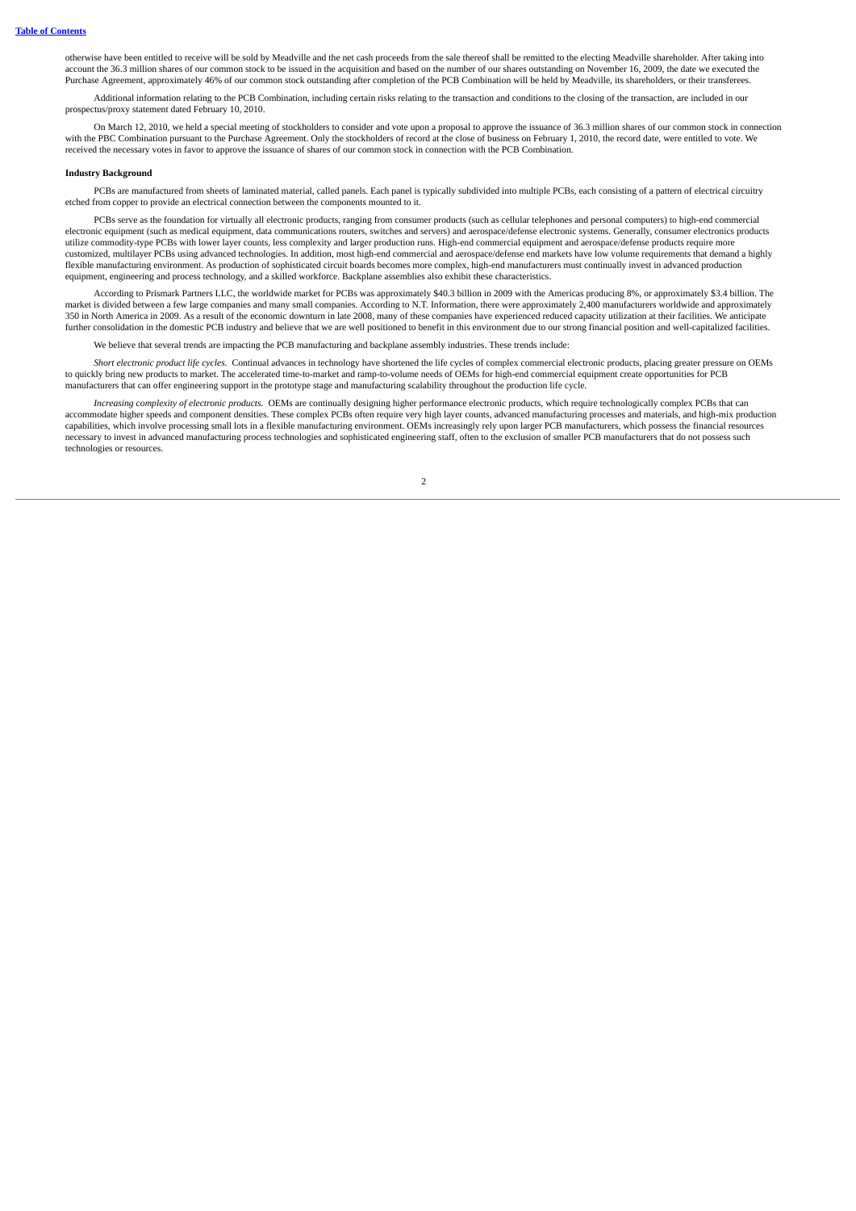otherwise have been entitled to receive will be sold by Meadville and the net cash proceeds from the sale thereof shall be remitted to the electing Meadville shareholder. After taking into account the 36.3 million shares of our common stock to be issued in the acquisition and based on the number of our shares outstanding on November 16, 2009, the date we executed the Purchase Agreement, approximately 46% of our common stock outstanding after completion of the PCB Combination will be held by Meadville, its shareholders, or their transferees.

Additional information relating to the PCB Combination, including certain risks relating to the transaction and conditions to the closing of the transaction, are included in our prospectus/proxy statement dated February 10, 2010.

On March 12, 2010, we held a special meeting of stockholders to consider and vote upon a proposal to approve the issuance of 36.3 million shares of our common stock in connection with the PBC Combination pursuant to the Purchase Agreement. Only the stockholders of record at the close of business on February 1, 2010, the record date, were entitled to vote. We received the necessary votes in favor to approve the issuance of shares of our common stock in connection with the PCB Combination.

**Industry Background**

PCBs are manufactured from sheets of laminated material, called panels. Each panel is typically subdivided into multiple PCBs, each consisting of a pattern of electrical circuitry etched from copper to provide an electrical connection between the components mounted to it.

PCBs serve as the foundation for virtually all electronic products, ranging from consumer products (such as cellular telephones and personal computers) to high-end commercial electronic equipment (such as medical equipment, data communications routers, switches and servers) and aerospace/defense electronic systems. Generally, consumer electronics products utilize commodity-type PCBs with lower layer counts, less complexity and larger production runs. High-end commercial equipment and aerospace/defense products require more customized, multilayer PCBs using advanced technologies. In addition, most high-end commercial and aerospace/defense end markets have low volume requirements that demand a highly flexible manufacturing environment. As production of sophisticated circuit boards becomes more complex, high-end manufacturers must continually invest in advanced production equipment, engineering and process technology, and a skilled workforce. Backplane assemblies also exhibit these characteristics.

According to Prismark Partners LLC, the worldwide market for PCBs was approximately $40.3 billion in 2009 with the Americas producing 8%, or approximately $3.4 billion. The market is divided between a few large companies and many small companies. According to N.T. Information, there were approximately 2,400 manufacturers worldwide and approximately 350 in North America in 2009. As a result of the economic downturn in late 2008, many of these companies have experienced reduced capacity utilization at their facilities. We anticipate further consolidation in the domestic PCB industry and believe that we are well positioned to benefit in this environment due to our strong financial position and well-capitalized facilities.

We believe that several trends are impacting the PCB manufacturing and backplane assembly industries. These trends include:

*Short electronic product life cycles.* Continual advances in technology have shortened the life cycles of complex commercial electronic products, placing greater pressure on OEMs to quickly bring new products to market. The accelerated time-to-market and ramp-to-volume needs of OEMs for high-end commercial equipment create opportunities for PCB manufacturers that can offer engineering support in the prototype stage and manufacturing scalability throughout the production life cycle.

*Increasing complexity of electronic products.* OEMs are continually designing higher performance electronic products, which require technologically complex PCBs that can accommodate higher speeds and component densities. These complex PCBs often require very high layer counts, advanced manufacturing processes and materials, and high-mix production capabilities, which involve processing small lots in a flexible manufacturing environment. OEMs increasingly rely upon larger PCB manufacturers, which possess the financial resources necessary to invest in advanced manufacturing process technologies and sophisticated engineering staff, often to the exclusion of smaller PCB manufacturers that do not possess such technologies or resources.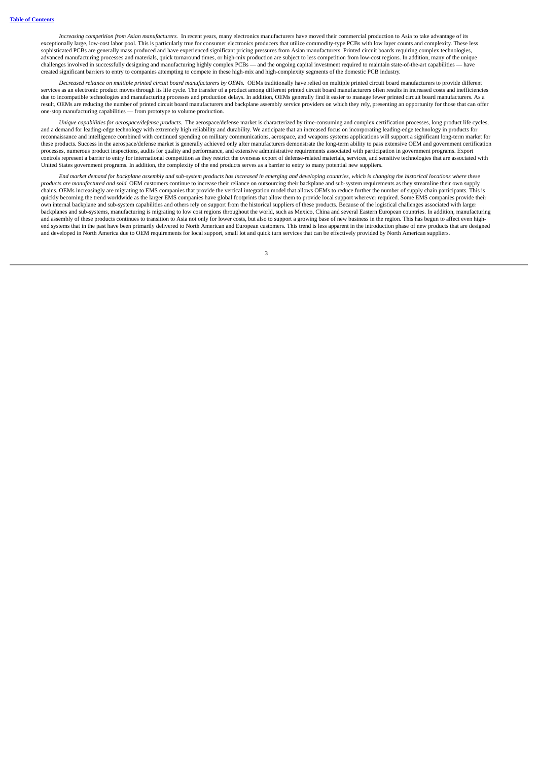*Increasing competition from Asian manufacturers.* In recent years, many electronics manufacturers have moved their commercial production to Asia to take advantage of its exceptionally large, low-cost labor pool. This is particularly true for consumer electronics producers that utilize commodity-type PCBs with low layer counts and complexity. These less sophisticated PCBs are generally mass produced and have experienced significant pricing pressures from Asian manufacturers. Printed circuit boards requiring complex technologies, advanced manufacturing processes and materials, quick turnaround times, or high-mix production are subject to less competition from low-cost regions. In addition, many of the unique challenges involved in successfully designing and manufacturing highly complex PCBs — and the ongoing capital investment required to maintain state-of-the-art capabilities — have created significant barriers to entry to companies attempting to compete in these high-mix and high-complexity segments of the domestic PCB industry.

*Decreased reliance on multiple printed circuit board manufacturers by OEMs.* OEMs traditionally have relied on multiple printed circuit board manufacturers to provide different services as an electronic product moves through its life cycle. The transfer of a product among different printed circuit board manufacturers often results in increased costs and inefficiencies due to incompatible technologies and manufacturing processes and production delays. In addition, OEMs generally find it easier to manage fewer printed circuit board manufacturers. As a result, OEMs are reducing the number of printed circuit board manufacturers and backplane assembly service providers on which they rely, presenting an opportunity for those that can offer one-stop manufacturing capabilities — from prototype to volume production.

*Unique capabilities for aerospace/defense products.* The aerospace/defense market is characterized by time-consuming and complex certification processes, long product life cycles, and a demand for leading-edge technology with extremely high reliability and durability. We anticipate that an increased focus on incorporating leading-edge technology in products for reconnaissance and intelligence combined with continued spending on military communications, aerospace, and weapons systems applications will support a significant long-term market for these products. Success in the aerospace/defense market is generally achieved only after manufacturers demonstrate the long-term ability to pass extensive OEM and government certification processes, numerous product inspections, audits for quality and performance, and extensive administrative requirements associated with participation in government programs. Export controls represent a barrier to entry for international competition as they restrict the overseas export of defense-related materials, services, and sensitive technologies that are associated with United States government programs. In addition, the complexity of the end products serves as a barrier to entry to many potential new suppliers.

*End market demand for backplane assembly and sub-system products has increased in emerging and developing countries, which is changing the historical locations where these products are manufactured and sold.* OEM customers continue to increase their reliance on outsourcing their backplane and sub-system requirements as they streamline their own supply chains. OEMs increasingly are migrating to EMS companies that provide the vertical integration model that allows OEMs to reduce further the number of supply chain participants. This is quickly becoming the trend worldwide as the larger EMS companies have global footprints that allow them to provide local support wherever required. Some EMS companies provide their own internal backplane and sub-system capabilities and others rely on support from the historical suppliers of these products. Because of the logistical challenges associated with larger backplanes and sub-systems, manufacturing is migrating to low cost regions throughout the world, such as Mexico, China and several Eastern European countries. In addition, manufacturing and assembly of these products continues to transition to Asia not only for lower costs, but also to support a growing base of new business in the region. This has begun to affect even high-end systems that in the past have been primarily delivered to North American and European customers. This trend is less apparent in the introduction phase of new products that are designed and developed in North America due to OEM requirements for local support, small lot and quick turn services that can be effectively provided by North American suppliers.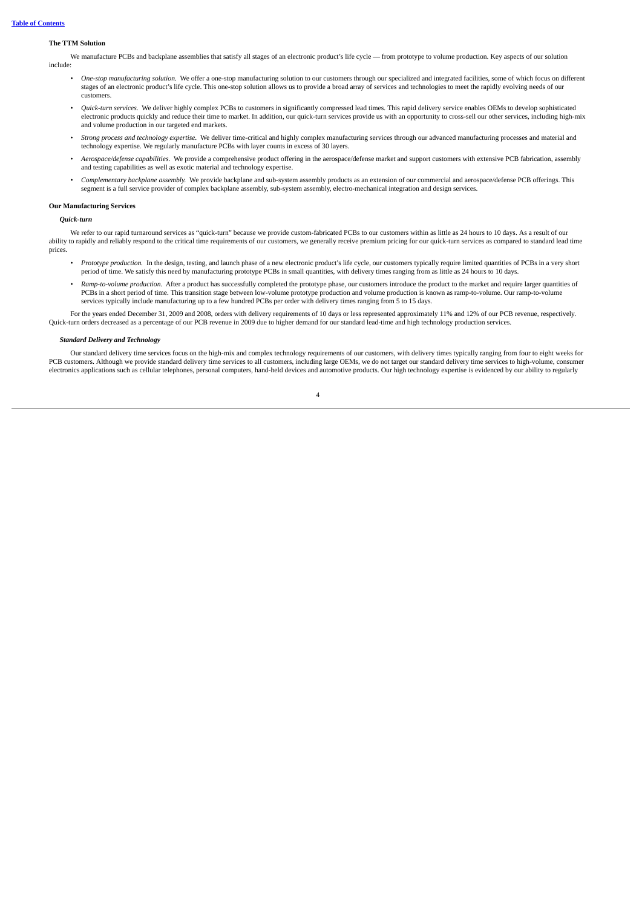### The TTM Solution

We manufacture PCBs and backplane assemblies that satisfy all stages of an electronic product's life cycle — from prototype to volume production. Key aspects of our solution include:

- *One-stop manufacturing solution.* We offer a one-stop manufacturing solution to our customers through our specialized and integrated facilities, some of which focus on different stages of an electronic product's life cycle. This one-stop solution allows us to provide a broad array of services and technologies to meet the rapidly evolving needs of our customers.
- *Quick-turn services.* We deliver highly complex PCBs to customers in significantly compressed lead times. This rapid delivery service enables OEMs to develop sophisticated electronic products quickly and reduce their time to market. In addition, our quick-turn services provide us with an opportunity to cross-sell our other services, including high-mix and volume production in our targeted end markets.
- *Strong process and technology expertise.* We deliver time-critical and highly complex manufacturing services through our advanced manufacturing processes and material and technology expertise. We regularly manufacture PCBs with layer counts in excess of 30 layers.
- *Aerospace/defense capabilities.* We provide a comprehensive product offering in the aerospace/defense market and support customers with extensive PCB fabrication, assembly and testing capabilities as well as exotic material and technology expertise.
- *Complementary backplane assembly.* We provide backplane and sub-system assembly products as an extension of our commercial and aerospace/defense PCB offerings. This segment is a full service provider of complex backplane assembly, sub-system assembly, electro-mechanical integration and design services.

### Our Manufacturing Services

#### *Quick-turn*

We refer to our rapid turnaround services as "quick-turn" because we provide custom-fabricated PCBs to our customers within as little as 24 hours to 10 days. As a result of our ability to rapidly and reliably respond to the critical time requirements of our customers, we generally receive premium pricing for our quick-turn services as compared to standard lead time prices.

- *Prototype production.* In the design, testing, and launch phase of a new electronic product's life cycle, our customers typically require limited quantities of PCBs in a very short period of time. We satisfy this need by manufacturing prototype PCBs in small quantities, with delivery times ranging from as little as 24 hours to 10 days.
- *Ramp-to-volume production.* After a product has successfully completed the prototype phase, our customers introduce the product to the market and require larger quantities of PCBs in a short period of time. This transition stage between low-volume prototype production and volume production is known as ramp-to-volume. Our ramp-to-volume services typically include manufacturing up to a few hundred PCBs per order with delivery times ranging from 5 to 15 days.

For the years ended December 31, 2009 and 2008, orders with delivery requirements of 10 days or less represented approximately 11% and 12% of our PCB revenue, respectively. Quick-turn orders decreased as a percentage of our PCB revenue in 2009 due to higher demand for our standard lead-time and high technology production services.

#### *Standard Delivery and Technology*

Our standard delivery time services focus on the high-mix and complex technology requirements of our customers, with delivery times typically ranging from four to eight weeks for PCB customers. Although we provide standard delivery time services to all customers, including large OEMs, we do not target our standard delivery time services to high-volume, consumer electronics applications such as cellular telephones, personal computers, hand-held devices and automotive products. Our high technology expertise is evidenced by our ability to regularly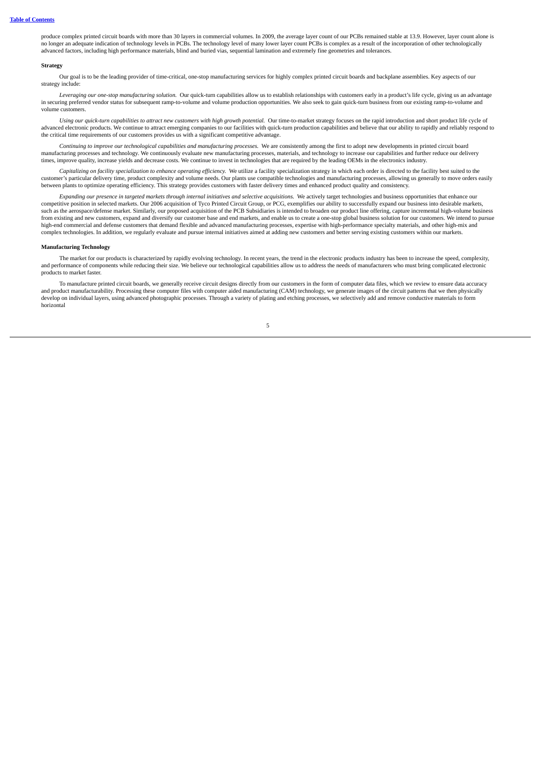produce complex printed circuit boards with more than 30 layers in commercial volumes. In 2009, the average layer count of our PCBs remained stable at 13.9. However, layer count alone is no longer an adequate indication of technology levels in PCBs. The technology level of many lower layer count PCBs is complex as a result of the incorporation of other technologically advanced factors, including high performance materials, blind and buried vias, sequential lamination and extremely fine geometries and tolerances.

**Strategy**

Our goal is to be the leading provider of time-critical, one-stop manufacturing services for highly complex printed circuit boards and backplane assemblies. Key aspects of our strategy include:

*Leveraging our one-stop manufacturing solution.* Our quick-turn capabilities allow us to establish relationships with customers early in a product's life cycle, giving us an advantage in securing preferred vendor status for subsequent ramp-to-volume and volume production opportunities. We also seek to gain quick-turn business from our existing ramp-to-volume and volume customers.

*Using our quick-turn capabilities to attract new customers with high growth potential.* Our time-to-market strategy focuses on the rapid introduction and short product life cycle of advanced electronic products. We continue to attract emerging companies to our facilities with quick-turn production capabilities and believe that our ability to rapidly and reliably respond to the critical time requirements of our customers provides us with a significant competitive advantage.

*Continuing to improve our technological capabilities and manufacturing processes.* We are consistently among the first to adopt new developments in printed circuit board manufacturing processes and technology. We continuously evaluate new manufacturing processes, materials, and technology to increase our capabilities and further reduce our delivery times, improve quality, increase yields and decrease costs. We continue to invest in technologies that are required by the leading OEMs in the electronics industry.

*Capitalizing on facility specialization to enhance operating efficiency.* We utilize a facility specialization strategy in which each order is directed to the facility best suited to the customer's particular delivery time, product complexity and volume needs. Our plants use compatible technologies and manufacturing processes, allowing us generally to move orders easily between plants to optimize operating efficiency. This strategy provides customers with faster delivery times and enhanced product quality and consistency.

*Expanding our presence in targeted markets through internal initiatives and selective acquisitions.* We actively target technologies and business opportunities that enhance our competitive position in selected markets. Our 2006 acquisition of Tyco Printed Circuit Group, or PCG, exemplifies our ability to successfully expand our business into desirable markets, such as the aerospace/defense market. Similarly, our proposed acquisition of the PCB Subsidiaries is intended to broaden our product line offering, capture incremental high-volume business from existing and new customers, expand and diversify our customer base and end markets, and enable us to create a one-stop global business solution for our customers. We intend to pursue high-end commercial and defense customers that demand flexible and advanced manufacturing processes, expertise with high-performance specialty materials, and other high-mix and complex technologies. In addition, we regularly evaluate and pursue internal initiatives aimed at adding new customers and better serving existing customers within our markets.

**Manufacturing Technology**

The market for our products is characterized by rapidly evolving technology. In recent years, the trend in the electronic products industry has been to increase the speed, complexity, and performance of components while reducing their size. We believe our technological capabilities allow us to address the needs of manufacturers who must bring complicated electronic products to market faster.

To manufacture printed circuit boards, we generally receive circuit designs directly from our customers in the form of computer data files, which we review to ensure data accuracy and product manufacturability. Processing these computer files with computer aided manufacturing (CAM) technology, we generate images of the circuit patterns that we then physically develop on individual layers, using advanced photographic processes. Through a variety of plating and etching processes, we selectively add and remove conductive materials to form horizontal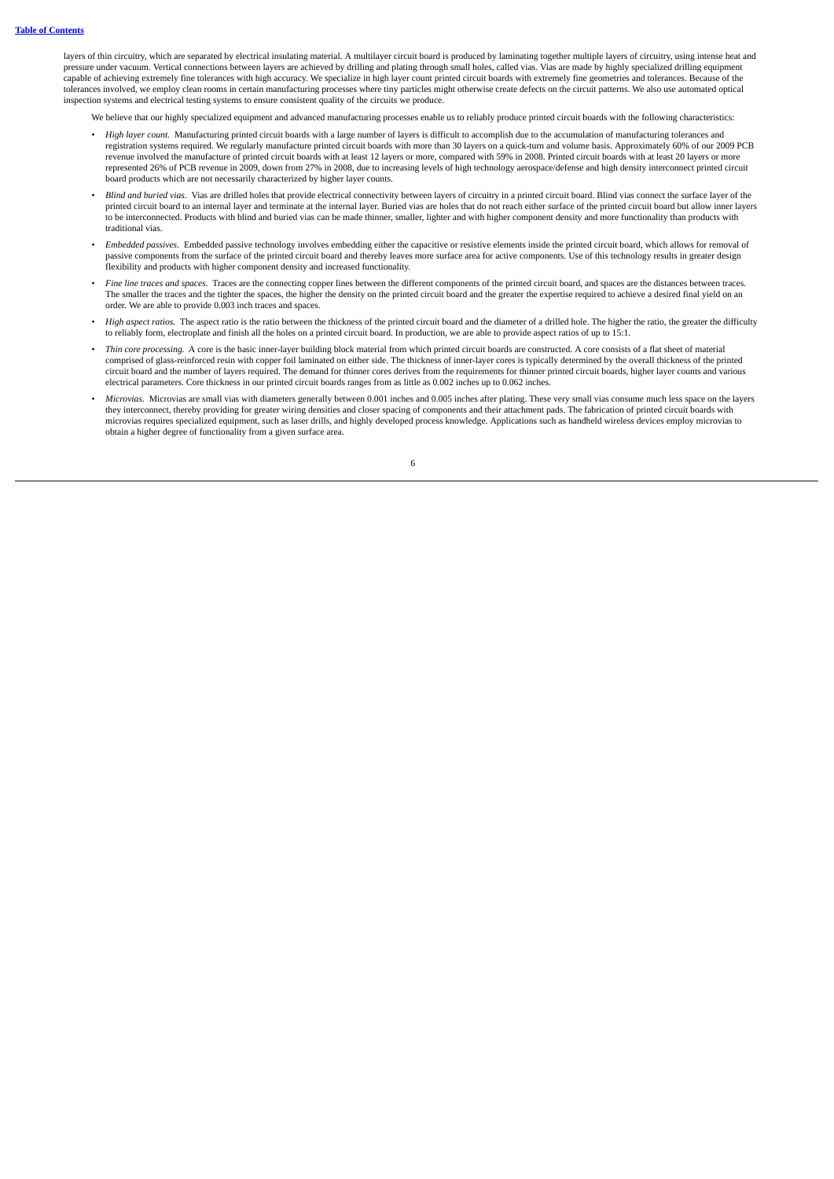layers of thin circuitry, which are separated by electrical insulating material. A multilayer circuit board is produced by laminating together multiple layers of circuitry, using intense heat and pressure under vacuum. Vertical connections between layers are achieved by drilling and plating through small holes, called vias. Vias are made by highly specialized drilling equipment capable of achieving extremely fine tolerances with high accuracy. We specialize in high layer count printed circuit boards with extremely fine geometries and tolerances. Because of the tolerances involved, we employ clean rooms in certain manufacturing processes where tiny particles might otherwise create defects on the circuit patterns. We also use automated optical inspection systems and electrical testing systems to ensure consistent quality of the circuits we produce.

We believe that our highly specialized equipment and advanced manufacturing processes enable us to reliably produce printed circuit boards with the following characteristics:

- *High layer count.* Manufacturing printed circuit boards with a large number of layers is difficult to accomplish due to the accumulation of manufacturing tolerances and registration systems required. We regularly manufacture printed circuit boards with more than 30 layers on a quick-turn and volume basis. Approximately 60% of our 2009 PCB revenue involved the manufacture of printed circuit boards with at least 12 layers or more, compared with 59% in 2008. Printed circuit boards with at least 20 layers or more represented 26% of PCB revenue in 2009, down from 27% in 2008, due to increasing levels of high technology aerospace/defense and high density interconnect printed circuit board products which are not necessarily characterized by higher layer counts.
- *Blind and buried vias.* Vias are drilled holes that provide electrical connectivity between layers of circuitry in a printed circuit board. Blind vias connect the surface layer of the printed circuit board to an internal layer and terminate at the internal layer. Buried vias are holes that do not reach either surface of the printed circuit board but allow inner layers to be interconnected. Products with blind and buried vias can be made thinner, smaller, lighter and with higher component density and more functionality than products with traditional vias.
- *Embedded passives.* Embedded passive technology involves embedding either the capacitive or resistive elements inside the printed circuit board, which allows for removal of passive components from the surface of the printed circuit board and thereby leaves more surface area for active components. Use of this technology results in greater design flexibility and products with higher component density and increased functionality.
- *Fine line traces and spaces.* Traces are the connecting copper lines between the different components of the printed circuit board, and spaces are the distances between traces. The smaller the traces and the tighter the spaces, the higher the density on the printed circuit board and the greater the expertise required to achieve a desired final yield on an order. We are able to provide 0.003 inch traces and spaces.
- *High aspect ratios.* The aspect ratio is the ratio between the thickness of the printed circuit board and the diameter of a drilled hole. The higher the ratio, the greater the difficulty to reliably form, electroplate and finish all the holes on a printed circuit board. In production, we are able to provide aspect ratios of up to 15:1.
- *Thin core processing.* A core is the basic inner-layer building block material from which printed circuit boards are constructed. A core consists of a flat sheet of material comprised of glass-reinforced resin with copper foil laminated on either side. The thickness of inner-layer cores is typically determined by the overall thickness of the printed circuit board and the number of layers required. The demand for thinner cores derives from the requirements for thinner printed circuit boards, higher layer counts and various electrical parameters. Core thickness in our printed circuit boards ranges from as little as 0.002 inches up to 0.062 inches.
- *Microvias.* Microvias are small vias with diameters generally between 0.001 inches and 0.005 inches after plating. These very small vias consume much less space on the layers they interconnect, thereby providing for greater wiring densities and closer spacing of components and their attachment pads. The fabrication of printed circuit boards with microvias requires specialized equipment, such as laser drills, and highly developed process knowledge. Applications such as handheld wireless devices employ microvias to obtain a higher degree of functionality from a given surface area.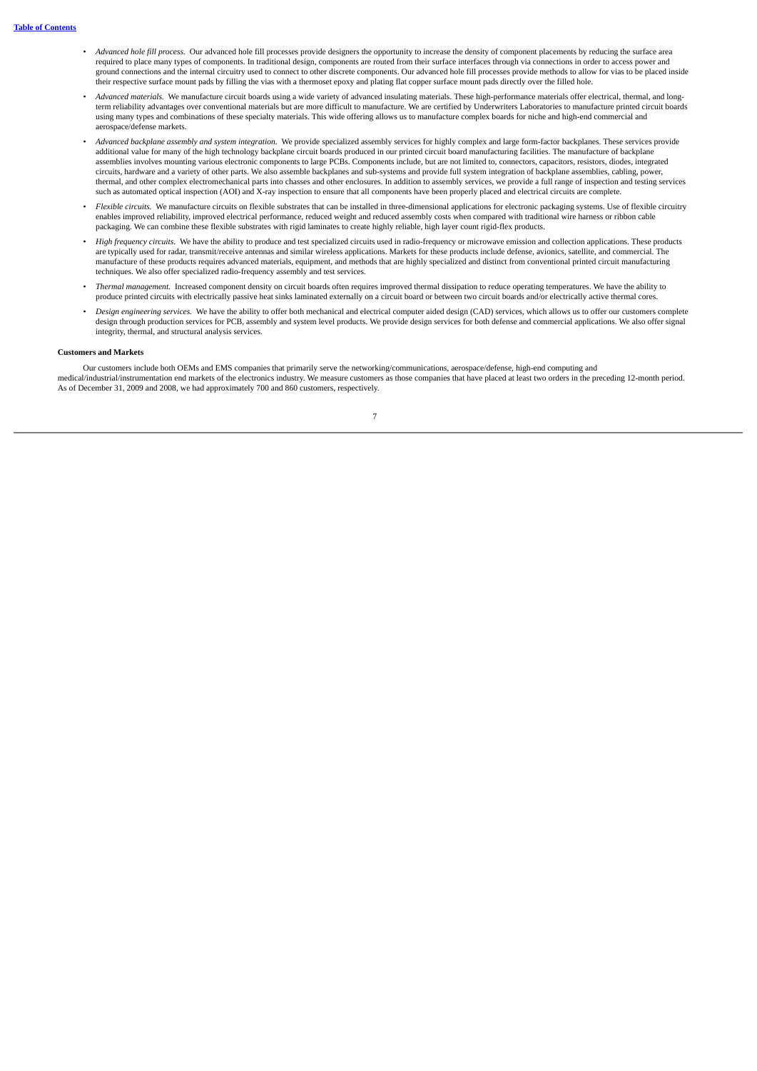- *Advanced hole fill process.* Our advanced hole fill processes provide designers the opportunity to increase the density of component placements by reducing the surface area required to place many types of components. In traditional design, components are routed from their surface interfaces through via connections in order to access power and ground connections and the internal circuitry used to connect to other discrete components. Our advanced hole fill processes provide methods to allow for vias to be placed inside their respective surface mount pads by filling the vias with a thermoset epoxy and plating flat copper surface mount pads directly over the filled hole.
- *Advanced materials.* We manufacture circuit boards using a wide variety of advanced insulating materials. These high-performance materials offer electrical, thermal, and long-term reliability advantages over conventional materials but are more difficult to manufacture. We are certified by Underwriters Laboratories to manufacture printed circuit boards using many types and combinations of these specialty materials. This wide offering allows us to manufacture complex boards for niche and high-end commercial and aerospace/defense markets.
- *Advanced backplane assembly and system integration.* We provide specialized assembly services for highly complex and large form-factor backplanes. These services provide additional value for many of the high technology backplane circuit boards produced in our printed circuit board manufacturing facilities. The manufacture of backplane assemblies involves mounting various electronic components to large PCBs. Components include, but are not limited to, connectors, capacitors, resistors, diodes, integrated circuits, hardware and a variety of other parts. We also assemble backplanes and sub-systems and provide full system integration of backplane assemblies, cabling, power, thermal, and other complex electromechanical parts into chasses and other enclosures. In addition to assembly services, we provide a full range of inspection and testing services such as automated optical inspection (AOI) and X-ray inspection to ensure that all components have been properly placed and electrical circuits are complete.
- *Flexible circuits.* We manufacture circuits on flexible substrates that can be installed in three-dimensional applications for electronic packaging systems. Use of flexible circuitry enables improved reliability, improved electrical performance, reduced weight and reduced assembly costs when compared with traditional wire harness or ribbon cable packaging. We can combine these flexible substrates with rigid laminates to create highly reliable, high layer count rigid-flex products.
- *High frequency circuits.* We have the ability to produce and test specialized circuits used in radio-frequency or microwave emission and collection applications. These products are typically used for radar, transmit/receive antennas and similar wireless applications. Markets for these products include defense, avionics, satellite, and commercial. The manufacture of these products requires advanced materials, equipment, and methods that are highly specialized and distinct from conventional printed circuit manufacturing techniques. We also offer specialized radio-frequency assembly and test services.
- *Thermal management.* Increased component density on circuit boards often requires improved thermal dissipation to reduce operating temperatures. We have the ability to produce printed circuits with electrically passive heat sinks laminated externally on a circuit board or between two circuit boards and/or electrically active thermal cores.
- *Design engineering services.* We have the ability to offer both mechanical and electrical computer aided design (CAD) services, which allows us to offer our customers complete design through production services for PCB, assembly and system level products. We provide design services for both defense and commercial applications. We also offer signal integrity, thermal, and structural analysis services.

**Customers and Markets**

Our customers include both OEMs and EMS companies that primarily serve the networking/communications, aerospace/defense, high-end computing and medical/industrial/instrumentation end markets of the electronics industry. We measure customers as those companies that have placed at least two orders in the preceding 12-month period. As of December 31, 2009 and 2008, we had approximately 700 and 860 customers, respectively.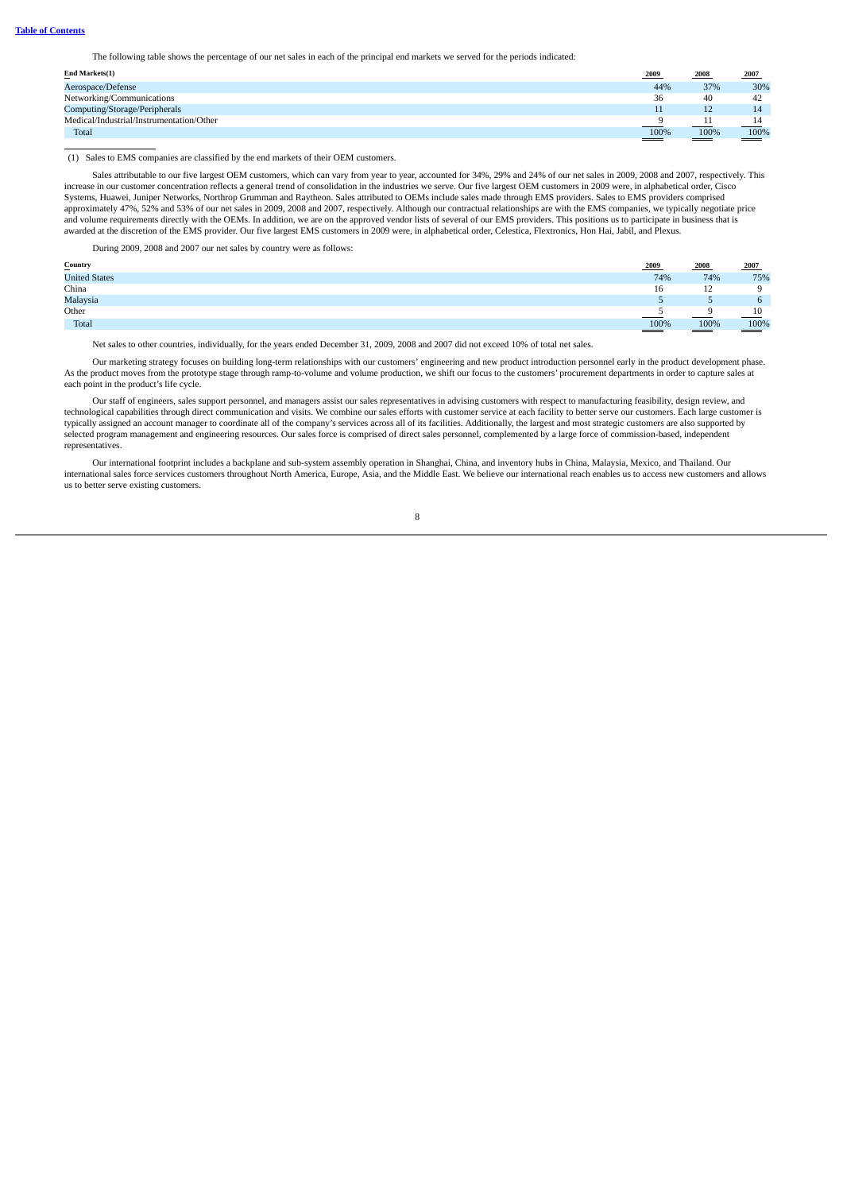The following table shows the percentage of our net sales in each of the principal end markets we served for the periods indicated:

| End Markets(1) | 2009 | 2008 | 2007 |
|---|---|---|---|
| Aerospace/Defense | 44% | 37% | 30% |
| Networking/Communications | 36 | 40 | 42 |
| Computing/Storage/Peripherals | 11 | 12 | 14 |
| Medical/Industrial/Instrumentation/Other | 9 | 11 | 14 |
| Total | 100% | 100% | 100% |

(1) Sales to EMS companies are classified by the end markets of their OEM customers.

Sales attributable to our five largest OEM customers, which can vary from year to year, accounted for 34%, 29% and 24% of our net sales in 2009, 2008 and 2007, respectively. This increase in our customer concentration reflects a general trend of consolidation in the industries we serve. Our five largest OEM customers in 2009 were, in alphabetical order, Cisco Systems, Huawei, Juniper Networks, Northrop Grumman and Raytheon. Sales attributed to OEMs include sales made through EMS providers. Sales to EMS providers comprised approximately 47%, 52% and 53% of our net sales in 2009, 2008 and 2007, respectively. Although our contractual relationships are with the EMS companies, we typically negotiate price and volume requirements directly with the OEMs. In addition, we are on the approved vendor lists of several of our EMS providers. This positions us to participate in business that is awarded at the discretion of the EMS provider. Our five largest EMS customers in 2009 were, in alphabetical order, Celestica, Flextronics, Hon Hai, Jabil, and Plexus.

During 2009, 2008 and 2007 our net sales by country were as follows:

| Country | 2009 | 2008 | 2007 |
|---|---|---|---|
| United States | 74% | 74% | 75% |
| China | 16 | 12 | 9 |
| Malaysia | 5 | 5 | 6 |
| Other | 5 | 9 | 10 |
| Total | 100% | 100% | 100% |

Net sales to other countries, individually, for the years ended December 31, 2009, 2008 and 2007 did not exceed 10% of total net sales.

Our marketing strategy focuses on building long-term relationships with our customers' engineering and new product introduction personnel early in the product development phase. As the product moves from the prototype stage through ramp-to-volume and volume production, we shift our focus to the customers' procurement departments in order to capture sales at each point in the product's life cycle.

Our staff of engineers, sales support personnel, and managers assist our sales representatives in advising customers with respect to manufacturing feasibility, design review, and technological capabilities through direct communication and visits. We combine our sales efforts with customer service at each facility to better serve our customers. Each large customer is typically assigned an account manager to coordinate all of the company's services across all of its facilities. Additionally, the largest and most strategic customers are also supported by selected program management and engineering resources. Our sales force is comprised of direct sales personnel, complemented by a large force of commission-based, independent representatives.

Our international footprint includes a backplane and sub-system assembly operation in Shanghai, China, and inventory hubs in China, Malaysia, Mexico, and Thailand. Our international sales force services customers throughout North America, Europe, Asia, and the Middle East. We believe our international reach enables us to access new customers and allows us to better serve existing customers.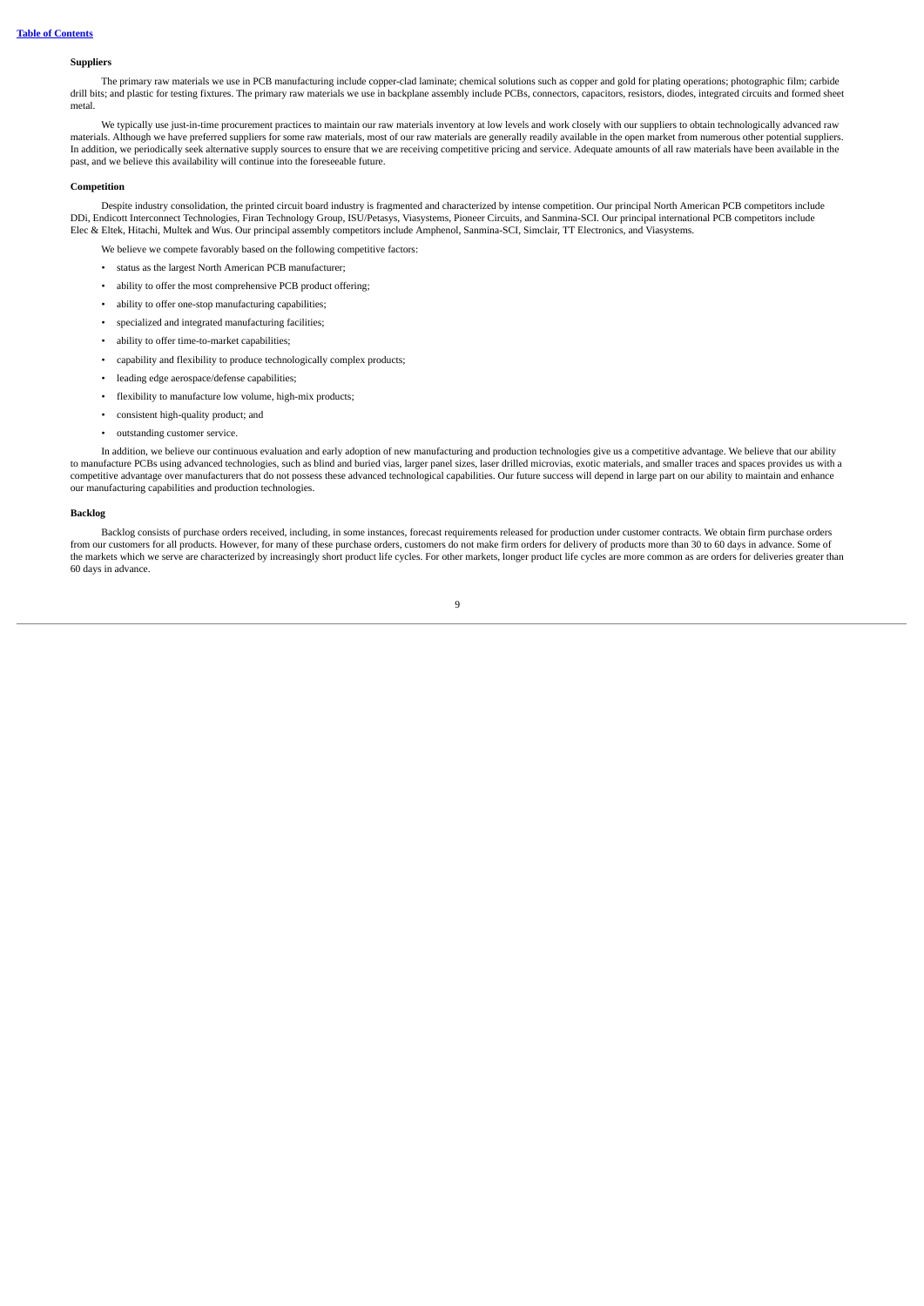### Suppliers

The primary raw materials we use in PCB manufacturing include copper-clad laminate; chemical solutions such as copper and gold for plating operations; photographic film; carbide drill bits; and plastic for testing fixtures. The primary raw materials we use in backplane assembly include PCBs, connectors, capacitors, resistors, diodes, integrated circuits and formed sheet metal.

We typically use just-in-time procurement practices to maintain our raw materials inventory at low levels and work closely with our suppliers to obtain technologically advanced raw materials. Although we have preferred suppliers for some raw materials, most of our raw materials are generally readily available in the open market from numerous other potential suppliers. In addition, we periodically seek alternative supply sources to ensure that we are receiving competitive pricing and service. Adequate amounts of all raw materials have been available in the past, and we believe this availability will continue into the foreseeable future.

### Competition

Despite industry consolidation, the printed circuit board industry is fragmented and characterized by intense competition. Our principal North American PCB competitors include DDi, Endicott Interconnect Technologies, Firan Technology Group, ISU/Petasys, Viasystems, Pioneer Circuits, and Sanmina-SCI. Our principal international PCB competitors include Elec & Eltek, Hitachi, Multek and Wus. Our principal assembly competitors include Amphenol, Sanmina-SCI, Simclair, TT Electronics, and Viasystems.

We believe we compete favorably based on the following competitive factors:

- status as the largest North American PCB manufacturer;
- ability to offer the most comprehensive PCB product offering;
- ability to offer one-stop manufacturing capabilities;
- specialized and integrated manufacturing facilities;
- ability to offer time-to-market capabilities;
- capability and flexibility to produce technologically complex products;
- leading edge aerospace/defense capabilities;
- flexibility to manufacture low volume, high-mix products;
- consistent high-quality product; and
- outstanding customer service.

In addition, we believe our continuous evaluation and early adoption of new manufacturing and production technologies give us a competitive advantage. We believe that our ability to manufacture PCBs using advanced technologies, such as blind and buried vias, larger panel sizes, laser drilled microvias, exotic materials, and smaller traces and spaces provides us with a competitive advantage over manufacturers that do not possess these advanced technological capabilities. Our future success will depend in large part on our ability to maintain and enhance our manufacturing capabilities and production technologies.

### Backlog

Backlog consists of purchase orders received, including, in some instances, forecast requirements released for production under customer contracts. We obtain firm purchase orders from our customers for all products. However, for many of these purchase orders, customers do not make firm orders for delivery of products more than 30 to 60 days in advance. Some of the markets which we serve are characterized by increasingly short product life cycles. For other markets, longer product life cycles are more common as are orders for deliveries greater than 60 days in advance.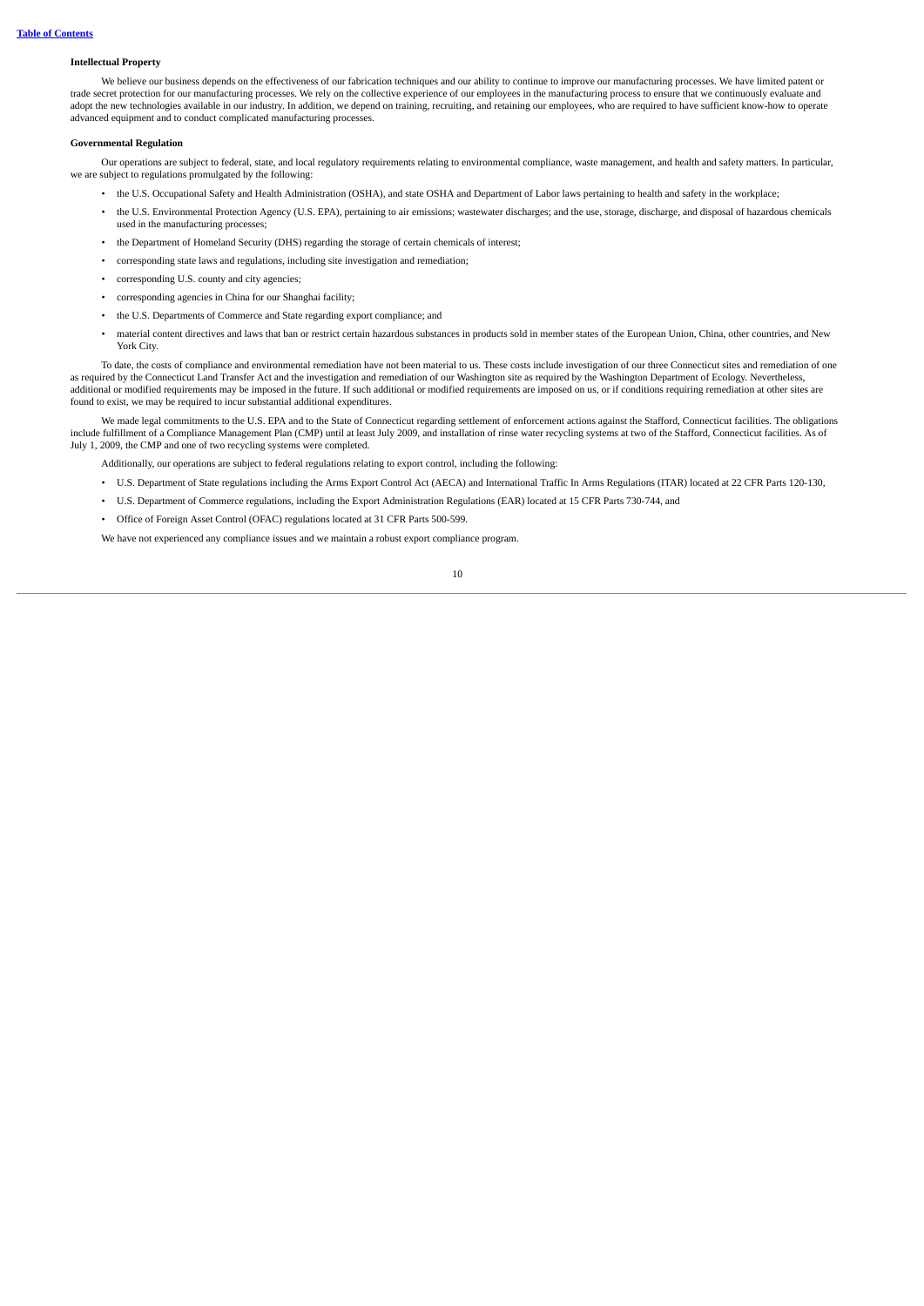**Intellectual Property**

We believe our business depends on the effectiveness of our fabrication techniques and our ability to continue to improve our manufacturing processes. We have limited patent or trade secret protection for our manufacturing processes. We rely on the collective experience of our employees in the manufacturing process to ensure that we continuously evaluate and adopt the new technologies available in our industry. In addition, we depend on training, recruiting, and retaining our employees, who are required to have sufficient know-how to operate advanced equipment and to conduct complicated manufacturing processes.

**Governmental Regulation**

Our operations are subject to federal, state, and local regulatory requirements relating to environmental compliance, waste management, and health and safety matters. In particular, we are subject to regulations promulgated by the following:

- the U.S. Occupational Safety and Health Administration (OSHA), and state OSHA and Department of Labor laws pertaining to health and safety in the workplace;
- the U.S. Environmental Protection Agency (U.S. EPA), pertaining to air emissions; wastewater discharges; and the use, storage, discharge, and disposal of hazardous chemicals used in the manufacturing processes;
- the Department of Homeland Security (DHS) regarding the storage of certain chemicals of interest;
- corresponding state laws and regulations, including site investigation and remediation;
- corresponding U.S. county and city agencies;
- corresponding agencies in China for our Shanghai facility;
- the U.S. Departments of Commerce and State regarding export compliance; and
- material content directives and laws that ban or restrict certain hazardous substances in products sold in member states of the European Union, China, other countries, and New York City.

To date, the costs of compliance and environmental remediation have not been material to us. These costs include investigation of our three Connecticut sites and remediation of one as required by the Connecticut Land Transfer Act and the investigation and remediation of our Washington site as required by the Washington Department of Ecology. Nevertheless, additional or modified requirements may be imposed in the future. If such additional or modified requirements are imposed on us, or if conditions requiring remediation at other sites are found to exist, we may be required to incur substantial additional expenditures.

We made legal commitments to the U.S. EPA and to the State of Connecticut regarding settlement of enforcement actions against the Stafford, Connecticut facilities. The obligations include fulfillment of a Compliance Management Plan (CMP) until at least July 2009, and installation of rinse water recycling systems at two of the Stafford, Connecticut facilities. As of July 1, 2009, the CMP and one of two recycling systems were completed.

Additionally, our operations are subject to federal regulations relating to export control, including the following:

- U.S. Department of State regulations including the Arms Export Control Act (AECA) and International Traffic In Arms Regulations (ITAR) located at 22 CFR Parts 120-130,
- U.S. Department of Commerce regulations, including the Export Administration Regulations (EAR) located at 15 CFR Parts 730-744, and
- Office of Foreign Asset Control (OFAC) regulations located at 31 CFR Parts 500-599.

We have not experienced any compliance issues and we maintain a robust export compliance program.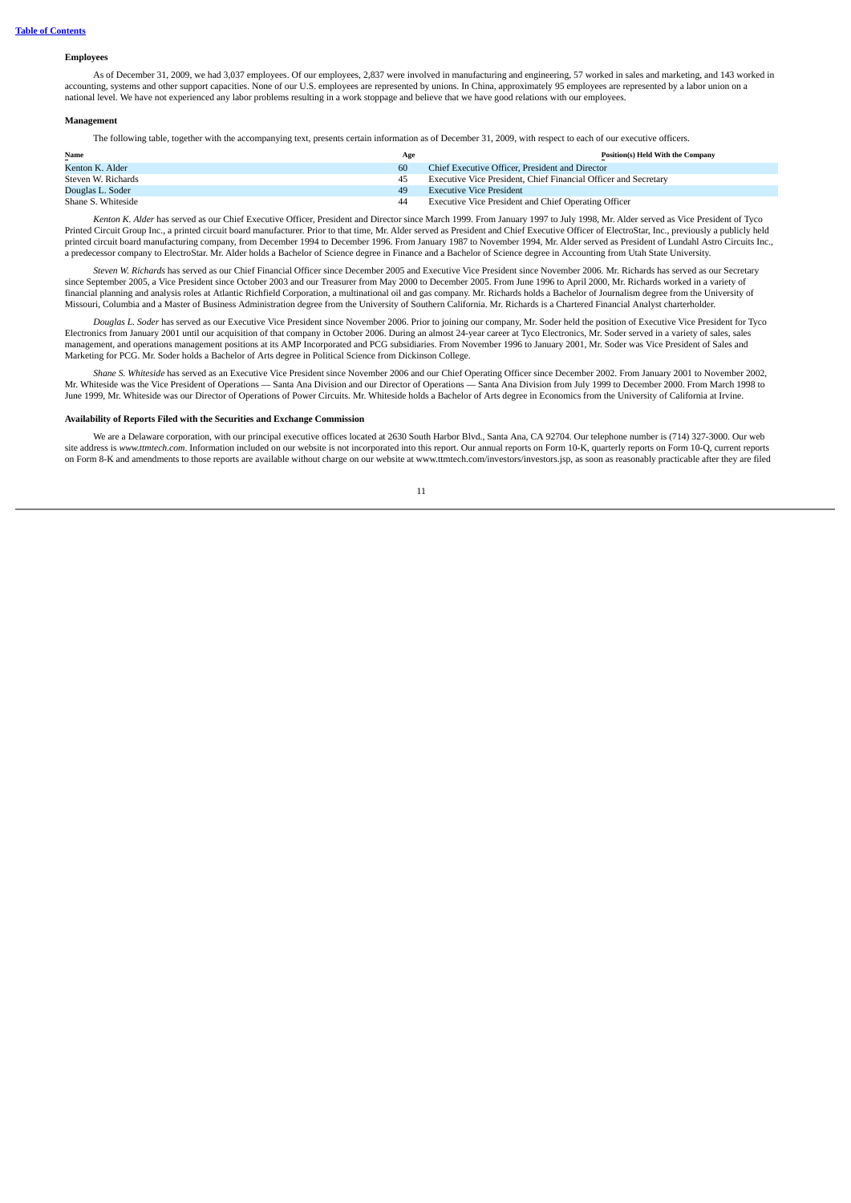**Employees**

As of December 31, 2009, we had 3,037 employees. Of our employees, 2,837 were involved in manufacturing and engineering, 57 worked in sales and marketing, and 143 worked in accounting, systems and other support capacities. None of our U.S. employees are represented by unions. In China, approximately 95 employees are represented by a labor union on a national level. We have not experienced any labor problems resulting in a work stoppage and believe that we have good relations with our employees.

**Management**

The following table, together with the accompanying text, presents certain information as of December 31, 2009, with respect to each of our executive officers.

| Name | Age | Position(s) Held With the Company |
|---|---|---|
| Kenton K. Alder | 60 | Chief Executive Officer, President and Director |
| Steven W. Richards | 45 | Executive Vice President, Chief Financial Officer and Secretary |
| Douglas L. Soder | 49 | Executive Vice President |
| Shane S. Whiteside | 44 | Executive Vice President and Chief Operating Officer |

*Kenton K. Alder* has served as our Chief Executive Officer, President and Director since March 1999. From January 1997 to July 1998, Mr. Alder served as Vice President of Tyco Printed Circuit Group Inc., a printed circuit board manufacturer. Prior to that time, Mr. Alder served as President and Chief Executive Officer of ElectroStar, Inc., previously a publicly held printed circuit board manufacturing company, from December 1994 to December 1996. From January 1987 to November 1994, Mr. Alder served as President of Lundahl Astro Circuits Inc., a predecessor company to ElectroStar. Mr. Alder holds a Bachelor of Science degree in Finance and a Bachelor of Science degree in Accounting from Utah State University.

*Steven W. Richards* has served as our Chief Financial Officer since December 2005 and Executive Vice President since November 2006. Mr. Richards has served as our Secretary since September 2005, a Vice President since October 2003 and our Treasurer from May 2000 to December 2005. From June 1996 to April 2000, Mr. Richards worked in a variety of financial planning and analysis roles at Atlantic Richfield Corporation, a multinational oil and gas company. Mr. Richards holds a Bachelor of Journalism degree from the University of Missouri, Columbia and a Master of Business Administration degree from the University of Southern California. Mr. Richards is a Chartered Financial Analyst charterholder.

*Douglas L. Soder* has served as our Executive Vice President since November 2006. Prior to joining our company, Mr. Soder held the position of Executive Vice President for Tyco Electronics from January 2001 until our acquisition of that company in October 2006. During an almost 24-year career at Tyco Electronics, Mr. Soder served in a variety of sales, sales management, and operations management positions at its AMP Incorporated and PCG subsidiaries. From November 1996 to January 2001, Mr. Soder was Vice President of Sales and Marketing for PCG. Mr. Soder holds a Bachelor of Arts degree in Political Science from Dickinson College.

*Shane S. Whiteside* has served as an Executive Vice President since November 2006 and our Chief Operating Officer since December 2002. From January 2001 to November 2002, Mr. Whiteside was the Vice President of Operations — Santa Ana Division and our Director of Operations — Santa Ana Division from July 1999 to December 2000. From March 1998 to June 1999, Mr. Whiteside was our Director of Operations of Power Circuits. Mr. Whiteside holds a Bachelor of Arts degree in Economics from the University of California at Irvine.

**Availability of Reports Filed with the Securities and Exchange Commission**

We are a Delaware corporation, with our principal executive offices located at 2630 South Harbor Blvd., Santa Ana, CA 92704. Our telephone number is (714) 327-3000. Our web site address is *www.ttmtech.com*. Information included on our website is not incorporated into this report. Our annual reports on Form 10-K, quarterly reports on Form 10-Q, current reports on Form 8-K and amendments to those reports are available without charge on our website at www.ttmtech.com/investors/investors.jsp, as soon as reasonably practicable after they are filed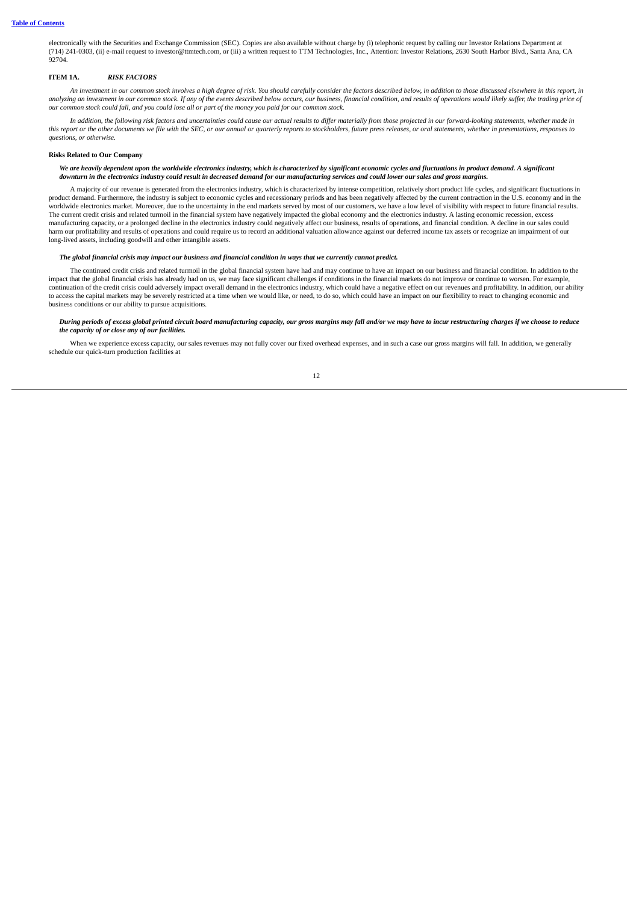electronically with the Securities and Exchange Commission (SEC). Copies are also available without charge by (i) telephonic request by calling our Investor Relations Department at (714) 241-0303, (ii) e-mail request to investor@ttmtech.com, or (iii) a written request to TTM Technologies, Inc., Attention: Investor Relations, 2630 South Harbor Blvd., Santa Ana, CA 92704.

## ITEM 1A. *RISK FACTORS*

*An investment in our common stock involves a high degree of risk. You should carefully consider the factors described below, in addition to those discussed elsewhere in this report, in analyzing an investment in our common stock. If any of the events described below occurs, our business, financial condition, and results of operations would likely suffer, the trading price of our common stock could fall, and you could lose all or part of the money you paid for our common stock.*

*In addition, the following risk factors and uncertainties could cause our actual results to differ materially from those projected in our forward-looking statements, whether made in this report or the other documents we file with the SEC, or our annual or quarterly reports to stockholders, future press releases, or oral statements, whether in presentations, responses to questions, or otherwise.*

### Risks Related to Our Company

***We are heavily dependent upon the worldwide electronics industry, which is characterized by significant economic cycles and fluctuations in product demand. A significant downturn in the electronics industry could result in decreased demand for our manufacturing services and could lower our sales and gross margins.***

A majority of our revenue is generated from the electronics industry, which is characterized by intense competition, relatively short product life cycles, and significant fluctuations in product demand. Furthermore, the industry is subject to economic cycles and recessionary periods and has been negatively affected by the current contraction in the U.S. economy and in the worldwide electronics market. Moreover, due to the uncertainty in the end markets served by most of our customers, we have a low level of visibility with respect to future financial results. The current credit crisis and related turmoil in the financial system have negatively impacted the global economy and the electronics industry. A lasting economic recession, excess manufacturing capacity, or a prolonged decline in the electronics industry could negatively affect our business, results of operations, and financial condition. A decline in our sales could harm our profitability and results of operations and could require us to record an additional valuation allowance against our deferred income tax assets or recognize an impairment of our long-lived assets, including goodwill and other intangible assets.

***The global financial crisis may impact our business and financial condition in ways that we currently cannot predict.***

The continued credit crisis and related turmoil in the global financial system have had and may continue to have an impact on our business and financial condition. In addition to the impact that the global financial crisis has already had on us, we may face significant challenges if conditions in the financial markets do not improve or continue to worsen. For example, continuation of the credit crisis could adversely impact overall demand in the electronics industry, which could have a negative effect on our revenues and profitability. In addition, our ability to access the capital markets may be severely restricted at a time when we would like, or need, to do so, which could have an impact on our flexibility to react to changing economic and business conditions or our ability to pursue acquisitions.

***During periods of excess global printed circuit board manufacturing capacity, our gross margins may fall and/or we may have to incur restructuring charges if we choose to reduce the capacity of or close any of our facilities.***

When we experience excess capacity, our sales revenues may not fully cover our fixed overhead expenses, and in such a case our gross margins will fall. In addition, we generally schedule our quick-turn production facilities at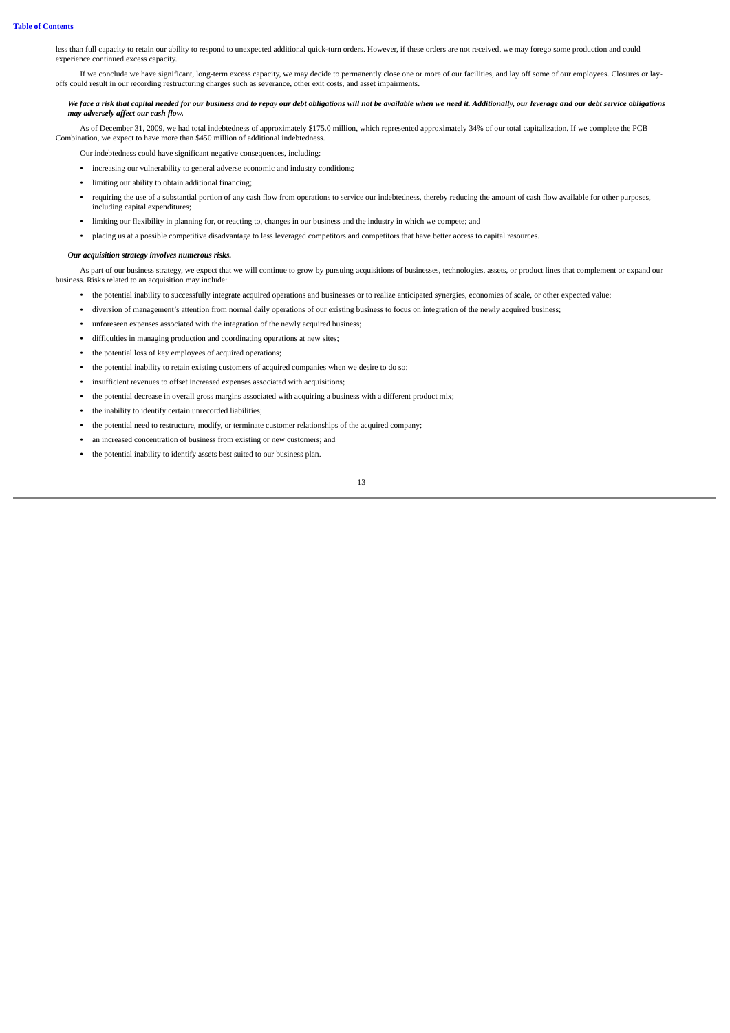less than full capacity to retain our ability to respond to unexpected additional quick-turn orders. However, if these orders are not received, we may forego some production and could experience continued excess capacity.

If we conclude we have significant, long-term excess capacity, we may decide to permanently close one or more of our facilities, and lay off some of our employees. Closures or lay-offs could result in our recording restructuring charges such as severance, other exit costs, and asset impairments.

***We face a risk that capital needed for our business and to repay our debt obligations will not be available when we need it. Additionally, our leverage and our debt service obligations may adversely affect our cash flow.***

As of December 31, 2009, we had total indebtedness of approximately $175.0 million, which represented approximately 34% of our total capitalization. If we complete the PCB Combination, we expect to have more than $450 million of additional indebtedness.

Our indebtedness could have significant negative consequences, including:

- increasing our vulnerability to general adverse economic and industry conditions;
- limiting our ability to obtain additional financing;
- requiring the use of a substantial portion of any cash flow from operations to service our indebtedness, thereby reducing the amount of cash flow available for other purposes, including capital expenditures;
- limiting our flexibility in planning for, or reacting to, changes in our business and the industry in which we compete; and
- placing us at a possible competitive disadvantage to less leveraged competitors and competitors that have better access to capital resources.

***Our acquisition strategy involves numerous risks.***

As part of our business strategy, we expect that we will continue to grow by pursuing acquisitions of businesses, technologies, assets, or product lines that complement or expand our business. Risks related to an acquisition may include:

- the potential inability to successfully integrate acquired operations and businesses or to realize anticipated synergies, economies of scale, or other expected value;
- diversion of management's attention from normal daily operations of our existing business to focus on integration of the newly acquired business;
- unforeseen expenses associated with the integration of the newly acquired business;
- difficulties in managing production and coordinating operations at new sites;
- the potential loss of key employees of acquired operations;
- the potential inability to retain existing customers of acquired companies when we desire to do so;
- insufficient revenues to offset increased expenses associated with acquisitions;
- the potential decrease in overall gross margins associated with acquiring a business with a different product mix;
- the inability to identify certain unrecorded liabilities;
- the potential need to restructure, modify, or terminate customer relationships of the acquired company;
- an increased concentration of business from existing or new customers; and
- the potential inability to identify assets best suited to our business plan.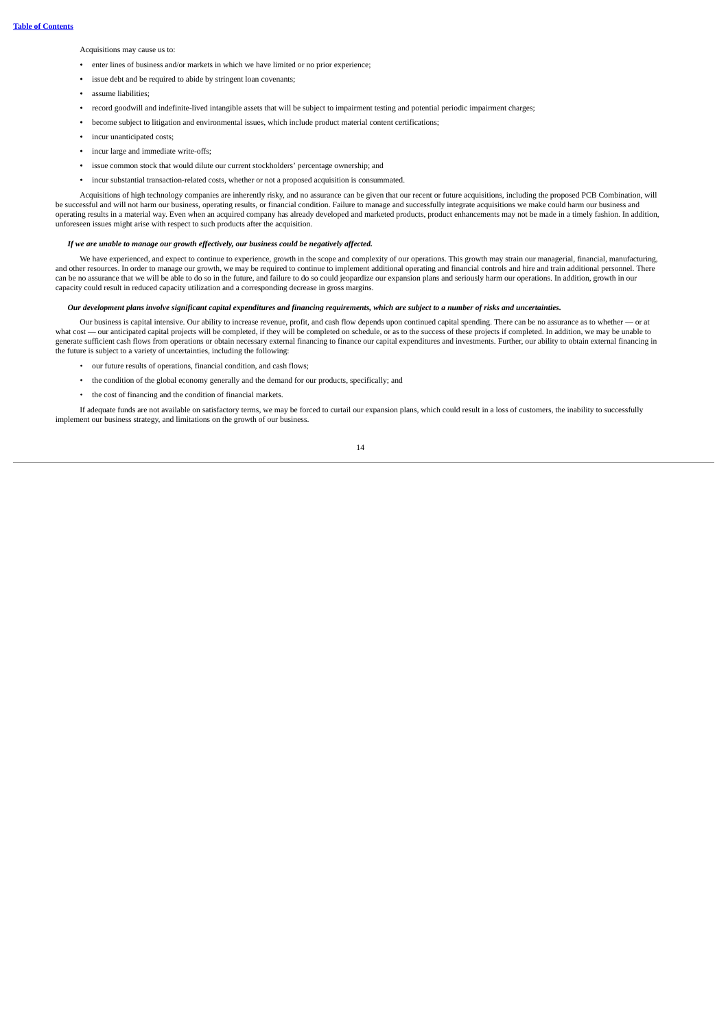Acquisitions may cause us to:

- enter lines of business and/or markets in which we have limited or no prior experience;
- issue debt and be required to abide by stringent loan covenants;
- assume liabilities;
- record goodwill and indefinite-lived intangible assets that will be subject to impairment testing and potential periodic impairment charges;
- become subject to litigation and environmental issues, which include product material content certifications;
- incur unanticipated costs;
- incur large and immediate write-offs;
- issue common stock that would dilute our current stockholders' percentage ownership; and
- incur substantial transaction-related costs, whether or not a proposed acquisition is consummated.

Acquisitions of high technology companies are inherently risky, and no assurance can be given that our recent or future acquisitions, including the proposed PCB Combination, will be successful and will not harm our business, operating results, or financial condition. Failure to manage and successfully integrate acquisitions we make could harm our business and operating results in a material way. Even when an acquired company has already developed and marketed products, product enhancements may not be made in a timely fashion. In addition, unforeseen issues might arise with respect to such products after the acquisition.

***If we are unable to manage our growth effectively, our business could be negatively affected.***

We have experienced, and expect to continue to experience, growth in the scope and complexity of our operations. This growth may strain our managerial, financial, manufacturing, and other resources. In order to manage our growth, we may be required to continue to implement additional operating and financial controls and hire and train additional personnel. There can be no assurance that we will be able to do so in the future, and failure to do so could jeopardize our expansion plans and seriously harm our operations. In addition, growth in our capacity could result in reduced capacity utilization and a corresponding decrease in gross margins.

***Our development plans involve significant capital expenditures and financing requirements, which are subject to a number of risks and uncertainties.***

Our business is capital intensive. Our ability to increase revenue, profit, and cash flow depends upon continued capital spending. There can be no assurance as to whether — or at what cost — our anticipated capital projects will be completed, if they will be completed on schedule, or as to the success of these projects if completed. In addition, we may be unable to generate sufficient cash flows from operations or obtain necessary external financing to finance our capital expenditures and investments. Further, our ability to obtain external financing in the future is subject to a variety of uncertainties, including the following:

- our future results of operations, financial condition, and cash flows;
- the condition of the global economy generally and the demand for our products, specifically; and
- the cost of financing and the condition of financial markets.

If adequate funds are not available on satisfactory terms, we may be forced to curtail our expansion plans, which could result in a loss of customers, the inability to successfully implement our business strategy, and limitations on the growth of our business.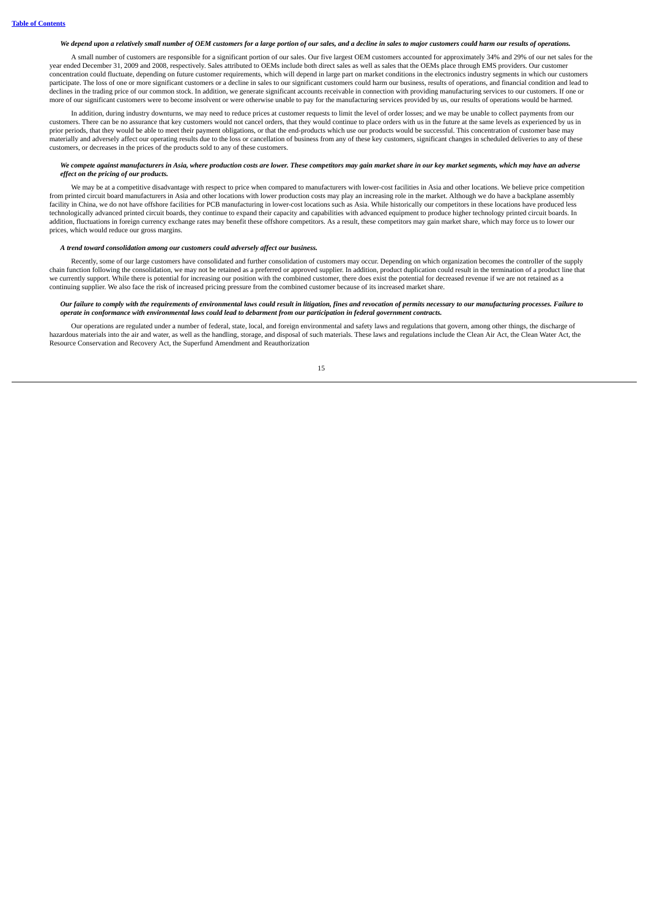*We depend upon a relatively small number of OEM customers for a large portion of our sales, and a decline in sales to major customers could harm our results of operations.*

A small number of customers are responsible for a significant portion of our sales. Our five largest OEM customers accounted for approximately 34% and 29% of our net sales for the year ended December 31, 2009 and 2008, respectively. Sales attributed to OEMs include both direct sales as well as sales that the OEMs place through EMS providers. Our customer concentration could fluctuate, depending on future customer requirements, which will depend in large part on market conditions in the electronics industry segments in which our customers participate. The loss of one or more significant customers or a decline in sales to our significant customers could harm our business, results of operations, and financial condition and lead to declines in the trading price of our common stock. In addition, we generate significant accounts receivable in connection with providing manufacturing services to our customers. If one or more of our significant customers were to become insolvent or were otherwise unable to pay for the manufacturing services provided by us, our results of operations would be harmed.

In addition, during industry downturns, we may need to reduce prices at customer requests to limit the level of order losses; and we may be unable to collect payments from our customers. There can be no assurance that key customers would not cancel orders, that they would continue to place orders with us in the future at the same levels as experienced by us in prior periods, that they would be able to meet their payment obligations, or that the end-products which use our products would be successful. This concentration of customer base may materially and adversely affect our operating results due to the loss or cancellation of business from any of these key customers, significant changes in scheduled deliveries to any of these customers, or decreases in the prices of the products sold to any of these customers.

*We compete against manufacturers in Asia, where production costs are lower. These competitors may gain market share in our key market segments, which may have an adverse effect on the pricing of our products.*

We may be at a competitive disadvantage with respect to price when compared to manufacturers with lower-cost facilities in Asia and other locations. We believe price competition from printed circuit board manufacturers in Asia and other locations with lower production costs may play an increasing role in the market. Although we do have a backplane assembly facility in China, we do not have offshore facilities for PCB manufacturing in lower-cost locations such as Asia. While historically our competitors in these locations have produced less technologically advanced printed circuit boards, they continue to expand their capacity and capabilities with advanced equipment to produce higher technology printed circuit boards. In addition, fluctuations in foreign currency exchange rates may benefit these offshore competitors. As a result, these competitors may gain market share, which may force us to lower our prices, which would reduce our gross margins.

*A trend toward consolidation among our customers could adversely affect our business.*

Recently, some of our large customers have consolidated and further consolidation of customers may occur. Depending on which organization becomes the controller of the supply chain function following the consolidation, we may not be retained as a preferred or approved supplier. In addition, product duplication could result in the termination of a product line that we currently support. While there is potential for increasing our position with the combined customer, there does exist the potential for decreased revenue if we are not retained as a continuing supplier. We also face the risk of increased pricing pressure from the combined customer because of its increased market share.

*Our failure to comply with the requirements of environmental laws could result in litigation, fines and revocation of permits necessary to our manufacturing processes. Failure to operate in conformance with environmental laws could lead to debarment from our participation in federal government contracts.*

Our operations are regulated under a number of federal, state, local, and foreign environmental and safety laws and regulations that govern, among other things, the discharge of hazardous materials into the air and water, as well as the handling, storage, and disposal of such materials. These laws and regulations include the Clean Air Act, the Clean Water Act, the Resource Conservation and Recovery Act, the Superfund Amendment and Reauthorization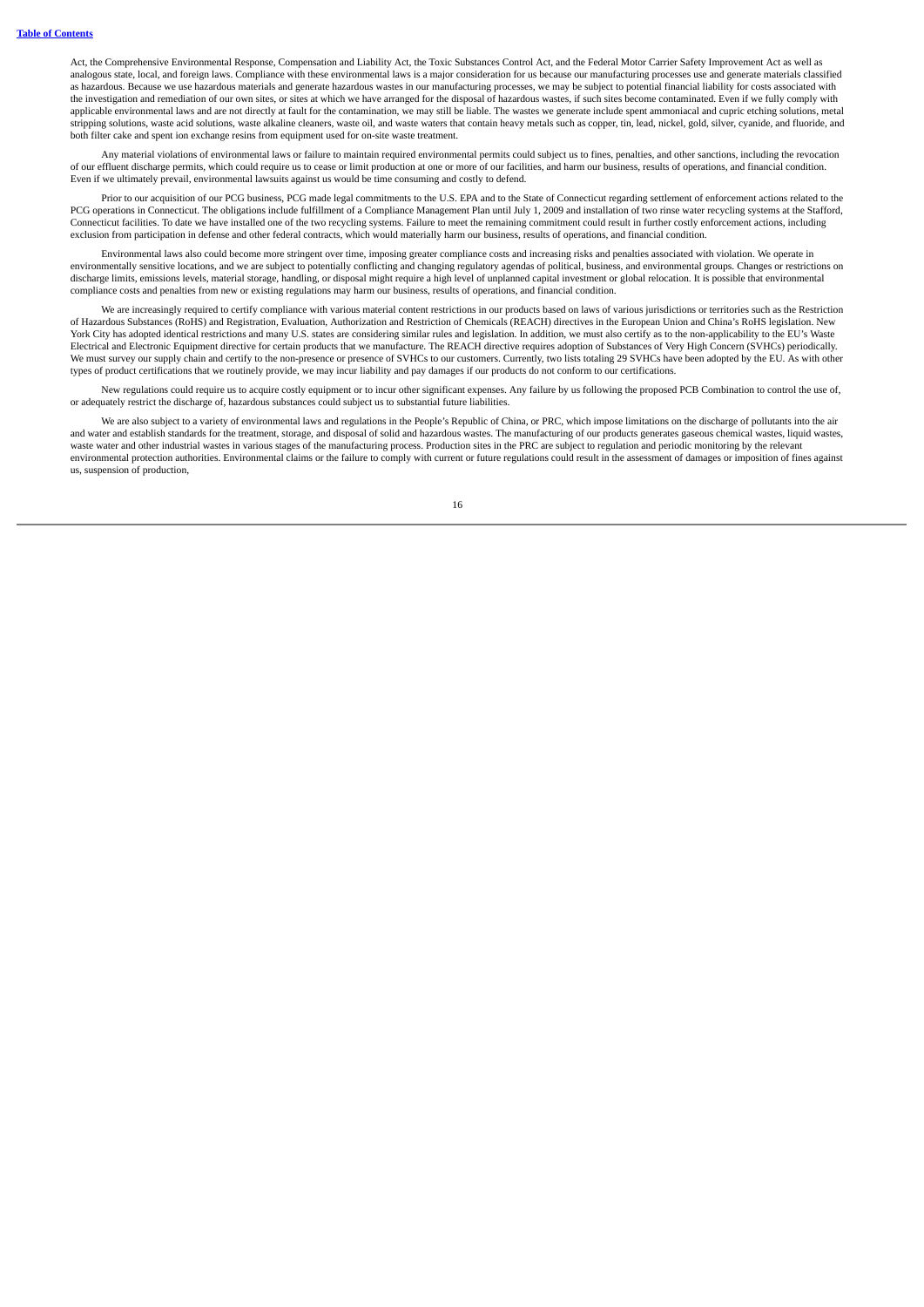Act, the Comprehensive Environmental Response, Compensation and Liability Act, the Toxic Substances Control Act, and the Federal Motor Carrier Safety Improvement Act as well as analogous state, local, and foreign laws. Compliance with these environmental laws is a major consideration for us because our manufacturing processes use and generate materials classified as hazardous. Because we use hazardous materials and generate hazardous wastes in our manufacturing processes, we may be subject to potential financial liability for costs associated with the investigation and remediation of our own sites, or sites at which we have arranged for the disposal of hazardous wastes, if such sites become contaminated. Even if we fully comply with applicable environmental laws and are not directly at fault for the contamination, we may still be liable. The wastes we generate include spent ammoniacal and cupric etching solutions, metal stripping solutions, waste acid solutions, waste alkaline cleaners, waste oil, and waste waters that contain heavy metals such as copper, tin, lead, nickel, gold, silver, cyanide, and fluoride, and both filter cake and spent ion exchange resins from equipment used for on-site waste treatment.

Any material violations of environmental laws or failure to maintain required environmental permits could subject us to fines, penalties, and other sanctions, including the revocation of our effluent discharge permits, which could require us to cease or limit production at one or more of our facilities, and harm our business, results of operations, and financial condition. Even if we ultimately prevail, environmental lawsuits against us would be time consuming and costly to defend.

Prior to our acquisition of our PCG business, PCG made legal commitments to the U.S. EPA and to the State of Connecticut regarding settlement of enforcement actions related to the PCG operations in Connecticut. The obligations include fulfillment of a Compliance Management Plan until July 1, 2009 and installation of two rinse water recycling systems at the Stafford, Connecticut facilities. To date we have installed one of the two recycling systems. Failure to meet the remaining commitment could result in further costly enforcement actions, including exclusion from participation in defense and other federal contracts, which would materially harm our business, results of operations, and financial condition.

Environmental laws also could become more stringent over time, imposing greater compliance costs and increasing risks and penalties associated with violation. We operate in environmentally sensitive locations, and we are subject to potentially conflicting and changing regulatory agendas of political, business, and environmental groups. Changes or restrictions on discharge limits, emissions levels, material storage, handling, or disposal might require a high level of unplanned capital investment or global relocation. It is possible that environmental compliance costs and penalties from new or existing regulations may harm our business, results of operations, and financial condition.

We are increasingly required to certify compliance with various material content restrictions in our products based on laws of various jurisdictions or territories such as the Restriction of Hazardous Substances (RoHS) and Registration, Evaluation, Authorization and Restriction of Chemicals (REACH) directives in the European Union and China's RoHS legislation. New York City has adopted identical restrictions and many U.S. states are considering similar rules and legislation. In addition, we must also certify as to the non-applicability to the EU's Waste Electrical and Electronic Equipment directive for certain products that we manufacture. The REACH directive requires adoption of Substances of Very High Concern (SVHCs) periodically. We must survey our supply chain and certify to the non-presence or presence of SVHCs to our customers. Currently, two lists totaling 29 SVHCs have been adopted by the EU. As with other types of product certifications that we routinely provide, we may incur liability and pay damages if our products do not conform to our certifications.

New regulations could require us to acquire costly equipment or to incur other significant expenses. Any failure by us following the proposed PCB Combination to control the use of, or adequately restrict the discharge of, hazardous substances could subject us to substantial future liabilities.

We are also subject to a variety of environmental laws and regulations in the People's Republic of China, or PRC, which impose limitations on the discharge of pollutants into the air and water and establish standards for the treatment, storage, and disposal of solid and hazardous wastes. The manufacturing of our products generates gaseous chemical wastes, liquid wastes, waste water and other industrial wastes in various stages of the manufacturing process. Production sites in the PRC are subject to regulation and periodic monitoring by the relevant environmental protection authorities. Environmental claims or the failure to comply with current or future regulations could result in the assessment of damages or imposition of fines against us, suspension of production,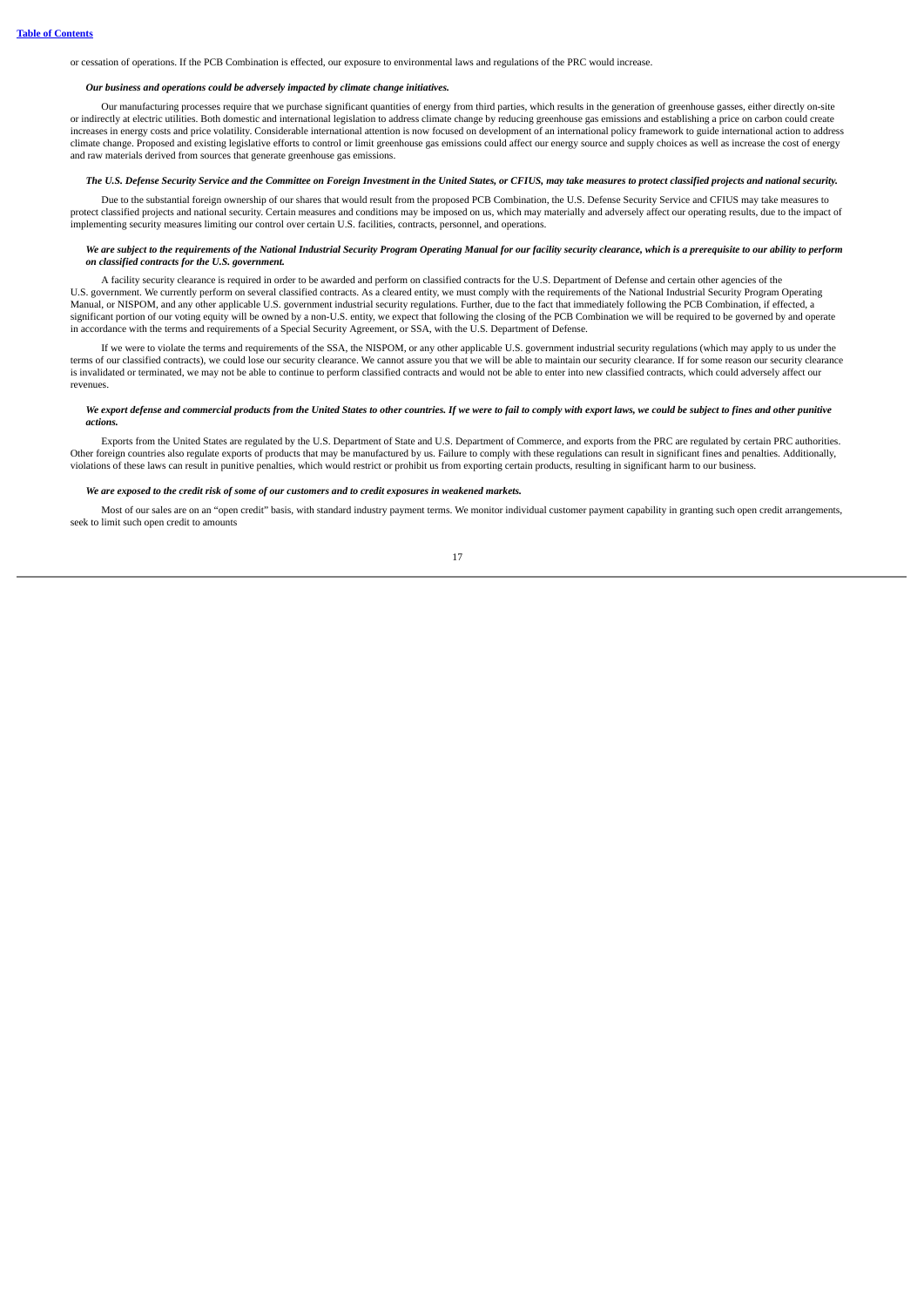or cessation of operations. If the PCB Combination is effected, our exposure to environmental laws and regulations of the PRC would increase.

***Our business and operations could be adversely impacted by climate change initiatives.***

Our manufacturing processes require that we purchase significant quantities of energy from third parties, which results in the generation of greenhouse gasses, either directly on-site or indirectly at electric utilities. Both domestic and international legislation to address climate change by reducing greenhouse gas emissions and establishing a price on carbon could create increases in energy costs and price volatility. Considerable international attention is now focused on development of an international policy framework to guide international action to address climate change. Proposed and existing legislative efforts to control or limit greenhouse gas emissions could affect our energy source and supply choices as well as increase the cost of energy and raw materials derived from sources that generate greenhouse gas emissions.

***The U.S. Defense Security Service and the Committee on Foreign Investment in the United States, or CFIUS, may take measures to protect classified projects and national security.***

Due to the substantial foreign ownership of our shares that would result from the proposed PCB Combination, the U.S. Defense Security Service and CFIUS may take measures to protect classified projects and national security. Certain measures and conditions may be imposed on us, which may materially and adversely affect our operating results, due to the impact of implementing security measures limiting our control over certain U.S. facilities, contracts, personnel, and operations.

***We are subject to the requirements of the National Industrial Security Program Operating Manual for our facility security clearance, which is a prerequisite to our ability to perform on classified contracts for the U.S. government.***

A facility security clearance is required in order to be awarded and perform on classified contracts for the U.S. Department of Defense and certain other agencies of the U.S. government. We currently perform on several classified contracts. As a cleared entity, we must comply with the requirements of the National Industrial Security Program Operating Manual, or NISPOM, and any other applicable U.S. government industrial security regulations. Further, due to the fact that immediately following the PCB Combination, if effected, a significant portion of our voting equity will be owned by a non-U.S. entity, we expect that following the closing of the PCB Combination we will be required to be governed by and operate in accordance with the terms and requirements of a Special Security Agreement, or SSA, with the U.S. Department of Defense.

If we were to violate the terms and requirements of the SSA, the NISPOM, or any other applicable U.S. government industrial security regulations (which may apply to us under the terms of our classified contracts), we could lose our security clearance. We cannot assure you that we will be able to maintain our security clearance. If for some reason our security clearance is invalidated or terminated, we may not be able to continue to perform classified contracts and would not be able to enter into new classified contracts, which could adversely affect our revenues.

***We export defense and commercial products from the United States to other countries. If we were to fail to comply with export laws, we could be subject to fines and other punitive actions.***

Exports from the United States are regulated by the U.S. Department of State and U.S. Department of Commerce, and exports from the PRC are regulated by certain PRC authorities. Other foreign countries also regulate exports of products that may be manufactured by us. Failure to comply with these regulations can result in significant fines and penalties. Additionally, violations of these laws can result in punitive penalties, which would restrict or prohibit us from exporting certain products, resulting in significant harm to our business.

***We are exposed to the credit risk of some of our customers and to credit exposures in weakened markets.***

Most of our sales are on an "open credit" basis, with standard industry payment terms. We monitor individual customer payment capability in granting such open credit arrangements, seek to limit such open credit to amounts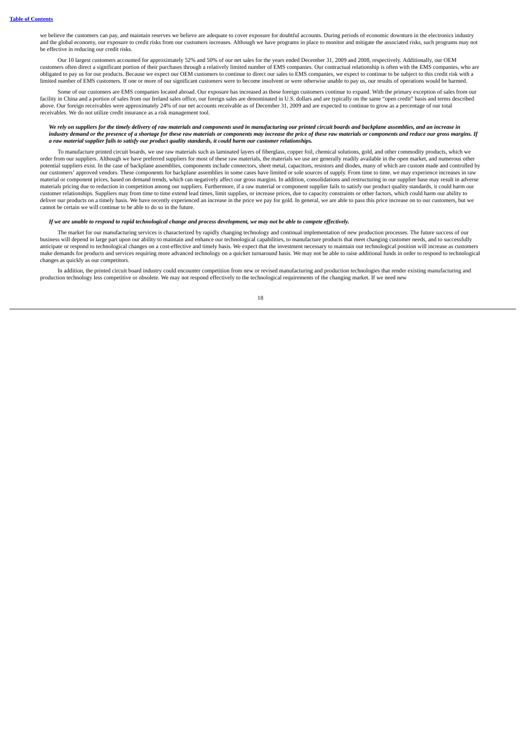we believe the customers can pay, and maintain reserves we believe are adequate to cover exposure for doubtful accounts. During periods of economic downturn in the electronics industry and the global economy, our exposure to credit risks from our customers increases. Although we have programs in place to monitor and mitigate the associated risks, such programs may not be effective in reducing our credit risks.

Our 10 largest customers accounted for approximately 52% and 50% of our net sales for the years ended December 31, 2009 and 2008, respectively. Additionally, our OEM customers often direct a significant portion of their purchases through a relatively limited number of EMS companies. Our contractual relationship is often with the EMS companies, who are obligated to pay us for our products. Because we expect our OEM customers to continue to direct our sales to EMS companies, we expect to continue to be subject to this credit risk with a limited number of EMS customers. If one or more of our significant customers were to become insolvent or were otherwise unable to pay us, our results of operations would be harmed.

Some of our customers are EMS companies located abroad. Our exposure has increased as these foreign customers continue to expand. With the primary exception of sales from our facility in China and a portion of sales from our Ireland sales office, our foreign sales are denominated in U.S. dollars and are typically on the same "open credit" basis and terms described above. Our foreign receivables were approximately 24% of our net accounts receivable as of December 31, 2009 and are expected to continue to grow as a percentage of our total receivables. We do not utilize credit insurance as a risk management tool.

***We rely on suppliers for the timely delivery of raw materials and components used in manufacturing our printed circuit boards and backplane assemblies, and an increase in industry demand or the presence of a shortage for these raw materials or components may increase the price of these raw materials or components and reduce our gross margins. If a raw material supplier fails to satisfy our product quality standards, it could harm our customer relationships.***

To manufacture printed circuit boards, we use raw materials such as laminated layers of fiberglass, copper foil, chemical solutions, gold, and other commodity products, which we order from our suppliers. Although we have preferred suppliers for most of these raw materials, the materials we use are generally readily available in the open market, and numerous other potential suppliers exist. In the case of backplane assemblies, components include connectors, sheet metal, capacitors, resistors and diodes, many of which are custom made and controlled by our customers' approved vendors. These components for backplane assemblies in some cases have limited or sole sources of supply. From time to time, we may experience increases in raw material or component prices, based on demand trends, which can negatively affect our gross margins. In addition, consolidations and restructuring in our supplier base may result in adverse materials pricing due to reduction in competition among our suppliers. Furthermore, if a raw material or component supplier fails to satisfy our product quality standards, it could harm our customer relationships. Suppliers may from time to time extend lead times, limit supplies, or increase prices, due to capacity constraints or other factors, which could harm our ability to deliver our products on a timely basis. We have recently experienced an increase in the price we pay for gold. In general, we are able to pass this price increase on to our customers, but we cannot be certain we will continue to be able to do so in the future.

***If we are unable to respond to rapid technological change and process development, we may not be able to compete effectively.***

The market for our manufacturing services is characterized by rapidly changing technology and continual implementation of new production processes. The future success of our business will depend in large part upon our ability to maintain and enhance our technological capabilities, to manufacture products that meet changing customer needs, and to successfully anticipate or respond to technological changes on a cost-effective and timely basis. We expect that the investment necessary to maintain our technological position will increase as customers make demands for products and services requiring more advanced technology on a quicker turnaround basis. We may not be able to raise additional funds in order to respond to technological changes as quickly as our competitors.

In addition, the printed circuit board industry could encounter competition from new or revised manufacturing and production technologies that render existing manufacturing and production technology less competitive or obsolete. We may not respond effectively to the technological requirements of the changing market. If we need new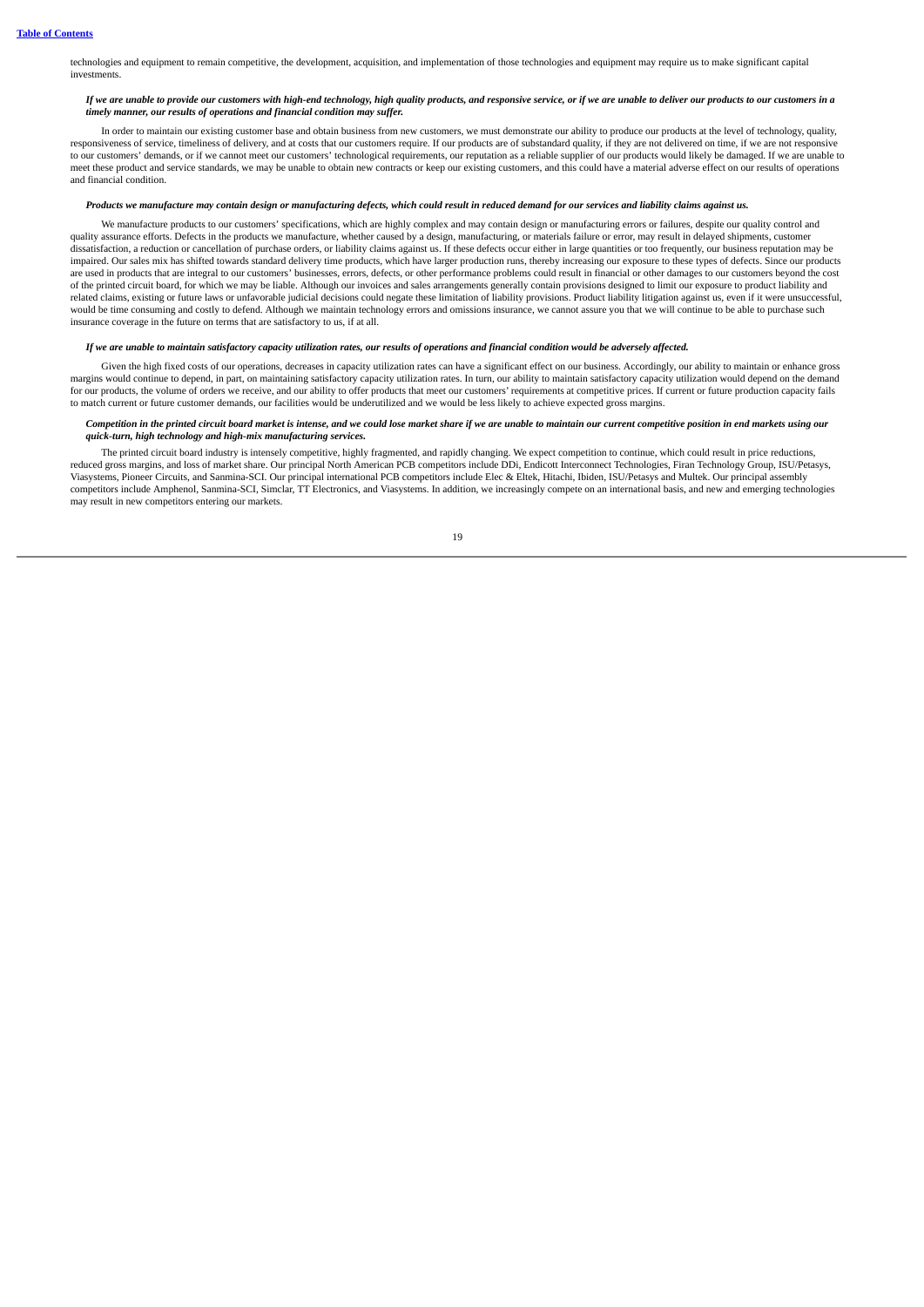technologies and equipment to remain competitive, the development, acquisition, and implementation of those technologies and equipment may require us to make significant capital investments.

***If we are unable to provide our customers with high-end technology, high quality products, and responsive service, or if we are unable to deliver our products to our customers in a timely manner, our results of operations and financial condition may suffer.***

In order to maintain our existing customer base and obtain business from new customers, we must demonstrate our ability to produce our products at the level of technology, quality, responsiveness of service, timeliness of delivery, and at costs that our customers require. If our products are of substandard quality, if they are not delivered on time, if we are not responsive to our customers' demands, or if we cannot meet our customers' technological requirements, our reputation as a reliable supplier of our products would likely be damaged. If we are unable to meet these product and service standards, we may be unable to obtain new contracts or keep our existing customers, and this could have a material adverse effect on our results of operations and financial condition.

***Products we manufacture may contain design or manufacturing defects, which could result in reduced demand for our services and liability claims against us.***

We manufacture products to our customers' specifications, which are highly complex and may contain design or manufacturing errors or failures, despite our quality control and quality assurance efforts. Defects in the products we manufacture, whether caused by a design, manufacturing, or materials failure or error, may result in delayed shipments, customer dissatisfaction, a reduction or cancellation of purchase orders, or liability claims against us. If these defects occur either in large quantities or too frequently, our business reputation may be impaired. Our sales mix has shifted towards standard delivery time products, which have larger production runs, thereby increasing our exposure to these types of defects. Since our products are used in products that are integral to our customers' businesses, errors, defects, or other performance problems could result in financial or other damages to our customers beyond the cost of the printed circuit board, for which we may be liable. Although our invoices and sales arrangements generally contain provisions designed to limit our exposure to product liability and related claims, existing or future laws or unfavorable judicial decisions could negate these limitation of liability provisions. Product liability litigation against us, even if it were unsuccessful, would be time consuming and costly to defend. Although we maintain technology errors and omissions insurance, we cannot assure you that we will continue to be able to purchase such insurance coverage in the future on terms that are satisfactory to us, if at all.

***If we are unable to maintain satisfactory capacity utilization rates, our results of operations and financial condition would be adversely affected.***

Given the high fixed costs of our operations, decreases in capacity utilization rates can have a significant effect on our business. Accordingly, our ability to maintain or enhance gross margins would continue to depend, in part, on maintaining satisfactory capacity utilization rates. In turn, our ability to maintain satisfactory capacity utilization would depend on the demand for our products, the volume of orders we receive, and our ability to offer products that meet our customers' requirements at competitive prices. If current or future production capacity fails to match current or future customer demands, our facilities would be underutilized and we would be less likely to achieve expected gross margins.

***Competition in the printed circuit board market is intense, and we could lose market share if we are unable to maintain our current competitive position in end markets using our quick-turn, high technology and high-mix manufacturing services.***

The printed circuit board industry is intensely competitive, highly fragmented, and rapidly changing. We expect competition to continue, which could result in price reductions, reduced gross margins, and loss of market share. Our principal North American PCB competitors include DDi, Endicott Interconnect Technologies, Firan Technology Group, ISU/Petasys, Viasystems, Pioneer Circuits, and Sanmina-SCI. Our principal international PCB competitors include Elec & Eltek, Hitachi, Ibiden, ISU/Petasys and Multek. Our principal assembly competitors include Amphenol, Sanmina-SCI, Simclar, TT Electronics, and Viasystems. In addition, we increasingly compete on an international basis, and new and emerging technologies may result in new competitors entering our markets.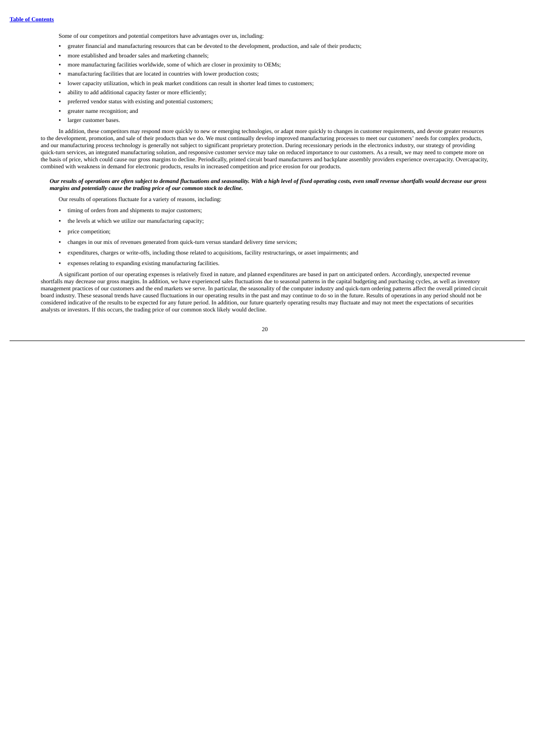Some of our competitors and potential competitors have advantages over us, including:

- greater financial and manufacturing resources that can be devoted to the development, production, and sale of their products;
- more established and broader sales and marketing channels;
- more manufacturing facilities worldwide, some of which are closer in proximity to OEMs;
- manufacturing facilities that are located in countries with lower production costs;
- lower capacity utilization, which in peak market conditions can result in shorter lead times to customers;
- ability to add additional capacity faster or more efficiently;
- preferred vendor status with existing and potential customers;
- greater name recognition; and
- larger customer bases.

In addition, these competitors may respond more quickly to new or emerging technologies, or adapt more quickly to changes in customer requirements, and devote greater resources to the development, promotion, and sale of their products than we do. We must continually develop improved manufacturing processes to meet our customers' needs for complex products, and our manufacturing process technology is generally not subject to significant proprietary protection. During recessionary periods in the electronics industry, our strategy of providing quick-turn services, an integrated manufacturing solution, and responsive customer service may take on reduced importance to our customers. As a result, we may need to compete more on the basis of price, which could cause our gross margins to decline. Periodically, printed circuit board manufacturers and backplane assembly providers experience overcapacity. Overcapacity, combined with weakness in demand for electronic products, results in increased competition and price erosion for our products.

***Our results of operations are often subject to demand fluctuations and seasonality. With a high level of fixed operating costs, even small revenue shortfalls would decrease our gross margins and potentially cause the trading price of our common stock to decline.***

Our results of operations fluctuate for a variety of reasons, including:

- timing of orders from and shipments to major customers;
- the levels at which we utilize our manufacturing capacity;
- price competition;
- changes in our mix of revenues generated from quick-turn versus standard delivery time services;
- expenditures, charges or write-offs, including those related to acquisitions, facility restructurings, or asset impairments; and
- expenses relating to expanding existing manufacturing facilities.

A significant portion of our operating expenses is relatively fixed in nature, and planned expenditures are based in part on anticipated orders. Accordingly, unexpected revenue shortfalls may decrease our gross margins. In addition, we have experienced sales fluctuations due to seasonal patterns in the capital budgeting and purchasing cycles, as well as inventory management practices of our customers and the end markets we serve. In particular, the seasonality of the computer industry and quick-turn ordering patterns affect the overall printed circuit board industry. These seasonal trends have caused fluctuations in our operating results in the past and may continue to do so in the future. Results of operations in any period should not be considered indicative of the results to be expected for any future period. In addition, our future quarterly operating results may fluctuate and may not meet the expectations of securities analysts or investors. If this occurs, the trading price of our common stock likely would decline.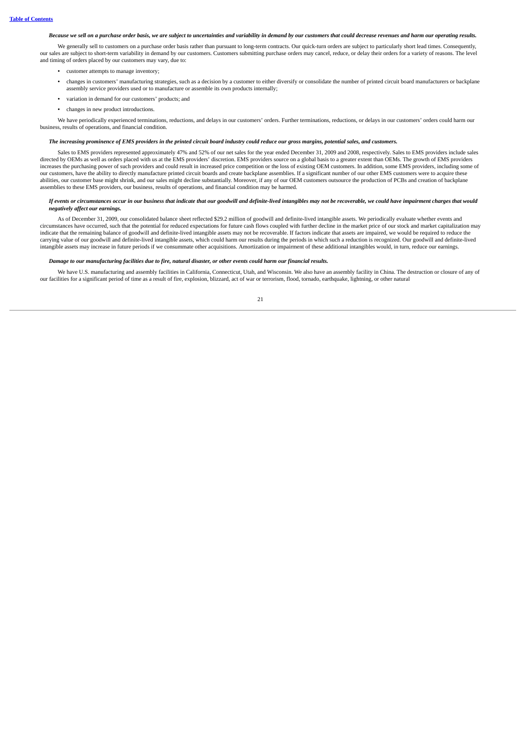**Table of Contents**

***Because we sell on a purchase order basis, we are subject to uncertainties and variability in demand by our customers that could decrease revenues and harm our operating results.***

We generally sell to customers on a purchase order basis rather than pursuant to long-term contracts. Our quick-turn orders are subject to particularly short lead times. Consequently, our sales are subject to short-term variability in demand by our customers. Customers submitting purchase orders may cancel, reduce, or delay their orders for a variety of reasons. The level and timing of orders placed by our customers may vary, due to:

- customer attempts to manage inventory;
- changes in customers' manufacturing strategies, such as a decision by a customer to either diversify or consolidate the number of printed circuit board manufacturers or backplane assembly service providers used or to manufacture or assemble its own products internally;
- variation in demand for our customers' products; and
- changes in new product introductions.

We have periodically experienced terminations, reductions, and delays in our customers' orders. Further terminations, reductions, or delays in our customers' orders could harm our business, results of operations, and financial condition.

***The increasing prominence of EMS providers in the printed circuit board industry could reduce our gross margins, potential sales, and customers.***

Sales to EMS providers represented approximately 47% and 52% of our net sales for the year ended December 31, 2009 and 2008, respectively. Sales to EMS providers include sales directed by OEMs as well as orders placed with us at the EMS providers' discretion. EMS providers source on a global basis to a greater extent than OEMs. The growth of EMS providers increases the purchasing power of such providers and could result in increased price competition or the loss of existing OEM customers. In addition, some EMS providers, including some of our customers, have the ability to directly manufacture printed circuit boards and create backplane assemblies. If a significant number of our other EMS customers were to acquire these abilities, our customer base might shrink, and our sales might decline substantially. Moreover, if any of our OEM customers outsource the production of PCBs and creation of backplane assemblies to these EMS providers, our business, results of operations, and financial condition may be harmed.

***If events or circumstances occur in our business that indicate that our goodwill and definite-lived intangibles may not be recoverable, we could have impairment charges that would negatively affect our earnings.***

As of December 31, 2009, our consolidated balance sheet reflected $29.2 million of goodwill and definite-lived intangible assets. We periodically evaluate whether events and circumstances have occurred, such that the potential for reduced expectations for future cash flows coupled with further decline in the market price of our stock and market capitalization may indicate that the remaining balance of goodwill and definite-lived intangible assets may not be recoverable. If factors indicate that assets are impaired, we would be required to reduce the carrying value of our goodwill and definite-lived intangible assets, which could harm our results during the periods in which such a reduction is recognized. Our goodwill and definite-lived intangible assets may increase in future periods if we consummate other acquisitions. Amortization or impairment of these additional intangibles would, in turn, reduce our earnings.

***Damage to our manufacturing facilities due to fire, natural disaster, or other events could harm our financial results.***

We have U.S. manufacturing and assembly facilities in California, Connecticut, Utah, and Wisconsin. We also have an assembly facility in China. The destruction or closure of any of our facilities for a significant period of time as a result of fire, explosion, blizzard, act of war or terrorism, flood, tornado, earthquake, lightning, or other natural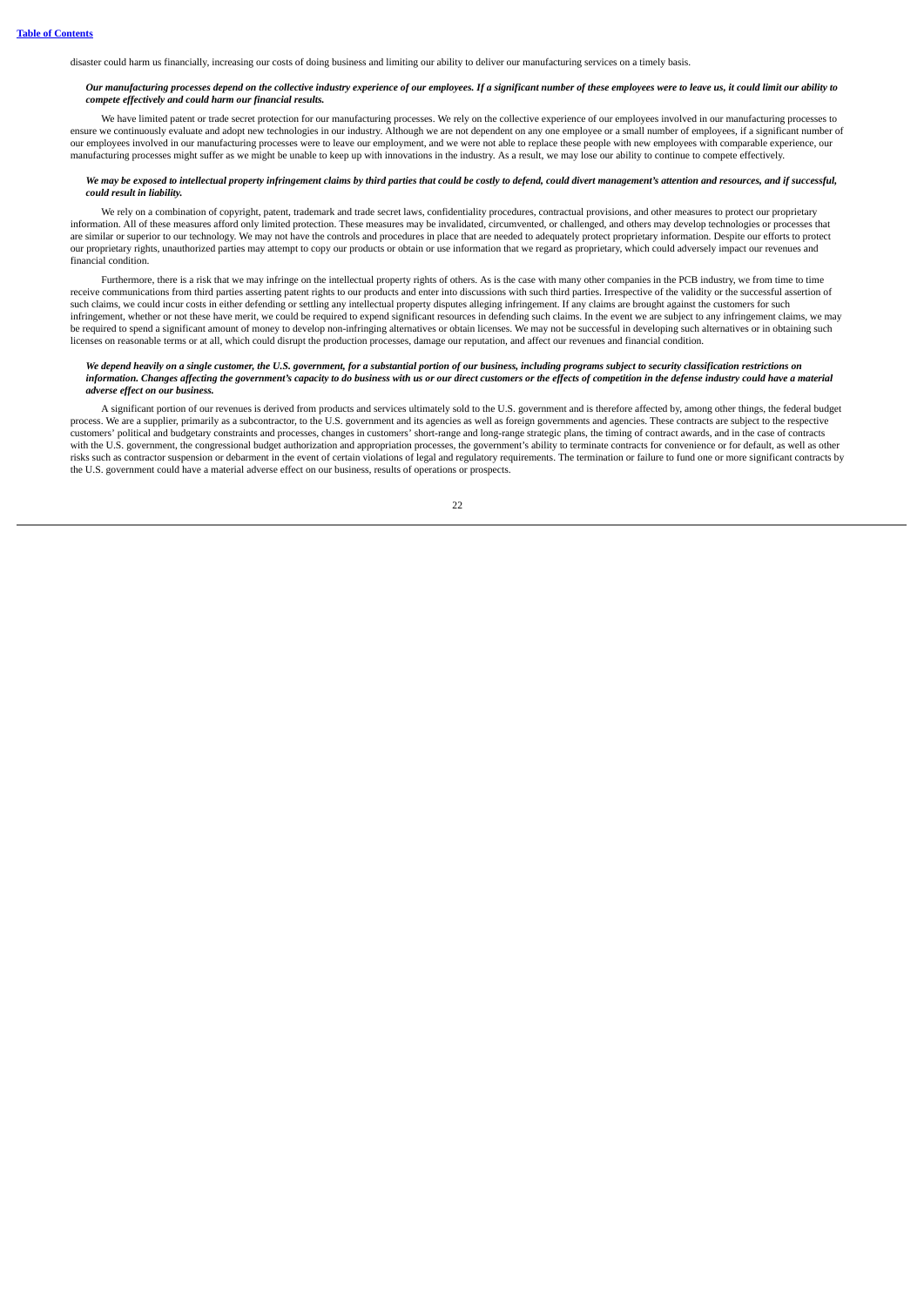disaster could harm us financially, increasing our costs of doing business and limiting our ability to deliver our manufacturing services on a timely basis.

***Our manufacturing processes depend on the collective industry experience of our employees. If a significant number of these employees were to leave us, it could limit our ability to compete effectively and could harm our financial results.***

We have limited patent or trade secret protection for our manufacturing processes. We rely on the collective experience of our employees involved in our manufacturing processes to ensure we continuously evaluate and adopt new technologies in our industry. Although we are not dependent on any one employee or a small number of employees, if a significant number of our employees involved in our manufacturing processes were to leave our employment, and we were not able to replace these people with new employees with comparable experience, our manufacturing processes might suffer as we might be unable to keep up with innovations in the industry. As a result, we may lose our ability to continue to compete effectively.

***We may be exposed to intellectual property infringement claims by third parties that could be costly to defend, could divert management's attention and resources, and if successful, could result in liability.***

We rely on a combination of copyright, patent, trademark and trade secret laws, confidentiality procedures, contractual provisions, and other measures to protect our proprietary information. All of these measures afford only limited protection. These measures may be invalidated, circumvented, or challenged, and others may develop technologies or processes that are similar or superior to our technology. We may not have the controls and procedures in place that are needed to adequately protect proprietary information. Despite our efforts to protect our proprietary rights, unauthorized parties may attempt to copy our products or obtain or use information that we regard as proprietary, which could adversely impact our revenues and financial condition.

Furthermore, there is a risk that we may infringe on the intellectual property rights of others. As is the case with many other companies in the PCB industry, we from time to time receive communications from third parties asserting patent rights to our products and enter into discussions with such third parties. Irrespective of the validity or the successful assertion of such claims, we could incur costs in either defending or settling any intellectual property disputes alleging infringement. If any claims are brought against the customers for such infringement, whether or not these have merit, we could be required to expend significant resources in defending such claims. In the event we are subject to any infringement claims, we may be required to spend a significant amount of money to develop non-infringing alternatives or obtain licenses. We may not be successful in developing such alternatives or in obtaining such licenses on reasonable terms or at all, which could disrupt the production processes, damage our reputation, and affect our revenues and financial condition.

***We depend heavily on a single customer, the U.S. government, for a substantial portion of our business, including programs subject to security classification restrictions on information. Changes affecting the government's capacity to do business with us or our direct customers or the effects of competition in the defense industry could have a material adverse effect on our business.***

A significant portion of our revenues is derived from products and services ultimately sold to the U.S. government and is therefore affected by, among other things, the federal budget process. We are a supplier, primarily as a subcontractor, to the U.S. government and its agencies as well as foreign governments and agencies. These contracts are subject to the respective customers' political and budgetary constraints and processes, changes in customers' short-range and long-range strategic plans, the timing of contract awards, and in the case of contracts with the U.S. government, the congressional budget authorization and appropriation processes, the government's ability to terminate contracts for convenience or for default, as well as other risks such as contractor suspension or debarment in the event of certain violations of legal and regulatory requirements. The termination or failure to fund one or more significant contracts by the U.S. government could have a material adverse effect on our business, results of operations or prospects.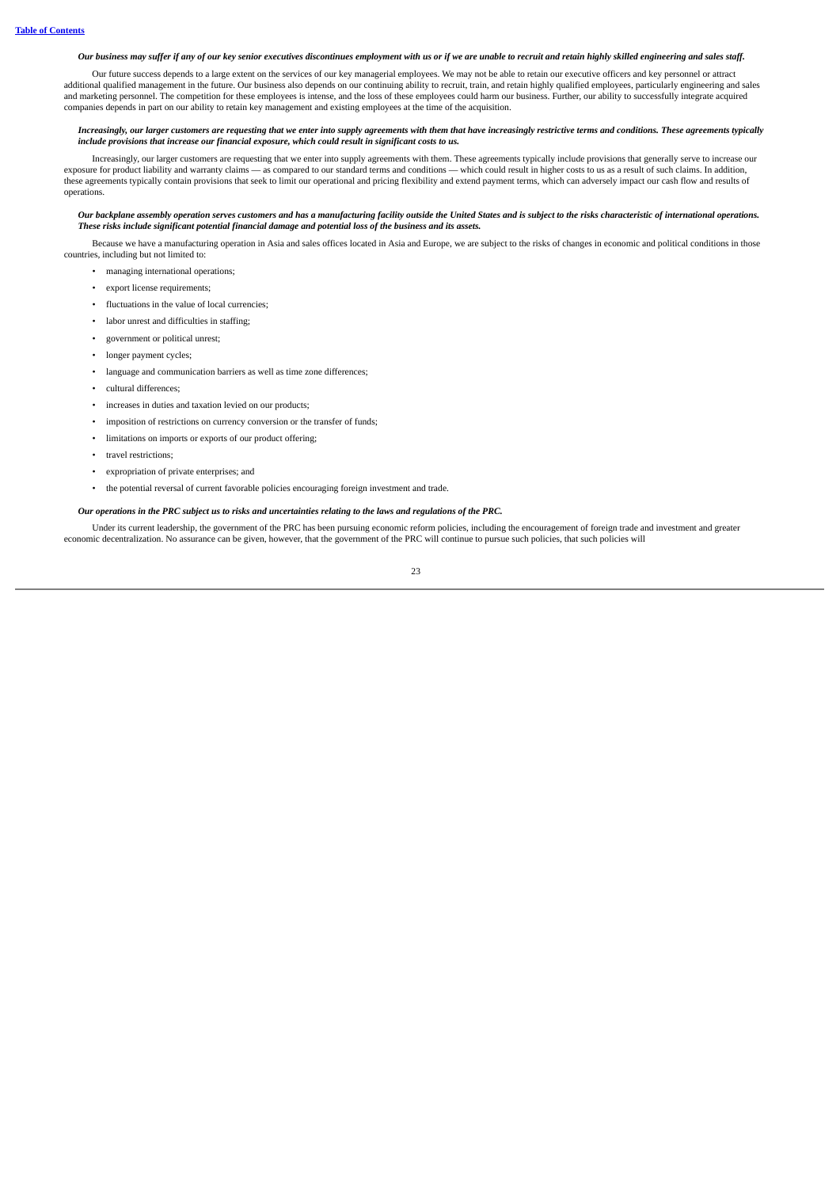*Our business may suffer if any of our key senior executives discontinues employment with us or if we are unable to recruit and retain highly skilled engineering and sales staff.*

Our future success depends to a large extent on the services of our key managerial employees. We may not be able to retain our executive officers and key personnel or attract additional qualified management in the future. Our business also depends on our continuing ability to recruit, train, and retain highly qualified employees, particularly engineering and sales and marketing personnel. The competition for these employees is intense, and the loss of these employees could harm our business. Further, our ability to successfully integrate acquired companies depends in part on our ability to retain key management and existing employees at the time of the acquisition.

*Increasingly, our larger customers are requesting that we enter into supply agreements with them that have increasingly restrictive terms and conditions. These agreements typically include provisions that increase our financial exposure, which could result in significant costs to us.*

Increasingly, our larger customers are requesting that we enter into supply agreements with them. These agreements typically include provisions that generally serve to increase our exposure for product liability and warranty claims — as compared to our standard terms and conditions — which could result in higher costs to us as a result of such claims. In addition, these agreements typically contain provisions that seek to limit our operational and pricing flexibility and extend payment terms, which can adversely impact our cash flow and results of operations.

*Our backplane assembly operation serves customers and has a manufacturing facility outside the United States and is subject to the risks characteristic of international operations. These risks include significant potential financial damage and potential loss of the business and its assets.*

Because we have a manufacturing operation in Asia and sales offices located in Asia and Europe, we are subject to the risks of changes in economic and political conditions in those countries, including but not limited to:

- managing international operations;
- export license requirements;
- fluctuations in the value of local currencies;
- labor unrest and difficulties in staffing;
- government or political unrest;
- longer payment cycles;
- language and communication barriers as well as time zone differences;
- cultural differences;
- increases in duties and taxation levied on our products;
- imposition of restrictions on currency conversion or the transfer of funds;
- limitations on imports or exports of our product offering;
- travel restrictions;
- expropriation of private enterprises; and
- the potential reversal of current favorable policies encouraging foreign investment and trade.

*Our operations in the PRC subject us to risks and uncertainties relating to the laws and regulations of the PRC.*

Under its current leadership, the government of the PRC has been pursuing economic reform policies, including the encouragement of foreign trade and investment and greater economic decentralization. No assurance can be given, however, that the government of the PRC will continue to pursue such policies, that such policies will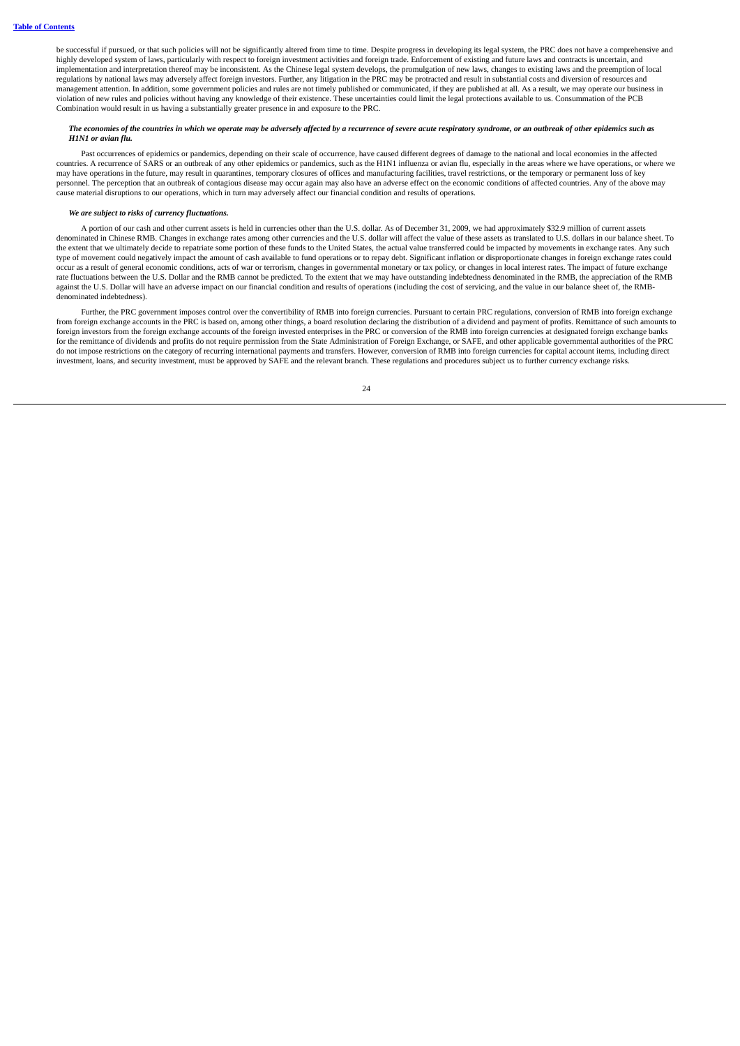be successful if pursued, or that such policies will not be significantly altered from time to time. Despite progress in developing its legal system, the PRC does not have a comprehensive and highly developed system of laws, particularly with respect to foreign investment activities and foreign trade. Enforcement of existing and future laws and contracts is uncertain, and implementation and interpretation thereof may be inconsistent. As the Chinese legal system develops, the promulgation of new laws, changes to existing laws and the preemption of local regulations by national laws may adversely affect foreign investors. Further, any litigation in the PRC may be protracted and result in substantial costs and diversion of resources and management attention. In addition, some government policies and rules are not timely published or communicated, if they are published at all. As a result, we may operate our business in violation of new rules and policies without having any knowledge of their existence. These uncertainties could limit the legal protections available to us. Consummation of the PCB Combination would result in us having a substantially greater presence in and exposure to the PRC.

***The economies of the countries in which we operate may be adversely affected by a recurrence of severe acute respiratory syndrome, or an outbreak of other epidemics such as H1N1 or avian flu.***

Past occurrences of epidemics or pandemics, depending on their scale of occurrence, have caused different degrees of damage to the national and local economies in the affected countries. A recurrence of SARS or an outbreak of any other epidemics or pandemics, such as the H1N1 influenza or avian flu, especially in the areas where we have operations, or where we may have operations in the future, may result in quarantines, temporary closures of offices and manufacturing facilities, travel restrictions, or the temporary or permanent loss of key personnel. The perception that an outbreak of contagious disease may occur again may also have an adverse effect on the economic conditions of affected countries. Any of the above may cause material disruptions to our operations, which in turn may adversely affect our financial condition and results of operations.

***We are subject to risks of currency fluctuations.***

A portion of our cash and other current assets is held in currencies other than the U.S. dollar. As of December 31, 2009, we had approximately $32.9 million of current assets denominated in Chinese RMB. Changes in exchange rates among other currencies and the U.S. dollar will affect the value of these assets as translated to U.S. dollars in our balance sheet. To the extent that we ultimately decide to repatriate some portion of these funds to the United States, the actual value transferred could be impacted by movements in exchange rates. Any such type of movement could negatively impact the amount of cash available to fund operations or to repay debt. Significant inflation or disproportionate changes in foreign exchange rates could occur as a result of general economic conditions, acts of war or terrorism, changes in governmental monetary or tax policy, or changes in local interest rates. The impact of future exchange rate fluctuations between the U.S. Dollar and the RMB cannot be predicted. To the extent that we may have outstanding indebtedness denominated in the RMB, the appreciation of the RMB against the U.S. Dollar will have an adverse impact on our financial condition and results of operations (including the cost of servicing, and the value in our balance sheet of, the RMB-denominated indebtedness).

Further, the PRC government imposes control over the convertibility of RMB into foreign currencies. Pursuant to certain PRC regulations, conversion of RMB into foreign exchange from foreign exchange accounts in the PRC is based on, among other things, a board resolution declaring the distribution of a dividend and payment of profits. Remittance of such amounts to foreign investors from the foreign exchange accounts of the foreign invested enterprises in the PRC or conversion of the RMB into foreign currencies at designated foreign exchange banks for the remittance of dividends and profits do not require permission from the State Administration of Foreign Exchange, or SAFE, and other applicable governmental authorities of the PRC do not impose restrictions on the category of recurring international payments and transfers. However, conversion of RMB into foreign currencies for capital account items, including direct investment, loans, and security investment, must be approved by SAFE and the relevant branch. These regulations and procedures subject us to further currency exchange risks.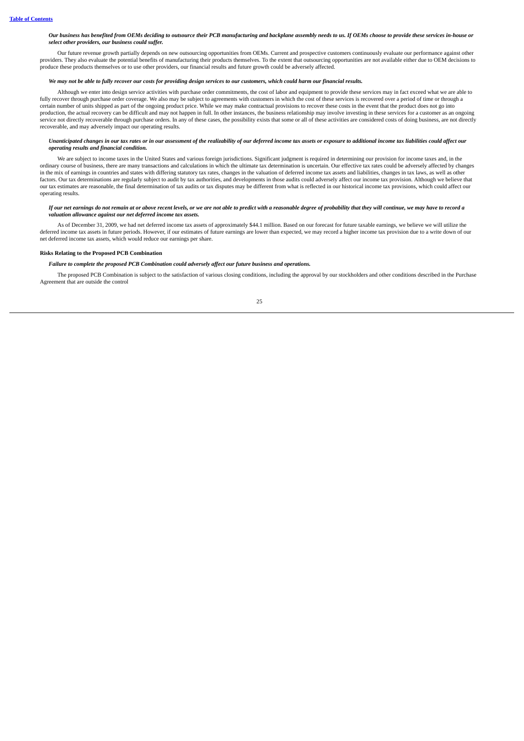*Our business has benefited from OEMs deciding to outsource their PCB manufacturing and backplane assembly needs to us. If OEMs choose to provide these services in-house or select other providers, our business could suffer.*

Our future revenue growth partially depends on new outsourcing opportunities from OEMs. Current and prospective customers continuously evaluate our performance against other providers. They also evaluate the potential benefits of manufacturing their products themselves. To the extent that outsourcing opportunities are not available either due to OEM decisions to produce these products themselves or to use other providers, our financial results and future growth could be adversely affected.

*We may not be able to fully recover our costs for providing design services to our customers, which could harm our financial results.*

Although we enter into design service activities with purchase order commitments, the cost of labor and equipment to provide these services may in fact exceed what we are able to fully recover through purchase order coverage. We also may be subject to agreements with customers in which the cost of these services is recovered over a period of time or through a certain number of units shipped as part of the ongoing product price. While we may make contractual provisions to recover these costs in the event that the product does not go into production, the actual recovery can be difficult and may not happen in full. In other instances, the business relationship may involve investing in these services for a customer as an ongoing service not directly recoverable through purchase orders. In any of these cases, the possibility exists that some or all of these activities are considered costs of doing business, are not directly recoverable, and may adversely impact our operating results.

*Unanticipated changes in our tax rates or in our assessment of the realizability of our deferred income tax assets or exposure to additional income tax liabilities could affect our operating results and financial condition.*

We are subject to income taxes in the United States and various foreign jurisdictions. Significant judgment is required in determining our provision for income taxes and, in the ordinary course of business, there are many transactions and calculations in which the ultimate tax determination is uncertain. Our effective tax rates could be adversely affected by changes in the mix of earnings in countries and states with differing statutory tax rates, changes in the valuation of deferred income tax assets and liabilities, changes in tax laws, as well as other factors. Our tax determinations are regularly subject to audit by tax authorities, and developments in those audits could adversely affect our income tax provision. Although we believe that our tax estimates are reasonable, the final determination of tax audits or tax disputes may be different from what is reflected in our historical income tax provisions, which could affect our operating results.

*If our net earnings do not remain at or above recent levels, or we are not able to predict with a reasonable degree of probability that they will continue, we may have to record a valuation allowance against our net deferred income tax assets.*

As of December 31, 2009, we had net deferred income tax assets of approximately $44.1 million. Based on our forecast for future taxable earnings, we believe we will utilize the deferred income tax assets in future periods. However, if our estimates of future earnings are lower than expected, we may record a higher income tax provision due to a write down of our net deferred income tax assets, which would reduce our earnings per share.

**Risks Relating to the Proposed PCB Combination**

*Failure to complete the proposed PCB Combination could adversely affect our future business and operations.*

The proposed PCB Combination is subject to the satisfaction of various closing conditions, including the approval by our stockholders and other conditions described in the Purchase Agreement that are outside the control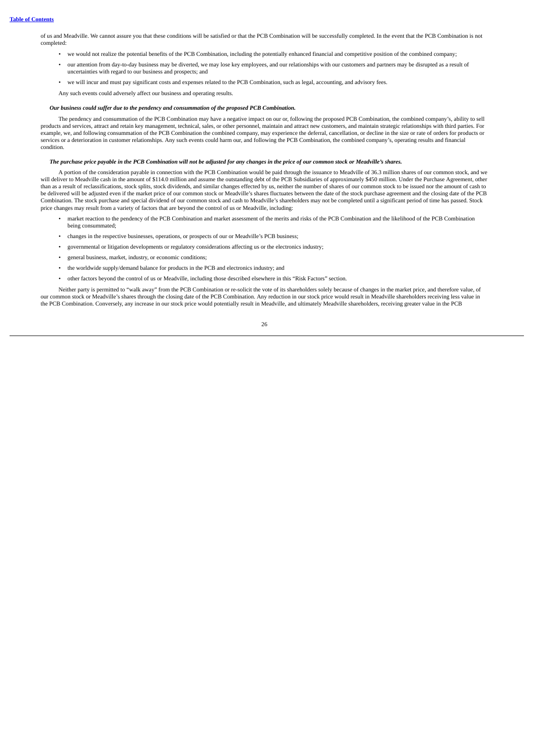of us and Meadville. We cannot assure you that these conditions will be satisfied or that the PCB Combination will be successfully completed. In the event that the PCB Combination is not completed:

- we would not realize the potential benefits of the PCB Combination, including the potentially enhanced financial and competitive position of the combined company;
- our attention from day-to-day business may be diverted, we may lose key employees, and our relationships with our customers and partners may be disrupted as a result of uncertainties with regard to our business and prospects; and
- we will incur and must pay significant costs and expenses related to the PCB Combination, such as legal, accounting, and advisory fees.

Any such events could adversely affect our business and operating results.

***Our business could suffer due to the pendency and consummation of the proposed PCB Combination.***

The pendency and consummation of the PCB Combination may have a negative impact on our or, following the proposed PCB Combination, the combined company's, ability to sell products and services, attract and retain key management, technical, sales, or other personnel, maintain and attract new customers, and maintain strategic relationships with third parties. For example, we, and following consummation of the PCB Combination the combined company, may experience the deferral, cancellation, or decline in the size or rate of orders for products or services or a deterioration in customer relationships. Any such events could harm our, and following the PCB Combination, the combined company's, operating results and financial condition.

***The purchase price payable in the PCB Combination will not be adjusted for any changes in the price of our common stock or Meadville's shares.***

A portion of the consideration payable in connection with the PCB Combination would be paid through the issuance to Meadville of 36.3 million shares of our common stock, and we will deliver to Meadville cash in the amount of $114.0 million and assume the outstanding debt of the PCB Subsidiaries of approximately $450 million. Under the Purchase Agreement, other than as a result of reclassifications, stock splits, stock dividends, and similar changes effected by us, neither the number of shares of our common stock to be issued nor the amount of cash to be delivered will be adjusted even if the market price of our common stock or Meadville's shares fluctuates between the date of the stock purchase agreement and the closing date of the PCB Combination. The stock purchase and special dividend of our common stock and cash to Meadville's shareholders may not be completed until a significant period of time has passed. Stock price changes may result from a variety of factors that are beyond the control of us or Meadville, including:

- market reaction to the pendency of the PCB Combination and market assessment of the merits and risks of the PCB Combination and the likelihood of the PCB Combination being consummated;
- changes in the respective businesses, operations, or prospects of our or Meadville's PCB business;
- governmental or litigation developments or regulatory considerations affecting us or the electronics industry;
- general business, market, industry, or economic conditions;
- the worldwide supply/demand balance for products in the PCB and electronics industry; and
- other factors beyond the control of us or Meadville, including those described elsewhere in this "Risk Factors" section.

Neither party is permitted to "walk away" from the PCB Combination or re-solicit the vote of its shareholders solely because of changes in the market price, and therefore value, of our common stock or Meadville's shares through the closing date of the PCB Combination. Any reduction in our stock price would result in Meadville shareholders receiving less value in the PCB Combination. Conversely, any increase in our stock price would potentially result in Meadville, and ultimately Meadville shareholders, receiving greater value in the PCB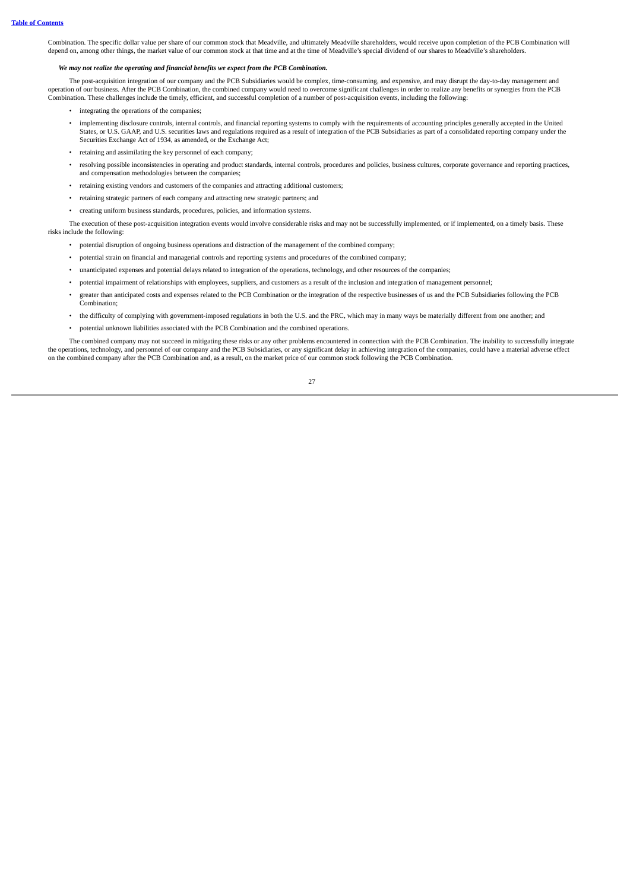Combination. The specific dollar value per share of our common stock that Meadville, and ultimately Meadville shareholders, would receive upon completion of the PCB Combination will depend on, among other things, the market value of our common stock at that time and at the time of Meadville's special dividend of our shares to Meadville's shareholders.

***We may not realize the operating and financial benefits we expect from the PCB Combination.***

The post-acquisition integration of our company and the PCB Subsidiaries would be complex, time-consuming, and expensive, and may disrupt the day-to-day management and operation of our business. After the PCB Combination, the combined company would need to overcome significant challenges in order to realize any benefits or synergies from the PCB Combination. These challenges include the timely, efficient, and successful completion of a number of post-acquisition events, including the following:

- integrating the operations of the companies;
- implementing disclosure controls, internal controls, and financial reporting systems to comply with the requirements of accounting principles generally accepted in the United States, or U.S. GAAP, and U.S. securities laws and regulations required as a result of integration of the PCB Subsidiaries as part of a consolidated reporting company under the Securities Exchange Act of 1934, as amended, or the Exchange Act;
- retaining and assimilating the key personnel of each company;
- resolving possible inconsistencies in operating and product standards, internal controls, procedures and policies, business cultures, corporate governance and reporting practices, and compensation methodologies between the companies;
- retaining existing vendors and customers of the companies and attracting additional customers;
- retaining strategic partners of each company and attracting new strategic partners; and
- creating uniform business standards, procedures, policies, and information systems.

The execution of these post-acquisition integration events would involve considerable risks and may not be successfully implemented, or if implemented, on a timely basis. These risks include the following:

- potential disruption of ongoing business operations and distraction of the management of the combined company;
- potential strain on financial and managerial controls and reporting systems and procedures of the combined company;
- unanticipated expenses and potential delays related to integration of the operations, technology, and other resources of the companies;
- potential impairment of relationships with employees, suppliers, and customers as a result of the inclusion and integration of management personnel;
- greater than anticipated costs and expenses related to the PCB Combination or the integration of the respective businesses of us and the PCB Subsidiaries following the PCB Combination;
- the difficulty of complying with government-imposed regulations in both the U.S. and the PRC, which may in many ways be materially different from one another; and
- potential unknown liabilities associated with the PCB Combination and the combined operations.

The combined company may not succeed in mitigating these risks or any other problems encountered in connection with the PCB Combination. The inability to successfully integrate the operations, technology, and personnel of our company and the PCB Subsidiaries, or any significant delay in achieving integration of the companies, could have a material adverse effect on the combined company after the PCB Combination and, as a result, on the market price of our common stock following the PCB Combination.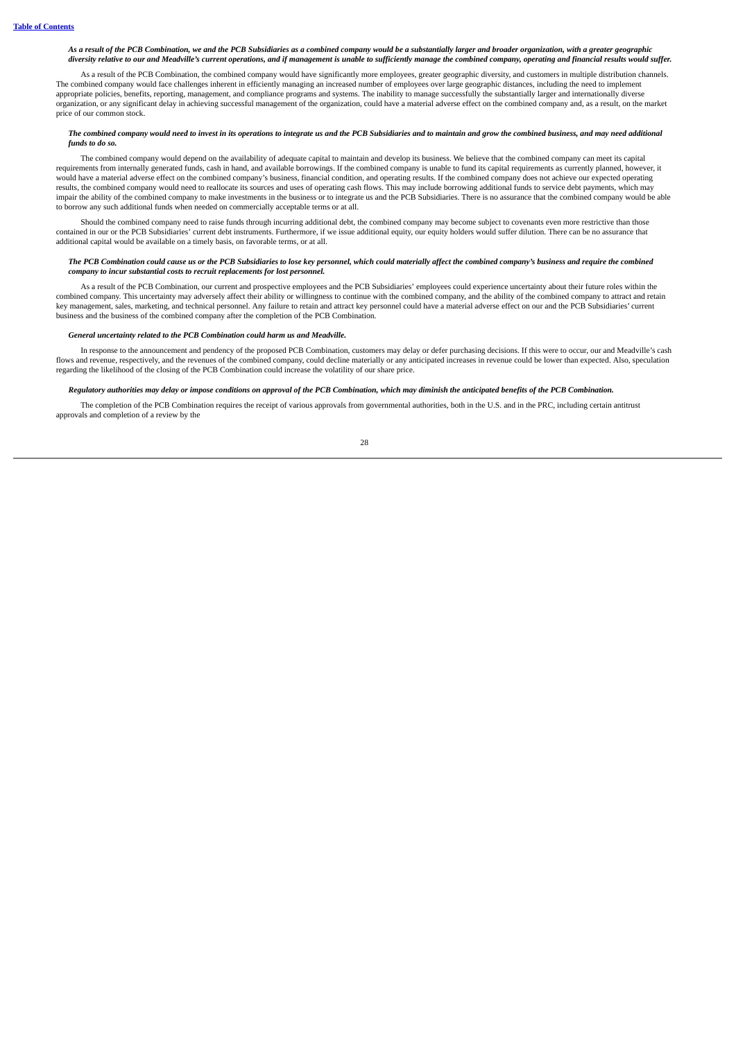*As a result of the PCB Combination, we and the PCB Subsidiaries as a combined company would be a substantially larger and broader organization, with a greater geographic diversity relative to our and Meadville's current operations, and if management is unable to sufficiently manage the combined company, operating and financial results would suffer.*

As a result of the PCB Combination, the combined company would have significantly more employees, greater geographic diversity, and customers in multiple distribution channels. The combined company would face challenges inherent in efficiently managing an increased number of employees over large geographic distances, including the need to implement appropriate policies, benefits, reporting, management, and compliance programs and systems. The inability to manage successfully the substantially larger and internationally diverse organization, or any significant delay in achieving successful management of the organization, could have a material adverse effect on the combined company and, as a result, on the market price of our common stock.

*The combined company would need to invest in its operations to integrate us and the PCB Subsidiaries and to maintain and grow the combined business, and may need additional funds to do so.*

The combined company would depend on the availability of adequate capital to maintain and develop its business. We believe that the combined company can meet its capital requirements from internally generated funds, cash in hand, and available borrowings. If the combined company is unable to fund its capital requirements as currently planned, however, it would have a material adverse effect on the combined company's business, financial condition, and operating results. If the combined company does not achieve our expected operating results, the combined company would need to reallocate its sources and uses of operating cash flows. This may include borrowing additional funds to service debt payments, which may impair the ability of the combined company to make investments in the business or to integrate us and the PCB Subsidiaries. There is no assurance that the combined company would be able to borrow any such additional funds when needed on commercially acceptable terms or at all.

Should the combined company need to raise funds through incurring additional debt, the combined company may become subject to covenants even more restrictive than those contained in our or the PCB Subsidiaries' current debt instruments. Furthermore, if we issue additional equity, our equity holders would suffer dilution. There can be no assurance that additional capital would be available on a timely basis, on favorable terms, or at all.

*The PCB Combination could cause us or the PCB Subsidiaries to lose key personnel, which could materially affect the combined company's business and require the combined company to incur substantial costs to recruit replacements for lost personnel.*

As a result of the PCB Combination, our current and prospective employees and the PCB Subsidiaries' employees could experience uncertainty about their future roles within the combined company. This uncertainty may adversely affect their ability or willingness to continue with the combined company, and the ability of the combined company to attract and retain key management, sales, marketing, and technical personnel. Any failure to retain and attract key personnel could have a material adverse effect on our and the PCB Subsidiaries' current business and the business of the combined company after the completion of the PCB Combination.

*General uncertainty related to the PCB Combination could harm us and Meadville.*

In response to the announcement and pendency of the proposed PCB Combination, customers may delay or defer purchasing decisions. If this were to occur, our and Meadville's cash flows and revenue, respectively, and the revenues of the combined company, could decline materially or any anticipated increases in revenue could be lower than expected. Also, speculation regarding the likelihood of the closing of the PCB Combination could increase the volatility of our share price.

*Regulatory authorities may delay or impose conditions on approval of the PCB Combination, which may diminish the anticipated benefits of the PCB Combination.*

The completion of the PCB Combination requires the receipt of various approvals from governmental authorities, both in the U.S. and in the PRC, including certain antitrust approvals and completion of a review by the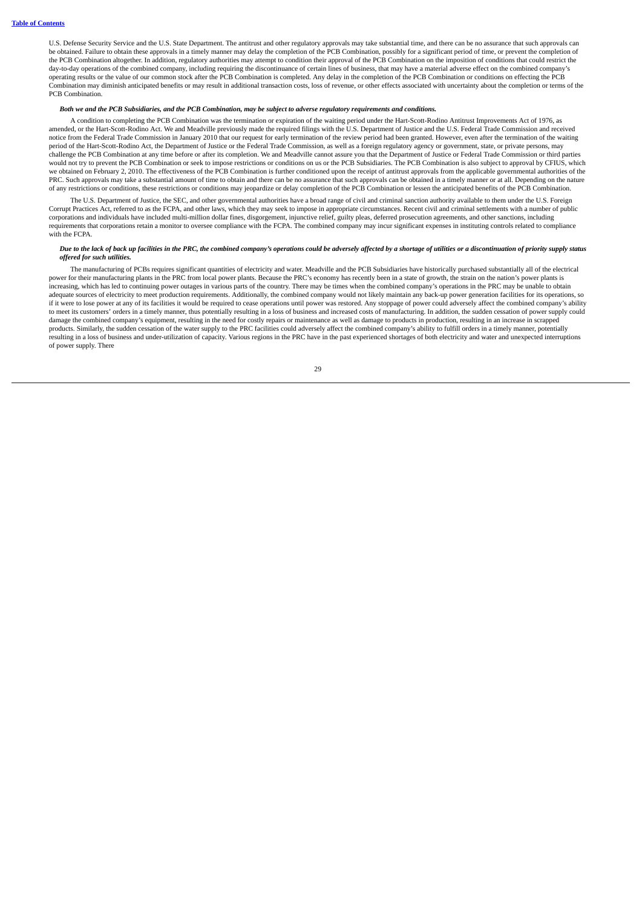U.S. Defense Security Service and the U.S. State Department. The antitrust and other regulatory approvals may take substantial time, and there can be no assurance that such approvals can be obtained. Failure to obtain these approvals in a timely manner may delay the completion of the PCB Combination, possibly for a significant period of time, or prevent the completion of the PCB Combination altogether. In addition, regulatory authorities may attempt to condition their approval of the PCB Combination on the imposition of conditions that could restrict the day-to-day operations of the combined company, including requiring the discontinuance of certain lines of business, that may have a material adverse effect on the combined company's operating results or the value of our common stock after the PCB Combination is completed. Any delay in the completion of the PCB Combination or conditions on effecting the PCB Combination may diminish anticipated benefits or may result in additional transaction costs, loss of revenue, or other effects associated with uncertainty about the completion or terms of the PCB Combination.

***Both we and the PCB Subsidiaries, and the PCB Combination, may be subject to adverse regulatory requirements and conditions.***

A condition to completing the PCB Combination was the termination or expiration of the waiting period under the Hart-Scott-Rodino Antitrust Improvements Act of 1976, as amended, or the Hart-Scott-Rodino Act. We and Meadville previously made the required filings with the U.S. Department of Justice and the U.S. Federal Trade Commission and received notice from the Federal Trade Commission in January 2010 that our request for early termination of the review period had been granted. However, even after the termination of the waiting period of the Hart-Scott-Rodino Act, the Department of Justice or the Federal Trade Commission, as well as a foreign regulatory agency or government, state, or private persons, may challenge the PCB Combination at any time before or after its completion. We and Meadville cannot assure you that the Department of Justice or Federal Trade Commission or third parties would not try to prevent the PCB Combination or seek to impose restrictions or conditions on us or the PCB Subsidiaries. The PCB Combination is also subject to approval by CFIUS, which we obtained on February 2, 2010. The effectiveness of the PCB Combination is further conditioned upon the receipt of antitrust approvals from the applicable governmental authorities of the PRC. Such approvals may take a substantial amount of time to obtain and there can be no assurance that such approvals can be obtained in a timely manner or at all. Depending on the nature of any restrictions or conditions, these restrictions or conditions may jeopardize or delay completion of the PCB Combination or lessen the anticipated benefits of the PCB Combination.

The U.S. Department of Justice, the SEC, and other governmental authorities have a broad range of civil and criminal sanction authority available to them under the U.S. Foreign Corrupt Practices Act, referred to as the FCPA, and other laws, which they may seek to impose in appropriate circumstances. Recent civil and criminal settlements with a number of public corporations and individuals have included multi-million dollar fines, disgorgement, injunctive relief, guilty pleas, deferred prosecution agreements, and other sanctions, including requirements that corporations retain a monitor to oversee compliance with the FCPA. The combined company may incur significant expenses in instituting controls related to compliance with the FCPA.

***Due to the lack of back up facilities in the PRC, the combined company's operations could be adversely affected by a shortage of utilities or a discontinuation of priority supply status offered for such utilities.***

The manufacturing of PCBs requires significant quantities of electricity and water. Meadville and the PCB Subsidiaries have historically purchased substantially all of the electrical power for their manufacturing plants in the PRC from local power plants. Because the PRC's economy has recently been in a state of growth, the strain on the nation's power plants is increasing, which has led to continuing power outages in various parts of the country. There may be times when the combined company's operations in the PRC may be unable to obtain adequate sources of electricity to meet production requirements. Additionally, the combined company would not likely maintain any back-up power generation facilities for its operations, so if it were to lose power at any of its facilities it would be required to cease operations until power was restored. Any stoppage of power could adversely affect the combined company's ability to meet its customers' orders in a timely manner, thus potentially resulting in a loss of business and increased costs of manufacturing. In addition, the sudden cessation of power supply could damage the combined company's equipment, resulting in the need for costly repairs or maintenance as well as damage to products in production, resulting in an increase in scrapped products. Similarly, the sudden cessation of the water supply to the PRC facilities could adversely affect the combined company's ability to fulfill orders in a timely manner, potentially resulting in a loss of business and under-utilization of capacity. Various regions in the PRC have in the past experienced shortages of both electricity and water and unexpected interruptions of power supply. There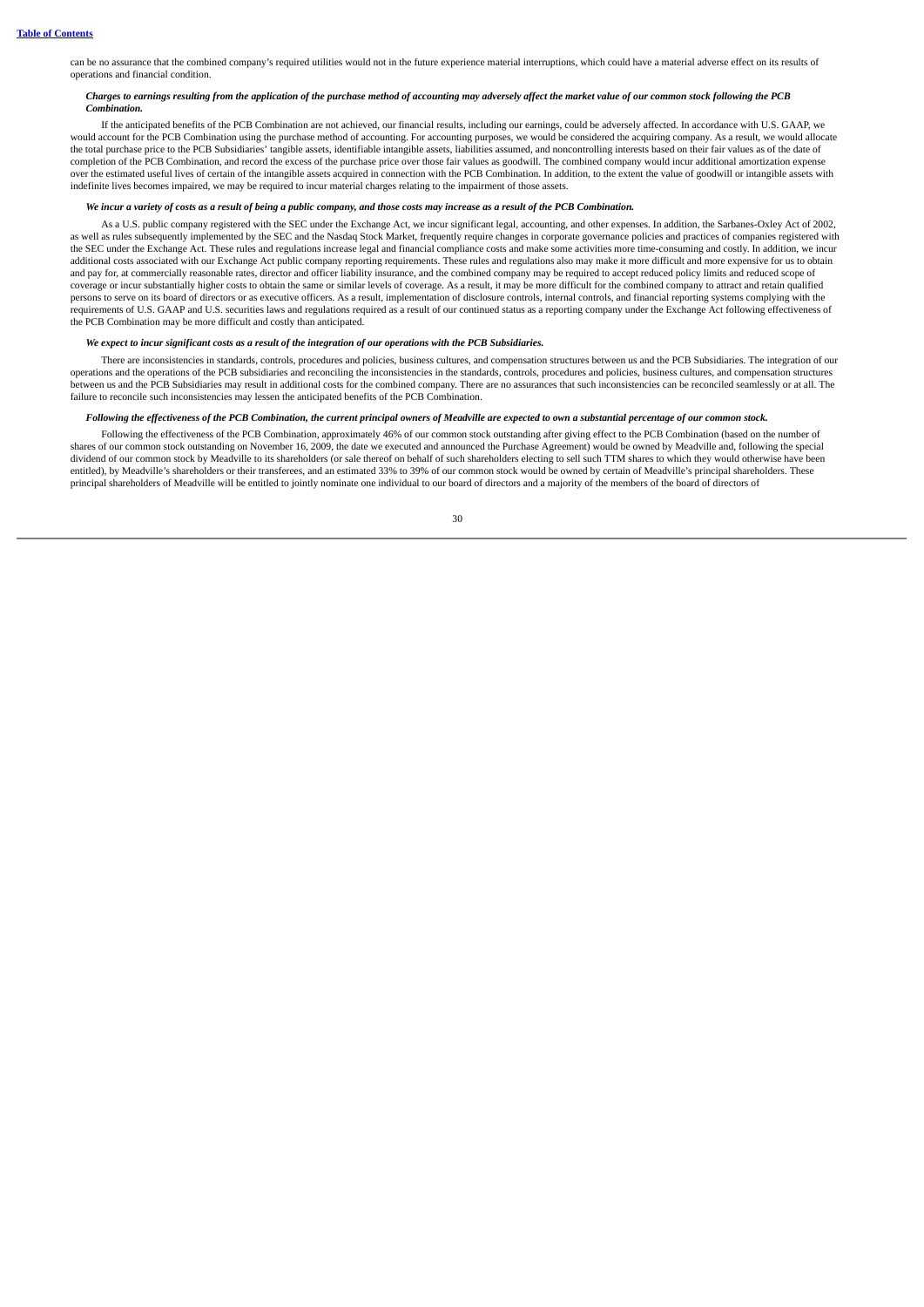can be no assurance that the combined company's required utilities would not in the future experience material interruptions, which could have a material adverse effect on its results of operations and financial condition.

***Charges to earnings resulting from the application of the purchase method of accounting may adversely affect the market value of our common stock following the PCB Combination.***

If the anticipated benefits of the PCB Combination are not achieved, our financial results, including our earnings, could be adversely affected. In accordance with U.S. GAAP, we would account for the PCB Combination using the purchase method of accounting. For accounting purposes, we would be considered the acquiring company. As a result, we would allocate the total purchase price to the PCB Subsidiaries' tangible assets, identifiable intangible assets, liabilities assumed, and noncontrolling interests based on their fair values as of the date of completion of the PCB Combination, and record the excess of the purchase price over those fair values as goodwill. The combined company would incur additional amortization expense over the estimated useful lives of certain of the intangible assets acquired in connection with the PCB Combination. In addition, to the extent the value of goodwill or intangible assets with indefinite lives becomes impaired, we may be required to incur material charges relating to the impairment of those assets.

***We incur a variety of costs as a result of being a public company, and those costs may increase as a result of the PCB Combination.***

As a U.S. public company registered with the SEC under the Exchange Act, we incur significant legal, accounting, and other expenses. In addition, the Sarbanes-Oxley Act of 2002, as well as rules subsequently implemented by the SEC and the Nasdaq Stock Market, frequently require changes in corporate governance policies and practices of companies registered with the SEC under the Exchange Act. These rules and regulations increase legal and financial compliance costs and make some activities more time-consuming and costly. In addition, we incur additional costs associated with our Exchange Act public company reporting requirements. These rules and regulations also may make it more difficult and more expensive for us to obtain and pay for, at commercially reasonable rates, director and officer liability insurance, and the combined company may be required to accept reduced policy limits and reduced scope of coverage or incur substantially higher costs to obtain the same or similar levels of coverage. As a result, it may be more difficult for the combined company to attract and retain qualified persons to serve on its board of directors or as executive officers. As a result, implementation of disclosure controls, internal controls, and financial reporting systems complying with the requirements of U.S. GAAP and U.S. securities laws and regulations required as a result of our continued status as a reporting company under the Exchange Act following effectiveness of the PCB Combination may be more difficult and costly than anticipated.

***We expect to incur significant costs as a result of the integration of our operations with the PCB Subsidiaries.***

There are inconsistencies in standards, controls, procedures and policies, business cultures, and compensation structures between us and the PCB Subsidiaries. The integration of our operations and the operations of the PCB subsidiaries and reconciling the inconsistencies in the standards, controls, procedures and policies, business cultures, and compensation structures between us and the PCB Subsidiaries may result in additional costs for the combined company. There are no assurances that such inconsistencies can be reconciled seamlessly or at all. The failure to reconcile such inconsistencies may lessen the anticipated benefits of the PCB Combination.

***Following the effectiveness of the PCB Combination, the current principal owners of Meadville are expected to own a substantial percentage of our common stock.***

Following the effectiveness of the PCB Combination, approximately 46% of our common stock outstanding after giving effect to the PCB Combination (based on the number of shares of our common stock outstanding on November 16, 2009, the date we executed and announced the Purchase Agreement) would be owned by Meadville and, following the special dividend of our common stock by Meadville to its shareholders (or sale thereof on behalf of such shareholders electing to sell such TTM shares to which they would otherwise have been entitled), by Meadville's shareholders or their transferees, and an estimated 33% to 39% of our common stock would be owned by certain of Meadville's principal shareholders. These principal shareholders of Meadville will be entitled to jointly nominate one individual to our board of directors and a majority of the members of the board of directors of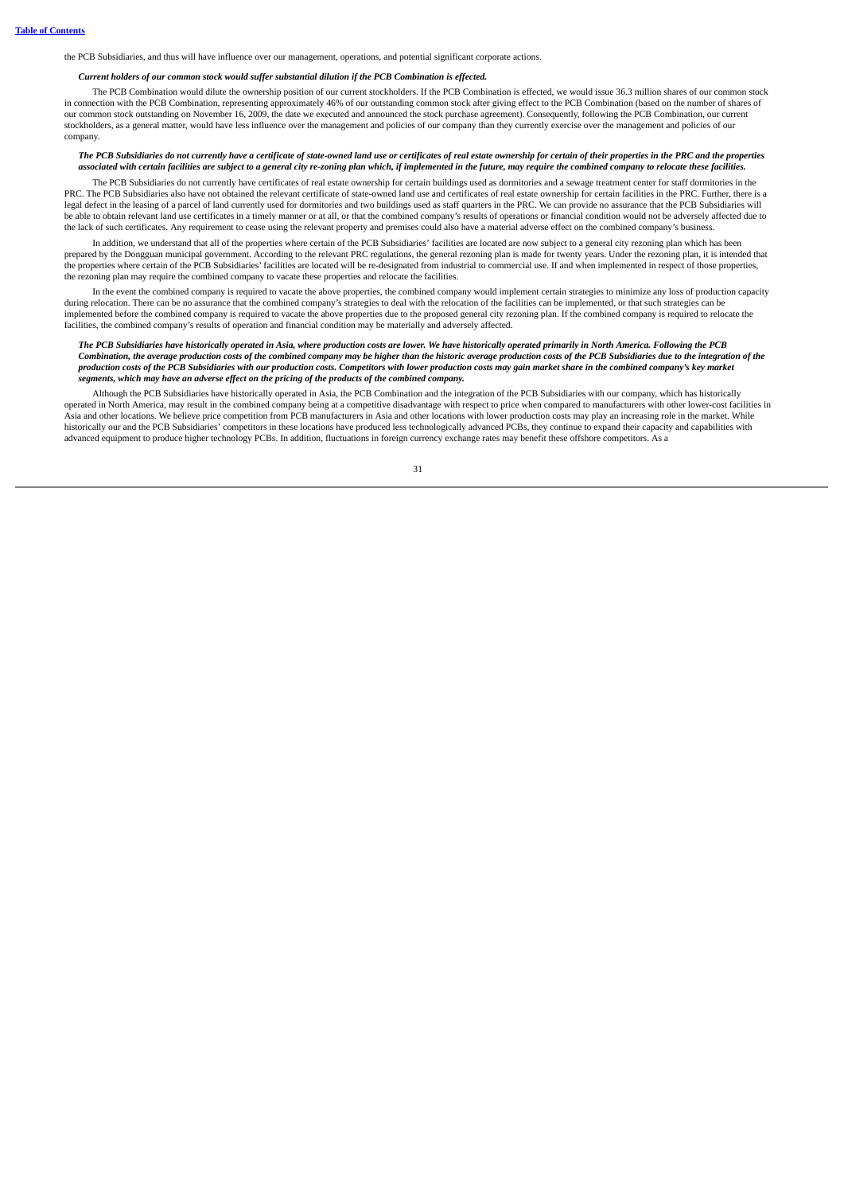the PCB Subsidiaries, and thus will have influence over our management, operations, and potential significant corporate actions.

***Current holders of our common stock would suffer substantial dilution if the PCB Combination is effected.***

The PCB Combination would dilute the ownership position of our current stockholders. If the PCB Combination is effected, we would issue 36.3 million shares of our common stock in connection with the PCB Combination, representing approximately 46% of our outstanding common stock after giving effect to the PCB Combination (based on the number of shares of our common stock outstanding on November 16, 2009, the date we executed and announced the stock purchase agreement). Consequently, following the PCB Combination, our current stockholders, as a general matter, would have less influence over the management and policies of our company than they currently exercise over the management and policies of our company.

***The PCB Subsidiaries do not currently have a certificate of state-owned land use or certificates of real estate ownership for certain of their properties in the PRC and the properties associated with certain facilities are subject to a general city re-zoning plan which, if implemented in the future, may require the combined company to relocate these facilities.***

The PCB Subsidiaries do not currently have certificates of real estate ownership for certain buildings used as dormitories and a sewage treatment center for staff dormitories in the PRC. The PCB Subsidiaries also have not obtained the relevant certificate of state-owned land use and certificates of real estate ownership for certain facilities in the PRC. Further, there is a legal defect in the leasing of a parcel of land currently used for dormitories and two buildings used as staff quarters in the PRC. We can provide no assurance that the PCB Subsidiaries will be able to obtain relevant land use certificates in a timely manner or at all, or that the combined company's results of operations or financial condition would not be adversely affected due to the lack of such certificates. Any requirement to cease using the relevant property and premises could also have a material adverse effect on the combined company's business.

In addition, we understand that all of the properties where certain of the PCB Subsidiaries' facilities are located are now subject to a general city rezoning plan which has been prepared by the Dongguan municipal government. According to the relevant PRC regulations, the general rezoning plan is made for twenty years. Under the rezoning plan, it is intended that the properties where certain of the PCB Subsidiaries' facilities are located will be re-designated from industrial to commercial use. If and when implemented in respect of those properties, the rezoning plan may require the combined company to vacate these properties and relocate the facilities.

In the event the combined company is required to vacate the above properties, the combined company would implement certain strategies to minimize any loss of production capacity during relocation. There can be no assurance that the combined company's strategies to deal with the relocation of the facilities can be implemented, or that such strategies can be implemented before the combined company is required to vacate the above properties due to the proposed general city rezoning plan. If the combined company is required to relocate the facilities, the combined company's results of operation and financial condition may be materially and adversely affected.

***The PCB Subsidiaries have historically operated in Asia, where production costs are lower. We have historically operated primarily in North America. Following the PCB Combination, the average production costs of the combined company may be higher than the historic average production costs of the PCB Subsidiaries due to the integration of the production costs of the PCB Subsidiaries with our production costs. Competitors with lower production costs may gain market share in the combined company's key market segments, which may have an adverse effect on the pricing of the products of the combined company.***

Although the PCB Subsidiaries have historically operated in Asia, the PCB Combination and the integration of the PCB Subsidiaries with our company, which has historically operated in North America, may result in the combined company being at a competitive disadvantage with respect to price when compared to manufacturers with other lower-cost facilities in Asia and other locations. We believe price competition from PCB manufacturers in Asia and other locations with lower production costs may play an increasing role in the market. While historically our and the PCB Subsidiaries' competitors in these locations have produced less technologically advanced PCBs, they continue to expand their capacity and capabilities with advanced equipment to produce higher technology PCBs. In addition, fluctuations in foreign currency exchange rates may benefit these offshore competitors. As a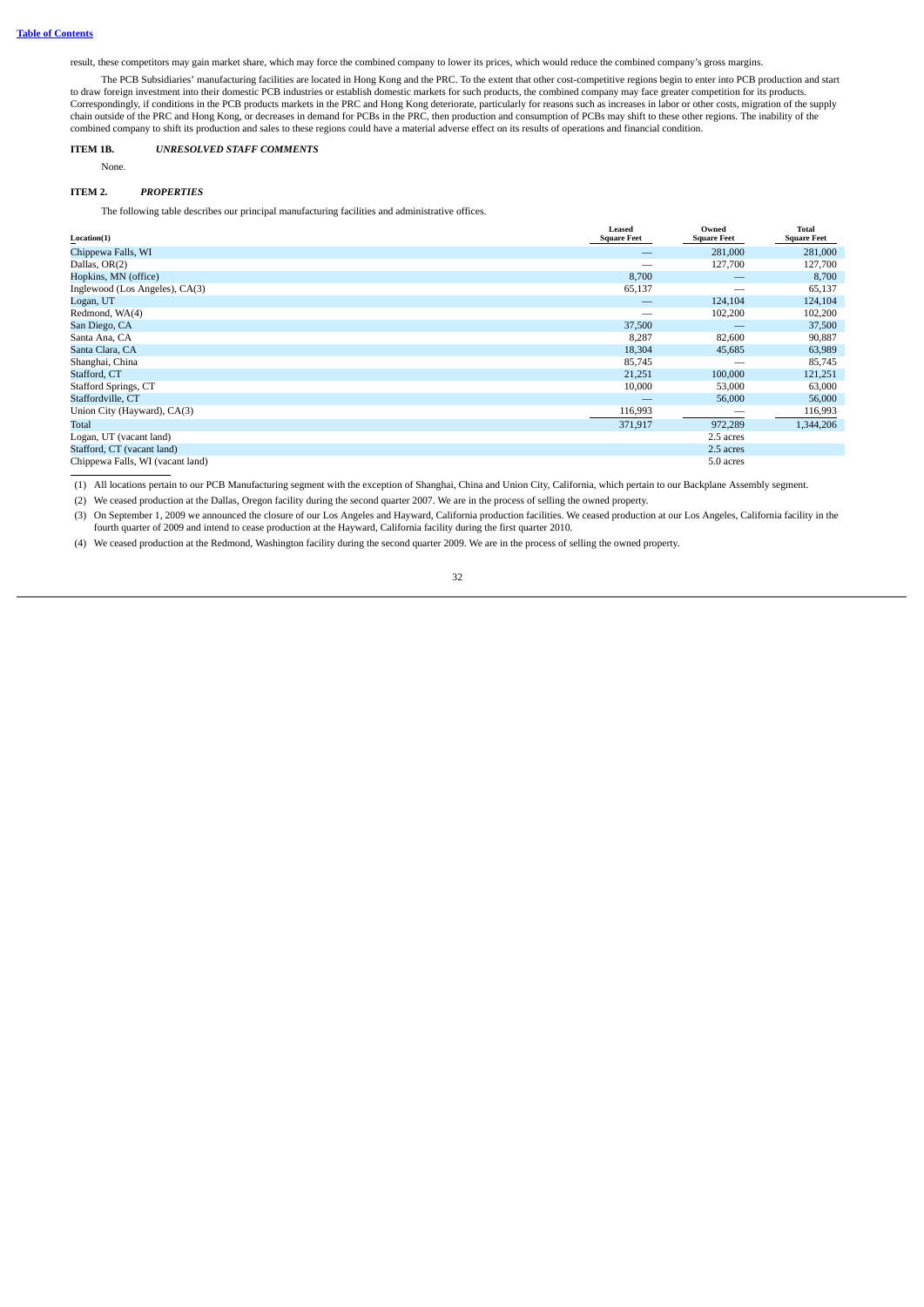result, these competitors may gain market share, which may force the combined company to lower its prices, which would reduce the combined company's gross margins.

The PCB Subsidiaries' manufacturing facilities are located in Hong Kong and the PRC. To the extent that other cost-competitive regions begin to enter into PCB production and start to draw foreign investment into their domestic PCB industries or establish domestic markets for such products, the combined company may face greater competition for its products. Correspondingly, if conditions in the PCB products markets in the PRC and Hong Kong deteriorate, particularly for reasons such as increases in labor or other costs, migration of the supply chain outside of the PRC and Hong Kong, or decreases in demand for PCBs in the PRC, then production and consumption of PCBs may shift to these other regions. The inability of the combined company to shift its production and sales to these regions could have a material adverse effect on its results of operations and financial condition.

## ITEM 1B. *UNRESOLVED STAFF COMMENTS*

None.

## ITEM 2. *PROPERTIES*

The following table describes our principal manufacturing facilities and administrative offices.

| Location(1) | Leased Square Feet | Owned Square Feet | Total Square Feet |
|---|---|---|---|
| Chippewa Falls, WI | — | 281,000 | 281,000 |
| Dallas, OR(2) | — | 127,700 | 127,700 |
| Hopkins, MN (office) | 8,700 | — | 8,700 |
| Inglewood (Los Angeles), CA(3) | 65,137 | — | 65,137 |
| Logan, UT | — | 124,104 | 124,104 |
| Redmond, WA(4) | — | 102,200 | 102,200 |
| San Diego, CA | 37,500 | — | 37,500 |
| Santa Ana, CA | 8,287 | 82,600 | 90,887 |
| Santa Clara, CA | 18,304 | 45,685 | 63,989 |
| Shanghai, China | 85,745 | — | 85,745 |
| Stafford, CT | 21,251 | 100,000 | 121,251 |
| Stafford Springs, CT | 10,000 | 53,000 | 63,000 |
| Staffordville, CT | — | 56,000 | 56,000 |
| Union City (Hayward), CA(3) | 116,993 | — | 116,993 |
| Total | 371,917 | 972,289 | 1,344,206 |
| Logan, UT (vacant land) | | 2.5 acres | |
| Stafford, CT (vacant land) | | 2.5 acres | |
| Chippewa Falls, WI (vacant land) | | 5.0 acres | |

(1) All locations pertain to our PCB Manufacturing segment with the exception of Shanghai, China and Union City, California, which pertain to our Backplane Assembly segment.

(2) We ceased production at the Dallas, Oregon facility during the second quarter 2007. We are in the process of selling the owned property.

(3) On September 1, 2009 we announced the closure of our Los Angeles and Hayward, California production facilities. We ceased production at our Los Angeles, California facility in the fourth quarter of 2009 and intend to cease production at the Hayward, California facility during the first quarter 2010.

(4) We ceased production at the Redmond, Washington facility during the second quarter 2009. We are in the process of selling the owned property.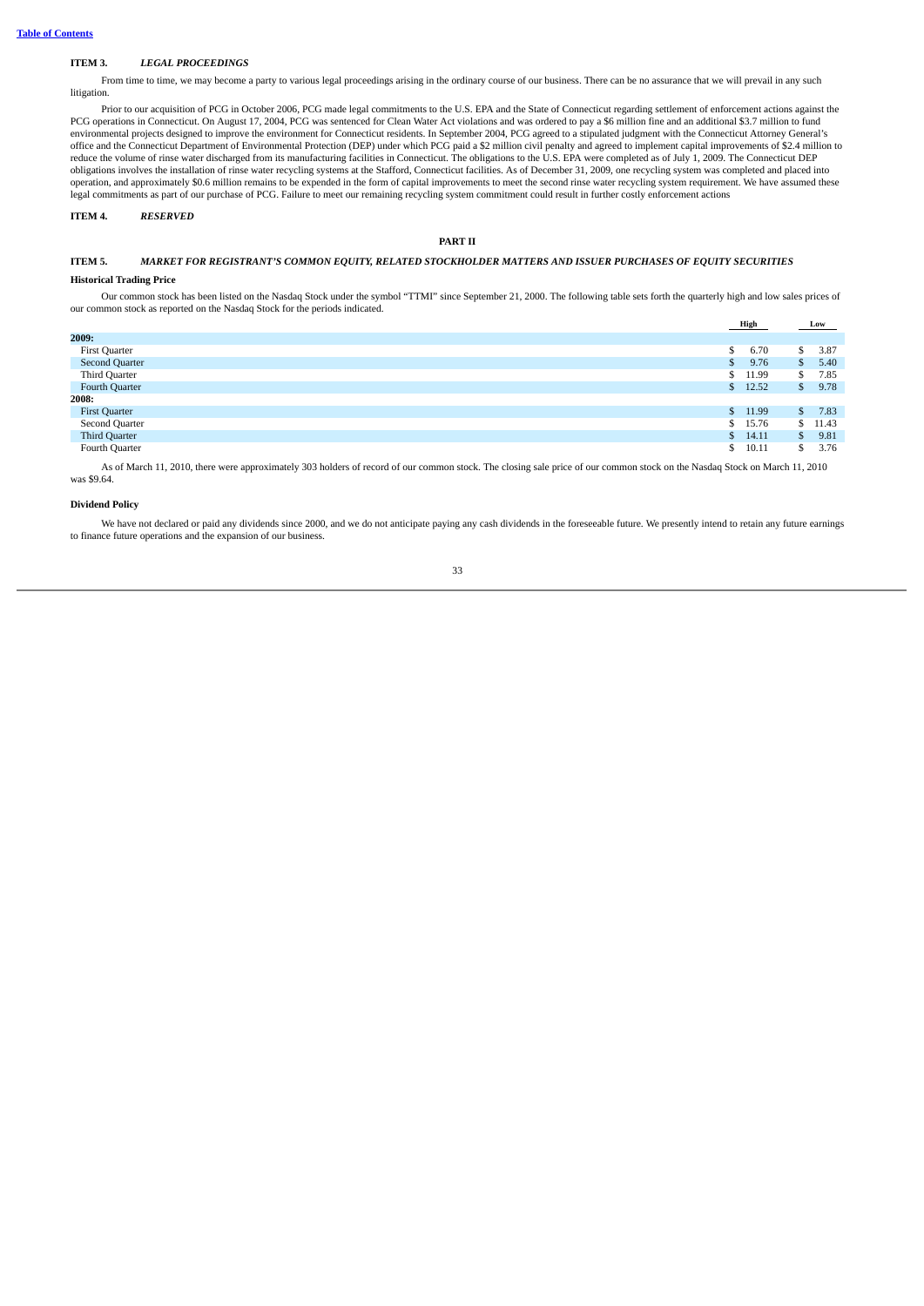## ITEM 3. *LEGAL PROCEEDINGS*

From time to time, we may become a party to various legal proceedings arising in the ordinary course of our business. There can be no assurance that we will prevail in any such litigation.

Prior to our acquisition of PCG in October 2006, PCG made legal commitments to the U.S. EPA and the State of Connecticut regarding settlement of enforcement actions against the PCG operations in Connecticut. On August 17, 2004, PCG was sentenced for Clean Water Act violations and was ordered to pay a $6 million fine and an additional $3.7 million to fund environmental projects designed to improve the environment for Connecticut residents. In September 2004, PCG agreed to a stipulated judgment with the Connecticut Attorney General's office and the Connecticut Department of Environmental Protection (DEP) under which PCG paid a $2 million civil penalty and agreed to implement capital improvements of $2.4 million to reduce the volume of rinse water discharged from its manufacturing facilities in Connecticut. The obligations to the U.S. EPA were completed as of July 1, 2009. The Connecticut DEP obligations involves the installation of rinse water recycling systems at the Stafford, Connecticut facilities. As of December 31, 2009, one recycling system was completed and placed into operation, and approximately $0.6 million remains to be expended in the form of capital improvements to meet the second rinse water recycling system requirement. We have assumed these legal commitments as part of our purchase of PCG. Failure to meet our remaining recycling system commitment could result in further costly enforcement actions

## ITEM 4. *RESERVED*

# PART II

## ITEM 5. *MARKET FOR REGISTRANT'S COMMON EQUITY, RELATED STOCKHOLDER MATTERS AND ISSUER PURCHASES OF EQUITY SECURITIES*

### Historical Trading Price

Our common stock has been listed on the Nasdaq Stock under the symbol "TTMI" since September 21, 2000. The following table sets forth the quarterly high and low sales prices of our common stock as reported on the Nasdaq Stock for the periods indicated.

| | High | Low |
|---|---|---|
| **2009:** | | |
| First Quarter | $ 6.70 | $ 3.87 |
| Second Quarter | $ 9.76 | $ 5.40 |
| Third Quarter | $ 11.99 | $ 7.85 |
| Fourth Quarter | $ 12.52 | $ 9.78 |
| **2008:** | | |
| First Quarter | $ 11.99 | $ 7.83 |
| Second Quarter | $ 15.76 | $ 11.43 |
| Third Quarter | $ 14.11 | $ 9.81 |
| Fourth Quarter | $ 10.11 | $ 3.76 |

As of March 11, 2010, there were approximately 303 holders of record of our common stock. The closing sale price of our common stock on the Nasdaq Stock on March 11, 2010 was $9.64.

### Dividend Policy

We have not declared or paid any dividends since 2000, and we do not anticipate paying any cash dividends in the foreseeable future. We presently intend to retain any future earnings to finance future operations and the expansion of our business.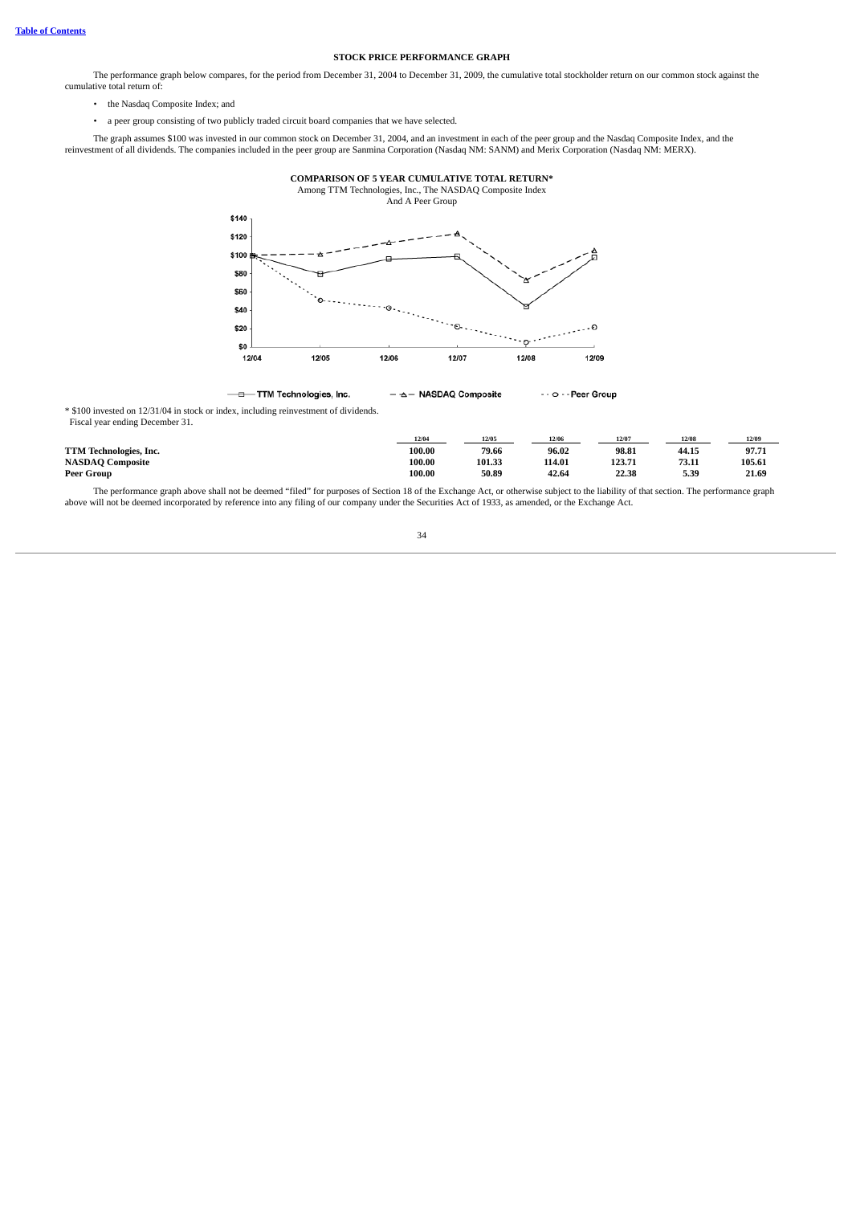## STOCK PRICE PERFORMANCE GRAPH

The performance graph below compares, for the period from December 31, 2004 to December 31, 2009, the cumulative total stockholder return on our common stock against the cumulative total return of:

- the Nasdaq Composite Index; and
- a peer group consisting of two publicly traded circuit board companies that we have selected.

The graph assumes $100 was invested in our common stock on December 31, 2004, and an investment in each of the peer group and the Nasdaq Composite Index, and the reinvestment of all dividends. The companies included in the peer group are Sanmina Corporation (Nasdaq NM: SANM) and Merix Corporation (Nasdaq NM: MERX).

**COMPARISON OF 5 YEAR CUMULATIVE TOTAL RETURN***

Among TTM Technologies, Inc., The NASDAQ Composite Index And A Peer Group

* $100 invested on 12/31/04 in stock or index, including reinvestment of dividends.
Fiscal year ending December 31.

| | 12/04 | 12/05 | 12/06 | 12/07 | 12/08 | 12/09 |
|---|---|---|---|---|---|---|
| **TTM Technologies, Inc.** | **100.00** | **79.66** | **96.02** | **98.81** | **44.15** | **97.71** |
| **NASDAQ Composite** | **100.00** | **101.33** | **114.01** | **123.71** | **73.11** | **105.61** |
| **Peer Group** | **100.00** | **50.89** | **42.64** | **22.38** | **5.39** | **21.69** |

The performance graph above shall not be deemed "filed" for purposes of Section 18 of the Exchange Act, or otherwise subject to the liability of that section. The performance graph above will not be deemed incorporated by reference into any filing of our company under the Securities Act of 1933, as amended, or the Exchange Act.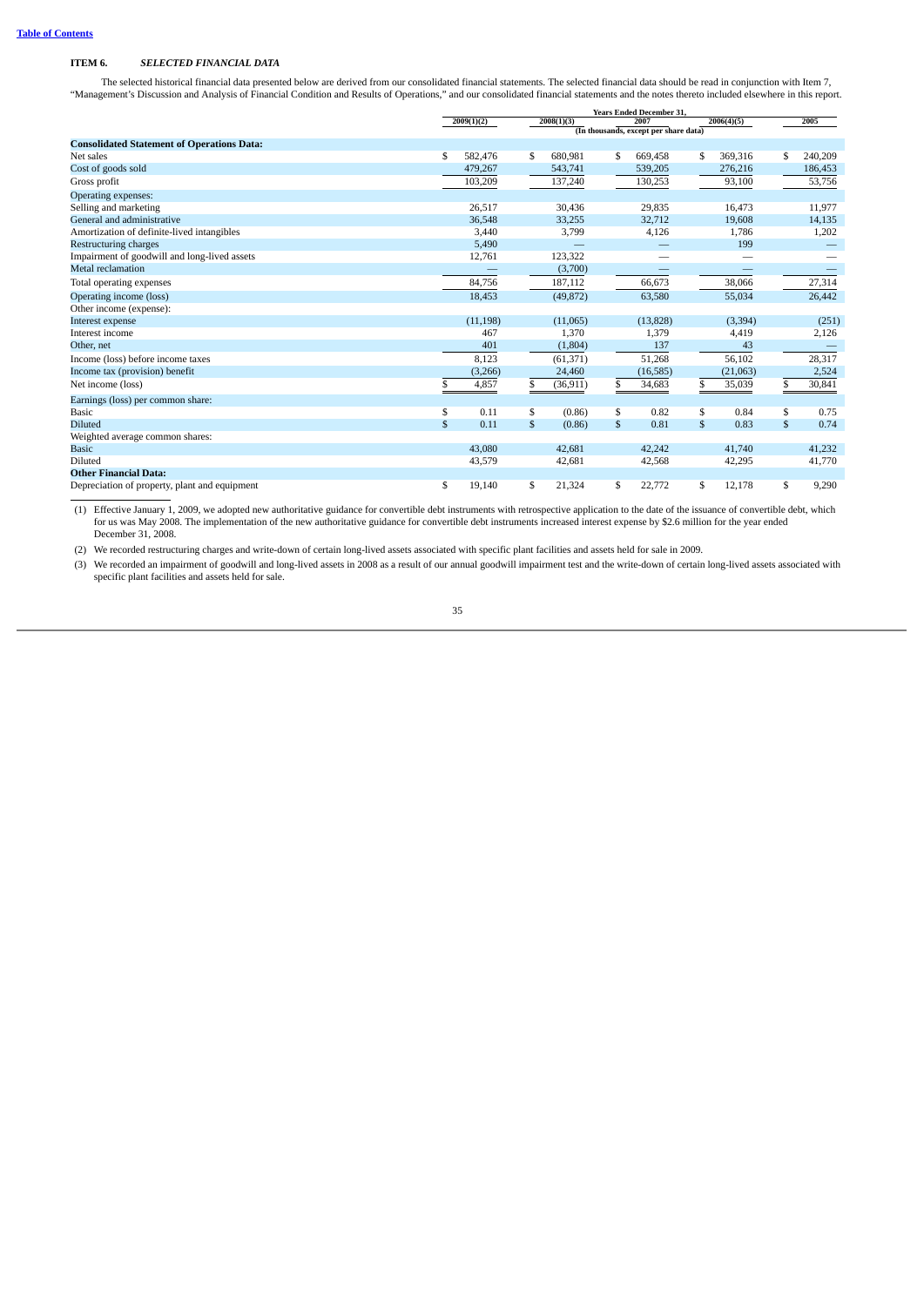[Table of Contents](#)

## ITEM 6. *SELECTED FINANCIAL DATA*

The selected historical financial data presented below are derived from our consolidated financial statements. The selected financial data should be read in conjunction with Item 7, "Management's Discussion and Analysis of Financial Condition and Results of Operations," and our consolidated financial statements and the notes thereto included elsewhere in this report.

| | Years Ended December 31, | | | | |
|---|---|---|---|---|---|
| | 2009(1)(2) | 2008(1)(3) | 2007 | 2006(4)(5) | 2005 |
| | (In thousands, except per share data) | | | | |
| **Consolidated Statement of Operations Data:** | | | | | |
| Net sales | $ 582,476 | $ 680,981 | $ 669,458 | $ 369,316 | $ 240,209 |
| Cost of goods sold | 479,267 | 543,741 | 539,205 | 276,216 | 186,453 |
| Gross profit | 103,209 | 137,240 | 130,253 | 93,100 | 53,756 |
| Operating expenses: | | | | | |
| Selling and marketing | 26,517 | 30,436 | 29,835 | 16,473 | 11,977 |
| General and administrative | 36,548 | 33,255 | 32,712 | 19,608 | 14,135 |
| Amortization of definite-lived intangibles | 3,440 | 3,799 | 4,126 | 1,786 | 1,202 |
| Restructuring charges | 5,490 | — | — | 199 | — |
| Impairment of goodwill and long-lived assets | 12,761 | 123,322 | — | — | — |
| Metal reclamation | — | (3,700) | — | — | — |
| Total operating expenses | 84,756 | 187,112 | 66,673 | 38,066 | 27,314 |
| Operating income (loss) | 18,453 | (49,872) | 63,580 | 55,034 | 26,442 |
| Other income (expense): | | | | | |
| Interest expense | (11,198) | (11,065) | (13,828) | (3,394) | (251) |
| Interest income | 467 | 1,370 | 1,379 | 4,419 | 2,126 |
| Other, net | 401 | (1,804) | 137 | 43 | — |
| Income (loss) before income taxes | 8,123 | (61,371) | 51,268 | 56,102 | 28,317 |
| Income tax (provision) benefit | (3,266) | 24,460 | (16,585) | (21,063) | 2,524 |
| Net income (loss) | $ 4,857 | $ (36,911) | $ 34,683 | $ 35,039 | $ 30,841 |
| Earnings (loss) per common share: | | | | | |
| Basic | $ 0.11 | $ (0.86) | $ 0.82 | $ 0.84 | $ 0.75 |
| Diluted | $ 0.11 | $ (0.86) | $ 0.81 | $ 0.83 | $ 0.74 |
| Weighted average common shares: | | | | | |
| Basic | 43,080 | 42,681 | 42,242 | 41,740 | 41,232 |
| Diluted | 43,579 | 42,681 | 42,568 | 42,295 | 41,770 |
| **Other Financial Data:** | | | | | |
| Depreciation of property, plant and equipment | $ 19,140 | $ 21,324 | $ 22,772 | $ 12,178 | $ 9,290 |

(1) Effective January 1, 2009, we adopted new authoritative guidance for convertible debt instruments with retrospective application to the date of the issuance of convertible debt, which for us was May 2008. The implementation of the new authoritative guidance for convertible debt instruments increased interest expense by $2.6 million for the year ended December 31, 2008.

(2) We recorded restructuring charges and write-down of certain long-lived assets associated with specific plant facilities and assets held for sale in 2009.

(3) We recorded an impairment of goodwill and long-lived assets in 2008 as a result of our annual goodwill impairment test and the write-down of certain long-lived assets associated with specific plant facilities and assets held for sale.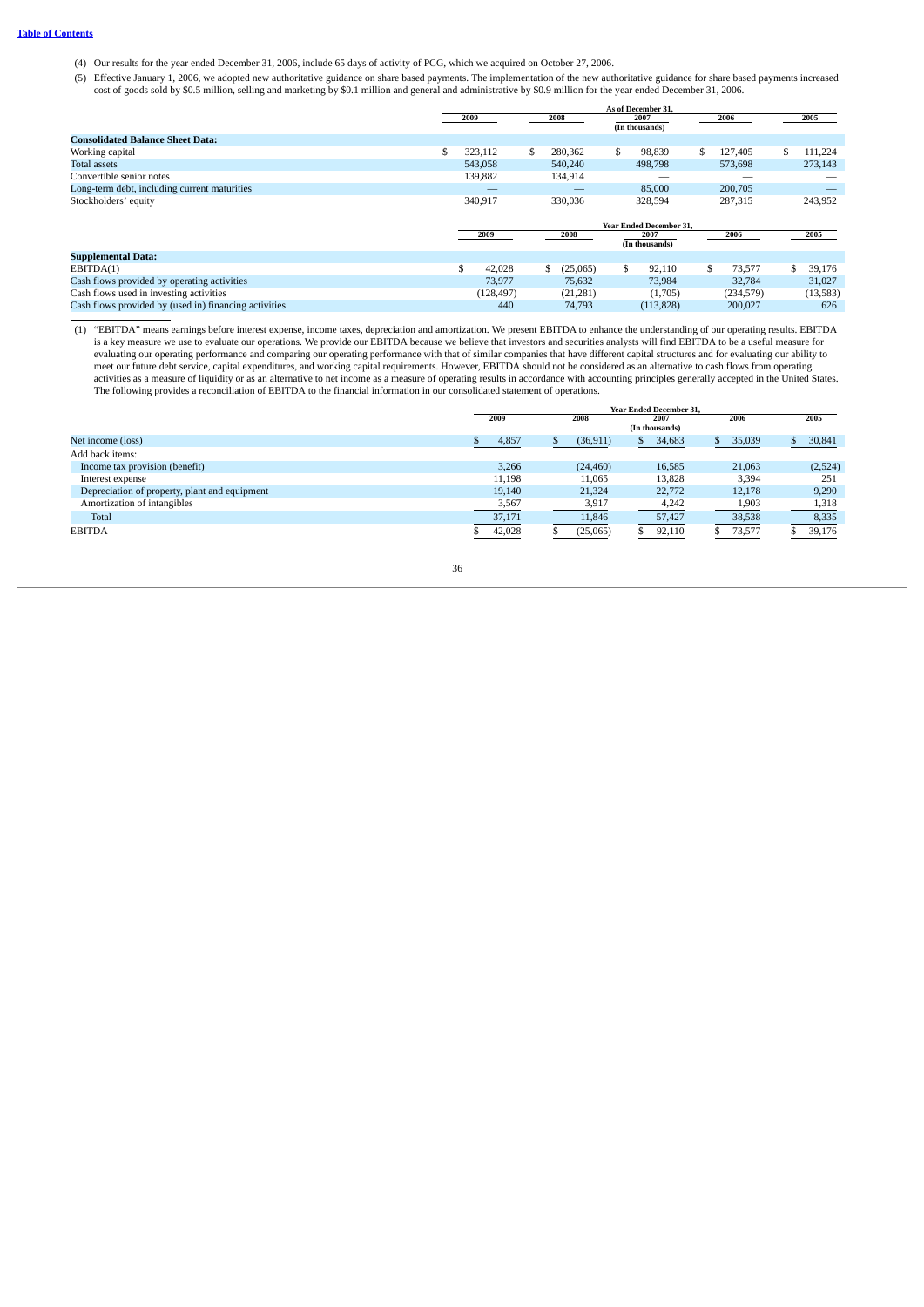(4) Our results for the year ended December 31, 2006, include 65 days of activity of PCG, which we acquired on October 27, 2006.

(5) Effective January 1, 2006, we adopted new authoritative guidance on share based payments. The implementation of the new authoritative guidance for share based payments increased cost of goods sold by $0.5 million, selling and marketing by $0.1 million and general and administrative by $0.9 million for the year ended December 31, 2006.

| | As of December 31, | | | | |
|---|---|---|---|---|---|
| | 2009 | 2008 | 2007 | 2006 | 2005 |
| | | | (In thousands) | | |
| **Consolidated Balance Sheet Data:** | | | | | |
| Working capital | $ 323,112 | $ 280,362 | $ 98,839 | $ 127,405 | $ 111,224 |
| Total assets | 543,058 | 540,240 | 498,798 | 573,698 | 273,143 |
| Convertible senior notes | 139,882 | 134,914 | — | — | — |
| Long-term debt, including current maturities | — | — | 85,000 | 200,705 | — |
| Stockholders' equity | 340,917 | 330,036 | 328,594 | 287,315 | 243,952 |

| | Year Ended December 31, | | | | |
|---|---|---|---|---|---|
| | 2009 | 2008 | 2007 | 2006 | 2005 |
| | | | (In thousands) | | |
| **Supplemental Data:** | | | | | |
| EBITDA(1) | $ 42,028 | $ (25,065) | $ 92,110 | $ 73,577 | $ 39,176 |
| Cash flows provided by operating activities | 73,977 | 75,632 | 73,984 | 32,784 | 31,027 |
| Cash flows used in investing activities | (128,497) | (21,281) | (1,705) | (234,579) | (13,583) |
| Cash flows provided by (used in) financing activities | 440 | 74,793 | (113,828) | 200,027 | 626 |

(1) "EBITDA" means earnings before interest expense, income taxes, depreciation and amortization. We present EBITDA to enhance the understanding of our operating results. EBITDA is a key measure we use to evaluate our operations. We provide our EBITDA because we believe that investors and securities analysts will find EBITDA to be a useful measure for evaluating our operating performance and comparing our operating performance with that of similar companies that have different capital structures and for evaluating our ability to meet our future debt service, capital expenditures, and working capital requirements. However, EBITDA should not be considered as an alternative to cash flows from operating activities as a measure of liquidity or as an alternative to net income as a measure of operating results in accordance with accounting principles generally accepted in the United States. The following provides a reconciliation of EBITDA to the financial information in our consolidated statement of operations.

| | Year Ended December 31, | | | | |
|---|---|---|---|---|---|
| | 2009 | 2008 | 2007 | 2006 | 2005 |
| | | | (In thousands) | | |
| Net income (loss) | $ 4,857 | $ (36,911) | $ 34,683 | $ 35,039 | $ 30,841 |
| Add back items: | | | | | |
| Income tax provision (benefit) | 3,266 | (24,460) | 16,585 | 21,063 | (2,524) |
| Interest expense | 11,198 | 11,065 | 13,828 | 3,394 | 251 |
| Depreciation of property, plant and equipment | 19,140 | 21,324 | 22,772 | 12,178 | 9,290 |
| Amortization of intangibles | 3,567 | 3,917 | 4,242 | 1,903 | 1,318 |
| Total | 37,171 | 11,846 | 57,427 | 38,538 | 8,335 |
| EBITDA | $ 42,028 | $ (25,065) | $ 92,110 | $ 73,577 | $ 39,176 |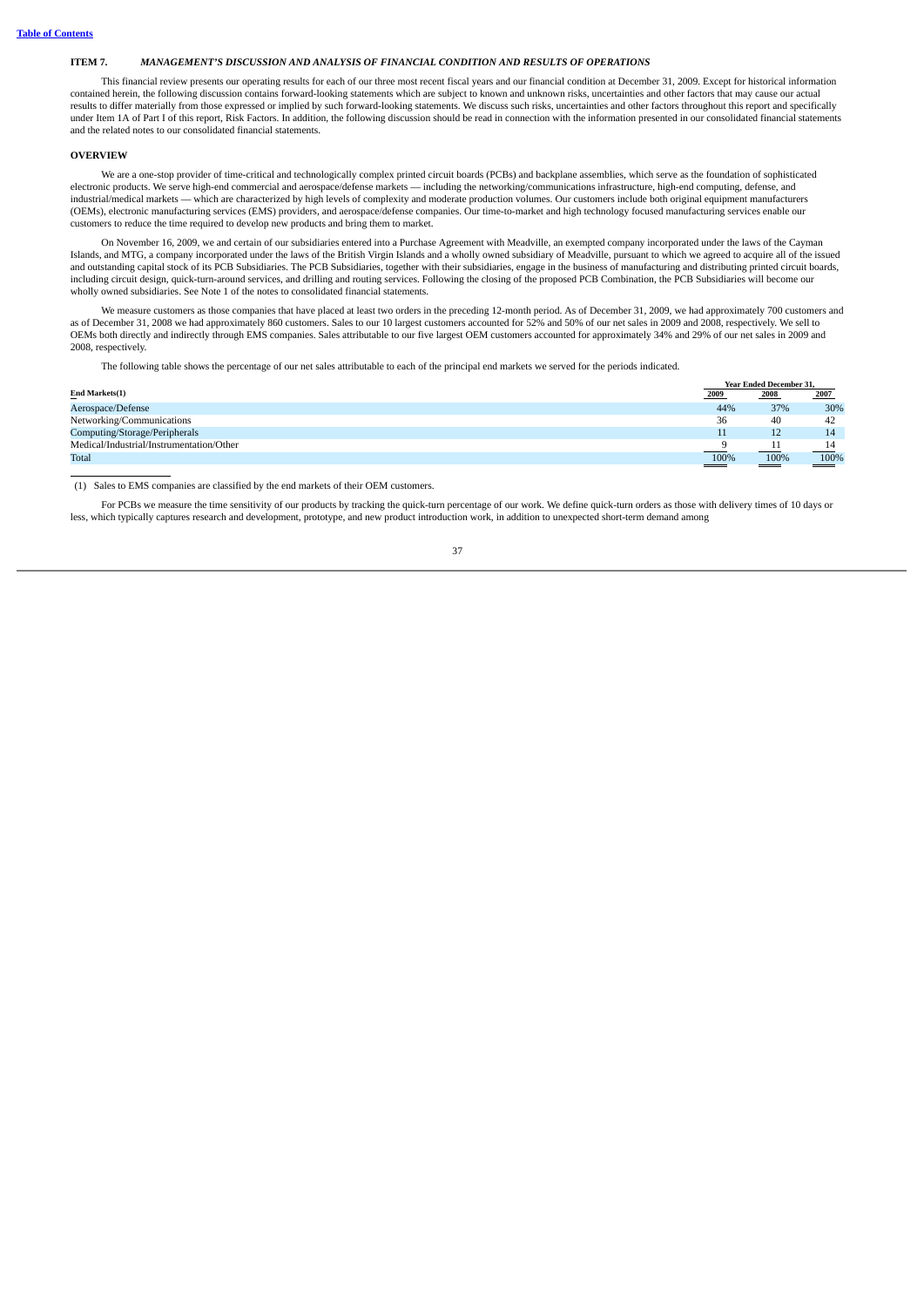## ITEM 7. *MANAGEMENT'S DISCUSSION AND ANALYSIS OF FINANCIAL CONDITION AND RESULTS OF OPERATIONS*

This financial review presents our operating results for each of our three most recent fiscal years and our financial condition at December 31, 2009. Except for historical information contained herein, the following discussion contains forward-looking statements which are subject to known and unknown risks, uncertainties and other factors that may cause our actual results to differ materially from those expressed or implied by such forward-looking statements. We discuss such risks, uncertainties and other factors throughout this report and specifically under Item 1A of Part I of this report, Risk Factors. In addition, the following discussion should be read in connection with the information presented in our consolidated financial statements and the related notes to our consolidated financial statements.

### OVERVIEW

We are a one-stop provider of time-critical and technologically complex printed circuit boards (PCBs) and backplane assemblies, which serve as the foundation of sophisticated electronic products. We serve high-end commercial and aerospace/defense markets — including the networking/communications infrastructure, high-end computing, defense, and industrial/medical markets — which are characterized by high levels of complexity and moderate production volumes. Our customers include both original equipment manufacturers (OEMs), electronic manufacturing services (EMS) providers, and aerospace/defense companies. Our time-to-market and high technology focused manufacturing services enable our customers to reduce the time required to develop new products and bring them to market.

On November 16, 2009, we and certain of our subsidiaries entered into a Purchase Agreement with Meadville, an exempted company incorporated under the laws of the Cayman Islands, and MTG, a company incorporated under the laws of the British Virgin Islands and a wholly owned subsidiary of Meadville, pursuant to which we agreed to acquire all of the issued and outstanding capital stock of its PCB Subsidiaries. The PCB Subsidiaries, together with their subsidiaries, engage in the business of manufacturing and distributing printed circuit boards, including circuit design, quick-turn-around services, and drilling and routing services. Following the closing of the proposed PCB Combination, the PCB Subsidiaries will become our wholly owned subsidiaries. See Note 1 of the notes to consolidated financial statements.

We measure customers as those companies that have placed at least two orders in the preceding 12-month period. As of December 31, 2009, we had approximately 700 customers and as of December 31, 2008 we had approximately 860 customers. Sales to our 10 largest customers accounted for 52% and 50% of our net sales in 2009 and 2008, respectively. We sell to OEMs both directly and indirectly through EMS companies. Sales attributable to our five largest OEM customers accounted for approximately 34% and 29% of our net sales in 2009 and 2008, respectively.

The following table shows the percentage of our net sales attributable to each of the principal end markets we served for the periods indicated.

| | Year Ended December 31, | | |
|---|---|---|---|
| End Markets(1) | 2009 | 2008 | 2007 |
| Aerospace/Defense | 44% | 37% | 30% |
| Networking/Communications | 36 | 40 | 42 |
| Computing/Storage/Peripherals | 11 | 12 | 14 |
| Medical/Industrial/Instrumentation/Other | 9 | 11 | 14 |
| Total | 100% | 100% | 100% |

(1) Sales to EMS companies are classified by the end markets of their OEM customers.

For PCBs we measure the time sensitivity of our products by tracking the quick-turn percentage of our work. We define quick-turn orders as those with delivery times of 10 days or less, which typically captures research and development, prototype, and new product introduction work, in addition to unexpected short-term demand among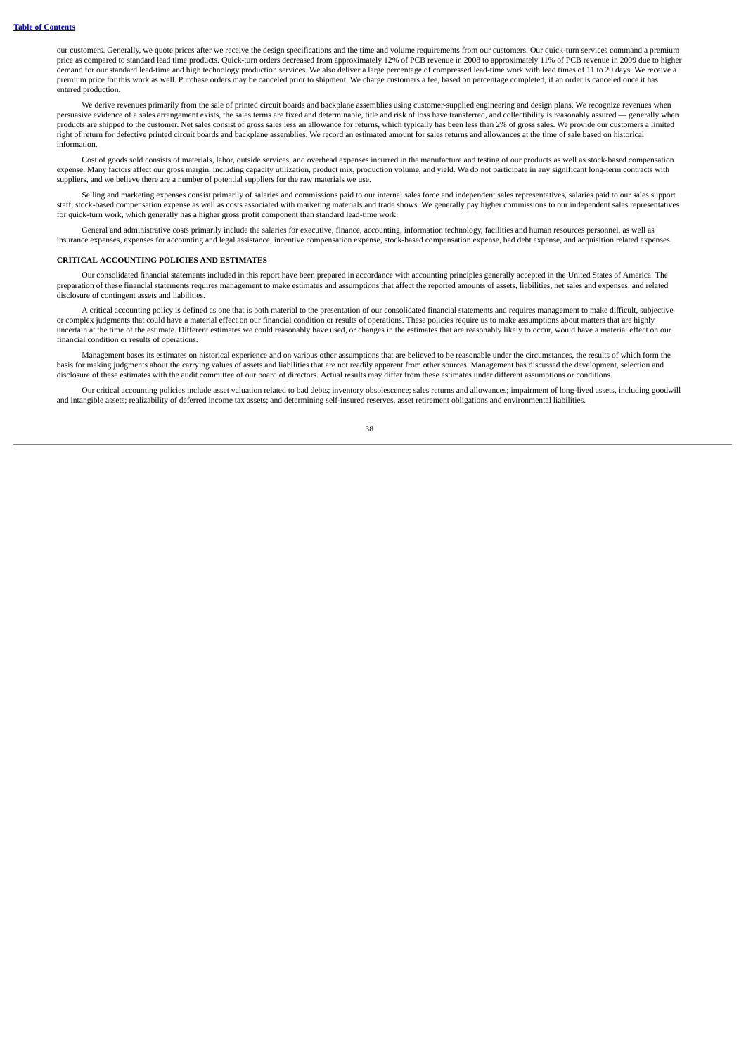our customers. Generally, we quote prices after we receive the design specifications and the time and volume requirements from our customers. Our quick-turn services command a premium price as compared to standard lead time products. Quick-turn orders decreased from approximately 12% of PCB revenue in 2008 to approximately 11% of PCB revenue in 2009 due to higher demand for our standard lead-time and high technology production services. We also deliver a large percentage of compressed lead-time work with lead times of 11 to 20 days. We receive a premium price for this work as well. Purchase orders may be canceled prior to shipment. We charge customers a fee, based on percentage completed, if an order is canceled once it has entered production.

We derive revenues primarily from the sale of printed circuit boards and backplane assemblies using customer-supplied engineering and design plans. We recognize revenues when persuasive evidence of a sales arrangement exists, the sales terms are fixed and determinable, title and risk of loss have transferred, and collectibility is reasonably assured — generally when products are shipped to the customer. Net sales consist of gross sales less an allowance for returns, which typically has been less than 2% of gross sales. We provide our customers a limited right of return for defective printed circuit boards and backplane assemblies. We record an estimated amount for sales returns and allowances at the time of sale based on historical information.

Cost of goods sold consists of materials, labor, outside services, and overhead expenses incurred in the manufacture and testing of our products as well as stock-based compensation expense. Many factors affect our gross margin, including capacity utilization, product mix, production volume, and yield. We do not participate in any significant long-term contracts with suppliers, and we believe there are a number of potential suppliers for the raw materials we use.

Selling and marketing expenses consist primarily of salaries and commissions paid to our internal sales force and independent sales representatives, salaries paid to our sales support staff, stock-based compensation expense as well as costs associated with marketing materials and trade shows. We generally pay higher commissions to our independent sales representatives for quick-turn work, which generally has a higher gross profit component than standard lead-time work.

General and administrative costs primarily include the salaries for executive, finance, accounting, information technology, facilities and human resources personnel, as well as insurance expenses, expenses for accounting and legal assistance, incentive compensation expense, stock-based compensation expense, bad debt expense, and acquisition related expenses.

**CRITICAL ACCOUNTING POLICIES AND ESTIMATES**

Our consolidated financial statements included in this report have been prepared in accordance with accounting principles generally accepted in the United States of America. The preparation of these financial statements requires management to make estimates and assumptions that affect the reported amounts of assets, liabilities, net sales and expenses, and related disclosure of contingent assets and liabilities.

A critical accounting policy is defined as one that is both material to the presentation of our consolidated financial statements and requires management to make difficult, subjective or complex judgments that could have a material effect on our financial condition or results of operations. These policies require us to make assumptions about matters that are highly uncertain at the time of the estimate. Different estimates we could reasonably have used, or changes in the estimates that are reasonably likely to occur, would have a material effect on our financial condition or results of operations.

Management bases its estimates on historical experience and on various other assumptions that are believed to be reasonable under the circumstances, the results of which form the basis for making judgments about the carrying values of assets and liabilities that are not readily apparent from other sources. Management has discussed the development, selection and disclosure of these estimates with the audit committee of our board of directors. Actual results may differ from these estimates under different assumptions or conditions.

Our critical accounting policies include asset valuation related to bad debts; inventory obsolescence; sales returns and allowances; impairment of long-lived assets, including goodwill and intangible assets; realizability of deferred income tax assets; and determining self-insured reserves, asset retirement obligations and environmental liabilities.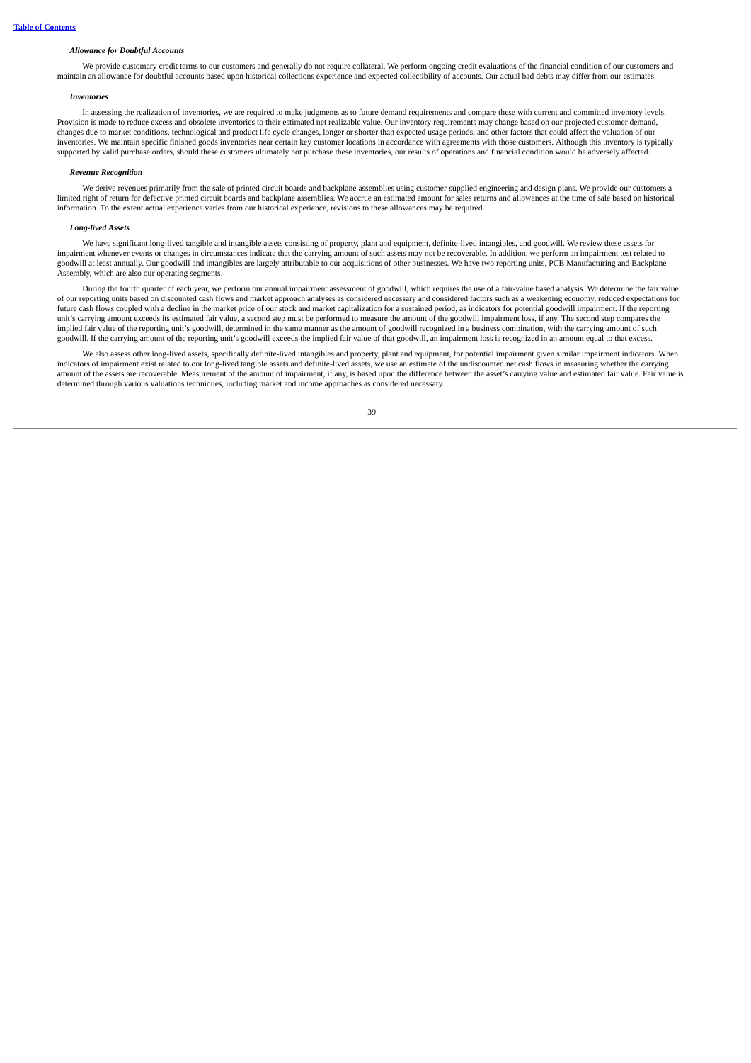***Allowance for Doubtful Accounts***

We provide customary credit terms to our customers and generally do not require collateral. We perform ongoing credit evaluations of the financial condition of our customers and maintain an allowance for doubtful accounts based upon historical collections experience and expected collectibility of accounts. Our actual bad debts may differ from our estimates.

***Inventories***

In assessing the realization of inventories, we are required to make judgments as to future demand requirements and compare these with current and committed inventory levels. Provision is made to reduce excess and obsolete inventories to their estimated net realizable value. Our inventory requirements may change based on our projected customer demand, changes due to market conditions, technological and product life cycle changes, longer or shorter than expected usage periods, and other factors that could affect the valuation of our inventories. We maintain specific finished goods inventories near certain key customer locations in accordance with agreements with those customers. Although this inventory is typically supported by valid purchase orders, should these customers ultimately not purchase these inventories, our results of operations and financial condition would be adversely affected.

***Revenue Recognition***

We derive revenues primarily from the sale of printed circuit boards and backplane assemblies using customer-supplied engineering and design plans. We provide our customers a limited right of return for defective printed circuit boards and backplane assemblies. We accrue an estimated amount for sales returns and allowances at the time of sale based on historical information. To the extent actual experience varies from our historical experience, revisions to these allowances may be required.

***Long-lived Assets***

We have significant long-lived tangible and intangible assets consisting of property, plant and equipment, definite-lived intangibles, and goodwill. We review these assets for impairment whenever events or changes in circumstances indicate that the carrying amount of such assets may not be recoverable. In addition, we perform an impairment test related to goodwill at least annually. Our goodwill and intangibles are largely attributable to our acquisitions of other businesses. We have two reporting units, PCB Manufacturing and Backplane Assembly, which are also our operating segments.

During the fourth quarter of each year, we perform our annual impairment assessment of goodwill, which requires the use of a fair-value based analysis. We determine the fair value of our reporting units based on discounted cash flows and market approach analyses as considered necessary and considered factors such as a weakening economy, reduced expectations for future cash flows coupled with a decline in the market price of our stock and market capitalization for a sustained period, as indicators for potential goodwill impairment. If the reporting unit's carrying amount exceeds its estimated fair value, a second step must be performed to measure the amount of the goodwill impairment loss, if any. The second step compares the implied fair value of the reporting unit's goodwill, determined in the same manner as the amount of goodwill recognized in a business combination, with the carrying amount of such goodwill. If the carrying amount of the reporting unit's goodwill exceeds the implied fair value of that goodwill, an impairment loss is recognized in an amount equal to that excess.

We also assess other long-lived assets, specifically definite-lived intangibles and property, plant and equipment, for potential impairment given similar impairment indicators. When indicators of impairment exist related to our long-lived tangible assets and definite-lived assets, we use an estimate of the undiscounted net cash flows in measuring whether the carrying amount of the assets are recoverable. Measurement of the amount of impairment, if any, is based upon the difference between the asset's carrying value and estimated fair value. Fair value is determined through various valuations techniques, including market and income approaches as considered necessary.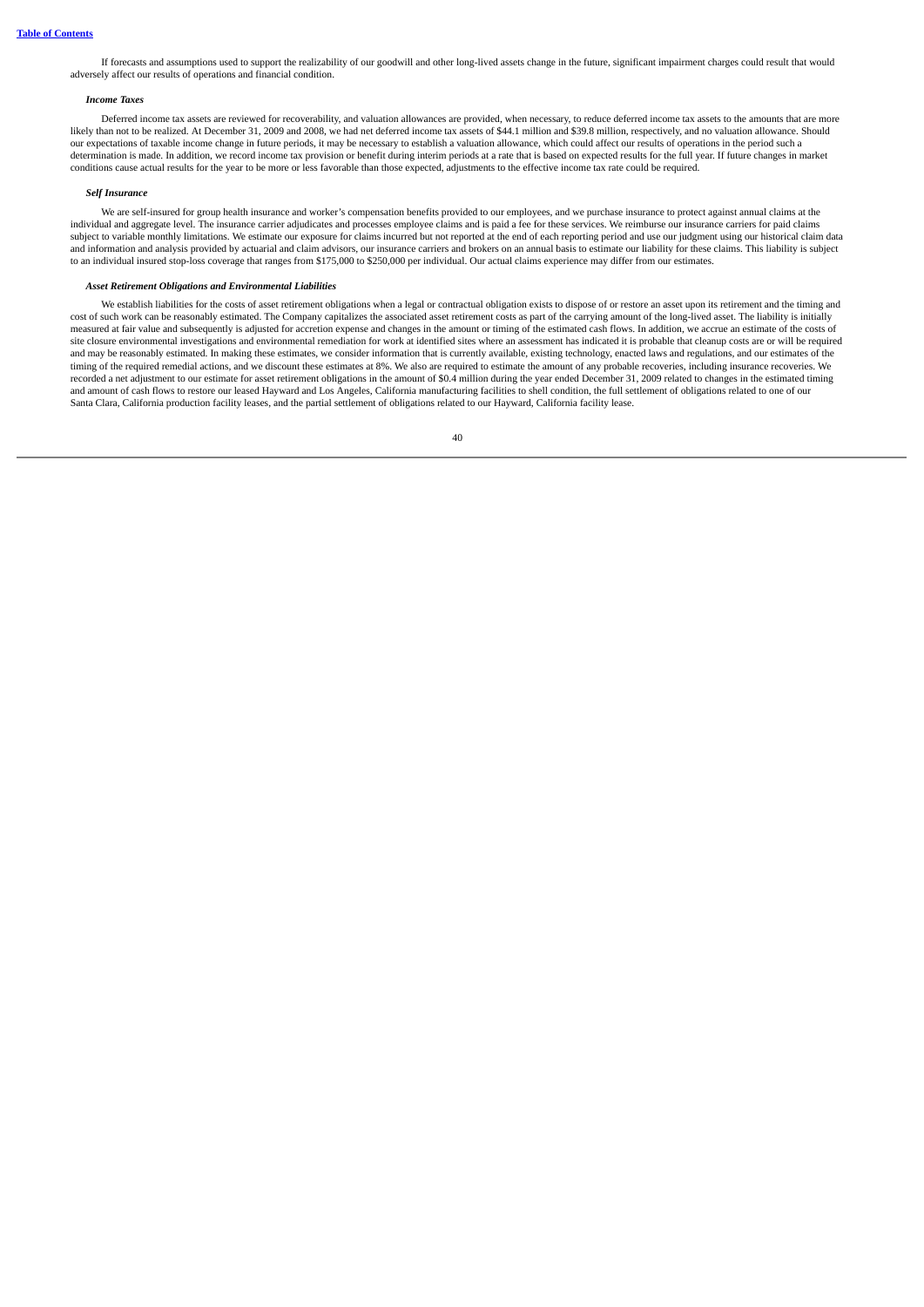If forecasts and assumptions used to support the realizability of our goodwill and other long-lived assets change in the future, significant impairment charges could result that would adversely affect our results of operations and financial condition.

***Income Taxes***

Deferred income tax assets are reviewed for recoverability, and valuation allowances are provided, when necessary, to reduce deferred income tax assets to the amounts that are more likely than not to be realized. At December 31, 2009 and 2008, we had net deferred income tax assets of $44.1 million and $39.8 million, respectively, and no valuation allowance. Should our expectations of taxable income change in future periods, it may be necessary to establish a valuation allowance, which could affect our results of operations in the period such a determination is made. In addition, we record income tax provision or benefit during interim periods at a rate that is based on expected results for the full year. If future changes in market conditions cause actual results for the year to be more or less favorable than those expected, adjustments to the effective income tax rate could be required.

***Self Insurance***

We are self-insured for group health insurance and worker's compensation benefits provided to our employees, and we purchase insurance to protect against annual claims at the individual and aggregate level. The insurance carrier adjudicates and processes employee claims and is paid a fee for these services. We reimburse our insurance carriers for paid claims subject to variable monthly limitations. We estimate our exposure for claims incurred but not reported at the end of each reporting period and use our judgment using our historical claim data and information and analysis provided by actuarial and claim advisors, our insurance carriers and brokers on an annual basis to estimate our liability for these claims. This liability is subject to an individual insured stop-loss coverage that ranges from $175,000 to $250,000 per individual. Our actual claims experience may differ from our estimates.

***Asset Retirement Obligations and Environmental Liabilities***

We establish liabilities for the costs of asset retirement obligations when a legal or contractual obligation exists to dispose of or restore an asset upon its retirement and the timing and cost of such work can be reasonably estimated. The Company capitalizes the associated asset retirement costs as part of the carrying amount of the long-lived asset. The liability is initially measured at fair value and subsequently is adjusted for accretion expense and changes in the amount or timing of the estimated cash flows. In addition, we accrue an estimate of the costs of site closure environmental investigations and environmental remediation for work at identified sites where an assessment has indicated it is probable that cleanup costs are or will be required and may be reasonably estimated. In making these estimates, we consider information that is currently available, existing technology, enacted laws and regulations, and our estimates of the timing of the required remedial actions, and we discount these estimates at 8%. We also are required to estimate the amount of any probable recoveries, including insurance recoveries. We recorded a net adjustment to our estimate for asset retirement obligations in the amount of $0.4 million during the year ended December 31, 2009 related to changes in the estimated timing and amount of cash flows to restore our leased Hayward and Los Angeles, California manufacturing facilities to shell condition, the full settlement of obligations related to one of our Santa Clara, California production facility leases, and the partial settlement of obligations related to our Hayward, California facility lease.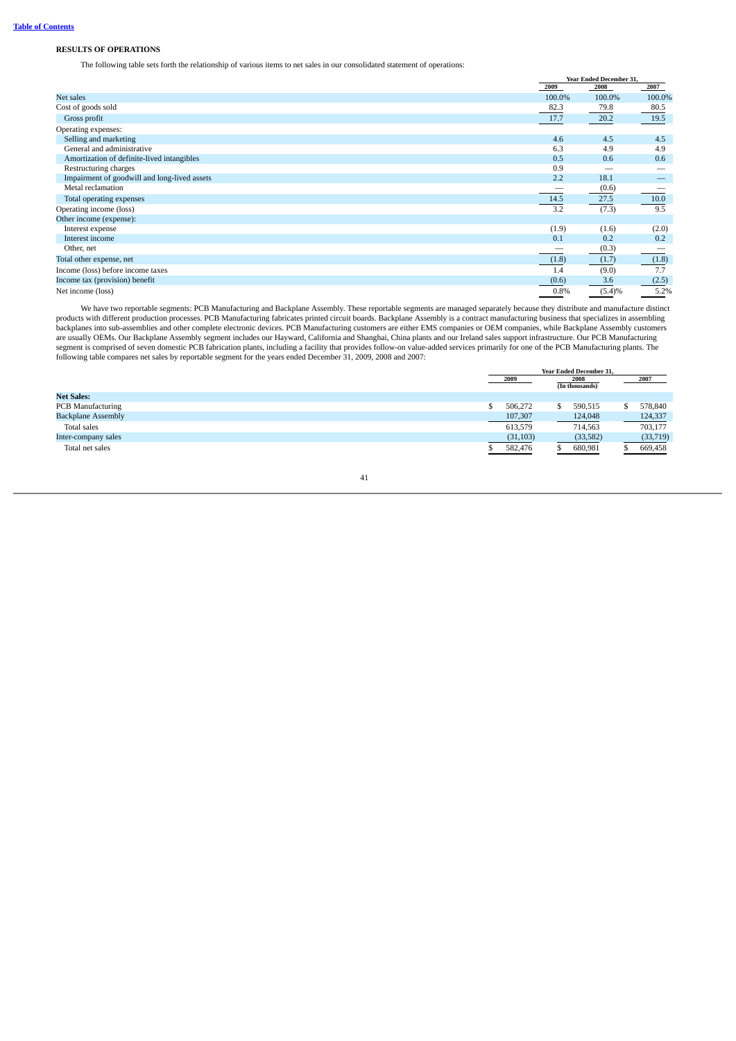**RESULTS OF OPERATIONS**

The following table sets forth the relationship of various items to net sales in our consolidated statement of operations:

| | Year Ended December 31, | | |
|---|---|---|---|
| | 2009 | 2008 | 2007 |
| Net sales | 100.0% | 100.0% | 100.0% |
| Cost of goods sold | 82.3 | 79.8 | 80.5 |
| Gross profit | 17.7 | 20.2 | 19.5 |
| Operating expenses: | | | |
| Selling and marketing | 4.6 | 4.5 | 4.5 |
| General and administrative | 6.3 | 4.9 | 4.9 |
| Amortization of definite-lived intangibles | 0.5 | 0.6 | 0.6 |
| Restructuring charges | 0.9 | — | — |
| Impairment of goodwill and long-lived assets | 2.2 | 18.1 | — |
| Metal reclamation | — | (0.6) | — |
| Total operating expenses | 14.5 | 27.5 | 10.0 |
| Operating income (loss) | 3.2 | (7.3) | 9.5 |
| Other income (expense): | | | |
| Interest expense | (1.9) | (1.6) | (2.0) |
| Interest income | 0.1 | 0.2 | 0.2 |
| Other, net | — | (0.3) | — |
| Total other expense, net | (1.8) | (1.7) | (1.8) |
| Income (loss) before income taxes | 1.4 | (9.0) | 7.7 |
| Income tax (provision) benefit | (0.6) | 3.6 | (2.5) |
| Net income (loss) | 0.8% | (5.4)% | 5.2% |

We have two reportable segments: PCB Manufacturing and Backplane Assembly. These reportable segments are managed separately because they distribute and manufacture distinct products with different production processes. PCB Manufacturing fabricates printed circuit boards. Backplane Assembly is a contract manufacturing business that specializes in assembling backplanes into sub-assemblies and other complete electronic devices. PCB Manufacturing customers are either EMS companies or OEM companies, while Backplane Assembly customers are usually OEMs. Our Backplane Assembly segment includes our Hayward, California and Shanghai, China plants and our Ireland sales support infrastructure. Our PCB Manufacturing segment is comprised of seven domestic PCB fabrication plants, including a facility that provides follow-on value-added services primarily for one of the PCB Manufacturing plants. The following table compares net sales by reportable segment for the years ended December 31, 2009, 2008 and 2007:

| | Year Ended December 31, | | |
|---|---|---|---|
| | 2009 | 2008 | 2007 |
| | | (In thousands) | |
| **Net Sales:** | | | |
| PCB Manufacturing | $ 506,272 | $ 590,515 | $ 578,840 |
| Backplane Assembly | 107,307 | 124,048 | 124,337 |
| Total sales | 613,579 | 714,563 | 703,177 |
| Inter-company sales | (31,103) | (33,582) | (33,719) |
| Total net sales | $ 582,476 | $ 680,981 | $ 669,458 |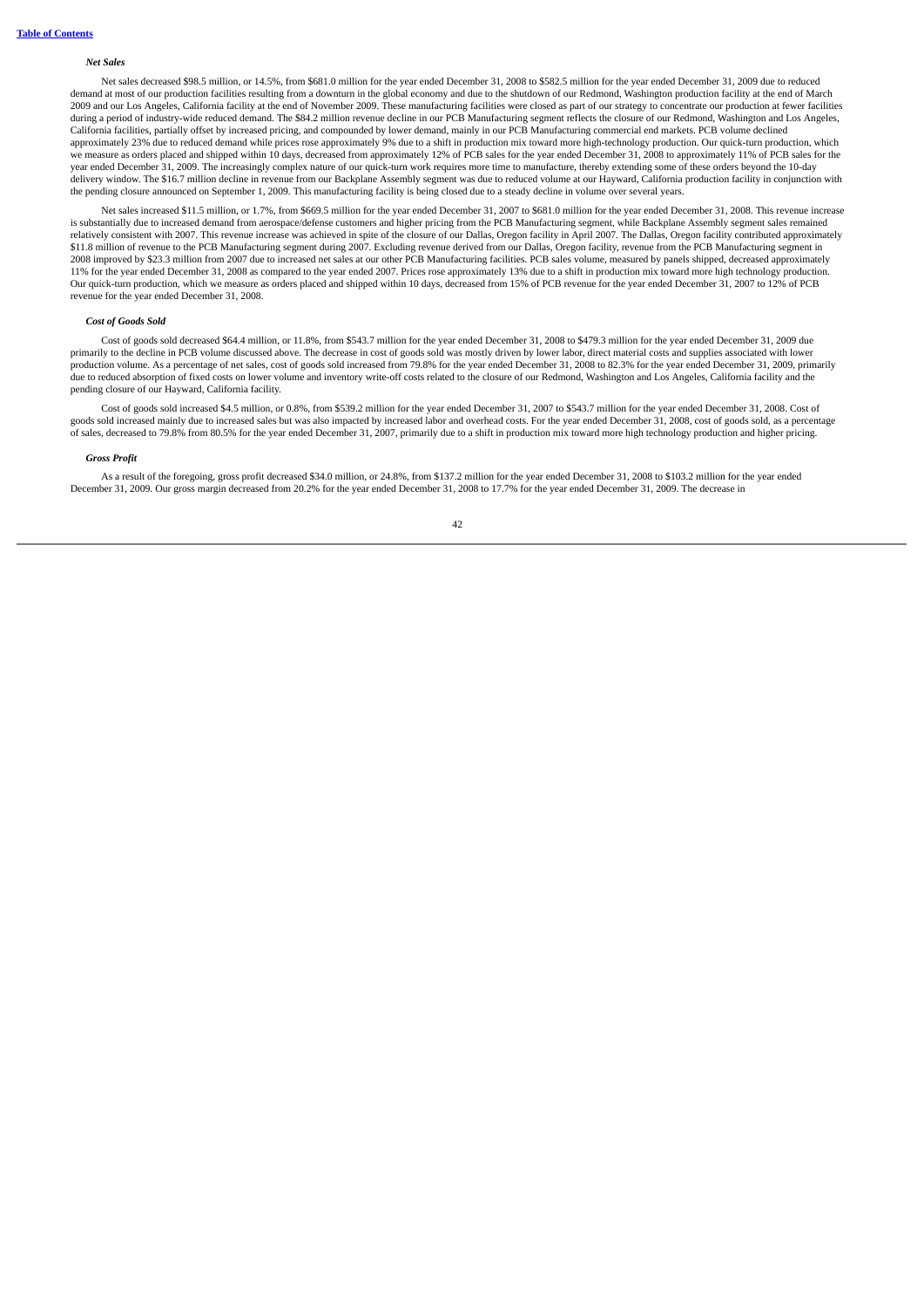***Net Sales***

Net sales decreased $98.5 million, or 14.5%, from $681.0 million for the year ended December 31, 2008 to $582.5 million for the year ended December 31, 2009 due to reduced demand at most of our production facilities resulting from a downturn in the global economy and due to the shutdown of our Redmond, Washington production facility at the end of March 2009 and our Los Angeles, California facility at the end of November 2009. These manufacturing facilities were closed as part of our strategy to concentrate our production at fewer facilities during a period of industry-wide reduced demand. The $84.2 million revenue decline in our PCB Manufacturing segment reflects the closure of our Redmond, Washington and Los Angeles, California facilities, partially offset by increased pricing, and compounded by lower demand, mainly in our PCB Manufacturing commercial end markets. PCB volume declined approximately 23% due to reduced demand while prices rose approximately 9% due to a shift in production mix toward more high-technology production. Our quick-turn production, which we measure as orders placed and shipped within 10 days, decreased from approximately 12% of PCB sales for the year ended December 31, 2008 to approximately 11% of PCB sales for the year ended December 31, 2009. The increasingly complex nature of our quick-turn work requires more time to manufacture, thereby extending some of these orders beyond the 10-day delivery window. The $16.7 million decline in revenue from our Backplane Assembly segment was due to reduced volume at our Hayward, California production facility in conjunction with the pending closure announced on September 1, 2009. This manufacturing facility is being closed due to a steady decline in volume over several years.

Net sales increased $11.5 million, or 1.7%, from $669.5 million for the year ended December 31, 2007 to $681.0 million for the year ended December 31, 2008. This revenue increase is substantially due to increased demand from aerospace/defense customers and higher pricing from the PCB Manufacturing segment, while Backplane Assembly segment sales remained relatively consistent with 2007. This revenue increase was achieved in spite of the closure of our Dallas, Oregon facility in April 2007. The Dallas, Oregon facility contributed approximately $11.8 million of revenue to the PCB Manufacturing segment during 2007. Excluding revenue derived from our Dallas, Oregon facility, revenue from the PCB Manufacturing segment in 2008 improved by $23.3 million from 2007 due to increased net sales at our other PCB Manufacturing facilities. PCB sales volume, measured by panels shipped, decreased approximately 11% for the year ended December 31, 2008 as compared to the year ended 2007. Prices rose approximately 13% due to a shift in production mix toward more high technology production. Our quick-turn production, which we measure as orders placed and shipped within 10 days, decreased from 15% of PCB revenue for the year ended December 31, 2007 to 12% of PCB revenue for the year ended December 31, 2008.

***Cost of Goods Sold***

Cost of goods sold decreased $64.4 million, or 11.8%, from $543.7 million for the year ended December 31, 2008 to $479.3 million for the year ended December 31, 2009 due primarily to the decline in PCB volume discussed above. The decrease in cost of goods sold was mostly driven by lower labor, direct material costs and supplies associated with lower production volume. As a percentage of net sales, cost of goods sold increased from 79.8% for the year ended December 31, 2008 to 82.3% for the year ended December 31, 2009, primarily due to reduced absorption of fixed costs on lower volume and inventory write-off costs related to the closure of our Redmond, Washington and Los Angeles, California facility and the pending closure of our Hayward, California facility.

Cost of goods sold increased $4.5 million, or 0.8%, from $539.2 million for the year ended December 31, 2007 to $543.7 million for the year ended December 31, 2008. Cost of goods sold increased mainly due to increased sales but was also impacted by increased labor and overhead costs. For the year ended December 31, 2008, cost of goods sold, as a percentage of sales, decreased to 79.8% from 80.5% for the year ended December 31, 2007, primarily due to a shift in production mix toward more high technology production and higher pricing.

***Gross Profit***

As a result of the foregoing, gross profit decreased $34.0 million, or 24.8%, from $137.2 million for the year ended December 31, 2008 to $103.2 million for the year ended December 31, 2009. Our gross margin decreased from 20.2% for the year ended December 31, 2008 to 17.7% for the year ended December 31, 2009. The decrease in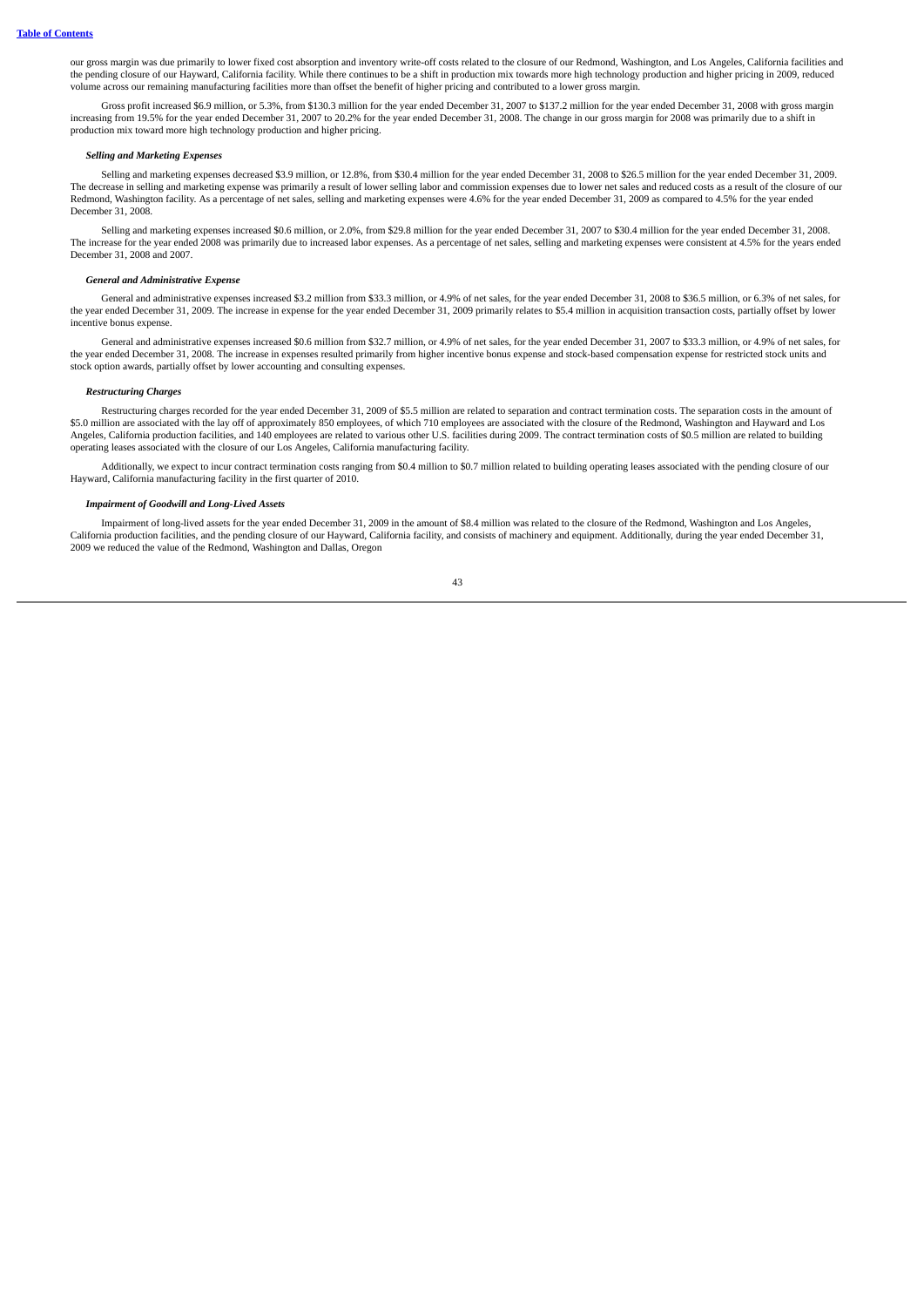our gross margin was due primarily to lower fixed cost absorption and inventory write-off costs related to the closure of our Redmond, Washington, and Los Angeles, California facilities and the pending closure of our Hayward, California facility. While there continues to be a shift in production mix towards more high technology production and higher pricing in 2009, reduced volume across our remaining manufacturing facilities more than offset the benefit of higher pricing and contributed to a lower gross margin.

Gross profit increased $6.9 million, or 5.3%, from $130.3 million for the year ended December 31, 2007 to $137.2 million for the year ended December 31, 2008 with gross margin increasing from 19.5% for the year ended December 31, 2007 to 20.2% for the year ended December 31, 2008. The change in our gross margin for 2008 was primarily due to a shift in production mix toward more high technology production and higher pricing.

***Selling and Marketing Expenses***

Selling and marketing expenses decreased $3.9 million, or 12.8%, from $30.4 million for the year ended December 31, 2008 to $26.5 million for the year ended December 31, 2009. The decrease in selling and marketing expense was primarily a result of lower selling labor and commission expenses due to lower net sales and reduced costs as a result of the closure of our Redmond, Washington facility. As a percentage of net sales, selling and marketing expenses were 4.6% for the year ended December 31, 2009 as compared to 4.5% for the year ended December 31, 2008.

Selling and marketing expenses increased $0.6 million, or 2.0%, from $29.8 million for the year ended December 31, 2007 to $30.4 million for the year ended December 31, 2008. The increase for the year ended 2008 was primarily due to increased labor expenses. As a percentage of net sales, selling and marketing expenses were consistent at 4.5% for the years ended December 31, 2008 and 2007.

***General and Administrative Expense***

General and administrative expenses increased $3.2 million from $33.3 million, or 4.9% of net sales, for the year ended December 31, 2008 to $36.5 million, or 6.3% of net sales, for the year ended December 31, 2009. The increase in expense for the year ended December 31, 2009 primarily relates to $5.4 million in acquisition transaction costs, partially offset by lower incentive bonus expense.

General and administrative expenses increased $0.6 million from $32.7 million, or 4.9% of net sales, for the year ended December 31, 2007 to $33.3 million, or 4.9% of net sales, for the year ended December 31, 2008. The increase in expenses resulted primarily from higher incentive bonus expense and stock-based compensation expense for restricted stock units and stock option awards, partially offset by lower accounting and consulting expenses.

***Restructuring Charges***

Restructuring charges recorded for the year ended December 31, 2009 of $5.5 million are related to separation and contract termination costs. The separation costs in the amount of $5.0 million are associated with the lay off of approximately 850 employees, of which 710 employees are associated with the closure of the Redmond, Washington and Hayward and Los Angeles, California production facilities, and 140 employees are related to various other U.S. facilities during 2009. The contract termination costs of $0.5 million are related to building operating leases associated with the closure of our Los Angeles, California manufacturing facility.

Additionally, we expect to incur contract termination costs ranging from $0.4 million to $0.7 million related to building operating leases associated with the pending closure of our Hayward, California manufacturing facility in the first quarter of 2010.

***Impairment of Goodwill and Long-Lived Assets***

Impairment of long-lived assets for the year ended December 31, 2009 in the amount of $8.4 million was related to the closure of the Redmond, Washington and Los Angeles, California production facilities, and the pending closure of our Hayward, California facility, and consists of machinery and equipment. Additionally, during the year ended December 31, 2009 we reduced the value of the Redmond, Washington and Dallas, Oregon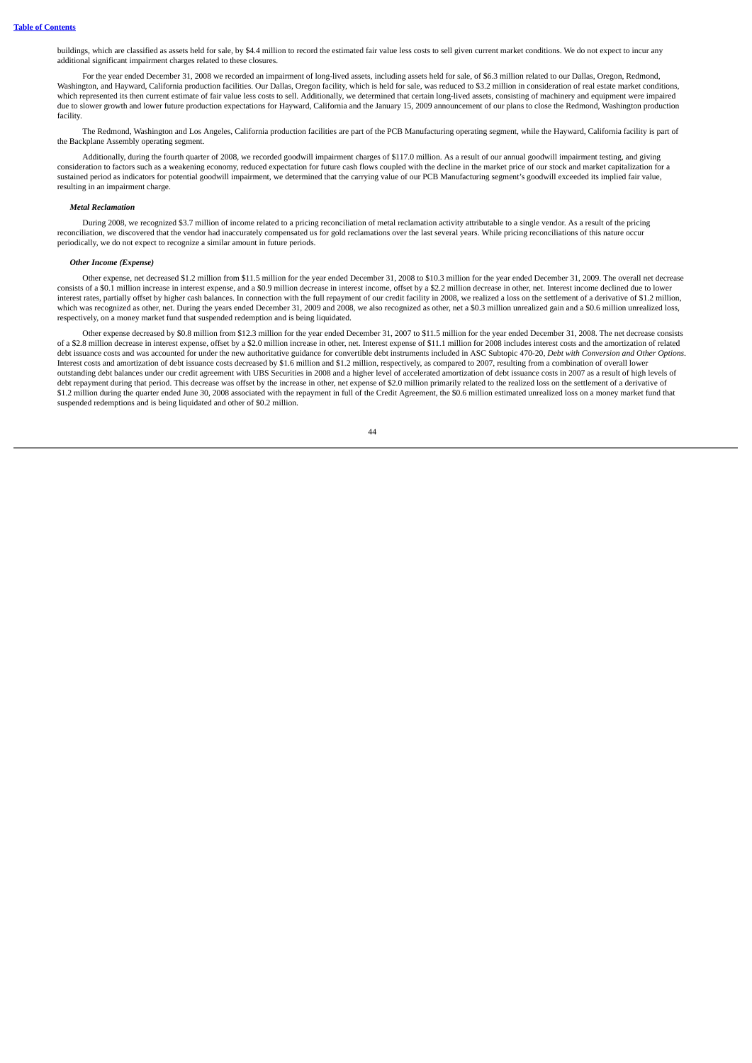buildings, which are classified as assets held for sale, by $4.4 million to record the estimated fair value less costs to sell given current market conditions. We do not expect to incur any additional significant impairment charges related to these closures.

For the year ended December 31, 2008 we recorded an impairment of long-lived assets, including assets held for sale, of $6.3 million related to our Dallas, Oregon, Redmond, Washington, and Hayward, California production facilities. Our Dallas, Oregon facility, which is held for sale, was reduced to $3.2 million in consideration of real estate market conditions, which represented its then current estimate of fair value less costs to sell. Additionally, we determined that certain long-lived assets, consisting of machinery and equipment were impaired due to slower growth and lower future production expectations for Hayward, California and the January 15, 2009 announcement of our plans to close the Redmond, Washington production facility.

The Redmond, Washington and Los Angeles, California production facilities are part of the PCB Manufacturing operating segment, while the Hayward, California facility is part of the Backplane Assembly operating segment.

Additionally, during the fourth quarter of 2008, we recorded goodwill impairment charges of $117.0 million. As a result of our annual goodwill impairment testing, and giving consideration to factors such as a weakening economy, reduced expectation for future cash flows coupled with the decline in the market price of our stock and market capitalization for a sustained period as indicators for potential goodwill impairment, we determined that the carrying value of our PCB Manufacturing segment's goodwill exceeded its implied fair value, resulting in an impairment charge.

***Metal Reclamation***

During 2008, we recognized $3.7 million of income related to a pricing reconciliation of metal reclamation activity attributable to a single vendor. As a result of the pricing reconciliation, we discovered that the vendor had inaccurately compensated us for gold reclamations over the last several years. While pricing reconciliations of this nature occur periodically, we do not expect to recognize a similar amount in future periods.

***Other Income (Expense)***

Other expense, net decreased $1.2 million from $11.5 million for the year ended December 31, 2008 to $10.3 million for the year ended December 31, 2009. The overall net decrease consists of a $0.1 million increase in interest expense, and a $0.9 million decrease in interest income, offset by a $2.2 million decrease in other, net. Interest income declined due to lower interest rates, partially offset by higher cash balances. In connection with the full repayment of our credit facility in 2008, we realized a loss on the settlement of a derivative of $1.2 million, which was recognized as other, net. During the years ended December 31, 2009 and 2008, we also recognized as other, net a $0.3 million unrealized gain and a $0.6 million unrealized loss, respectively, on a money market fund that suspended redemption and is being liquidated.

Other expense decreased by $0.8 million from $12.3 million for the year ended December 31, 2007 to $11.5 million for the year ended December 31, 2008. The net decrease consists of a $2.8 million decrease in interest expense, offset by a $2.0 million increase in other, net. Interest expense of $11.1 million for 2008 includes interest costs and the amortization of related debt issuance costs and was accounted for under the new authoritative guidance for convertible debt instruments included in ASC Subtopic 470-20, *Debt with Conversion and Other Options*. Interest costs and amortization of debt issuance costs decreased by $1.6 million and $1.2 million, respectively, as compared to 2007, resulting from a combination of overall lower outstanding debt balances under our credit agreement with UBS Securities in 2008 and a higher level of accelerated amortization of debt issuance costs in 2007 as a result of high levels of debt repayment during that period. This decrease was offset by the increase in other, net expense of $2.0 million primarily related to the realized loss on the settlement of a derivative of $1.2 million during the quarter ended June 30, 2008 associated with the repayment in full of the Credit Agreement, the $0.6 million estimated unrealized loss on a money market fund that suspended redemptions and is being liquidated and other of $0.2 million.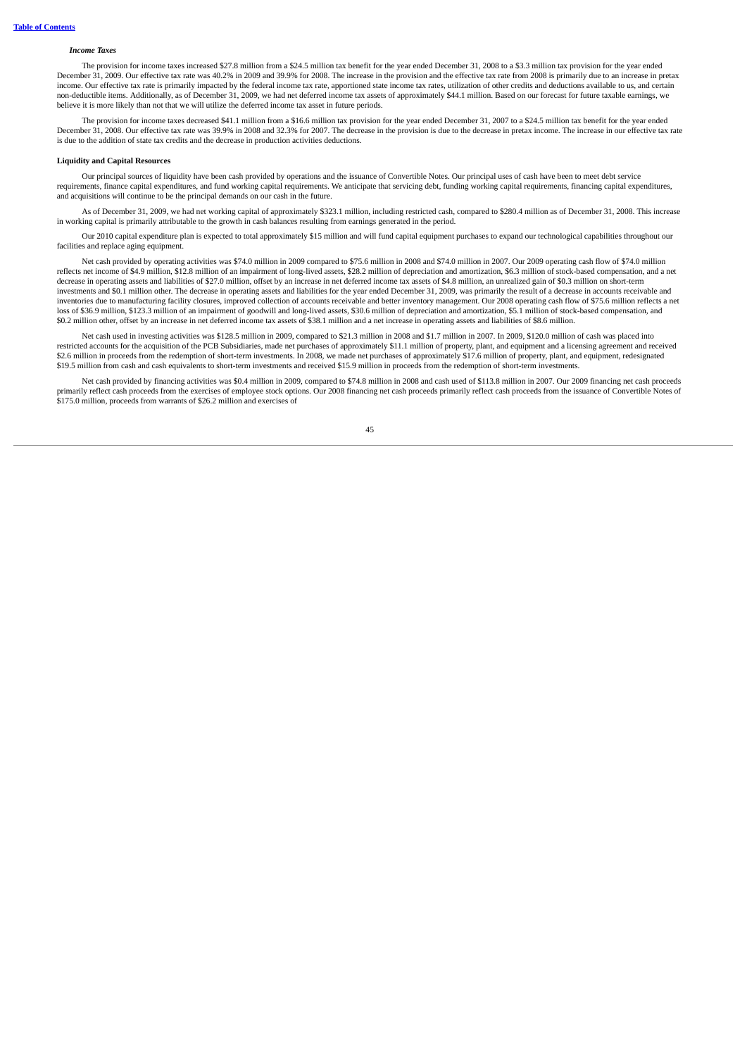*Income Taxes*

The provision for income taxes increased $27.8 million from a $24.5 million tax benefit for the year ended December 31, 2008 to a $3.3 million tax provision for the year ended December 31, 2009. Our effective tax rate was 40.2% in 2009 and 39.9% for 2008. The increase in the provision and the effective tax rate from 2008 is primarily due to an increase in pretax income. Our effective tax rate is primarily impacted by the federal income tax rate, apportioned state income tax rates, utilization of other credits and deductions available to us, and certain non-deductible items. Additionally, as of December 31, 2009, we had net deferred income tax assets of approximately $44.1 million. Based on our forecast for future taxable earnings, we believe it is more likely than not that we will utilize the deferred income tax asset in future periods.

The provision for income taxes decreased $41.1 million from a $16.6 million tax provision for the year ended December 31, 2007 to a $24.5 million tax benefit for the year ended December 31, 2008. Our effective tax rate was 39.9% in 2008 and 32.3% for 2007. The decrease in the provision is due to the decrease in pretax income. The increase in our effective tax rate is due to the addition of state tax credits and the decrease in production activities deductions.

**Liquidity and Capital Resources**

Our principal sources of liquidity have been cash provided by operations and the issuance of Convertible Notes. Our principal uses of cash have been to meet debt service requirements, finance capital expenditures, and fund working capital requirements. We anticipate that servicing debt, funding working capital requirements, financing capital expenditures, and acquisitions will continue to be the principal demands on our cash in the future.

As of December 31, 2009, we had net working capital of approximately $323.1 million, including restricted cash, compared to $280.4 million as of December 31, 2008. This increase in working capital is primarily attributable to the growth in cash balances resulting from earnings generated in the period.

Our 2010 capital expenditure plan is expected to total approximately $15 million and will fund capital equipment purchases to expand our technological capabilities throughout our facilities and replace aging equipment.

Net cash provided by operating activities was $74.0 million in 2009 compared to $75.6 million in 2008 and $74.0 million in 2007. Our 2009 operating cash flow of $74.0 million reflects net income of $4.9 million, $12.8 million of an impairment of long-lived assets, $28.2 million of depreciation and amortization, $6.3 million of stock-based compensation, and a net decrease in operating assets and liabilities of $27.0 million, offset by an increase in net deferred income tax assets of $4.8 million, an unrealized gain of $0.3 million on short-term investments and $0.1 million other. The decrease in operating assets and liabilities for the year ended December 31, 2009, was primarily the result of a decrease in accounts receivable and inventories due to manufacturing facility closures, improved collection of accounts receivable and better inventory management. Our 2008 operating cash flow of $75.6 million reflects a net loss of $36.9 million, $123.3 million of an impairment of goodwill and long-lived assets, $30.6 million of depreciation and amortization, $5.1 million of stock-based compensation, and $0.2 million other, offset by an increase in net deferred income tax assets of $38.1 million and a net increase in operating assets and liabilities of $8.6 million.

Net cash used in investing activities was $128.5 million in 2009, compared to $21.3 million in 2008 and $1.7 million in 2007. In 2009, $120.0 million of cash was placed into restricted accounts for the acquisition of the PCB Subsidiaries, made net purchases of approximately $11.1 million of property, plant, and equipment and a licensing agreement and received $2.6 million in proceeds from the redemption of short-term investments. In 2008, we made net purchases of approximately $17.6 million of property, plant, and equipment, redesignated $19.5 million from cash and cash equivalents to short-term investments and received $15.9 million in proceeds from the redemption of short-term investments.

Net cash provided by financing activities was $0.4 million in 2009, compared to $74.8 million in 2008 and cash used of $113.8 million in 2007. Our 2009 financing net cash proceeds primarily reflect cash proceeds from the exercises of employee stock options. Our 2008 financing net cash proceeds primarily reflect cash proceeds from the issuance of Convertible Notes of $175.0 million, proceeds from warrants of $26.2 million and exercises of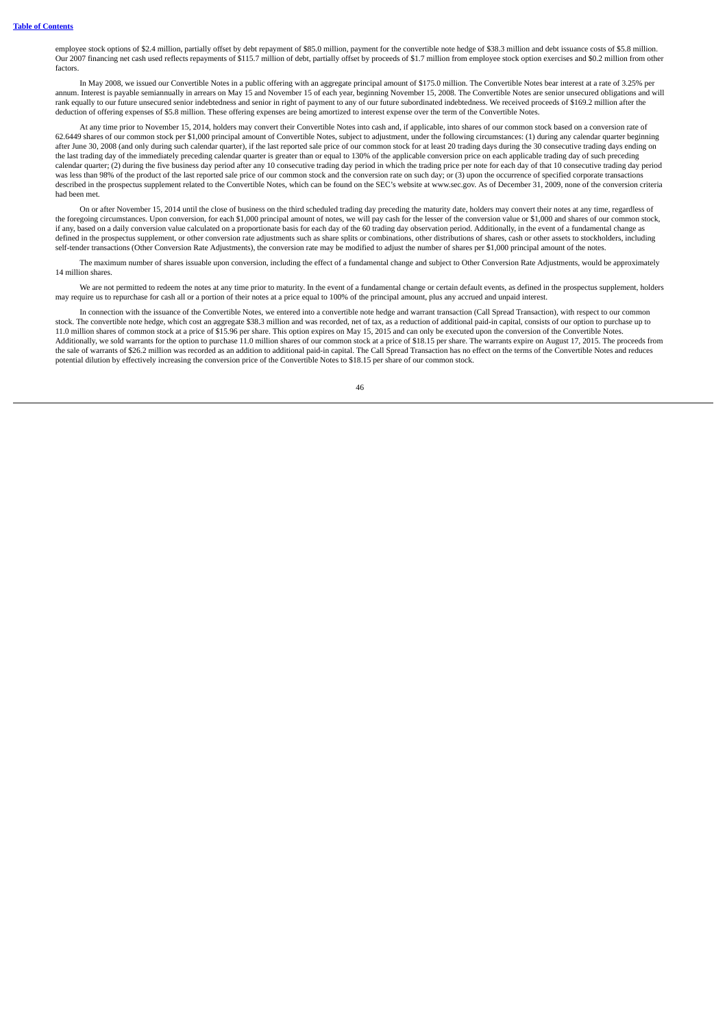employee stock options of $2.4 million, partially offset by debt repayment of $85.0 million, payment for the convertible note hedge of $38.3 million and debt issuance costs of $5.8 million. Our 2007 financing net cash used reflects repayments of $115.7 million of debt, partially offset by proceeds of $1.7 million from employee stock option exercises and $0.2 million from other factors.

In May 2008, we issued our Convertible Notes in a public offering with an aggregate principal amount of $175.0 million. The Convertible Notes bear interest at a rate of 3.25% per annum. Interest is payable semiannually in arrears on May 15 and November 15 of each year, beginning November 15, 2008. The Convertible Notes are senior unsecured obligations and will rank equally to our future unsecured senior indebtedness and senior in right of payment to any of our future subordinated indebtedness. We received proceeds of $169.2 million after the deduction of offering expenses of $5.8 million. These offering expenses are being amortized to interest expense over the term of the Convertible Notes.

At any time prior to November 15, 2014, holders may convert their Convertible Notes into cash and, if applicable, into shares of our common stock based on a conversion rate of 62.6449 shares of our common stock per $1,000 principal amount of Convertible Notes, subject to adjustment, under the following circumstances: (1) during any calendar quarter beginning after June 30, 2008 (and only during such calendar quarter), if the last reported sale price of our common stock for at least 20 trading days during the 30 consecutive trading days ending on the last trading day of the immediately preceding calendar quarter is greater than or equal to 130% of the applicable conversion price on each applicable trading day of such preceding calendar quarter; (2) during the five business day period after any 10 consecutive trading day period in which the trading price per note for each day of that 10 consecutive trading day period was less than 98% of the product of the last reported sale price of our common stock and the conversion rate on such day; or (3) upon the occurrence of specified corporate transactions described in the prospectus supplement related to the Convertible Notes, which can be found on the SEC's website at www.sec.gov. As of December 31, 2009, none of the conversion criteria had been met.

On or after November 15, 2014 until the close of business on the third scheduled trading day preceding the maturity date, holders may convert their notes at any time, regardless of the foregoing circumstances. Upon conversion, for each $1,000 principal amount of notes, we will pay cash for the lesser of the conversion value or $1,000 and shares of our common stock, if any, based on a daily conversion value calculated on a proportionate basis for each day of the 60 trading day observation period. Additionally, in the event of a fundamental change as defined in the prospectus supplement, or other conversion rate adjustments such as share splits or combinations, other distributions of shares, cash or other assets to stockholders, including self-tender transactions (Other Conversion Rate Adjustments), the conversion rate may be modified to adjust the number of shares per $1,000 principal amount of the notes.

The maximum number of shares issuable upon conversion, including the effect of a fundamental change and subject to Other Conversion Rate Adjustments, would be approximately 14 million shares.

We are not permitted to redeem the notes at any time prior to maturity. In the event of a fundamental change or certain default events, as defined in the prospectus supplement, holders may require us to repurchase for cash all or a portion of their notes at a price equal to 100% of the principal amount, plus any accrued and unpaid interest.

In connection with the issuance of the Convertible Notes, we entered into a convertible note hedge and warrant transaction (Call Spread Transaction), with respect to our common stock. The convertible note hedge, which cost an aggregate $38.3 million and was recorded, net of tax, as a reduction of additional paid-in capital, consists of our option to purchase up to 11.0 million shares of common stock at a price of $15.96 per share. This option expires on May 15, 2015 and can only be executed upon the conversion of the Convertible Notes. Additionally, we sold warrants for the option to purchase 11.0 million shares of our common stock at a price of $18.15 per share. The warrants expire on August 17, 2015. The proceeds from the sale of warrants of $26.2 million was recorded as an addition to additional paid-in capital. The Call Spread Transaction has no effect on the terms of the Convertible Notes and reduces potential dilution by effectively increasing the conversion price of the Convertible Notes to $18.15 per share of our common stock.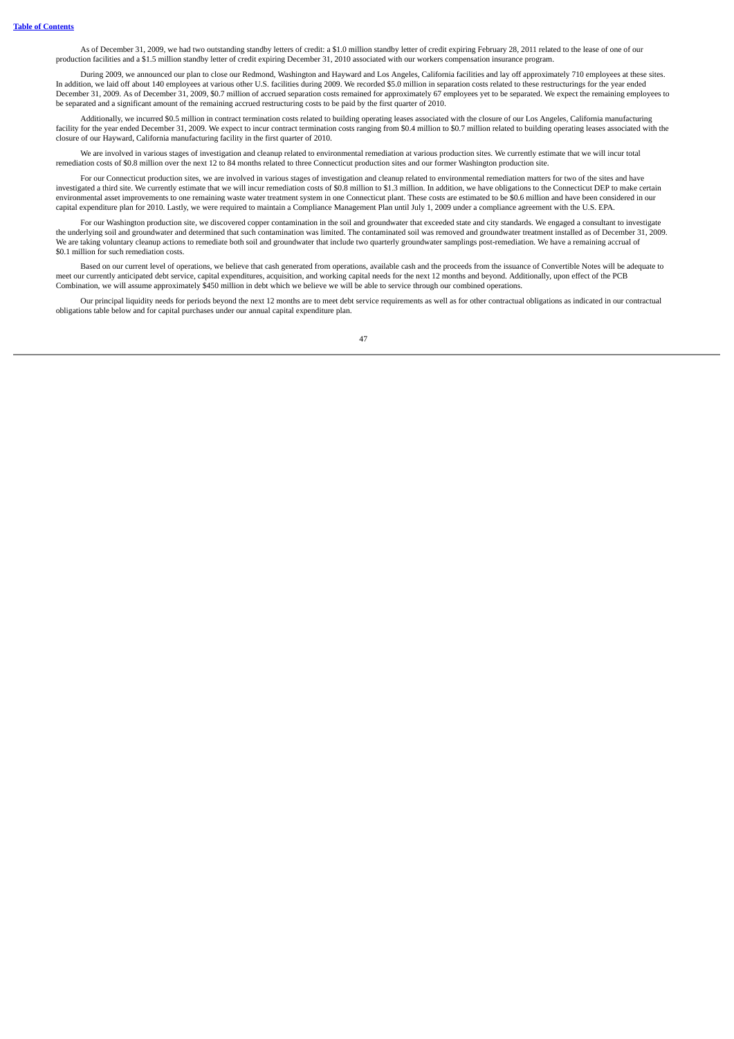As of December 31, 2009, we had two outstanding standby letters of credit: a $1.0 million standby letter of credit expiring February 28, 2011 related to the lease of one of our production facilities and a $1.5 million standby letter of credit expiring December 31, 2010 associated with our workers compensation insurance program.

During 2009, we announced our plan to close our Redmond, Washington and Hayward and Los Angeles, California facilities and lay off approximately 710 employees at these sites. In addition, we laid off about 140 employees at various other U.S. facilities during 2009. We recorded $5.0 million in separation costs related to these restructurings for the year ended December 31, 2009. As of December 31, 2009, $0.7 million of accrued separation costs remained for approximately 67 employees yet to be separated. We expect the remaining employees to be separated and a significant amount of the remaining accrued restructuring costs to be paid by the first quarter of 2010.

Additionally, we incurred $0.5 million in contract termination costs related to building operating leases associated with the closure of our Los Angeles, California manufacturing facility for the year ended December 31, 2009. We expect to incur contract termination costs ranging from $0.4 million to $0.7 million related to building operating leases associated with the closure of our Hayward, California manufacturing facility in the first quarter of 2010.

We are involved in various stages of investigation and cleanup related to environmental remediation at various production sites. We currently estimate that we will incur total remediation costs of $0.8 million over the next 12 to 84 months related to three Connecticut production sites and our former Washington production site.

For our Connecticut production sites, we are involved in various stages of investigation and cleanup related to environmental remediation matters for two of the sites and have investigated a third site. We currently estimate that we will incur remediation costs of $0.8 million to $1.3 million. In addition, we have obligations to the Connecticut DEP to make certain environmental asset improvements to one remaining waste water treatment system in one Connecticut plant. These costs are estimated to be $0.6 million and have been considered in our capital expenditure plan for 2010. Lastly, we were required to maintain a Compliance Management Plan until July 1, 2009 under a compliance agreement with the U.S. EPA.

For our Washington production site, we discovered copper contamination in the soil and groundwater that exceeded state and city standards. We engaged a consultant to investigate the underlying soil and groundwater and determined that such contamination was limited. The contaminated soil was removed and groundwater treatment installed as of December 31, 2009. We are taking voluntary cleanup actions to remediate both soil and groundwater that include two quarterly groundwater samplings post-remediation. We have a remaining accrual of $0.1 million for such remediation costs.

Based on our current level of operations, we believe that cash generated from operations, available cash and the proceeds from the issuance of Convertible Notes will be adequate to meet our currently anticipated debt service, capital expenditures, acquisition, and working capital needs for the next 12 months and beyond. Additionally, upon effect of the PCB Combination, we will assume approximately $450 million in debt which we believe we will be able to service through our combined operations.

Our principal liquidity needs for periods beyond the next 12 months are to meet debt service requirements as well as for other contractual obligations as indicated in our contractual obligations table below and for capital purchases under our annual capital expenditure plan.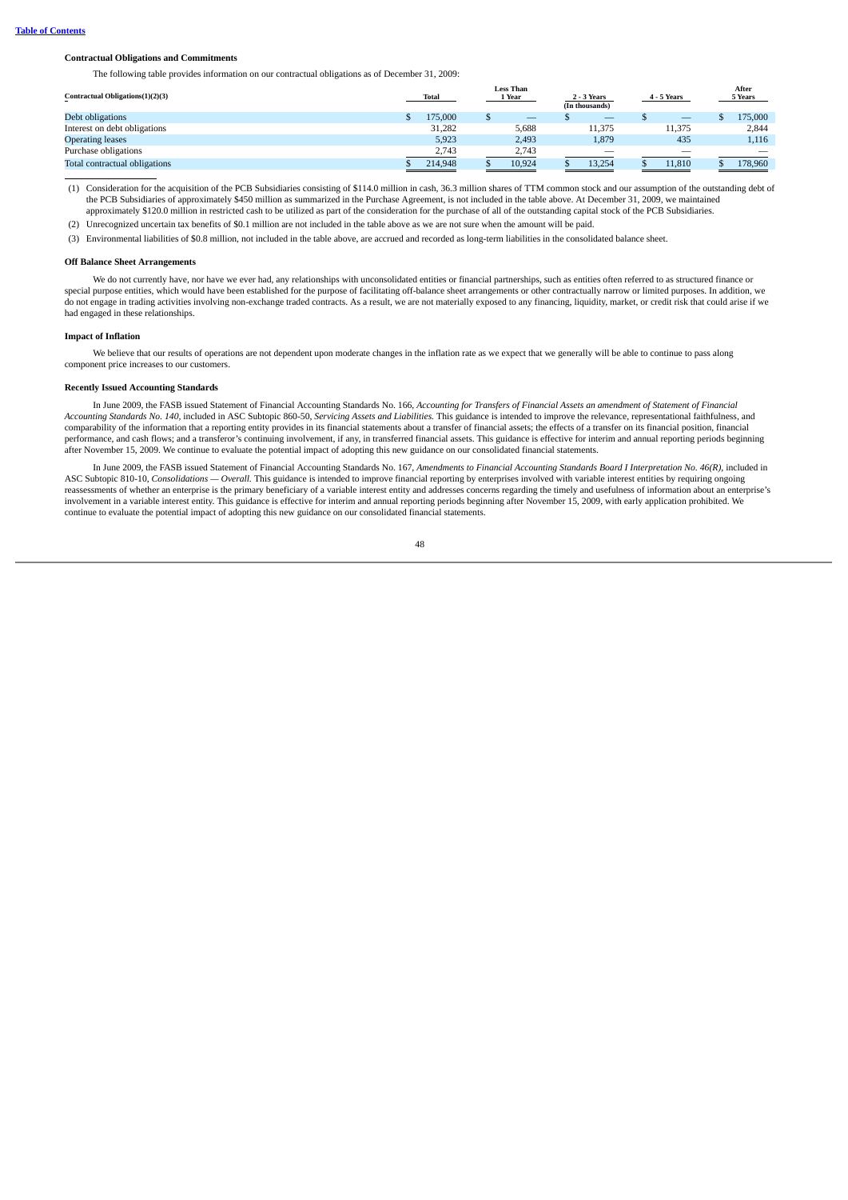### Contractual Obligations and Commitments

The following table provides information on our contractual obligations as of December 31, 2009:

| Contractual Obligations(1)(2)(3) | Total | Less Than 1 Year | 2 - 3 Years | 4 - 5 Years | After 5 Years |
|---|---|---|---|---|---|
| | | | (In thousands) | | |
| Debt obligations | $ 175,000 | $ — | $ — | $ — | $ 175,000 |
| Interest on debt obligations | 31,282 | 5,688 | 11,375 | 11,375 | 2,844 |
| Operating leases | 5,923 | 2,493 | 1,879 | 435 | 1,116 |
| Purchase obligations | 2,743 | 2,743 | — | — | — |
| Total contractual obligations | $ 214,948 | $ 10,924 | $ 13,254 | $ 11,810 | $ 178,960 |

(1) Consideration for the acquisition of the PCB Subsidiaries consisting of $114.0 million in cash, 36.3 million shares of TTM common stock and our assumption of the outstanding debt of the PCB Subsidiaries of approximately $450 million as summarized in the Purchase Agreement, is not included in the table above. At December 31, 2009, we maintained approximately $120.0 million in restricted cash to be utilized as part of the consideration for the purchase of all of the outstanding capital stock of the PCB Subsidiaries.

(2) Unrecognized uncertain tax benefits of $0.1 million are not included in the table above as we are not sure when the amount will be paid.

(3) Environmental liabilities of $0.8 million, not included in the table above, are accrued and recorded as long-term liabilities in the consolidated balance sheet.

### Off Balance Sheet Arrangements

We do not currently have, nor have we ever had, any relationships with unconsolidated entities or financial partnerships, such as entities often referred to as structured finance or special purpose entities, which would have been established for the purpose of facilitating off-balance sheet arrangements or other contractually narrow or limited purposes. In addition, we do not engage in trading activities involving non-exchange traded contracts. As a result, we are not materially exposed to any financing, liquidity, market, or credit risk that could arise if we had engaged in these relationships.

### Impact of Inflation

We believe that our results of operations are not dependent upon moderate changes in the inflation rate as we expect that we generally will be able to continue to pass along component price increases to our customers.

### Recently Issued Accounting Standards

In June 2009, the FASB issued Statement of Financial Accounting Standards No. 166, *Accounting for Transfers of Financial Assets an amendment of Statement of Financial Accounting Standards No. 140*, included in ASC Subtopic 860-50, *Servicing Assets and Liabilities.* This guidance is intended to improve the relevance, representational faithfulness, and comparability of the information that a reporting entity provides in its financial statements about a transfer of financial assets; the effects of a transfer on its financial position, financial performance, and cash flows; and a transferor's continuing involvement, if any, in transferred financial assets. This guidance is effective for interim and annual reporting periods beginning after November 15, 2009. We continue to evaluate the potential impact of adopting this new guidance on our consolidated financial statements.

In June 2009, the FASB issued Statement of Financial Accounting Standards No. 167, *Amendments to Financial Accounting Standards Board I Interpretation No. 46(R)*, included in ASC Subtopic 810-10, *Consolidations — Overall.* This guidance is intended to improve financial reporting by enterprises involved with variable interest entities by requiring ongoing reassessments of whether an enterprise is the primary beneficiary of a variable interest entity and addresses concerns regarding the timely and usefulness of information about an enterprise's involvement in a variable interest entity. This guidance is effective for interim and annual reporting periods beginning after November 15, 2009, with early application prohibited. We continue to evaluate the potential impact of adopting this new guidance on our consolidated financial statements.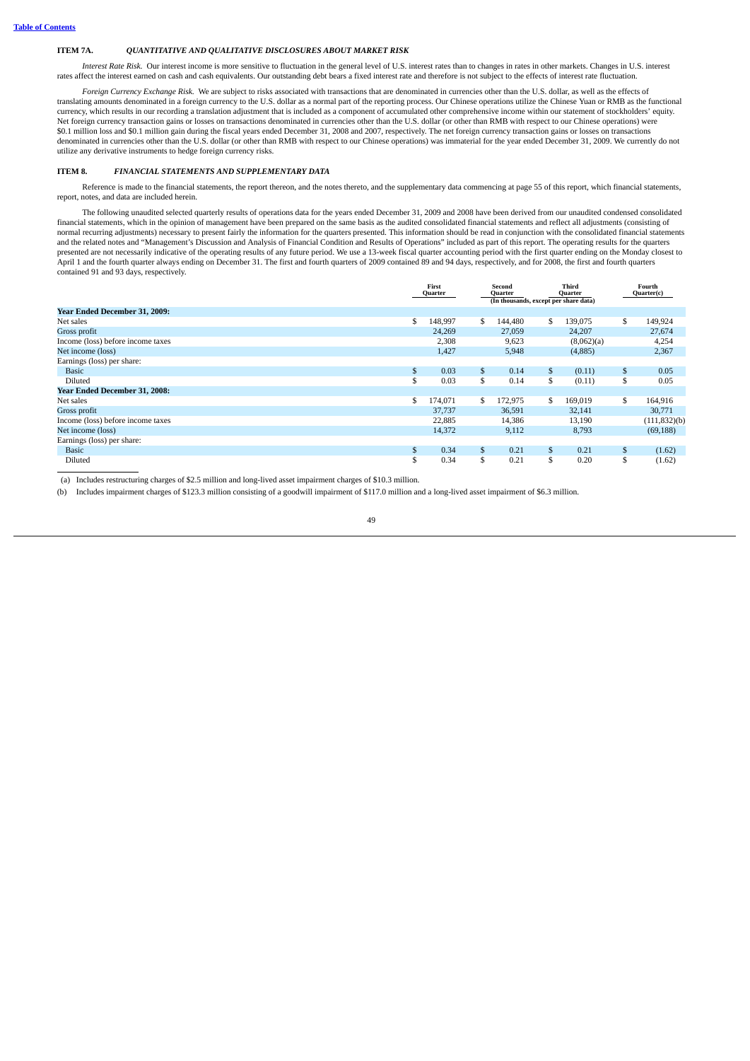[Table of Contents](#)

## ITEM 7A. *QUANTITATIVE AND QUALITATIVE DISCLOSURES ABOUT MARKET RISK*

*Interest Rate Risk.* Our interest income is more sensitive to fluctuation in the general level of U.S. interest rates than to changes in rates in other markets. Changes in U.S. interest rates affect the interest earned on cash and cash equivalents. Our outstanding debt bears a fixed interest rate and therefore is not subject to the effects of interest rate fluctuation.

*Foreign Currency Exchange Risk.* We are subject to risks associated with transactions that are denominated in currencies other than the U.S. dollar, as well as the effects of translating amounts denominated in a foreign currency to the U.S. dollar as a normal part of the reporting process. Our Chinese operations utilize the Chinese Yuan or RMB as the functional currency, which results in our recording a translation adjustment that is included as a component of accumulated other comprehensive income within our statement of stockholders' equity. Net foreign currency transaction gains or losses on transactions denominated in currencies other than the U.S. dollar (or other than RMB with respect to our Chinese operations) were $0.1 million loss and $0.1 million gain during the fiscal years ended December 31, 2008 and 2007, respectively. The net foreign currency transaction gains or losses on transactions denominated in currencies other than the U.S. dollar (or other than RMB with respect to our Chinese operations) was immaterial for the year ended December 31, 2009. We currently do not utilize any derivative instruments to hedge foreign currency risks.

## ITEM 8. *FINANCIAL STATEMENTS AND SUPPLEMENTARY DATA*

Reference is made to the financial statements, the report thereon, and the notes thereto, and the supplementary data commencing at page 55 of this report, which financial statements, report, notes, and data are included herein.

The following unaudited selected quarterly results of operations data for the years ended December 31, 2009 and 2008 have been derived from our unaudited condensed consolidated financial statements, which in the opinion of management have been prepared on the same basis as the audited consolidated financial statements and reflect all adjustments (consisting of normal recurring adjustments) necessary to present fairly the information for the quarters presented. This information should be read in conjunction with the consolidated financial statements and the related notes and "Management's Discussion and Analysis of Financial Condition and Results of Operations" included as part of this report. The operating results for the quarters presented are not necessarily indicative of the operating results of any future period. We use a 13-week fiscal quarter accounting period with the first quarter ending on the Monday closest to April 1 and the fourth quarter always ending on December 31. The first and fourth quarters of 2009 contained 89 and 94 days, respectively, and for 2008, the first and fourth quarters contained 91 and 93 days, respectively.

| | First Quarter | Second Quarter | Third Quarter | Fourth Quarter(c) |
|---|---|---|---|---|
| | | (In thousands, except per share data) | | |
| **Year Ended December 31, 2009:** | | | | |
| Net sales | $ 148,997 | $ 144,480 | $ 139,075 | $ 149,924 |
| Gross profit | 24,269 | 27,059 | 24,207 | 27,674 |
| Income (loss) before income taxes | 2,308 | 9,623 | (8,062)(a) | 4,254 |
| Net income (loss) | 1,427 | 5,948 | (4,885) | 2,367 |
| Earnings (loss) per share: | | | | |
| Basic | $ 0.03 | $ 0.14 | $ (0.11) | $ 0.05 |
| Diluted | $ 0.03 | $ 0.14 | $ (0.11) | $ 0.05 |
| **Year Ended December 31, 2008:** | | | | |
| Net sales | $ 174,071 | $ 172,975 | $ 169,019 | $ 164,916 |
| Gross profit | 37,737 | 36,591 | 32,141 | 30,771 |
| Income (loss) before income taxes | 22,885 | 14,386 | 13,190 | (111,832)(b) |
| Net income (loss) | 14,372 | 9,112 | 8,793 | (69,188) |
| Earnings (loss) per share: | | | | |
| Basic | $ 0.34 | $ 0.21 | $ 0.21 | $ (1.62) |
| Diluted | $ 0.34 | $ 0.21 | $ 0.20 | $ (1.62) |

(a) Includes restructuring charges of $2.5 million and long-lived asset impairment charges of $10.3 million.

(b) Includes impairment charges of $123.3 million consisting of a goodwill impairment of $117.0 million and a long-lived asset impairment of $6.3 million.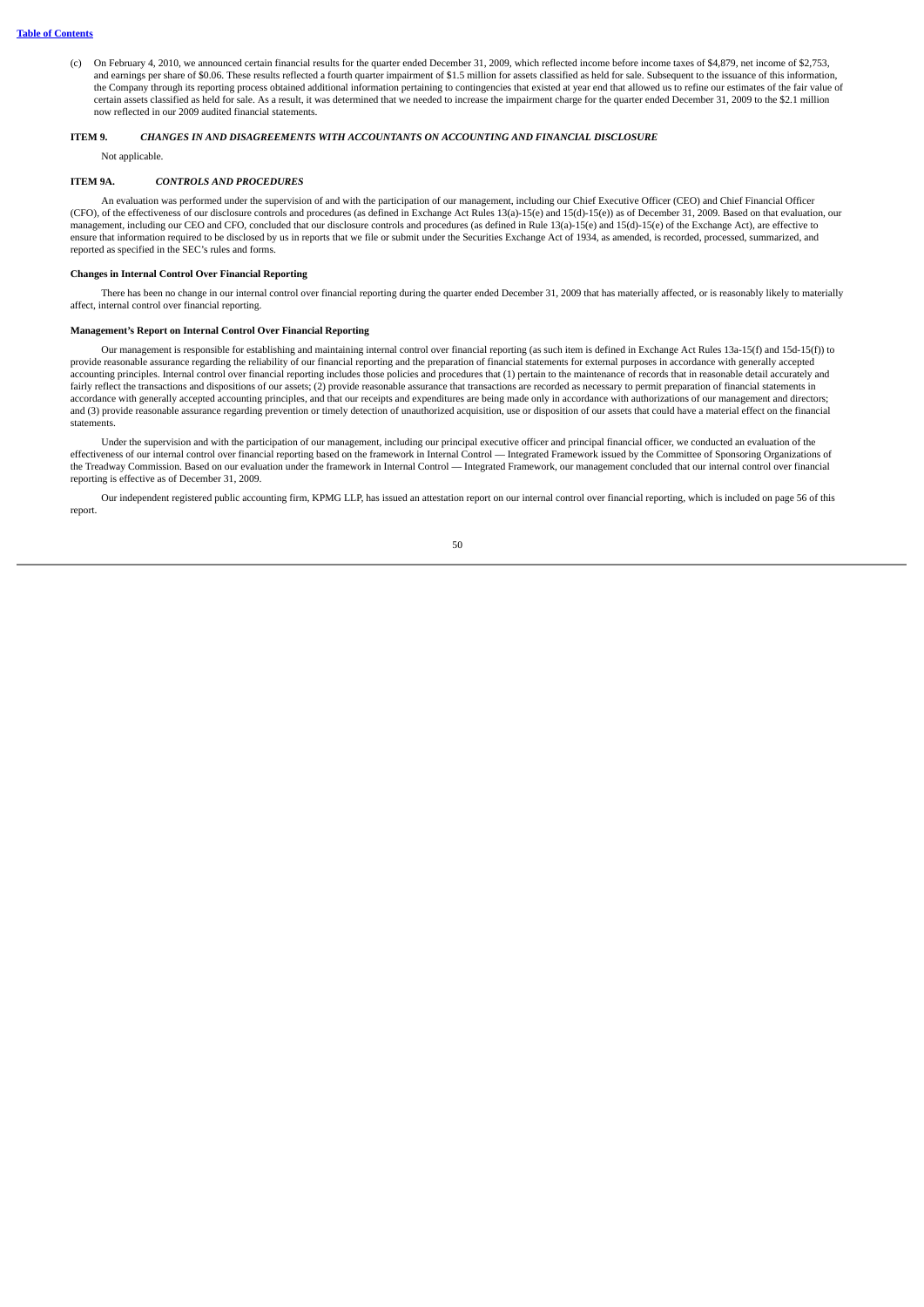(c) On February 4, 2010, we announced certain financial results for the quarter ended December 31, 2009, which reflected income before income taxes of $4,879, net income of $2,753, and earnings per share of $0.06. These results reflected a fourth quarter impairment of $1.5 million for assets classified as held for sale. Subsequent to the issuance of this information, the Company through its reporting process obtained additional information pertaining to contingencies that existed at year end that allowed us to refine our estimates of the fair value of certain assets classified as held for sale. As a result, it was determined that we needed to increase the impairment charge for the quarter ended December 31, 2009 to the $2.1 million now reflected in our 2009 audited financial statements.

## ITEM 9. *CHANGES IN AND DISAGREEMENTS WITH ACCOUNTANTS ON ACCOUNTING AND FINANCIAL DISCLOSURE*

Not applicable.

## ITEM 9A. *CONTROLS AND PROCEDURES*

An evaluation was performed under the supervision of and with the participation of our management, including our Chief Executive Officer (CEO) and Chief Financial Officer (CFO), of the effectiveness of our disclosure controls and procedures (as defined in Exchange Act Rules 13(a)-15(e) and 15(d)-15(e)) as of December 31, 2009. Based on that evaluation, our management, including our CEO and CFO, concluded that our disclosure controls and procedures (as defined in Rule 13(a)-15(e) and 15(d)-15(e) of the Exchange Act), are effective to ensure that information required to be disclosed by us in reports that we file or submit under the Securities Exchange Act of 1934, as amended, is recorded, processed, summarized, and reported as specified in the SEC's rules and forms.

**Changes in Internal Control Over Financial Reporting**

There has been no change in our internal control over financial reporting during the quarter ended December 31, 2009 that has materially affected, or is reasonably likely to materially affect, internal control over financial reporting.

**Management's Report on Internal Control Over Financial Reporting**

Our management is responsible for establishing and maintaining internal control over financial reporting (as such item is defined in Exchange Act Rules 13a-15(f) and 15d-15(f)) to provide reasonable assurance regarding the reliability of our financial reporting and the preparation of financial statements for external purposes in accordance with generally accepted accounting principles. Internal control over financial reporting includes those policies and procedures that (1) pertain to the maintenance of records that in reasonable detail accurately and fairly reflect the transactions and dispositions of our assets; (2) provide reasonable assurance that transactions are recorded as necessary to permit preparation of financial statements in accordance with generally accepted accounting principles, and that our receipts and expenditures are being made only in accordance with authorizations of our management and directors; and (3) provide reasonable assurance regarding prevention or timely detection of unauthorized acquisition, use or disposition of our assets that could have a material effect on the financial statements.

Under the supervision and with the participation of our management, including our principal executive officer and principal financial officer, we conducted an evaluation of the effectiveness of our internal control over financial reporting based on the framework in Internal Control — Integrated Framework issued by the Committee of Sponsoring Organizations of the Treadway Commission. Based on our evaluation under the framework in Internal Control — Integrated Framework, our management concluded that our internal control over financial reporting is effective as of December 31, 2009.

Our independent registered public accounting firm, KPMG LLP, has issued an attestation report on our internal control over financial reporting, which is included on page 56 of this report.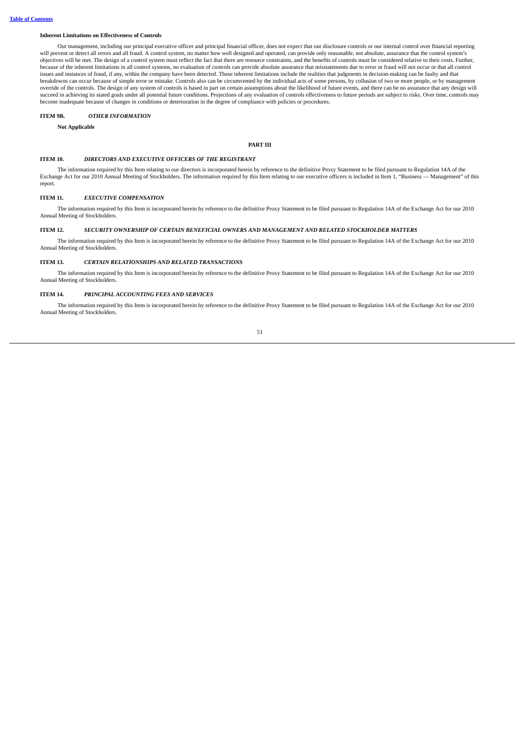#### Inherent Limitations on Effectiveness of Controls

Our management, including our principal executive officer and principal financial officer, does not expect that our disclosure controls or our internal control over financial reporting will prevent or detect all errors and all fraud. A control system, no matter how well designed and operated, can provide only reasonable, not absolute, assurance that the control system's objectives will be met. The design of a control system must reflect the fact that there are resource constraints, and the benefits of controls must be considered relative to their costs. Further, because of the inherent limitations in all control systems, no evaluation of controls can provide absolute assurance that misstatements due to error or fraud will not occur or that all control issues and instances of fraud, if any, within the company have been detected. These inherent limitations include the realities that judgments in decision-making can be faulty and that breakdowns can occur because of simple error or mistake. Controls also can be circumvented by the individual acts of some persons, by collusion of two or more people, or by management override of the controls. The design of any system of controls is based in part on certain assumptions about the likelihood of future events, and there can be no assurance that any design will succeed in achieving its stated goals under all potential future conditions. Projections of any evaluation of controls effectiveness to future periods are subject to risks. Over time, controls may become inadequate because of changes in conditions or deterioration in the degree of compliance with policies or procedures.

### ITEM 9B. *OTHER INFORMATION*

**Not Applicable**

## PART III

### ITEM 10. *DIRECTORS AND EXECUTIVE OFFICERS OF THE REGISTRANT*

The information required by this Item relating to our directors is incorporated herein by reference to the definitive Proxy Statement to be filed pursuant to Regulation 14A of the Exchange Act for our 2010 Annual Meeting of Stockholders. The information required by this Item relating to our executive officers is included in Item 1, "Business — Management" of this report.

### ITEM 11. *EXECUTIVE COMPENSATION*

The information required by this Item is incorporated herein by reference to the definitive Proxy Statement to be filed pursuant to Regulation 14A of the Exchange Act for our 2010 Annual Meeting of Stockholders.

### ITEM 12. *SECURITY OWNERSHIP OF CERTAIN BENEFICIAL OWNERS AND MANAGEMENT AND RELATED STOCKHOLDER MATTERS*

The information required by this Item is incorporated herein by reference to the definitive Proxy Statement to be filed pursuant to Regulation 14A of the Exchange Act for our 2010 Annual Meeting of Stockholders.

### ITEM 13. *CERTAIN RELATIONSHIPS AND RELATED TRANSACTIONS*

The information required by this Item is incorporated herein by reference to the definitive Proxy Statement to be filed pursuant to Regulation 14A of the Exchange Act for our 2010 Annual Meeting of Stockholders.

### ITEM 14. *PRINCIPAL ACCOUNTING FEES AND SERVICES*

The information required by this Item is incorporated herein by reference to the definitive Proxy Statement to be filed pursuant to Regulation 14A of the Exchange Act for our 2010 Annual Meeting of Stockholders.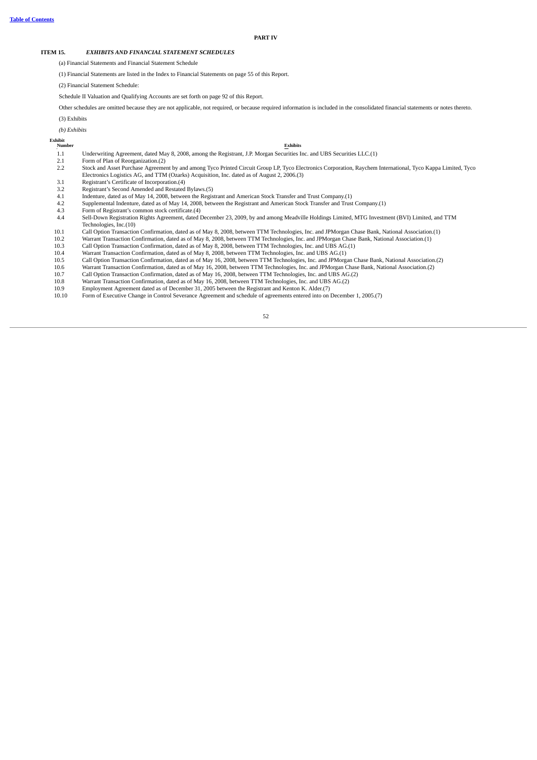## PART IV

### ITEM 15. *EXHIBITS AND FINANCIAL STATEMENT SCHEDULES*

(a) Financial Statements and Financial Statement Schedule

(1) Financial Statements are listed in the Index to Financial Statements on page 55 of this Report.

(2) Financial Statement Schedule:

Schedule II Valuation and Qualifying Accounts are set forth on page 92 of this Report.

Other schedules are omitted because they are not applicable, not required, or because required information is included in the consolidated financial statements or notes thereto.

(3) Exhibits

*(b) Exhibits*

| Exhibit Number | Exhibits |
|---|---|
| 1.1 | Underwriting Agreement, dated May 8, 2008, among the Registrant, J.P. Morgan Securities Inc. and UBS Securities LLC.(1) |
| 2.1 | Form of Plan of Reorganization.(2) |
| 2.2 | Stock and Asset Purchase Agreement by and among Tyco Printed Circuit Group LP, Tyco Electronics Corporation, Raychem International, Tyco Kappa Limited, Tyco Electronics Logistics AG, and TTM (Ozarks) Acquisition, Inc. dated as of August 2, 2006.(3) |
| 3.1 | Registrant's Certificate of Incorporation.(4) |
| 3.2 | Registrant's Second Amended and Restated Bylaws.(5) |
| 4.1 | Indenture, dated as of May 14, 2008, between the Registrant and American Stock Transfer and Trust Company.(1) |
| 4.2 | Supplemental Indenture, dated as of May 14, 2008, between the Registrant and American Stock Transfer and Trust Company.(1) |
| 4.3 | Form of Registrant's common stock certificate.(4) |
| 4.4 | Sell-Down Registration Rights Agreement, dated December 23, 2009, by and among Meadville Holdings Limited, MTG Investment (BVI) Limited, and TTM Technologies, Inc.(10) |
| 10.1 | Call Option Transaction Confirmation, dated as of May 8, 2008, between TTM Technologies, Inc. and JPMorgan Chase Bank, National Association.(1) |
| 10.2 | Warrant Transaction Confirmation, dated as of May 8, 2008, between TTM Technologies, Inc. and JPMorgan Chase Bank, National Association.(1) |
| 10.3 | Call Option Transaction Confirmation, dated as of May 8, 2008, between TTM Technologies, Inc. and UBS AG.(1) |
| 10.4 | Warrant Transaction Confirmation, dated as of May 8, 2008, between TTM Technologies, Inc. and UBS AG.(1) |
| 10.5 | Call Option Transaction Confirmation, dated as of May 16, 2008, between TTM Technologies, Inc. and JPMorgan Chase Bank, National Association.(2) |
| 10.6 | Warrant Transaction Confirmation, dated as of May 16, 2008, between TTM Technologies, Inc. and JPMorgan Chase Bank, National Association.(2) |
| 10.7 | Call Option Transaction Confirmation, dated as of May 16, 2008, between TTM Technologies, Inc. and UBS AG.(2) |
| 10.8 | Warrant Transaction Confirmation, dated as of May 16, 2008, between TTM Technologies, Inc. and UBS AG.(2) |
| 10.9 | Employment Agreement dated as of December 31, 2005 between the Registrant and Kenton K. Alder.(7) |
| 10.10 | Form of Executive Change in Control Severance Agreement and schedule of agreements entered into on December 1, 2005.(7) |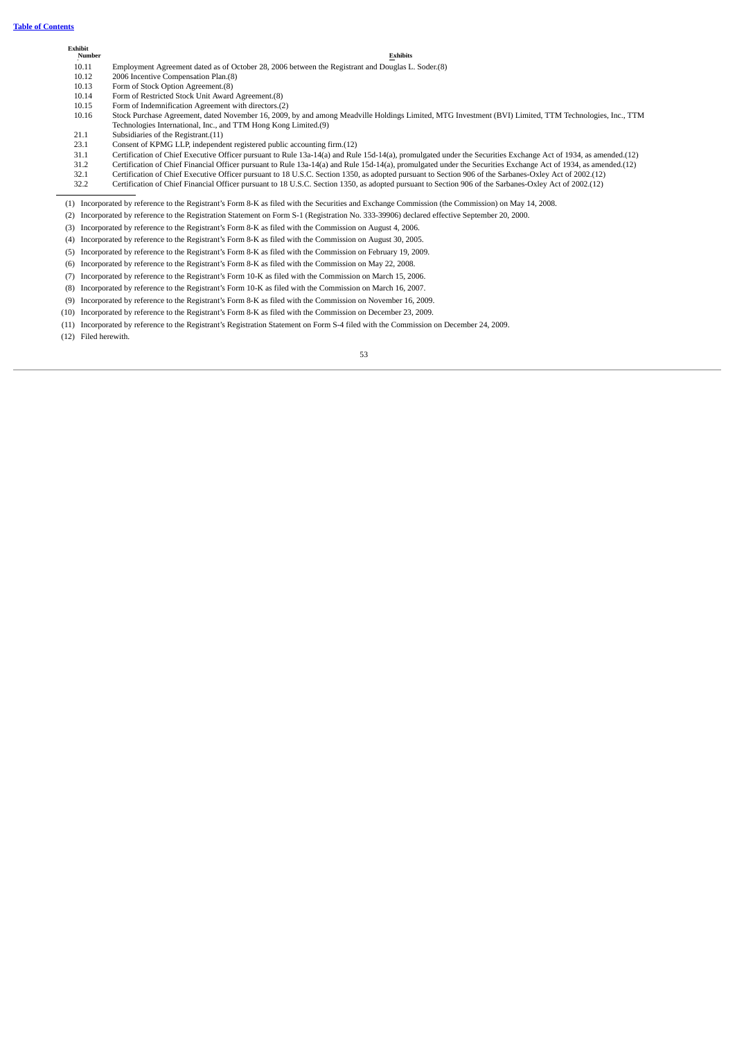| Exhibit Number | Exhibits |
|---|---|
| 10.11 | Employment Agreement dated as of October 28, 2006 between the Registrant and Douglas L. Soder.(8) |
| 10.12 | 2006 Incentive Compensation Plan.(8) |
| 10.13 | Form of Stock Option Agreement.(8) |
| 10.14 | Form of Restricted Stock Unit Award Agreement.(8) |
| 10.15 | Form of Indemnification Agreement with directors.(2) |
| 10.16 | Stock Purchase Agreement, dated November 16, 2009, by and among Meadville Holdings Limited, MTG Investment (BVI) Limited, TTM Technologies, Inc., TTM Technologies International, Inc., and TTM Hong Kong Limited.(9) |
| 21.1 | Subsidiaries of the Registrant.(11) |
| 23.1 | Consent of KPMG LLP, independent registered public accounting firm.(12) |
| 31.1 | Certification of Chief Executive Officer pursuant to Rule 13a-14(a) and Rule 15d-14(a), promulgated under the Securities Exchange Act of 1934, as amended.(12) |
| 31.2 | Certification of Chief Financial Officer pursuant to Rule 13a-14(a) and Rule 15d-14(a), promulgated under the Securities Exchange Act of 1934, as amended.(12) |
| 32.1 | Certification of Chief Executive Officer pursuant to 18 U.S.C. Section 1350, as adopted pursuant to Section 906 of the Sarbanes-Oxley Act of 2002.(12) |
| 32.2 | Certification of Chief Financial Officer pursuant to 18 U.S.C. Section 1350, as adopted pursuant to Section 906 of the Sarbanes-Oxley Act of 2002.(12) |

(1) Incorporated by reference to the Registrant's Form 8-K as filed with the Securities and Exchange Commission (the Commission) on May 14, 2008.

(2) Incorporated by reference to the Registration Statement on Form S-1 (Registration No. 333-39906) declared effective September 20, 2000.

(3) Incorporated by reference to the Registrant's Form 8-K as filed with the Commission on August 4, 2006.

(4) Incorporated by reference to the Registrant's Form 8-K as filed with the Commission on August 30, 2005.

(5) Incorporated by reference to the Registrant's Form 8-K as filed with the Commission on February 19, 2009.

(6) Incorporated by reference to the Registrant's Form 8-K as filed with the Commission on May 22, 2008.

(7) Incorporated by reference to the Registrant's Form 10-K as filed with the Commission on March 15, 2006.

(8) Incorporated by reference to the Registrant's Form 10-K as filed with the Commission on March 16, 2007.

(9) Incorporated by reference to the Registrant's Form 8-K as filed with the Commission on November 16, 2009.

(10) Incorporated by reference to the Registrant's Form 8-K as filed with the Commission on December 23, 2009.

(11) Incorporated by reference to the Registrant's Registration Statement on Form S-4 filed with the Commission on December 24, 2009.

(12) Filed herewith.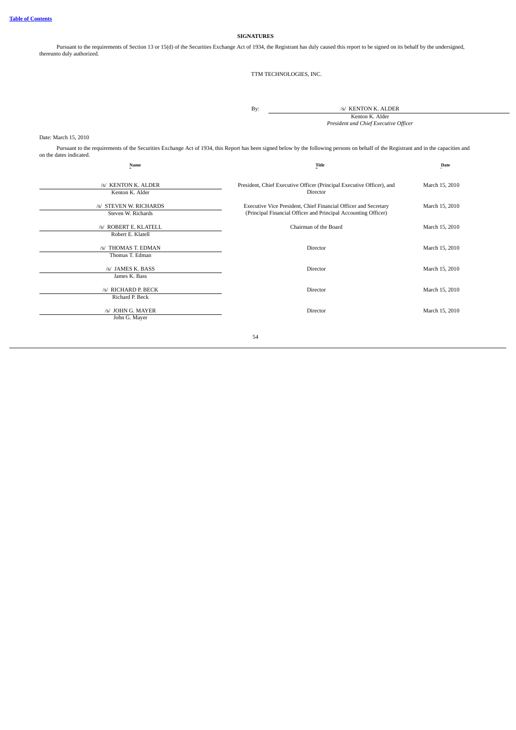**SIGNATURES**

Pursuant to the requirements of Section 13 or 15(d) of the Securities Exchange Act of 1934, the Registrant has duly caused this report to be signed on its behalf by the undersigned, thereunto duly authorized.

TTM TECHNOLOGIES, INC.

By: /s/ KENTON K. ALDER
Kenton K. Alder
*President and Chief Executive Officer*

Date: March 15, 2010

Pursuant to the requirements of the Securities Exchange Act of 1934, this Report has been signed below by the following persons on behalf of the Registrant and in the capacities and on the dates indicated.

| Name | Title | Date |
|---|---|---|
| /s/ KENTON K. ALDER<br>Kenton K. Alder | President, Chief Executive Officer (Principal Executive Officer), and Director | March 15, 2010 |
| /s/ STEVEN W. RICHARDS<br>Steven W. Richards | Executive Vice President, Chief Financial Officer and Secretary (Principal Financial Officer and Principal Accounting Officer) | March 15, 2010 |
| /s/ ROBERT E. KLATELL<br>Robert E. Klatell | Chairman of the Board | March 15, 2010 |
| /s/ THOMAS T. EDMAN<br>Thomas T. Edman | Director | March 15, 2010 |
| /s/ JAMES K. BASS<br>James K. Bass | Director | March 15, 2010 |
| /s/ RICHARD P. BECK<br>Richard P. Beck | Director | March 15, 2010 |
| /s/ JOHN G. MAYER<br>John G. Mayer | Director | March 15, 2010 |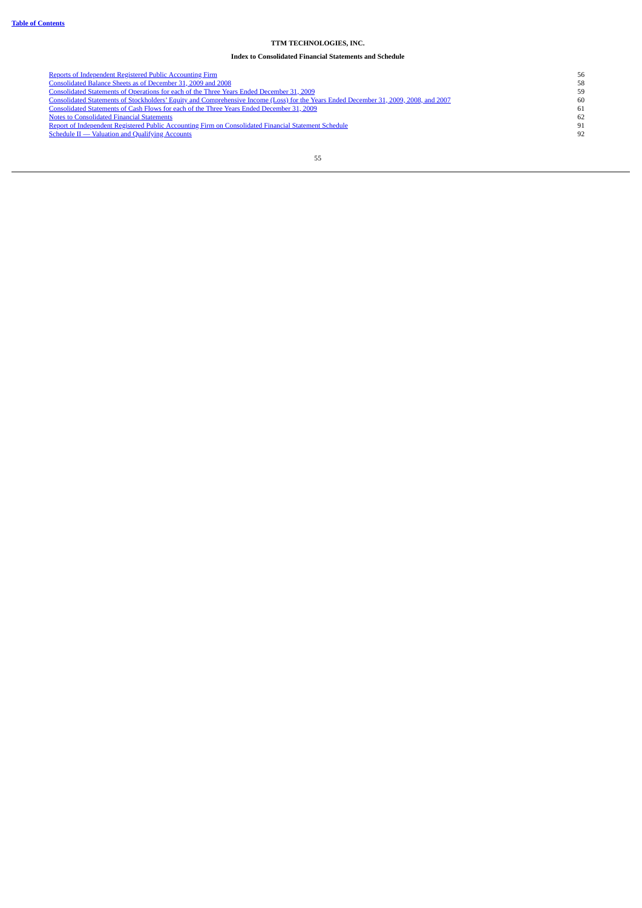**Table of Contents**

# TTM TECHNOLOGIES, INC.

## Index to Consolidated Financial Statements and Schedule

| | |
|---|---|
| Reports of Independent Registered Public Accounting Firm | 56 |
| Consolidated Balance Sheets as of December 31, 2009 and 2008 | 58 |
| Consolidated Statements of Operations for each of the Three Years Ended December 31, 2009 | 59 |
| Consolidated Statements of Stockholders' Equity and Comprehensive Income (Loss) for the Years Ended December 31, 2009, 2008, and 2007 | 60 |
| Consolidated Statements of Cash Flows for each of the Three Years Ended December 31, 2009 | 61 |
| Notes to Consolidated Financial Statements | 62 |
| Report of Independent Registered Public Accounting Firm on Consolidated Financial Statement Schedule | 91 |
| Schedule II — Valuation and Qualifying Accounts | 92 |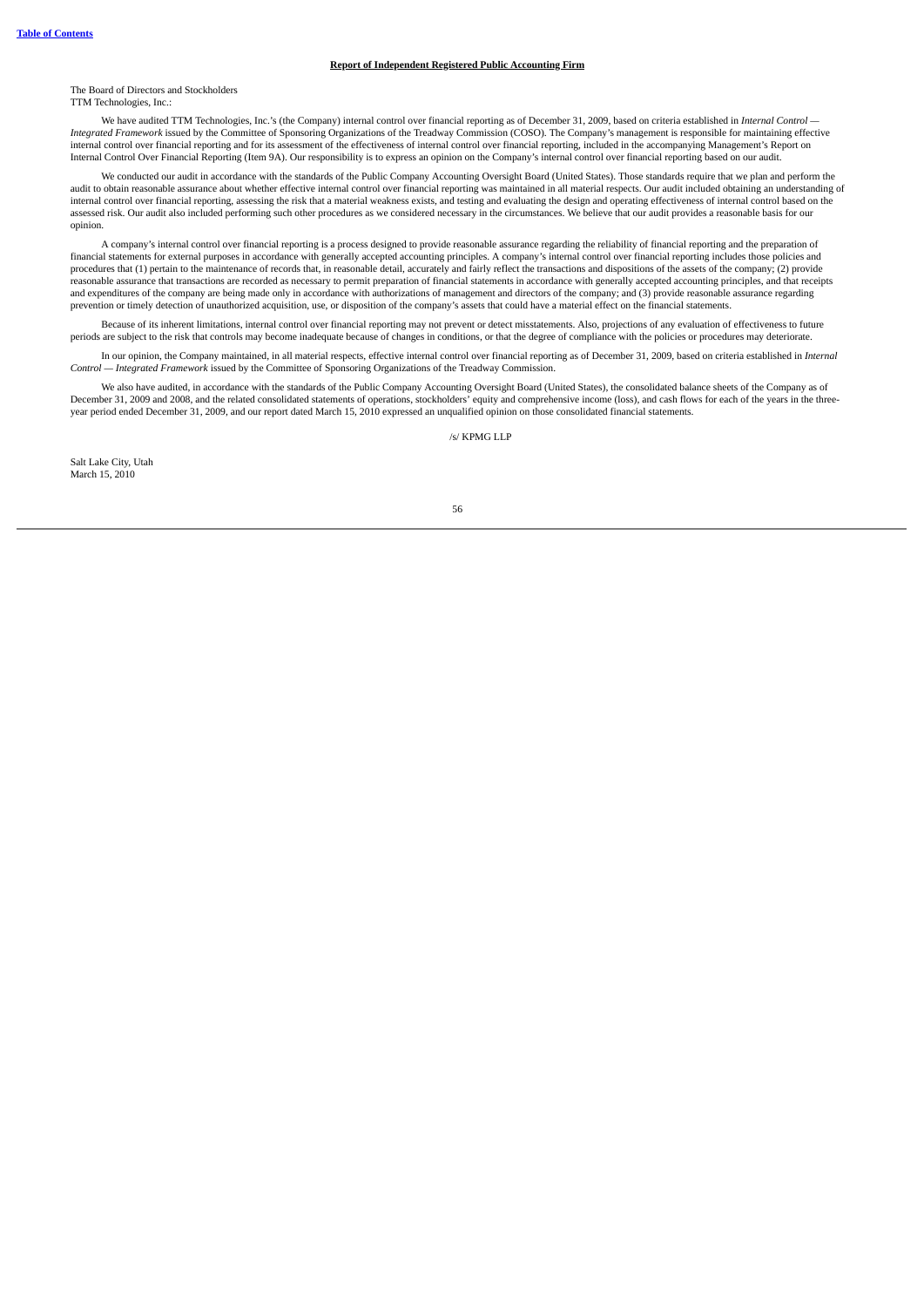**Report of Independent Registered Public Accounting Firm**

The Board of Directors and Stockholders
TTM Technologies, Inc.:

We have audited TTM Technologies, Inc.'s (the Company) internal control over financial reporting as of December 31, 2009, based on criteria established in *Internal Control — Integrated Framework* issued by the Committee of Sponsoring Organizations of the Treadway Commission (COSO). The Company's management is responsible for maintaining effective internal control over financial reporting and for its assessment of the effectiveness of internal control over financial reporting, included in the accompanying Management's Report on Internal Control Over Financial Reporting (Item 9A). Our responsibility is to express an opinion on the Company's internal control over financial reporting based on our audit.

We conducted our audit in accordance with the standards of the Public Company Accounting Oversight Board (United States). Those standards require that we plan and perform the audit to obtain reasonable assurance about whether effective internal control over financial reporting was maintained in all material respects. Our audit included obtaining an understanding of internal control over financial reporting, assessing the risk that a material weakness exists, and testing and evaluating the design and operating effectiveness of internal control based on the assessed risk. Our audit also included performing such other procedures as we considered necessary in the circumstances. We believe that our audit provides a reasonable basis for our opinion.

A company's internal control over financial reporting is a process designed to provide reasonable assurance regarding the reliability of financial reporting and the preparation of financial statements for external purposes in accordance with generally accepted accounting principles. A company's internal control over financial reporting includes those policies and procedures that (1) pertain to the maintenance of records that, in reasonable detail, accurately and fairly reflect the transactions and dispositions of the assets of the company; (2) provide reasonable assurance that transactions are recorded as necessary to permit preparation of financial statements in accordance with generally accepted accounting principles, and that receipts and expenditures of the company are being made only in accordance with authorizations of management and directors of the company; and (3) provide reasonable assurance regarding prevention or timely detection of unauthorized acquisition, use, or disposition of the company's assets that could have a material effect on the financial statements.

Because of its inherent limitations, internal control over financial reporting may not prevent or detect misstatements. Also, projections of any evaluation of effectiveness to future periods are subject to the risk that controls may become inadequate because of changes in conditions, or that the degree of compliance with the policies or procedures may deteriorate.

In our opinion, the Company maintained, in all material respects, effective internal control over financial reporting as of December 31, 2009, based on criteria established in *Internal Control — Integrated Framework* issued by the Committee of Sponsoring Organizations of the Treadway Commission.

We also have audited, in accordance with the standards of the Public Company Accounting Oversight Board (United States), the consolidated balance sheets of the Company as of December 31, 2009 and 2008, and the related consolidated statements of operations, stockholders' equity and comprehensive income (loss), and cash flows for each of the years in the three-year period ended December 31, 2009, and our report dated March 15, 2010 expressed an unqualified opinion on those consolidated financial statements.

/s/ KPMG LLP

Salt Lake City, Utah
March 15, 2010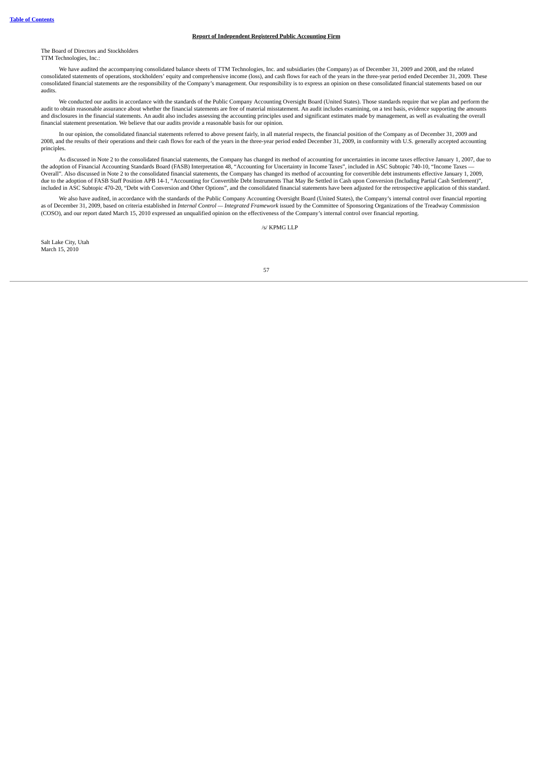**Report of Independent Registered Public Accounting Firm**

The Board of Directors and Stockholders
TTM Technologies, Inc.:

We have audited the accompanying consolidated balance sheets of TTM Technologies, Inc. and subsidiaries (the Company) as of December 31, 2009 and 2008, and the related consolidated statements of operations, stockholders' equity and comprehensive income (loss), and cash flows for each of the years in the three-year period ended December 31, 2009. These consolidated financial statements are the responsibility of the Company's management. Our responsibility is to express an opinion on these consolidated financial statements based on our audits.

We conducted our audits in accordance with the standards of the Public Company Accounting Oversight Board (United States). Those standards require that we plan and perform the audit to obtain reasonable assurance about whether the financial statements are free of material misstatement. An audit includes examining, on a test basis, evidence supporting the amounts and disclosures in the financial statements. An audit also includes assessing the accounting principles used and significant estimates made by management, as well as evaluating the overall financial statement presentation. We believe that our audits provide a reasonable basis for our opinion.

In our opinion, the consolidated financial statements referred to above present fairly, in all material respects, the financial position of the Company as of December 31, 2009 and 2008, and the results of their operations and their cash flows for each of the years in the three-year period ended December 31, 2009, in conformity with U.S. generally accepted accounting principles.

As discussed in Note 2 to the consolidated financial statements, the Company has changed its method of accounting for uncertainties in income taxes effective January 1, 2007, due to the adoption of Financial Accounting Standards Board (FASB) Interpretation 48, "Accounting for Uncertainty in Income Taxes", included in ASC Subtopic 740-10, "Income Taxes — Overall". Also discussed in Note 2 to the consolidated financial statements, the Company has changed its method of accounting for convertible debt instruments effective January 1, 2009, due to the adoption of FASB Staff Position APB 14-1, "Accounting for Convertible Debt Instruments That May Be Settled in Cash upon Conversion (Including Partial Cash Settlement)", included in ASC Subtopic 470-20, "Debt with Conversion and Other Options", and the consolidated financial statements have been adjusted for the retrospective application of this standard.

We also have audited, in accordance with the standards of the Public Company Accounting Oversight Board (United States), the Company's internal control over financial reporting as of December 31, 2009, based on criteria established in *Internal Control — Integrated Framework* issued by the Committee of Sponsoring Organizations of the Treadway Commission (COSO), and our report dated March 15, 2010 expressed an unqualified opinion on the effectiveness of the Company's internal control over financial reporting.

/s/ KPMG LLP

Salt Lake City, Utah
March 15, 2010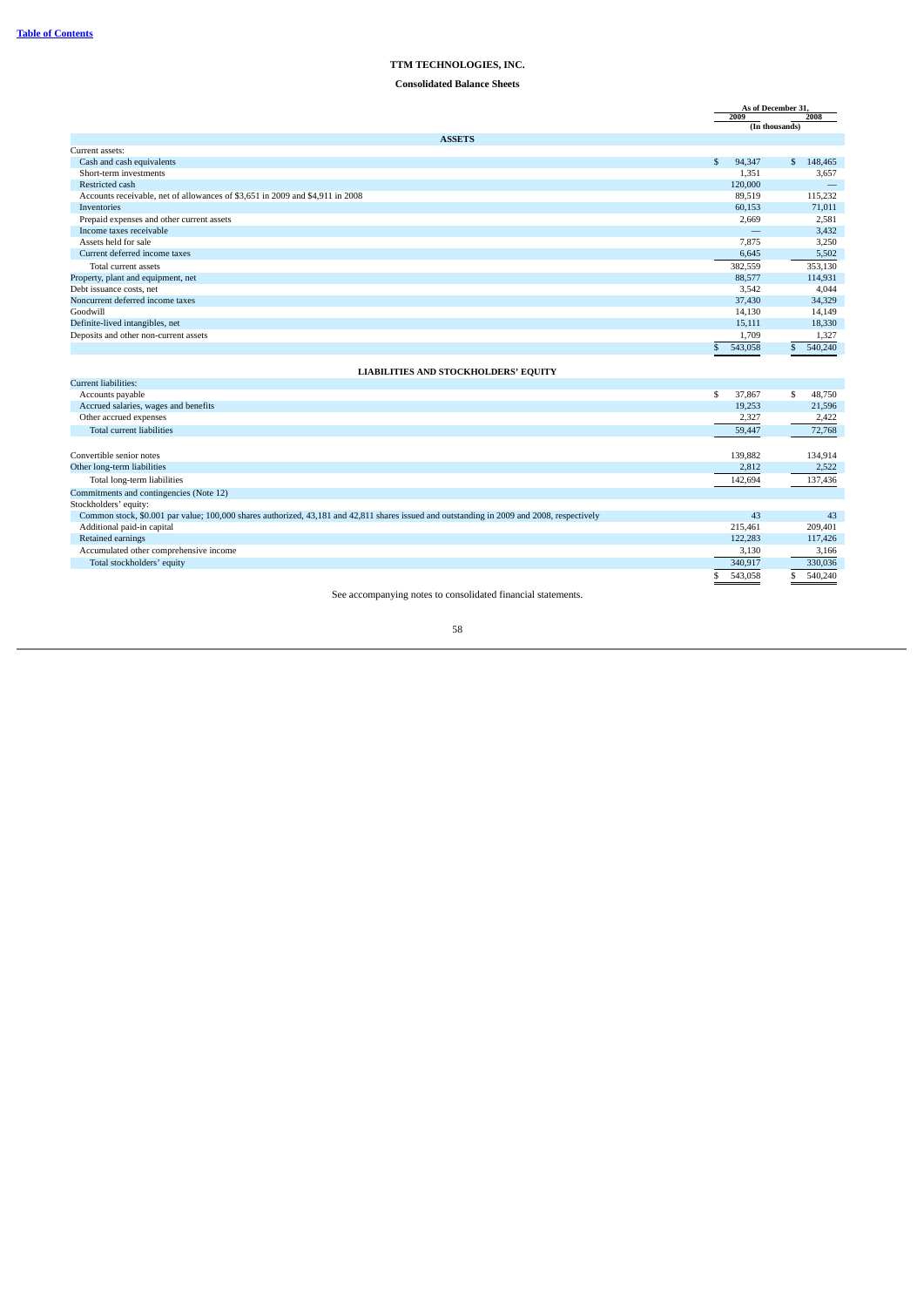# TTM TECHNOLOGIES, INC.

## Consolidated Balance Sheets

| | As of December 31, | |
|---|---|---|
| | 2009 | 2008 |
| | (In thousands) | |
| **ASSETS** | | |
| Current assets: | | |
| Cash and cash equivalents | $ 94,347 | $ 148,465 |
| Short-term investments | 1,351 | 3,657 |
| Restricted cash | 120,000 | — |
| Accounts receivable, net of allowances of $3,651 in 2009 and $4,911 in 2008 | 89,519 | 115,232 |
| Inventories | 60,153 | 71,011 |
| Prepaid expenses and other current assets | 2,669 | 2,581 |
| Income taxes receivable | — | 3,432 |
| Assets held for sale | 7,875 | 3,250 |
| Current deferred income taxes | 6,645 | 5,502 |
| Total current assets | 382,559 | 353,130 |
| Property, plant and equipment, net | 88,577 | 114,931 |
| Debt issuance costs, net | 3,542 | 4,044 |
| Noncurrent deferred income taxes | 37,430 | 34,329 |
| Goodwill | 14,130 | 14,149 |
| Definite-lived intangibles, net | 15,111 | 18,330 |
| Deposits and other non-current assets | 1,709 | 1,327 |
| | $ 543,058 | $ 540,240 |
| **LIABILITIES AND STOCKHOLDERS' EQUITY** | | |
| Current liabilities: | | |
| Accounts payable | $ 37,867 | $ 48,750 |
| Accrued salaries, wages and benefits | 19,253 | 21,596 |
| Other accrued expenses | 2,327 | 2,422 |
| Total current liabilities | 59,447 | 72,768 |
| Convertible senior notes | 139,882 | 134,914 |
| Other long-term liabilities | 2,812 | 2,522 |
| Total long-term liabilities | 142,694 | 137,436 |
| Commitments and contingencies (Note 12) | | |
| Stockholders' equity: | | |
| Common stock, $0.001 par value; 100,000 shares authorized, 43,181 and 42,811 shares issued and outstanding in 2009 and 2008, respectively | 43 | 43 |
| Additional paid-in capital | 215,461 | 209,401 |
| Retained earnings | 122,283 | 117,426 |
| Accumulated other comprehensive income | 3,130 | 3,166 |
| Total stockholders' equity | 340,917 | 330,036 |
| | $ 543,058 | $ 540,240 |

See accompanying notes to consolidated financial statements.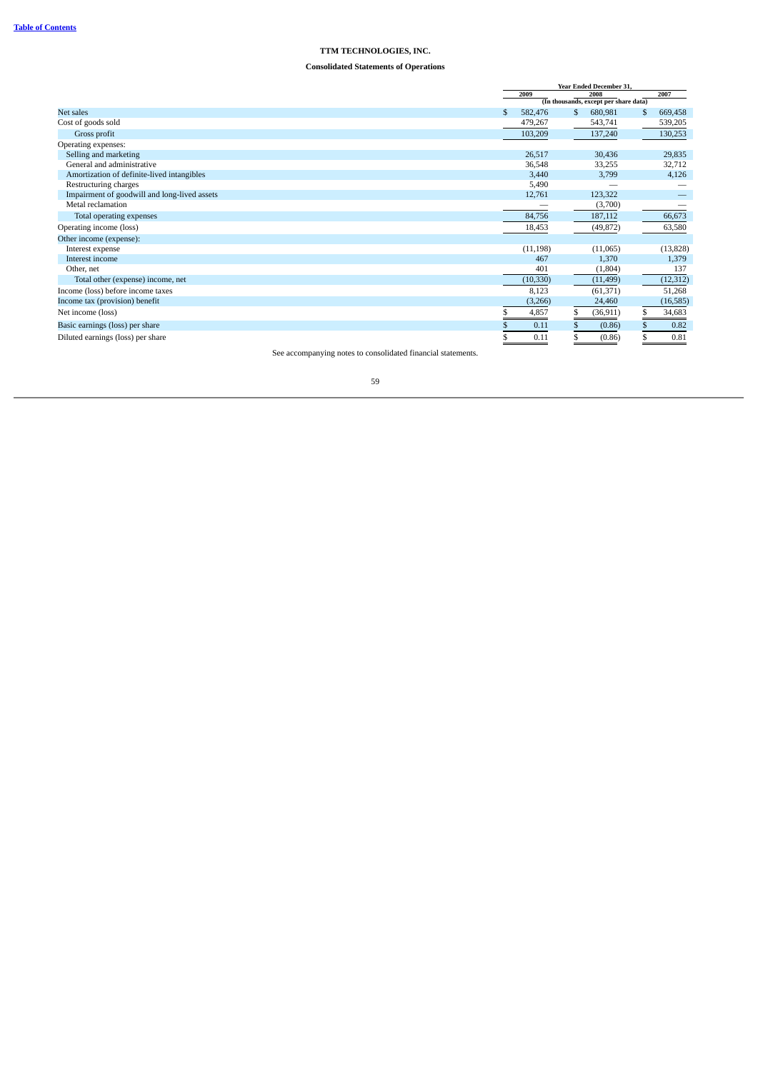**TTM TECHNOLOGIES, INC.**

**Consolidated Statements of Operations**

| | Year Ended December 31, | | |
|---|---|---|---|
| | 2009 | 2008 | 2007 |
| | (In thousands, except per share data) | | |
| Net sales | $ 582,476 | $ 680,981 | $ 669,458 |
| Cost of goods sold | 479,267 | 543,741 | 539,205 |
| Gross profit | 103,209 | 137,240 | 130,253 |
| Operating expenses: | | | |
| Selling and marketing | 26,517 | 30,436 | 29,835 |
| General and administrative | 36,548 | 33,255 | 32,712 |
| Amortization of definite-lived intangibles | 3,440 | 3,799 | 4,126 |
| Restructuring charges | 5,490 | — | — |
| Impairment of goodwill and long-lived assets | 12,761 | 123,322 | — |
| Metal reclamation | — | (3,700) | — |
| Total operating expenses | 84,756 | 187,112 | 66,673 |
| Operating income (loss) | 18,453 | (49,872) | 63,580 |
| Other income (expense): | | | |
| Interest expense | (11,198) | (11,065) | (13,828) |
| Interest income | 467 | 1,370 | 1,379 |
| Other, net | 401 | (1,804) | 137 |
| Total other (expense) income, net | (10,330) | (11,499) | (12,312) |
| Income (loss) before income taxes | 8,123 | (61,371) | 51,268 |
| Income tax (provision) benefit | (3,266) | 24,460 | (16,585) |
| Net income (loss) | $ 4,857 | $ (36,911) | $ 34,683 |
| Basic earnings (loss) per share | $ 0.11 | $ (0.86) | $ 0.82 |
| Diluted earnings (loss) per share | $ 0.11 | $ (0.86) | $ 0.81 |

See accompanying notes to consolidated financial statements.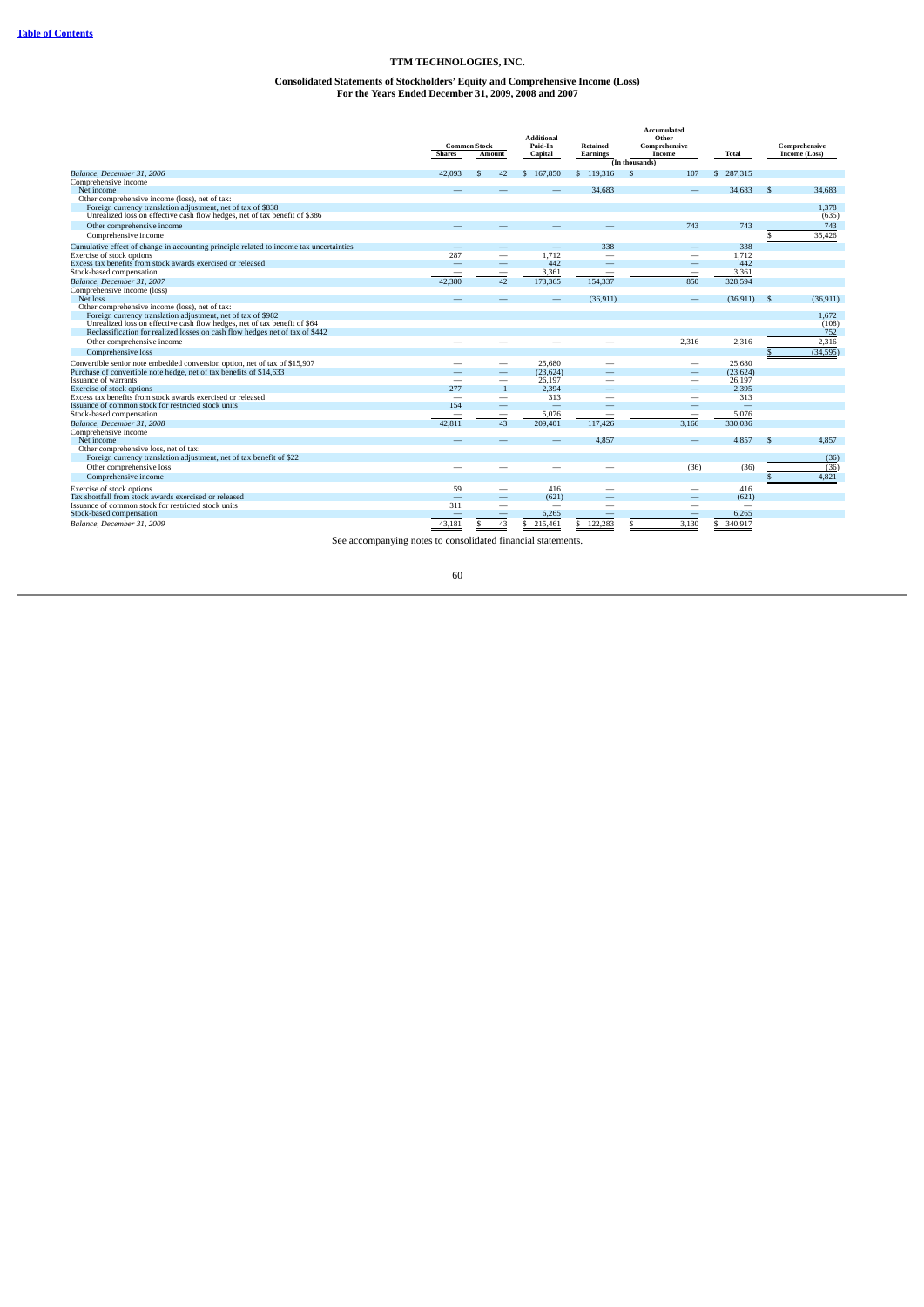[Table of Contents](#)

# TTM TECHNOLOGIES, INC.

## Consolidated Statements of Stockholders' Equity and Comprehensive Income (Loss)
## For the Years Ended December 31, 2009, 2008 and 2007

| | Common Stock | | Additional Paid-In Capital | Retained Earnings | Accumulated Other Comprehensive Income | Total | Comprehensive Income (Loss) |
|---|---|---|---|---|---|---|---|
| | Shares | Amount | | | | | |
| | (In thousands) | | | | | | |
| *Balance, December 31, 2006* | 42,093 | $ 42 | $ 167,850 | $ 119,316 | $ 107 | $ 287,315 | |
| Comprehensive income | | | | | | | |
| Net income | — | — | — | 34,683 | — | 34,683 | $ 34,683 |
| Other comprehensive income (loss), net of tax: | | | | | | | |
| Foreign currency translation adjustment, net of tax of $838 | | | | | | | 1,378 |
| Unrealized loss on effective cash flow hedges, net of tax benefit of $386 | | | | | | | (635) |
| Other comprehensive income | — | — | — | — | 743 | 743 | 743 |
| Comprehensive income | | | | | | | $ 35,426 |
| Cumulative effect of change in accounting principle related to income tax uncertainties | — | — | — | 338 | — | 338 | |
| Exercise of stock options | 287 | — | 1,712 | — | — | 1,712 | |
| Excess tax benefits from stock awards exercised or released | — | — | 442 | — | — | 442 | |
| Stock-based compensation | — | — | 3,361 | — | — | 3,361 | |
| *Balance, December 31, 2007* | 42,380 | 42 | 173,365 | 154,337 | 850 | 328,594 | |
| Comprehensive income (loss) | | | | | | | |
| Net loss | — | — | — | (36,911) | — | (36,911) | $ (36,911) |
| Other comprehensive income (loss), net of tax: | | | | | | | |
| Foreign currency translation adjustment, net of tax of $982 | | | | | | | 1,672 |
| Unrealized loss on effective cash flow hedges, net of tax benefit of $64 | | | | | | | (108) |
| Reclassification for realized losses on cash flow hedges net of tax of $442 | | | | | | | 752 |
| Other comprehensive income | — | — | — | — | 2,316 | 2,316 | 2,316 |
| Comprehensive loss | | | | | | | $ (34,595) |
| Convertible senior note embedded conversion option, net of tax of $15,907 | — | — | 25,680 | — | — | 25,680 | |
| Purchase of convertible note hedge, net of tax benefits of $14,633 | — | — | (23,624) | — | — | (23,624) | |
| Issuance of warrants | — | — | 26,197 | — | — | 26,197 | |
| Exercise of stock options | 277 | 1 | 2,394 | — | — | 2,395 | |
| Excess tax benefits from stock awards exercised or released | — | — | 313 | — | — | 313 | |
| Issuance of common stock for restricted stock units | 154 | — | — | — | — | — | |
| Stock-based compensation | — | — | 5,076 | — | — | 5,076 | |
| *Balance, December 31, 2008* | 42,811 | 43 | 209,401 | 117,426 | 3,166 | 330,036 | |
| Comprehensive income | | | | | | | |
| Net income | — | — | — | 4,857 | — | 4,857 | $ 4,857 |
| Other comprehensive loss, net of tax: | | | | | | | |
| Foreign currency translation adjustment, net of tax benefit of $22 | | | | | | | (36) |
| Other comprehensive loss | — | — | — | — | (36) | (36) | (36) |
| Comprehensive income | | | | | | | $ 4,821 |
| Exercise of stock options | 59 | — | 416 | — | — | 416 | |
| Tax shortfall from stock awards exercised or released | — | — | (621) | — | — | (621) | |
| Issuance of common stock for restricted stock units | 311 | — | — | — | — | — | |
| Stock-based compensation | — | — | 6,265 | — | — | 6,265 | |
| *Balance, December 31, 2009* | 43,181 | $ 43 | $ 215,461 | $ 122,283 | $ 3,130 | $ 340,917 | |

See accompanying notes to consolidated financial statements.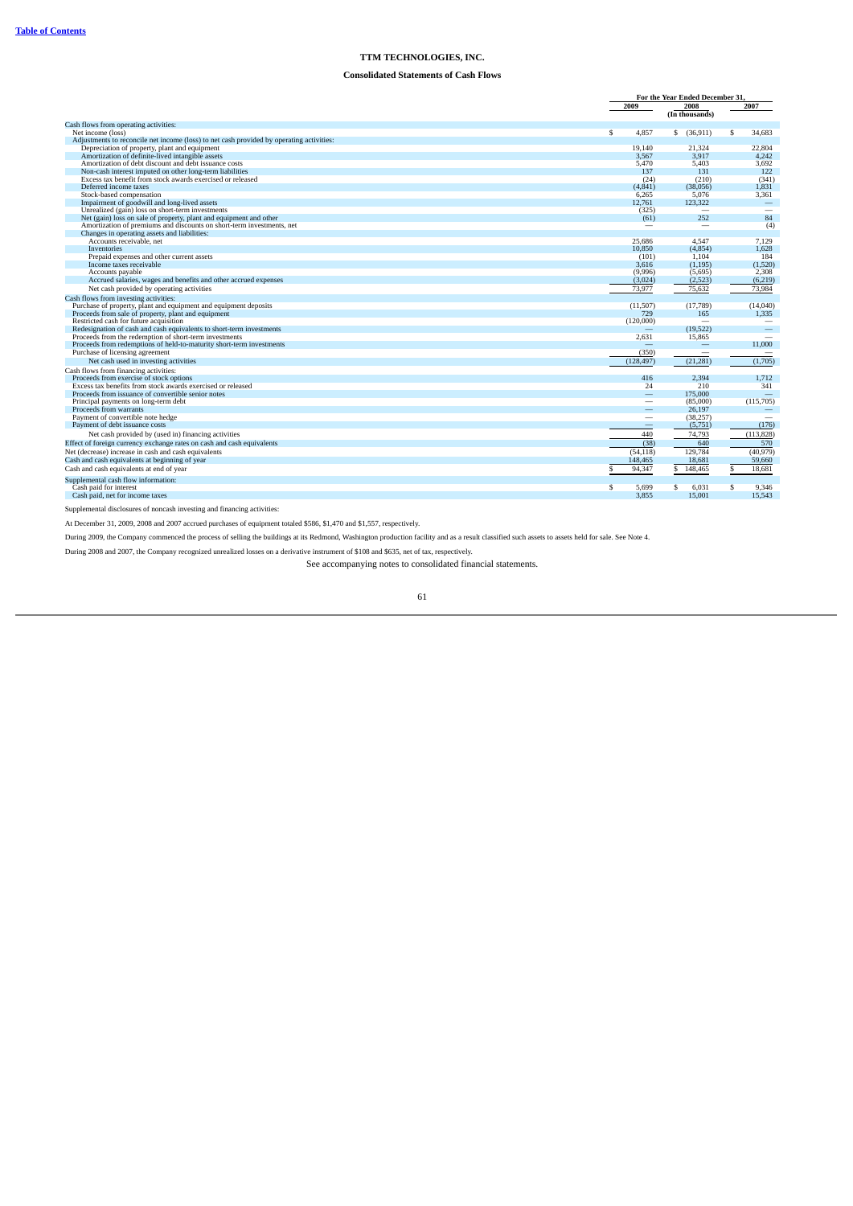**Table of Contents**

# TTM TECHNOLOGIES, INC.

## Consolidated Statements of Cash Flows

| | For the Year Ended December 31, | | |
|---|---|---|---|
| | 2009 | 2008 | 2007 |
| | | (In thousands) | |
| Cash flows from operating activities: | | | |
| Net income (loss) | $ 4,857 | $ (36,911) | $ 34,683 |
| Adjustments to reconcile net income (loss) to net cash provided by operating activities: | | | |
| Depreciation of property, plant and equipment | 19,140 | 21,324 | 22,804 |
| Amortization of definite-lived intangible assets | 3,567 | 3,917 | 4,242 |
| Amortization of debt discount and debt issuance costs | 5,470 | 5,403 | 3,692 |
| Non-cash interest imputed on other long-term liabilities | 137 | 131 | 122 |
| Excess tax benefit from stock awards exercised or released | (24) | (210) | (341) |
| Deferred income taxes | (4,841) | (38,056) | 1,831 |
| Stock-based compensation | 6,265 | 5,076 | 3,361 |
| Impairment of goodwill and long-lived assets | 12,761 | 123,322 | — |
| Unrealized (gain) loss on short-term investments | (325) | — | — |
| Net (gain) loss on sale of property, plant and equipment and other | (61) | 252 | 84 |
| Amortization of premiums and discounts on short-term investments, net | — | — | (4) |
| Changes in operating assets and liabilities: | | | |
| Accounts receivable, net | 25,686 | 4,547 | 7,129 |
| Inventories | 10,850 | (4,854) | 1,628 |
| Prepaid expenses and other current assets | (101) | 1,104 | 184 |
| Income taxes receivable | 3,616 | (1,195) | (1,520) |
| Accounts payable | (9,996) | (5,695) | 2,308 |
| Accrued salaries, wages and benefits and other accrued expenses | (3,024) | (2,523) | (6,219) |
| Net cash provided by operating activities | 73,977 | 75,632 | 73,984 |
| Cash flows from investing activities: | | | |
| Purchase of property, plant and equipment and equipment deposits | (11,507) | (17,789) | (14,040) |
| Proceeds from sale of property, plant and equipment | 729 | 165 | 1,335 |
| Restricted cash for future acquisition | (120,000) | — | — |
| Redesignation of cash and cash equivalents to short-term investments | — | (19,522) | — |
| Proceeds from the redemption of short-term investments | 2,631 | 15,865 | — |
| Proceeds from redemptions of held-to-maturity short-term investments | — | — | 11,000 |
| Purchase of licensing agreement | (350) | — | — |
| Net cash used in investing activities | (128,497) | (21,281) | (1,705) |
| Cash flows from financing activities: | | | |
| Proceeds from exercise of stock options | 416 | 2,394 | 1,712 |
| Excess tax benefits from stock awards exercised or released | 24 | 210 | 341 |
| Proceeds from issuance of convertible senior notes | — | 175,000 | — |
| Principal payments on long-term debt | — | (85,000) | (115,705) |
| Proceeds from warrants | — | 26,197 | — |
| Payment of convertible note hedge | — | (38,257) | — |
| Payment of debt issuance costs | — | (5,751) | (176) |
| Net cash provided by (used in) financing activities | 440 | 74,793 | (113,828) |
| Effect of foreign currency exchange rates on cash and cash equivalents | (38) | 640 | 570 |
| Net (decrease) increase in cash and cash equivalents | (54,118) | 129,784 | (40,979) |
| Cash and cash equivalents at beginning of year | 148,465 | 18,681 | 59,660 |
| Cash and cash equivalents at end of year | $ 94,347 | $ 148,465 | $ 18,681 |
| Supplemental cash flow information: | | | |
| Cash paid for interest | $ 5,699 | $ 6,031 | $ 9,346 |
| Cash paid, net for income taxes | 3,855 | 15,001 | 15,543 |

Supplemental disclosures of noncash investing and financing activities:

At December 31, 2009, 2008 and 2007 accrued purchases of equipment totaled $586, $1,470 and $1,557, respectively.

During 2009, the Company commenced the process of selling the buildings at its Redmond, Washington production facility and as a result classified such assets to assets held for sale. See Note 4.

During 2008 and 2007, the Company recognized unrealized losses on a derivative instrument of $108 and $635, net of tax, respectively.

See accompanying notes to consolidated financial statements.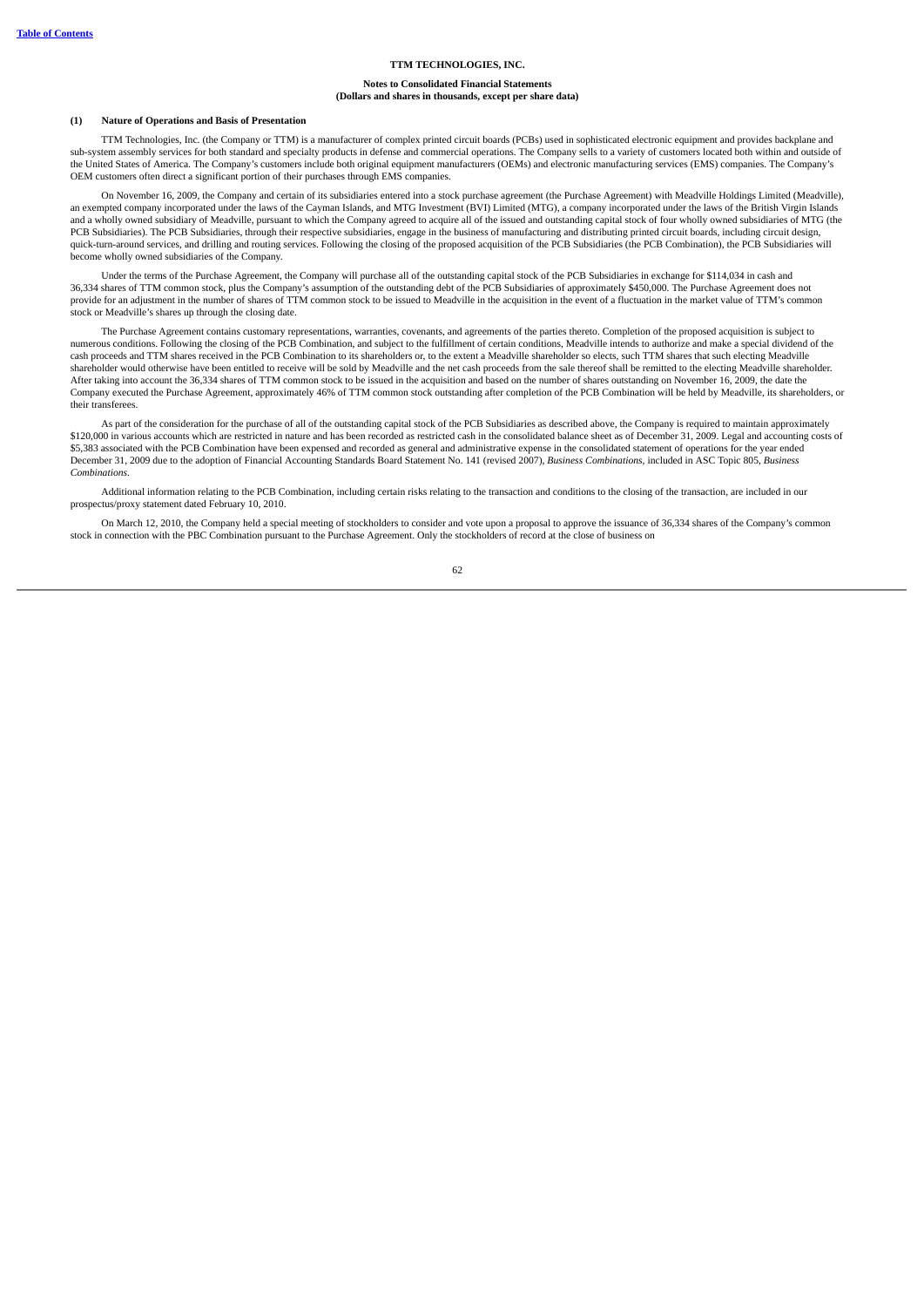# TTM TECHNOLOGIES, INC.

**Notes to Consolidated Financial Statements**
**(Dollars and shares in thousands, except per share data)**

## (1) Nature of Operations and Basis of Presentation

TTM Technologies, Inc. (the Company or TTM) is a manufacturer of complex printed circuit boards (PCBs) used in sophisticated electronic equipment and provides backplane and sub-system assembly services for both standard and specialty products in defense and commercial operations. The Company sells to a variety of customers located both within and outside of the United States of America. The Company's customers include both original equipment manufacturers (OEMs) and electronic manufacturing services (EMS) companies. The Company's OEM customers often direct a significant portion of their purchases through EMS companies.

On November 16, 2009, the Company and certain of its subsidiaries entered into a stock purchase agreement (the Purchase Agreement) with Meadville Holdings Limited (Meadville), an exempted company incorporated under the laws of the Cayman Islands, and MTG Investment (BVI) Limited (MTG), a company incorporated under the laws of the British Virgin Islands and a wholly owned subsidiary of Meadville, pursuant to which the Company agreed to acquire all of the issued and outstanding capital stock of four wholly owned subsidiaries of MTG (the PCB Subsidiaries). The PCB Subsidiaries, through their respective subsidiaries, engage in the business of manufacturing and distributing printed circuit boards, including circuit design, quick-turn-around services, and drilling and routing services. Following the closing of the proposed acquisition of the PCB Subsidiaries (the PCB Combination), the PCB Subsidiaries will become wholly owned subsidiaries of the Company.

Under the terms of the Purchase Agreement, the Company will purchase all of the outstanding capital stock of the PCB Subsidiaries in exchange for $114,034 in cash and 36,334 shares of TTM common stock, plus the Company's assumption of the outstanding debt of the PCB Subsidiaries of approximately $450,000. The Purchase Agreement does not provide for an adjustment in the number of shares of TTM common stock to be issued to Meadville in the acquisition in the event of a fluctuation in the market value of TTM's common stock or Meadville's shares up through the closing date.

The Purchase Agreement contains customary representations, warranties, covenants, and agreements of the parties thereto. Completion of the proposed acquisition is subject to numerous conditions. Following the closing of the PCB Combination, and subject to the fulfillment of certain conditions, Meadville intends to authorize and make a special dividend of the cash proceeds and TTM shares received in the PCB Combination to its shareholders or, to the extent a Meadville shareholder so elects, such TTM shares that such electing Meadville shareholder would otherwise have been entitled to receive will be sold by Meadville and the net cash proceeds from the sale thereof shall be remitted to the electing Meadville shareholder. After taking into account the 36,334 shares of TTM common stock to be issued in the acquisition and based on the number of shares outstanding on November 16, 2009, the date the Company executed the Purchase Agreement, approximately 46% of TTM common stock outstanding after completion of the PCB Combination will be held by Meadville, its shareholders, or their transferees.

As part of the consideration for the purchase of all of the outstanding capital stock of the PCB Subsidiaries as described above, the Company is required to maintain approximately $120,000 in various accounts which are restricted in nature and has been recorded as restricted cash in the consolidated balance sheet as of December 31, 2009. Legal and accounting costs of $5,383 associated with the PCB Combination have been expensed and recorded as general and administrative expense in the consolidated statement of operations for the year ended December 31, 2009 due to the adoption of Financial Accounting Standards Board Statement No. 141 (revised 2007), *Business Combinations*, included in ASC Topic 805, *Business Combinations*.

Additional information relating to the PCB Combination, including certain risks relating to the transaction and conditions to the closing of the transaction, are included in our prospectus/proxy statement dated February 10, 2010.

On March 12, 2010, the Company held a special meeting of stockholders to consider and vote upon a proposal to approve the issuance of 36,334 shares of the Company's common stock in connection with the PBC Combination pursuant to the Purchase Agreement. Only the stockholders of record at the close of business on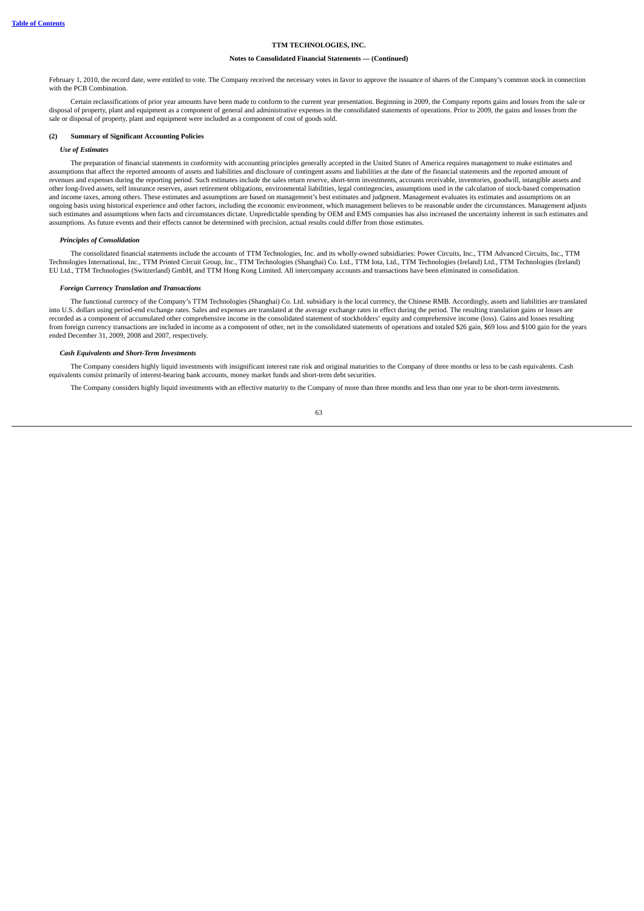February 1, 2010, the record date, were entitled to vote. The Company received the necessary votes in favor to approve the issuance of shares of the Company's common stock in connection with the PCB Combination.

Certain reclassifications of prior year amounts have been made to conform to the current year presentation. Beginning in 2009, the Company reports gains and losses from the sale or disposal of property, plant and equipment as a component of general and administrative expenses in the consolidated statements of operations. Prior to 2009, the gains and losses from the sale or disposal of property, plant and equipment were included as a component of cost of goods sold.

## (2) Summary of Significant Accounting Policies

### *Use of Estimates*

The preparation of financial statements in conformity with accounting principles generally accepted in the United States of America requires management to make estimates and assumptions that affect the reported amounts of assets and liabilities and disclosure of contingent assets and liabilities at the date of the financial statements and the reported amount of revenues and expenses during the reporting period. Such estimates include the sales return reserve, short-term investments, accounts receivable, inventories, goodwill, intangible assets and other long-lived assets, self insurance reserves, asset retirement obligations, environmental liabilities, legal contingencies, assumptions used in the calculation of stock-based compensation and income taxes, among others. These estimates and assumptions are based on management's best estimates and judgment. Management evaluates its estimates and assumptions on an ongoing basis using historical experience and other factors, including the economic environment, which management believes to be reasonable under the circumstances. Management adjusts such estimates and assumptions when facts and circumstances dictate. Unpredictable spending by OEM and EMS companies has also increased the uncertainty inherent in such estimates and assumptions. As future events and their effects cannot be determined with precision, actual results could differ from those estimates.

### *Principles of Consolidation*

The consolidated financial statements include the accounts of TTM Technologies, Inc. and its wholly-owned subsidiaries: Power Circuits, Inc., TTM Advanced Circuits, Inc., TTM Technologies International, Inc., TTM Printed Circuit Group, Inc., TTM Technologies (Shanghai) Co. Ltd., TTM Iota, Ltd., TTM Technologies (Ireland) Ltd., TTM Technologies (Ireland) EU Ltd., TTM Technologies (Switzerland) GmbH, and TTM Hong Kong Limited. All intercompany accounts and transactions have been eliminated in consolidation.

### *Foreign Currency Translation and Transactions*

The functional currency of the Company's TTM Technologies (Shanghai) Co. Ltd. subsidiary is the local currency, the Chinese RMB. Accordingly, assets and liabilities are translated into U.S. dollars using period-end exchange rates. Sales and expenses are translated at the average exchange rates in effect during the period. The resulting translation gains or losses are recorded as a component of accumulated other comprehensive income in the consolidated statement of stockholders' equity and comprehensive income (loss). Gains and losses resulting from foreign currency transactions are included in income as a component of other, net in the consolidated statements of operations and totaled $26 gain, $69 loss and $100 gain for the years ended December 31, 2009, 2008 and 2007, respectively.

### *Cash Equivalents and Short-Term Investments*

The Company considers highly liquid investments with insignificant interest rate risk and original maturities to the Company of three months or less to be cash equivalents. Cash equivalents consist primarily of interest-bearing bank accounts, money market funds and short-term debt securities.

The Company considers highly liquid investments with an effective maturity to the Company of more than three months and less than one year to be short-term investments.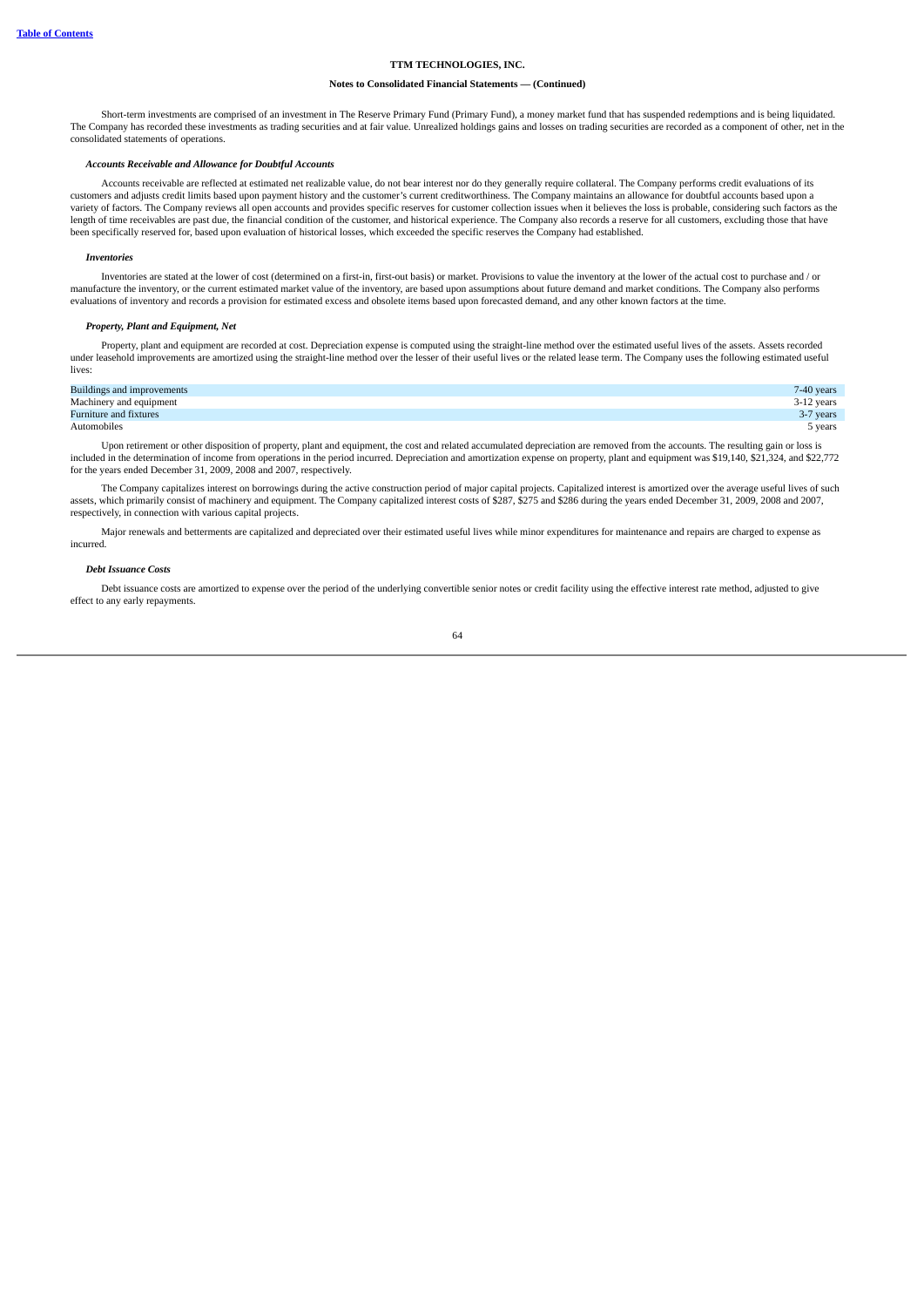**TTM TECHNOLOGIES, INC.**

**Notes to Consolidated Financial Statements — (Continued)**

Short-term investments are comprised of an investment in The Reserve Primary Fund (Primary Fund), a money market fund that has suspended redemptions and is being liquidated. The Company has recorded these investments as trading securities and at fair value. Unrealized holdings gains and losses on trading securities are recorded as a component of other, net in the consolidated statements of operations.

***Accounts Receivable and Allowance for Doubtful Accounts***

Accounts receivable are reflected at estimated net realizable value, do not bear interest nor do they generally require collateral. The Company performs credit evaluations of its customers and adjusts credit limits based upon payment history and the customer's current creditworthiness. The Company maintains an allowance for doubtful accounts based upon a variety of factors. The Company reviews all open accounts and provides specific reserves for customer collection issues when it believes the loss is probable, considering such factors as the length of time receivables are past due, the financial condition of the customer, and historical experience. The Company also records a reserve for all customers, excluding those that have been specifically reserved for, based upon evaluation of historical losses, which exceeded the specific reserves the Company had established.

***Inventories***

Inventories are stated at the lower of cost (determined on a first-in, first-out basis) or market. Provisions to value the inventory at the lower of the actual cost to purchase and / or manufacture the inventory, or the current estimated market value of the inventory, are based upon assumptions about future demand and market conditions. The Company also performs evaluations of inventory and records a provision for estimated excess and obsolete items based upon forecasted demand, and any other known factors at the time.

***Property, Plant and Equipment, Net***

Property, plant and equipment are recorded at cost. Depreciation expense is computed using the straight-line method over the estimated useful lives of the assets. Assets recorded under leasehold improvements are amortized using the straight-line method over the lesser of their useful lives or the related lease term. The Company uses the following estimated useful lives:

| | |
|---|---|
| Buildings and improvements | 7-40 years |
| Machinery and equipment | 3-12 years |
| Furniture and fixtures | 3-7 years |
| Automobiles | 5 years |

Upon retirement or other disposition of property, plant and equipment, the cost and related accumulated depreciation are removed from the accounts. The resulting gain or loss is included in the determination of income from operations in the period incurred. Depreciation and amortization expense on property, plant and equipment was $19,140, $21,324, and $22,772 for the years ended December 31, 2009, 2008 and 2007, respectively.

The Company capitalizes interest on borrowings during the active construction period of major capital projects. Capitalized interest is amortized over the average useful lives of such assets, which primarily consist of machinery and equipment. The Company capitalized interest costs of $287, $275 and $286 during the years ended December 31, 2009, 2008 and 2007, respectively, in connection with various capital projects.

Major renewals and betterments are capitalized and depreciated over their estimated useful lives while minor expenditures for maintenance and repairs are charged to expense as incurred.

***Debt Issuance Costs***

Debt issuance costs are amortized to expense over the period of the underlying convertible senior notes or credit facility using the effective interest rate method, adjusted to give effect to any early repayments.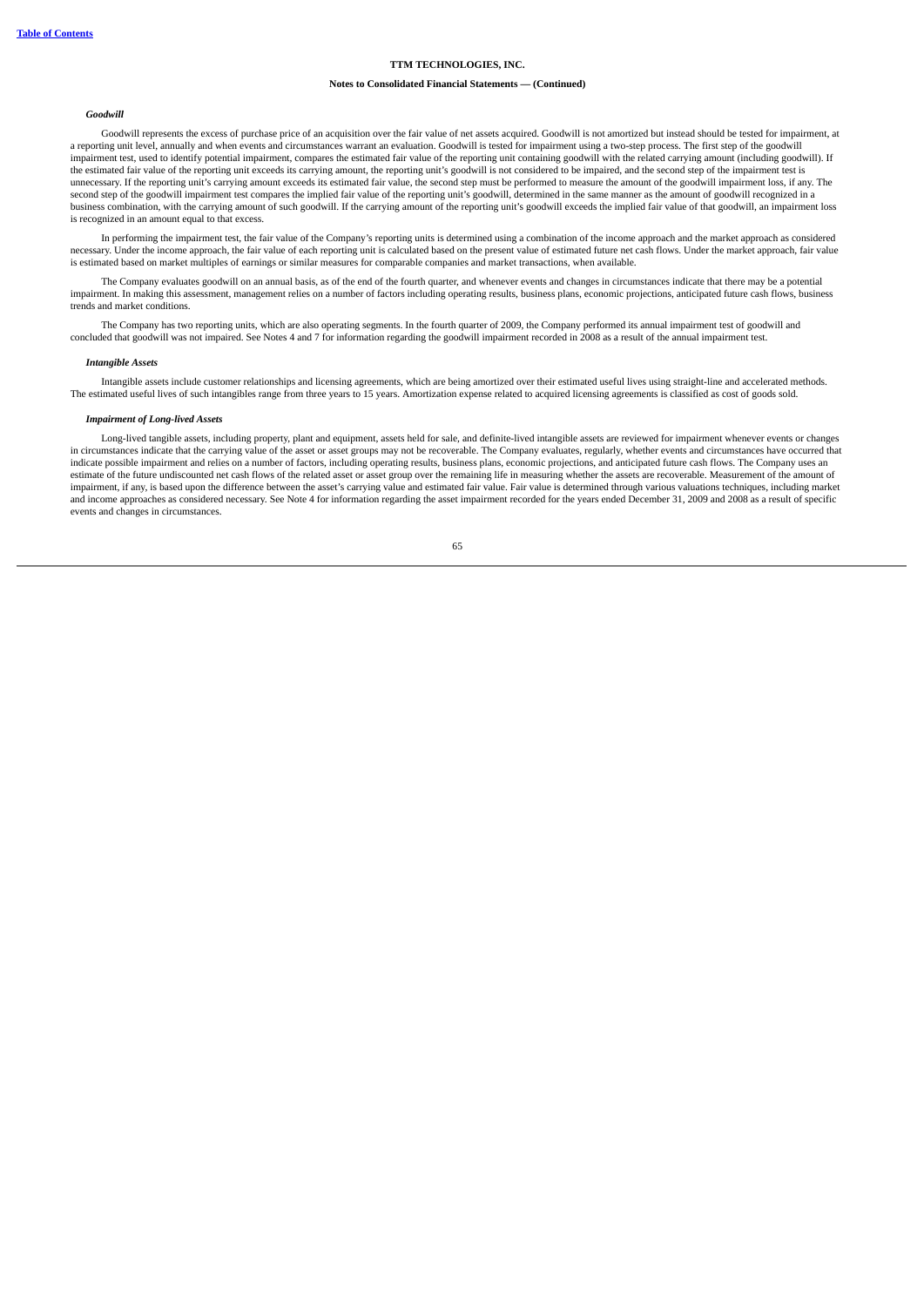### *Goodwill*

Goodwill represents the excess of purchase price of an acquisition over the fair value of net assets acquired. Goodwill is not amortized but instead should be tested for impairment, at a reporting unit level, annually and when events and circumstances warrant an evaluation. Goodwill is tested for impairment using a two-step process. The first step of the goodwill impairment test, used to identify potential impairment, compares the estimated fair value of the reporting unit containing goodwill with the related carrying amount (including goodwill). If the estimated fair value of the reporting unit exceeds its carrying amount, the reporting unit's goodwill is not considered to be impaired, and the second step of the impairment test is unnecessary. If the reporting unit's carrying amount exceeds its estimated fair value, the second step must be performed to measure the amount of the goodwill impairment loss, if any. The second step of the goodwill impairment test compares the implied fair value of the reporting unit's goodwill, determined in the same manner as the amount of goodwill recognized in a business combination, with the carrying amount of such goodwill. If the carrying amount of the reporting unit's goodwill exceeds the implied fair value of that goodwill, an impairment loss is recognized in an amount equal to that excess.

In performing the impairment test, the fair value of the Company's reporting units is determined using a combination of the income approach and the market approach as considered necessary. Under the income approach, the fair value of each reporting unit is calculated based on the present value of estimated future net cash flows. Under the market approach, fair value is estimated based on market multiples of earnings or similar measures for comparable companies and market transactions, when available.

The Company evaluates goodwill on an annual basis, as of the end of the fourth quarter, and whenever events and changes in circumstances indicate that there may be a potential impairment. In making this assessment, management relies on a number of factors including operating results, business plans, economic projections, anticipated future cash flows, business trends and market conditions.

The Company has two reporting units, which are also operating segments. In the fourth quarter of 2009, the Company performed its annual impairment test of goodwill and concluded that goodwill was not impaired. See Notes 4 and 7 for information regarding the goodwill impairment recorded in 2008 as a result of the annual impairment test.

### *Intangible Assets*

Intangible assets include customer relationships and licensing agreements, which are being amortized over their estimated useful lives using straight-line and accelerated methods. The estimated useful lives of such intangibles range from three years to 15 years. Amortization expense related to acquired licensing agreements is classified as cost of goods sold.

### *Impairment of Long-lived Assets*

Long-lived tangible assets, including property, plant and equipment, assets held for sale, and definite-lived intangible assets are reviewed for impairment whenever events or changes in circumstances indicate that the carrying value of the asset or asset groups may not be recoverable. The Company evaluates, regularly, whether events and circumstances have occurred that indicate possible impairment and relies on a number of factors, including operating results, business plans, economic projections, and anticipated future cash flows. The Company uses an estimate of the future undiscounted net cash flows of the related asset or asset group over the remaining life in measuring whether the assets are recoverable. Measurement of the amount of impairment, if any, is based upon the difference between the asset's carrying value and estimated fair value. Fair value is determined through various valuations techniques, including market and income approaches as considered necessary. See Note 4 for information regarding the asset impairment recorded for the years ended December 31, 2009 and 2008 as a result of specific events and changes in circumstances.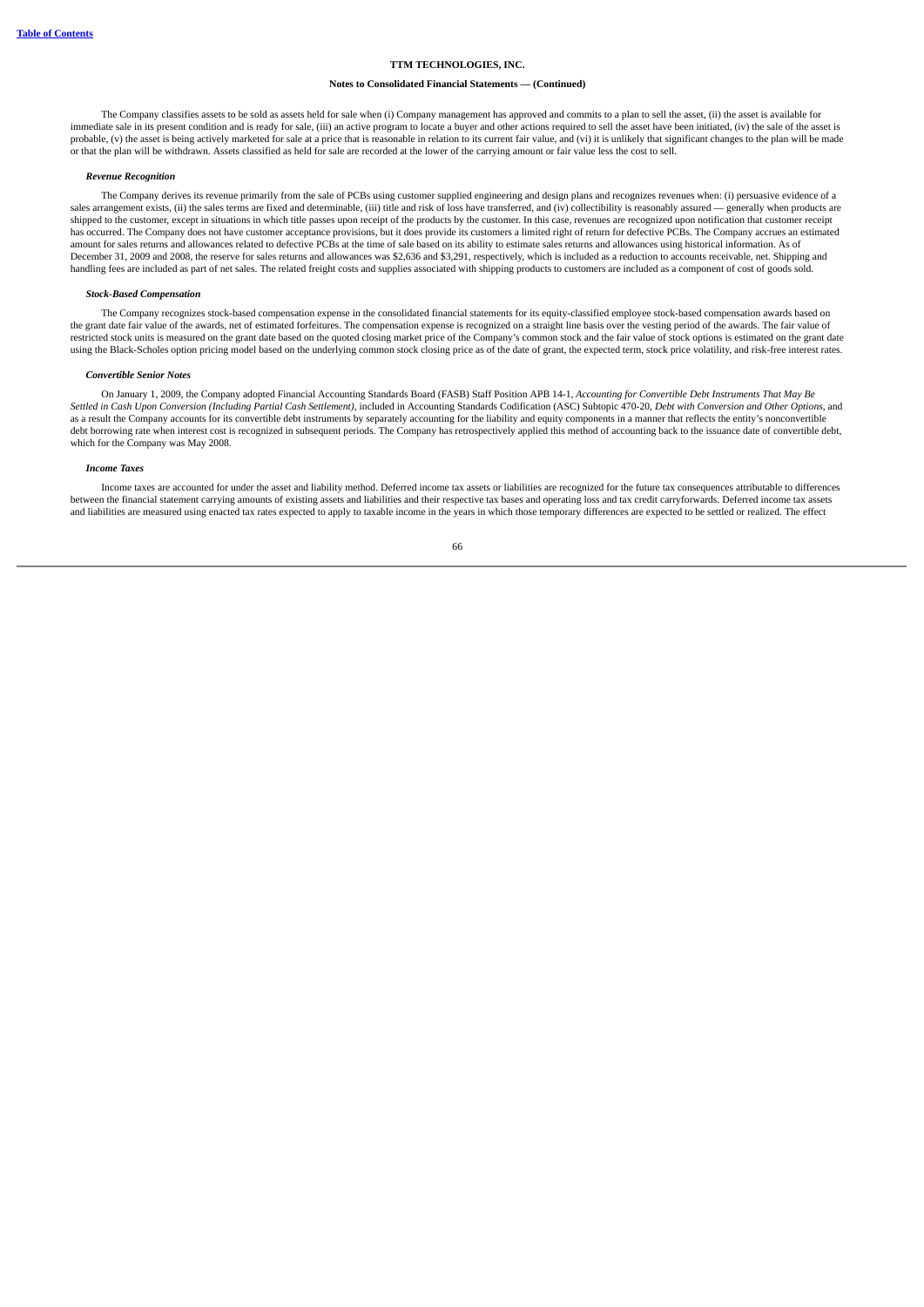The Company classifies assets to be sold as assets held for sale when (i) Company management has approved and commits to a plan to sell the asset, (ii) the asset is available for immediate sale in its present condition and is ready for sale, (iii) an active program to locate a buyer and other actions required to sell the asset have been initiated, (iv) the sale of the asset is probable, (v) the asset is being actively marketed for sale at a price that is reasonable in relation to its current fair value, and (vi) it is unlikely that significant changes to the plan will be made or that the plan will be withdrawn. Assets classified as held for sale are recorded at the lower of the carrying amount or fair value less the cost to sell.

***Revenue Recognition***

The Company derives its revenue primarily from the sale of PCBs using customer supplied engineering and design plans and recognizes revenues when: (i) persuasive evidence of a sales arrangement exists, (ii) the sales terms are fixed and determinable, (iii) title and risk of loss have transferred, and (iv) collectibility is reasonably assured — generally when products are shipped to the customer, except in situations in which title passes upon receipt of the products by the customer. In this case, revenues are recognized upon notification that customer receipt has occurred. The Company does not have customer acceptance provisions, but it does provide its customers a limited right of return for defective PCBs. The Company accrues an estimated amount for sales returns and allowances related to defective PCBs at the time of sale based on its ability to estimate sales returns and allowances using historical information. As of December 31, 2009 and 2008, the reserve for sales returns and allowances was $2,636 and $3,291, respectively, which is included as a reduction to accounts receivable, net. Shipping and handling fees are included as part of net sales. The related freight costs and supplies associated with shipping products to customers are included as a component of cost of goods sold.

***Stock-Based Compensation***

The Company recognizes stock-based compensation expense in the consolidated financial statements for its equity-classified employee stock-based compensation awards based on the grant date fair value of the awards, net of estimated forfeitures. The compensation expense is recognized on a straight line basis over the vesting period of the awards. The fair value of restricted stock units is measured on the grant date based on the quoted closing market price of the Company's common stock and the fair value of stock options is estimated on the grant date using the Black-Scholes option pricing model based on the underlying common stock closing price as of the date of grant, the expected term, stock price volatility, and risk-free interest rates.

***Convertible Senior Notes***

On January 1, 2009, the Company adopted Financial Accounting Standards Board (FASB) Staff Position APB 14-1, *Accounting for Convertible Debt Instruments That May Be Settled in Cash Upon Conversion (Including Partial Cash Settlement)*, included in Accounting Standards Codification (ASC) Subtopic 470-20, *Debt with Conversion and Other Options*, and as a result the Company accounts for its convertible debt instruments by separately accounting for the liability and equity components in a manner that reflects the entity's nonconvertible debt borrowing rate when interest cost is recognized in subsequent periods. The Company has retrospectively applied this method of accounting back to the issuance date of convertible debt, which for the Company was May 2008.

***Income Taxes***

Income taxes are accounted for under the asset and liability method. Deferred income tax assets or liabilities are recognized for the future tax consequences attributable to differences between the financial statement carrying amounts of existing assets and liabilities and their respective tax bases and operating loss and tax credit carryforwards. Deferred income tax assets and liabilities are measured using enacted tax rates expected to apply to taxable income in the years in which those temporary differences are expected to be settled or realized. The effect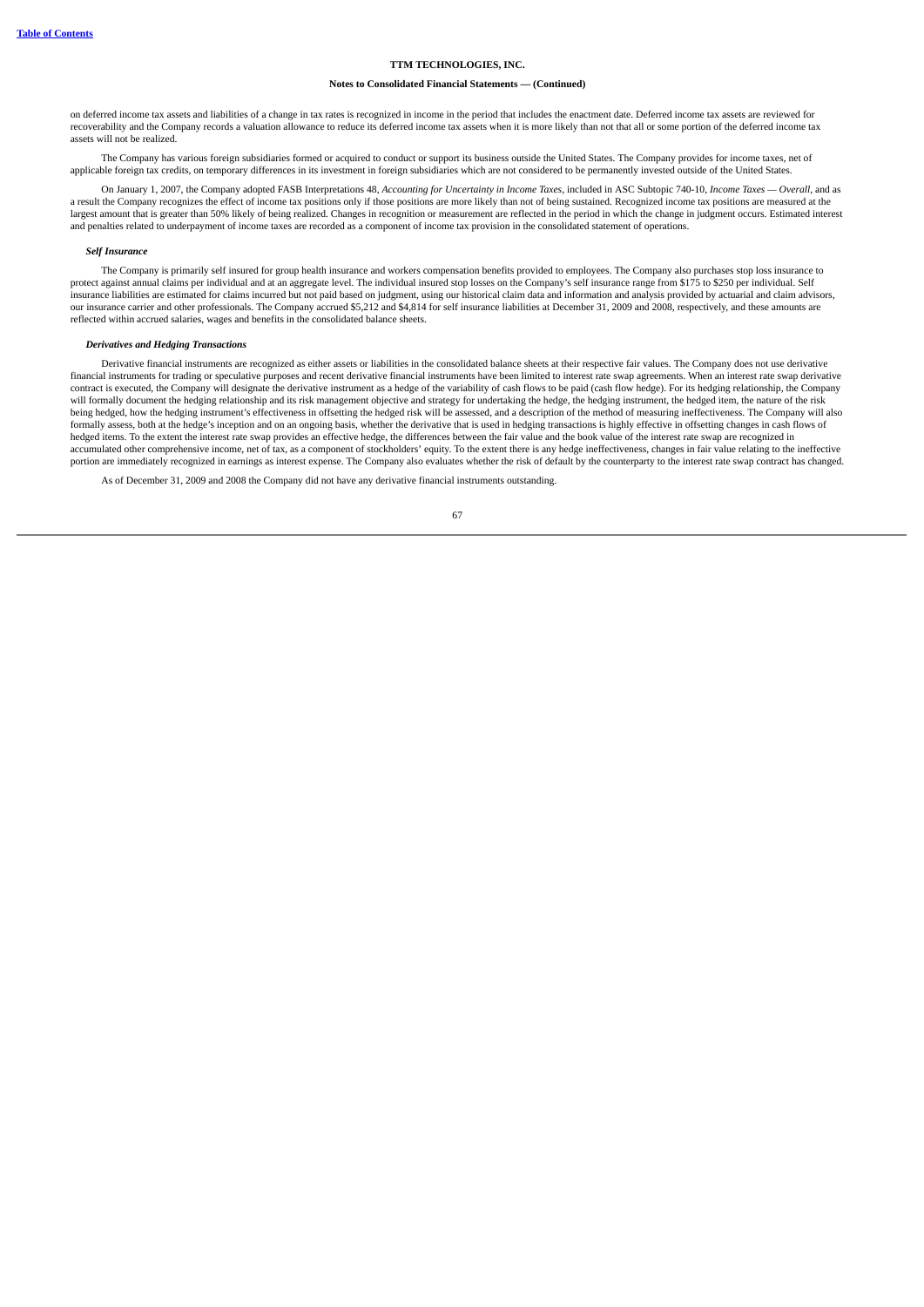on deferred income tax assets and liabilities of a change in tax rates is recognized in income in the period that includes the enactment date. Deferred income tax assets are reviewed for recoverability and the Company records a valuation allowance to reduce its deferred income tax assets when it is more likely than not that all or some portion of the deferred income tax assets will not be realized.

The Company has various foreign subsidiaries formed or acquired to conduct or support its business outside the United States. The Company provides for income taxes, net of applicable foreign tax credits, on temporary differences in its investment in foreign subsidiaries which are not considered to be permanently invested outside of the United States.

On January 1, 2007, the Company adopted FASB Interpretations 48, *Accounting for Uncertainty in Income Taxes*, included in ASC Subtopic 740-10, *Income Taxes — Overall*, and as a result the Company recognizes the effect of income tax positions only if those positions are more likely than not of being sustained. Recognized income tax positions are measured at the largest amount that is greater than 50% likely of being realized. Changes in recognition or measurement are reflected in the period in which the change in judgment occurs. Estimated interest and penalties related to underpayment of income taxes are recorded as a component of income tax provision in the consolidated statement of operations.

***Self Insurance***

The Company is primarily self insured for group health insurance and workers compensation benefits provided to employees. The Company also purchases stop loss insurance to protect against annual claims per individual and at an aggregate level. The individual insured stop losses on the Company's self insurance range from $175 to $250 per individual. Self insurance liabilities are estimated for claims incurred but not paid based on judgment, using our historical claim data and information and analysis provided by actuarial and claim advisors, our insurance carrier and other professionals. The Company accrued $5,212 and $4,814 for self insurance liabilities at December 31, 2009 and 2008, respectively, and these amounts are reflected within accrued salaries, wages and benefits in the consolidated balance sheets.

***Derivatives and Hedging Transactions***

Derivative financial instruments are recognized as either assets or liabilities in the consolidated balance sheets at their respective fair values. The Company does not use derivative financial instruments for trading or speculative purposes and recent derivative financial instruments have been limited to interest rate swap agreements. When an interest rate swap derivative contract is executed, the Company will designate the derivative instrument as a hedge of the variability of cash flows to be paid (cash flow hedge). For its hedging relationship, the Company will formally document the hedging relationship and its risk management objective and strategy for undertaking the hedge, the hedging instrument, the hedged item, the nature of the risk being hedged, how the hedging instrument's effectiveness in offsetting the hedged risk will be assessed, and a description of the method of measuring ineffectiveness. The Company will also formally assess, both at the hedge's inception and on an ongoing basis, whether the derivative that is used in hedging transactions is highly effective in offsetting changes in cash flows of hedged items. To the extent the interest rate swap provides an effective hedge, the differences between the fair value and the book value of the interest rate swap are recognized in accumulated other comprehensive income, net of tax, as a component of stockholders' equity. To the extent there is any hedge ineffectiveness, changes in fair value relating to the ineffective portion are immediately recognized in earnings as interest expense. The Company also evaluates whether the risk of default by the counterparty to the interest rate swap contract has changed.

As of December 31, 2009 and 2008 the Company did not have any derivative financial instruments outstanding.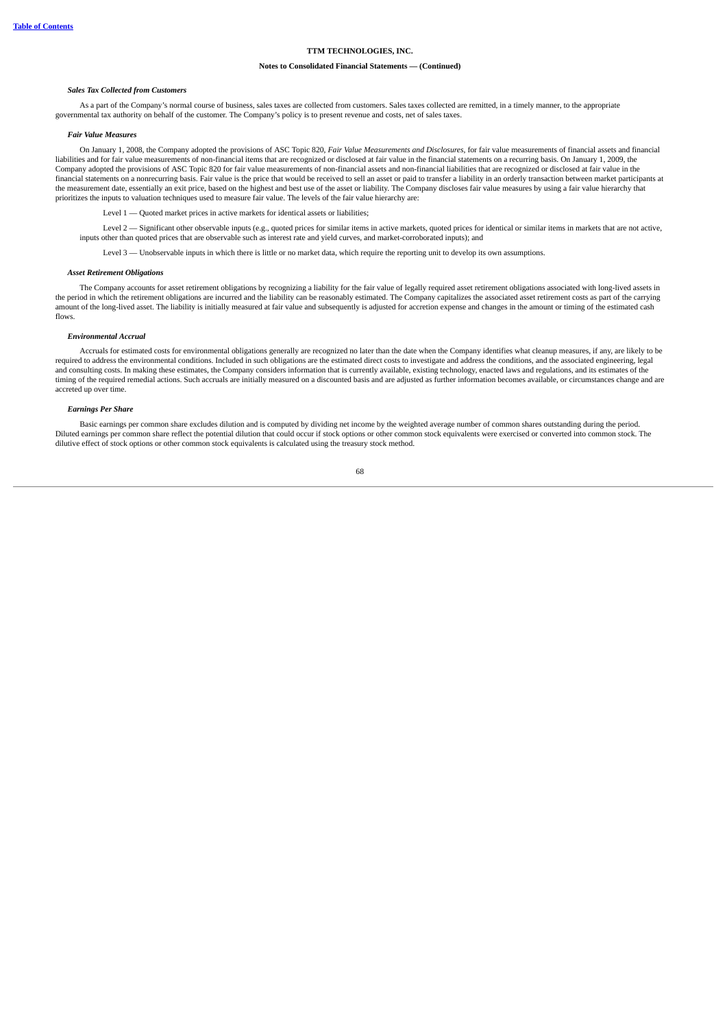*Sales Tax Collected from Customers*

As a part of the Company's normal course of business, sales taxes are collected from customers. Sales taxes collected are remitted, in a timely manner, to the appropriate governmental tax authority on behalf of the customer. The Company's policy is to present revenue and costs, net of sales taxes.

*Fair Value Measures*

On January 1, 2008, the Company adopted the provisions of ASC Topic 820, *Fair Value Measurements and Disclosures*, for fair value measurements of financial assets and financial liabilities and for fair value measurements of non-financial items that are recognized or disclosed at fair value in the financial statements on a recurring basis. On January 1, 2009, the Company adopted the provisions of ASC Topic 820 for fair value measurements of non-financial assets and non-financial liabilities that are recognized or disclosed at fair value in the financial statements on a nonrecurring basis. Fair value is the price that would be received to sell an asset or paid to transfer a liability in an orderly transaction between market participants at the measurement date, essentially an exit price, based on the highest and best use of the asset or liability. The Company discloses fair value measures by using a fair value hierarchy that prioritizes the inputs to valuation techniques used to measure fair value. The levels of the fair value hierarchy are:

Level 1 — Quoted market prices in active markets for identical assets or liabilities;

Level 2 — Significant other observable inputs (e.g., quoted prices for similar items in active markets, quoted prices for identical or similar items in markets that are not active, inputs other than quoted prices that are observable such as interest rate and yield curves, and market-corroborated inputs); and

Level 3 — Unobservable inputs in which there is little or no market data, which require the reporting unit to develop its own assumptions.

*Asset Retirement Obligations*

The Company accounts for asset retirement obligations by recognizing a liability for the fair value of legally required asset retirement obligations associated with long-lived assets in the period in which the retirement obligations are incurred and the liability can be reasonably estimated. The Company capitalizes the associated asset retirement costs as part of the carrying amount of the long-lived asset. The liability is initially measured at fair value and subsequently is adjusted for accretion expense and changes in the amount or timing of the estimated cash flows.

*Environmental Accrual*

Accruals for estimated costs for environmental obligations generally are recognized no later than the date when the Company identifies what cleanup measures, if any, are likely to be required to address the environmental conditions. Included in such obligations are the estimated direct costs to investigate and address the conditions, and the associated engineering, legal and consulting costs. In making these estimates, the Company considers information that is currently available, existing technology, enacted laws and regulations, and its estimates of the timing of the required remedial actions. Such accruals are initially measured on a discounted basis and are adjusted as further information becomes available, or circumstances change and are accreted up over time.

*Earnings Per Share*

Basic earnings per common share excludes dilution and is computed by dividing net income by the weighted average number of common shares outstanding during the period. Diluted earnings per common share reflect the potential dilution that could occur if stock options or other common stock equivalents were exercised or converted into common stock. The dilutive effect of stock options or other common stock equivalents is calculated using the treasury stock method.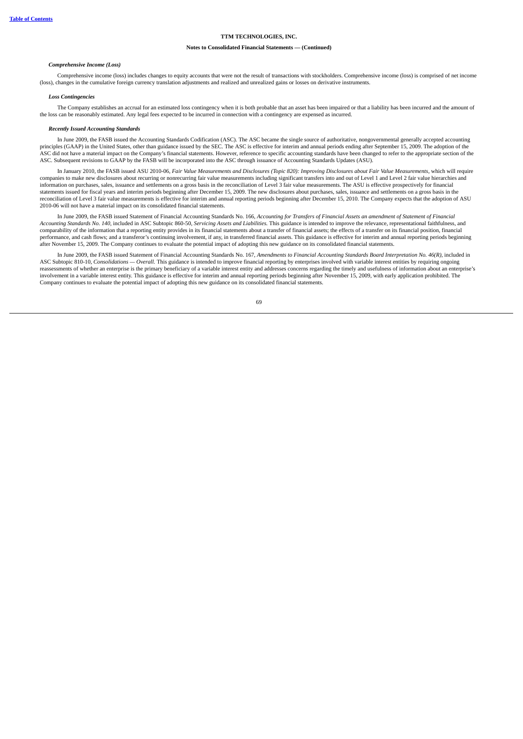**TTM TECHNOLOGIES, INC.**

**Notes to Consolidated Financial Statements — (Continued)**

***Comprehensive Income (Loss)***

Comprehensive income (loss) includes changes to equity accounts that were not the result of transactions with stockholders. Comprehensive income (loss) is comprised of net income (loss), changes in the cumulative foreign currency translation adjustments and realized and unrealized gains or losses on derivative instruments.

***Loss Contingencies***

The Company establishes an accrual for an estimated loss contingency when it is both probable that an asset has been impaired or that a liability has been incurred and the amount of the loss can be reasonably estimated. Any legal fees expected to be incurred in connection with a contingency are expensed as incurred.

***Recently Issued Accounting Standards***

In June 2009, the FASB issued the Accounting Standards Codification (ASC). The ASC became the single source of authoritative, nongovernmental generally accepted accounting principles (GAAP) in the United States, other than guidance issued by the SEC. The ASC is effective for interim and annual periods ending after September 15, 2009. The adoption of the ASC did not have a material impact on the Company's financial statements. However, reference to specific accounting standards have been changed to refer to the appropriate section of the ASC. Subsequent revisions to GAAP by the FASB will be incorporated into the ASC through issuance of Accounting Standards Updates (ASU).

In January 2010, the FASB issued ASU 2010-06, *Fair Value Measurements and Disclosures (Topic 820): Improving Disclosures about Fair Value Measurements*, which will require companies to make new disclosures about recurring or nonrecurring fair value measurements including significant transfers into and out of Level 1 and Level 2 fair value hierarchies and information on purchases, sales, issuance and settlements on a gross basis in the reconciliation of Level 3 fair value measurements. The ASU is effective prospectively for financial statements issued for fiscal years and interim periods beginning after December 15, 2009. The new disclosures about purchases, sales, issuance and settlements on a gross basis in the reconciliation of Level 3 fair value measurements is effective for interim and annual reporting periods beginning after December 15, 2010. The Company expects that the adoption of ASU 2010-06 will not have a material impact on its consolidated financial statements.

In June 2009, the FASB issued Statement of Financial Accounting Standards No. 166, *Accounting for Transfers of Financial Assets an amendment of Statement of Financial Accounting Standards No. 140*, included in ASC Subtopic 860-50, *Servicing Assets and Liabilities.* This guidance is intended to improve the relevance, representational faithfulness, and comparability of the information that a reporting entity provides in its financial statements about a transfer of financial assets; the effects of a transfer on its financial position, financial performance, and cash flows; and a transferor's continuing involvement, if any, in transferred financial assets. This guidance is effective for interim and annual reporting periods beginning after November 15, 2009. The Company continues to evaluate the potential impact of adopting this new guidance on its consolidated financial statements.

In June 2009, the FASB issued Statement of Financial Accounting Standards No. 167, *Amendments to Financial Accounting Standards Board Interpretation No. 46(R)*, included in ASC Subtopic 810-10, *Consolidations — Overall.* This guidance is intended to improve financial reporting by enterprises involved with variable interest entities by requiring ongoing reassessments of whether an enterprise is the primary beneficiary of a variable interest entity and addresses concerns regarding the timely and usefulness of information about an enterprise's involvement in a variable interest entity. This guidance is effective for interim and annual reporting periods beginning after November 15, 2009, with early application prohibited. The Company continues to evaluate the potential impact of adopting this new guidance on its consolidated financial statements.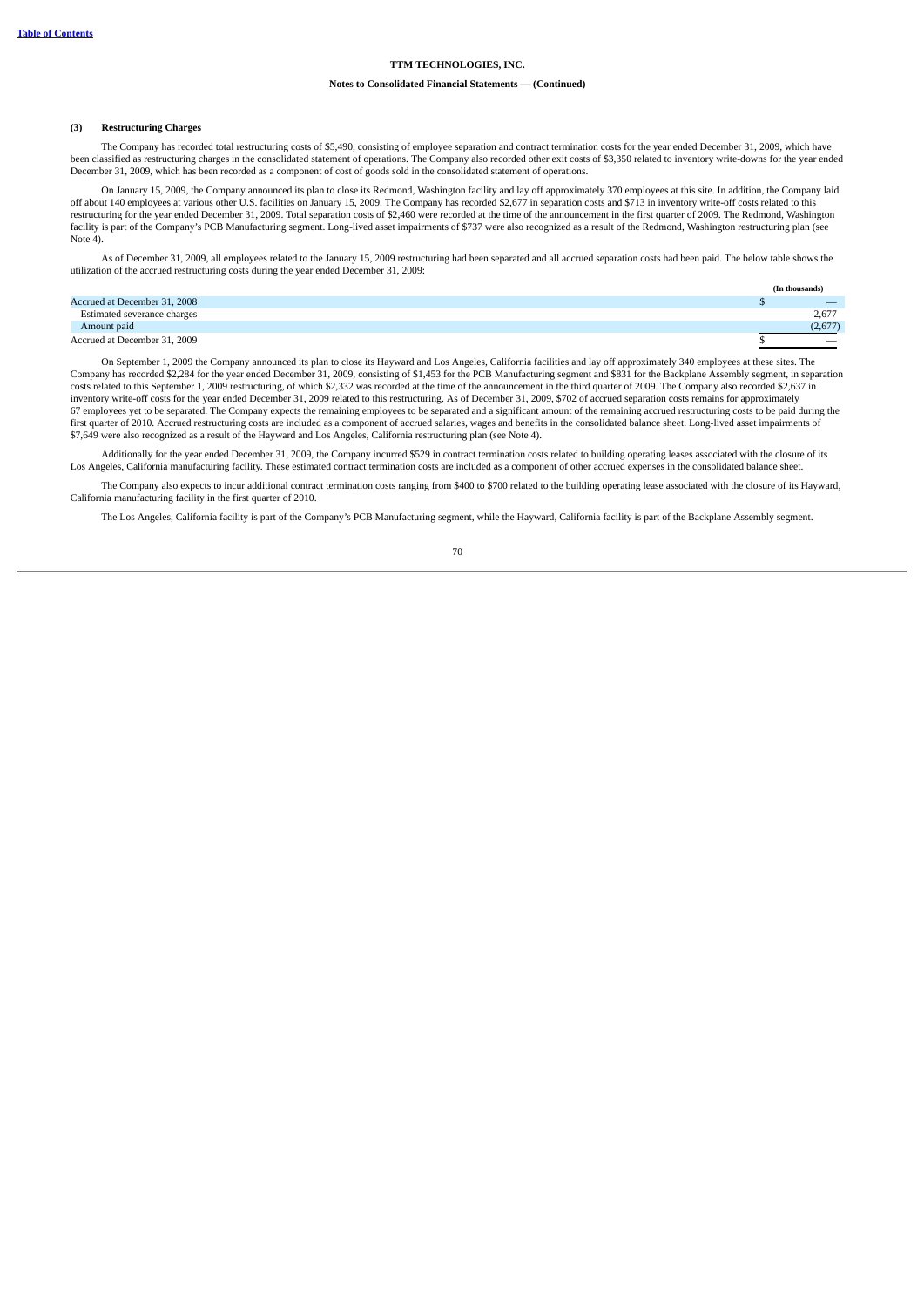**TTM TECHNOLOGIES, INC.**

**Notes to Consolidated Financial Statements — (Continued)**

**(3) Restructuring Charges**

The Company has recorded total restructuring costs of $5,490, consisting of employee separation and contract termination costs for the year ended December 31, 2009, which have been classified as restructuring charges in the consolidated statement of operations. The Company also recorded other exit costs of $3,350 related to inventory write-downs for the year ended December 31, 2009, which has been recorded as a component of cost of goods sold in the consolidated statement of operations.

On January 15, 2009, the Company announced its plan to close its Redmond, Washington facility and lay off approximately 370 employees at this site. In addition, the Company laid off about 140 employees at various other U.S. facilities on January 15, 2009. The Company has recorded $2,677 in separation costs and $713 in inventory write-off costs related to this restructuring for the year ended December 31, 2009. Total separation costs of $2,460 were recorded at the time of the announcement in the first quarter of 2009. The Redmond, Washington facility is part of the Company's PCB Manufacturing segment. Long-lived asset impairments of $737 were also recognized as a result of the Redmond, Washington restructuring plan (see Note 4).

As of December 31, 2009, all employees related to the January 15, 2009 restructuring had been separated and all accrued separation costs had been paid. The below table shows the utilization of the accrued restructuring costs during the year ended December 31, 2009:

| | (In thousands) |
|---|---|
| Accrued at December 31, 2008 | $ — |
| Estimated severance charges | 2,677 |
| Amount paid | (2,677) |
| Accrued at December 31, 2009 | $ — |

On September 1, 2009 the Company announced its plan to close its Hayward and Los Angeles, California facilities and lay off approximately 340 employees at these sites. The Company has recorded $2,284 for the year ended December 31, 2009, consisting of $1,453 for the PCB Manufacturing segment and $831 for the Backplane Assembly segment, in separation costs related to this September 1, 2009 restructuring, of which $2,332 was recorded at the time of the announcement in the third quarter of 2009. The Company also recorded $2,637 in inventory write-off costs for the year ended December 31, 2009 related to this restructuring. As of December 31, 2009, $702 of accrued separation costs remains for approximately 67 employees yet to be separated. The Company expects the remaining employees to be separated and a significant amount of the remaining accrued restructuring costs to be paid during the first quarter of 2010. Accrued restructuring costs are included as a component of accrued salaries, wages and benefits in the consolidated balance sheet. Long-lived asset impairments of $7,649 were also recognized as a result of the Hayward and Los Angeles, California restructuring plan (see Note 4).

Additionally for the year ended December 31, 2009, the Company incurred $529 in contract termination costs related to building operating leases associated with the closure of its Los Angeles, California manufacturing facility. These estimated contract termination costs are included as a component of other accrued expenses in the consolidated balance sheet.

The Company also expects to incur additional contract termination costs ranging from $400 to $700 related to the building operating lease associated with the closure of its Hayward, California manufacturing facility in the first quarter of 2010.

The Los Angeles, California facility is part of the Company's PCB Manufacturing segment, while the Hayward, California facility is part of the Backplane Assembly segment.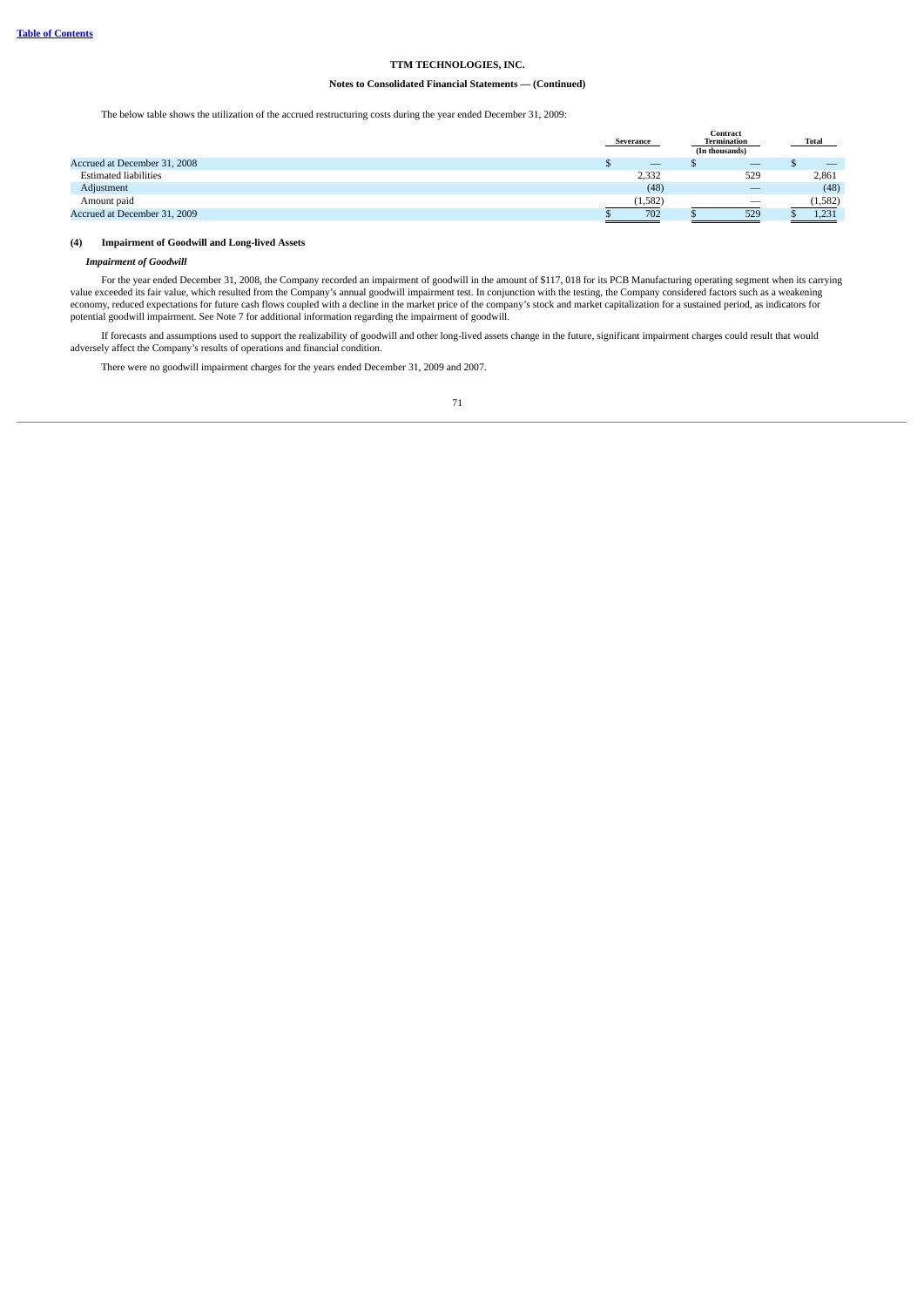**TTM TECHNOLOGIES, INC.**

**Notes to Consolidated Financial Statements — (Continued)**

The below table shows the utilization of the accrued restructuring costs during the year ended December 31, 2009:

| | Severance | Contract Termination | Total |
|---|---|---|---|
| | | (In thousands) | |
| Accrued at December 31, 2008 | $ — | $ — | $ — |
| Estimated liabilities | 2,332 | 529 | 2,861 |
| Adjustment | (48) | — | (48) |
| Amount paid | (1,582) | — | (1,582) |
| Accrued at December 31, 2009 | $ 702 | $ 529 | $ 1,231 |

#### (4) Impairment of Goodwill and Long-lived Assets

***Impairment of Goodwill***

For the year ended December 31, 2008, the Company recorded an impairment of goodwill in the amount of $117, 018 for its PCB Manufacturing operating segment when its carrying value exceeded its fair value, which resulted from the Company's annual goodwill impairment test. In conjunction with the testing, the Company considered factors such as a weakening economy, reduced expectations for future cash flows coupled with a decline in the market price of the company's stock and market capitalization for a sustained period, as indicators for potential goodwill impairment. See Note 7 for additional information regarding the impairment of goodwill.

If forecasts and assumptions used to support the realizability of goodwill and other long-lived assets change in the future, significant impairment charges could result that would adversely affect the Company's results of operations and financial condition.

There were no goodwill impairment charges for the years ended December 31, 2009 and 2007.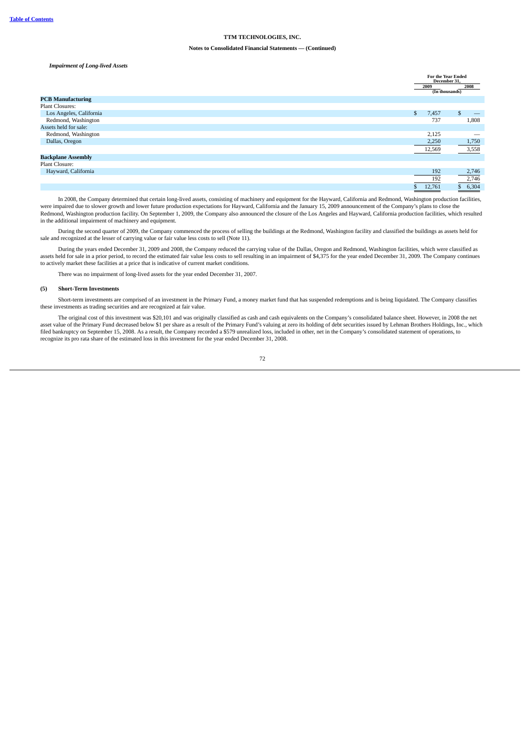**TTM TECHNOLOGIES, INC.**

**Notes to Consolidated Financial Statements — (Continued)**

***Impairment of Long-lived Assets***

| | For the Year Ended December 31, | |
|---|---|---|
| | 2009 | 2008 |
| | (In thousands) | |
| **PCB Manufacturing** | | |
| Plant Closures: | | |
| Los Angeles, California | $ 7,457 | $ — |
| Redmond, Washington | 737 | 1,808 |
| Assets held for sale: | | |
| Redmond, Washington | 2,125 | — |
| Dallas, Oregon | 2,250 | 1,750 |
| | 12,569 | 3,558 |
| **Backplane Assembly** | | |
| Plant Closure: | | |
| Hayward, California | 192 | 2,746 |
| | 192 | 2,746 |
| | $ 12,761 | $ 6,304 |

In 2008, the Company determined that certain long-lived assets, consisting of machinery and equipment for the Hayward, California and Redmond, Washington production facilities, were impaired due to slower growth and lower future production expectations for Hayward, California and the January 15, 2009 announcement of the Company's plans to close the Redmond, Washington production facility. On September 1, 2009, the Company also announced the closure of the Los Angeles and Hayward, California production facilities, which resulted in the additional impairment of machinery and equipment.

During the second quarter of 2009, the Company commenced the process of selling the buildings at the Redmond, Washington facility and classified the buildings as assets held for sale and recognized at the lesser of carrying value or fair value less costs to sell (Note 11).

During the years ended December 31, 2009 and 2008, the Company reduced the carrying value of the Dallas, Oregon and Redmond, Washington facilities, which were classified as assets held for sale in a prior period, to record the estimated fair value less costs to sell resulting in an impairment of $4,375 for the year ended December 31, 2009. The Company continues to actively market these facilities at a price that is indicative of current market conditions.

There was no impairment of long-lived assets for the year ended December 31, 2007.

## (5) Short-Term Investments

Short-term investments are comprised of an investment in the Primary Fund, a money market fund that has suspended redemptions and is being liquidated. The Company classifies these investments as trading securities and are recognized at fair value.

The original cost of this investment was $20,101 and was originally classified as cash and cash equivalents on the Company's consolidated balance sheet. However, in 2008 the net asset value of the Primary Fund decreased below $1 per share as a result of the Primary Fund's valuing at zero its holding of debt securities issued by Lehman Brothers Holdings, Inc., which filed bankruptcy on September 15, 2008. As a result, the Company recorded a $579 unrealized loss, included in other, net in the Company's consolidated statement of operations, to recognize its pro rata share of the estimated loss in this investment for the year ended December 31, 2008.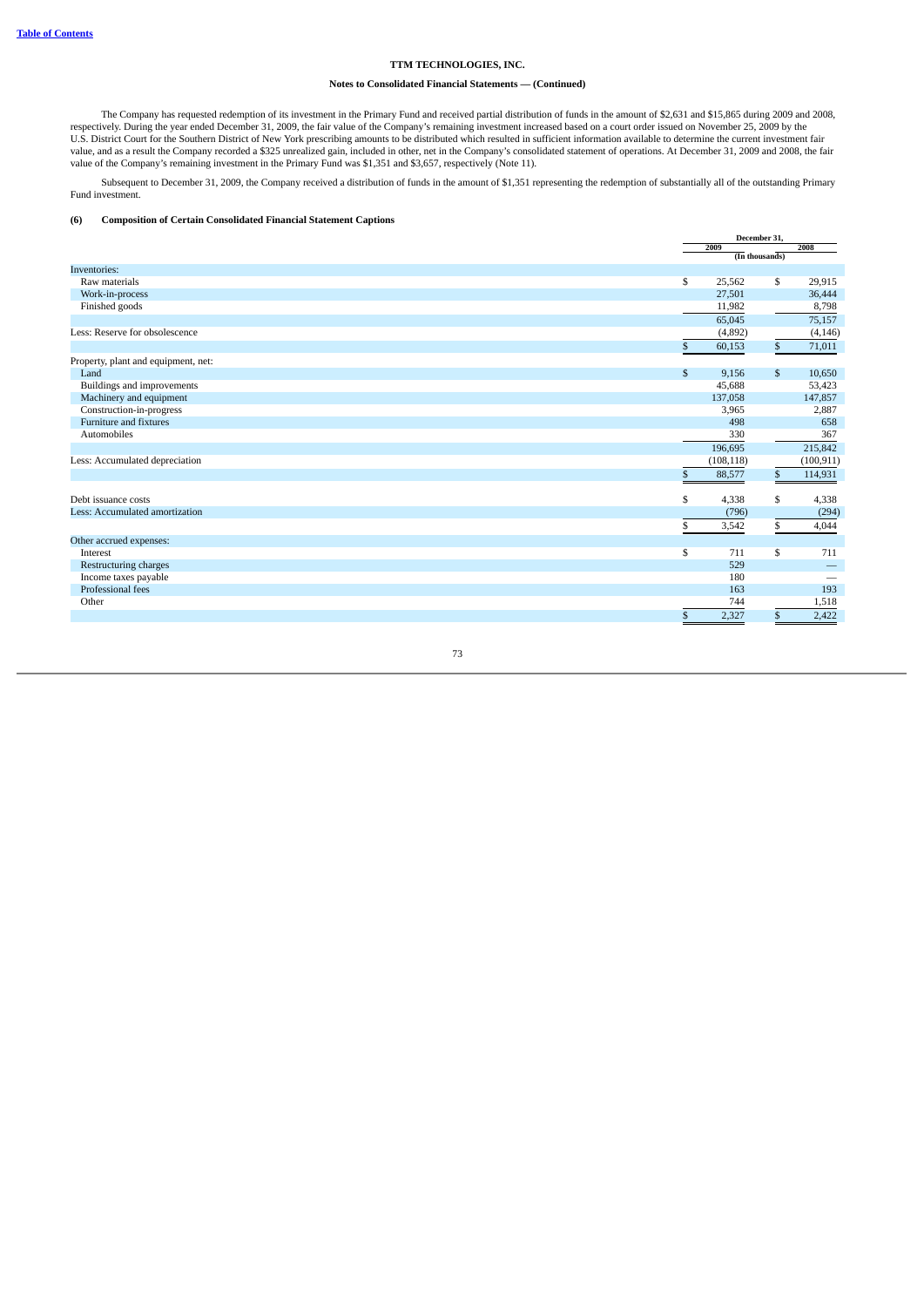**TTM TECHNOLOGIES, INC.**

**Notes to Consolidated Financial Statements — (Continued)**

The Company has requested redemption of its investment in the Primary Fund and received partial distribution of funds in the amount of $2,631 and $15,865 during 2009 and 2008, respectively. During the year ended December 31, 2009, the fair value of the Company's remaining investment increased based on a court order issued on November 25, 2009 by the U.S. District Court for the Southern District of New York prescribing amounts to be distributed which resulted in sufficient information available to determine the current investment fair value, and as a result the Company recorded a $325 unrealized gain, included in other, net in the Company's consolidated statement of operations. At December 31, 2009 and 2008, the fair value of the Company's remaining investment in the Primary Fund was $1,351 and $3,657, respectively (Note 11).

Subsequent to December 31, 2009, the Company received a distribution of funds in the amount of $1,351 representing the redemption of substantially all of the outstanding Primary Fund investment.

### (6) Composition of Certain Consolidated Financial Statement Captions

| | December 31, | |
|---|---|---|
| | 2009 | 2008 |
| | (In thousands) | |
| Inventories: | | |
| Raw materials | $ 25,562 | $ 29,915 |
| Work-in-process | 27,501 | 36,444 |
| Finished goods | 11,982 | 8,798 |
| | 65,045 | 75,157 |
| Less: Reserve for obsolescence | (4,892) | (4,146) |
| | $ 60,153 | $ 71,011 |
| Property, plant and equipment, net: | | |
| Land | $ 9,156 | $ 10,650 |
| Buildings and improvements | 45,688 | 53,423 |
| Machinery and equipment | 137,058 | 147,857 |
| Construction-in-progress | 3,965 | 2,887 |
| Furniture and fixtures | 498 | 658 |
| Automobiles | 330 | 367 |
| | 196,695 | 215,842 |
| Less: Accumulated depreciation | (108,118) | (100,911) |
| | $ 88,577 | $ 114,931 |
| Debt issuance costs | $ 4,338 | $ 4,338 |
| Less: Accumulated amortization | (796) | (294) |
| | $ 3,542 | $ 4,044 |
| Other accrued expenses: | | |
| Interest | $ 711 | $ 711 |
| Restructuring charges | 529 | — |
| Income taxes payable | 180 | — |
| Professional fees | 163 | 193 |
| Other | 744 | 1,518 |
| | $ 2,327 | $ 2,422 |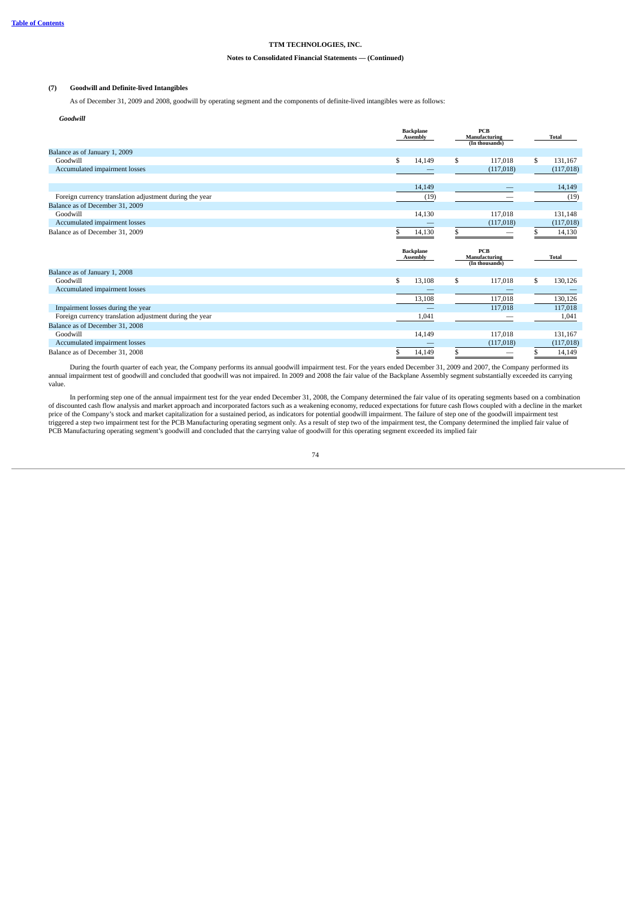**TTM TECHNOLOGIES, INC.**

**Notes to Consolidated Financial Statements — (Continued)**

## (7) Goodwill and Definite-lived Intangibles

As of December 31, 2009 and 2008, goodwill by operating segment and the components of definite-lived intangibles were as follows:

***Goodwill***

| | Backplane Assembly | PCB Manufacturing (In thousands) | Total |
|---|---|---|---|
| Balance as of January 1, 2009 | | | |
| Goodwill | $ 14,149 | $ 117,018 | $ 131,167 |
| Accumulated impairment losses | — | (117,018) | (117,018) |
| | 14,149 | — | 14,149 |
| Foreign currency translation adjustment during the year | (19) | — | (19) |
| Balance as of December 31, 2009 | | | |
| Goodwill | 14,130 | 117,018 | 131,148 |
| Accumulated impairment losses | — | (117,018) | (117,018) |
| Balance as of December 31, 2009 | $ 14,130 | $ — | $ 14,130 |

| | Backplane Assembly | PCB Manufacturing (In thousands) | Total |
|---|---|---|---|
| Balance as of January 1, 2008 | | | |
| Goodwill | $ 13,108 | $ 117,018 | $ 130,126 |
| Accumulated impairment losses | — | — | — |
| | 13,108 | 117,018 | 130,126 |
| Impairment losses during the year | — | 117,018 | 117,018 |
| Foreign currency translation adjustment during the year | 1,041 | — | 1,041 |
| Balance as of December 31, 2008 | | | |
| Goodwill | 14,149 | 117,018 | 131,167 |
| Accumulated impairment losses | — | (117,018) | (117,018) |
| Balance as of December 31, 2008 | $ 14,149 | $ — | $ 14,149 |

During the fourth quarter of each year, the Company performs its annual goodwill impairment test. For the years ended December 31, 2009 and 2007, the Company performed its annual impairment test of goodwill and concluded that goodwill was not impaired. In 2009 and 2008 the fair value of the Backplane Assembly segment substantially exceeded its carrying value.

In performing step one of the annual impairment test for the year ended December 31, 2008, the Company determined the fair value of its operating segments based on a combination of discounted cash flow analysis and market approach and incorporated factors such as a weakening economy, reduced expectations for future cash flows coupled with a decline in the market price of the Company's stock and market capitalization for a sustained period, as indicators for potential goodwill impairment. The failure of step one of the goodwill impairment test triggered a step two impairment test for the PCB Manufacturing operating segment only. As a result of step two of the impairment test, the Company determined the implied fair value of PCB Manufacturing operating segment's goodwill and concluded that the carrying value of goodwill for this operating segment exceeded its implied fair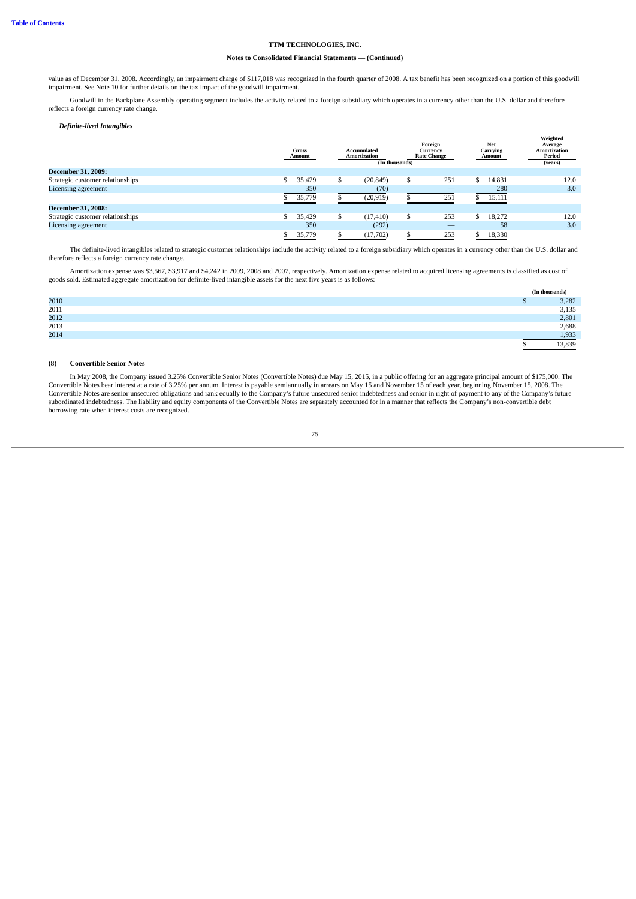value as of December 31, 2008. Accordingly, an impairment charge of $117,018 was recognized in the fourth quarter of 2008. A tax benefit has been recognized on a portion of this goodwill impairment. See Note 10 for further details on the tax impact of the goodwill impairment.

Goodwill in the Backplane Assembly operating segment includes the activity related to a foreign subsidiary which operates in a currency other than the U.S. dollar and therefore reflects a foreign currency rate change.

***Definite-lived Intangibles***

| | Gross Amount | Accumulated Amortization | Foreign Currency Rate Change | Net Carrying Amount | Weighted Average Amortization Period |
|---|---|---|---|---|---|
| | | (In thousands) | | | (years) |
| **December 31, 2009:** | | | | | |
| Strategic customer relationships | $ 35,429 | $ (20,849) | $ 251 | $ 14,831 | 12.0 |
| Licensing agreement | 350 | (70) | — | 280 | 3.0 |
| | $ 35,779 | $ (20,919) | $ 251 | $ 15,111 | |
| **December 31, 2008:** | | | | | |
| Strategic customer relationships | $ 35,429 | $ (17,410) | $ 253 | $ 18,272 | 12.0 |
| Licensing agreement | 350 | (292) | — | 58 | 3.0 |
| | $ 35,779 | $ (17,702) | $ 253 | $ 18,330 | |

The definite-lived intangibles related to strategic customer relationships include the activity related to a foreign subsidiary which operates in a currency other than the U.S. dollar and therefore reflects a foreign currency rate change.

Amortization expense was $3,567, $3,917 and $4,242 in 2009, 2008 and 2007, respectively. Amortization expense related to acquired licensing agreements is classified as cost of goods sold. Estimated aggregate amortization for definite-lived intangible assets for the next five years is as follows:

| | (In thousands) |
|---|---|
| 2010 | $ 3,282 |
| 2011 | 3,135 |
| 2012 | 2,801 |
| 2013 | 2,688 |
| 2014 | 1,933 |
| | $ 13,839 |

### (8) Convertible Senior Notes

In May 2008, the Company issued 3.25% Convertible Senior Notes (Convertible Notes) due May 15, 2015, in a public offering for an aggregate principal amount of $175,000. The Convertible Notes bear interest at a rate of 3.25% per annum. Interest is payable semiannually in arrears on May 15 and November 15 of each year, beginning November 15, 2008. The Convertible Notes are senior unsecured obligations and rank equally to the Company's future unsecured senior indebtedness and senior in right of payment to any of the Company's future subordinated indebtedness. The liability and equity components of the Convertible Notes are separately accounted for in a manner that reflects the Company's non-convertible debt borrowing rate when interest costs are recognized.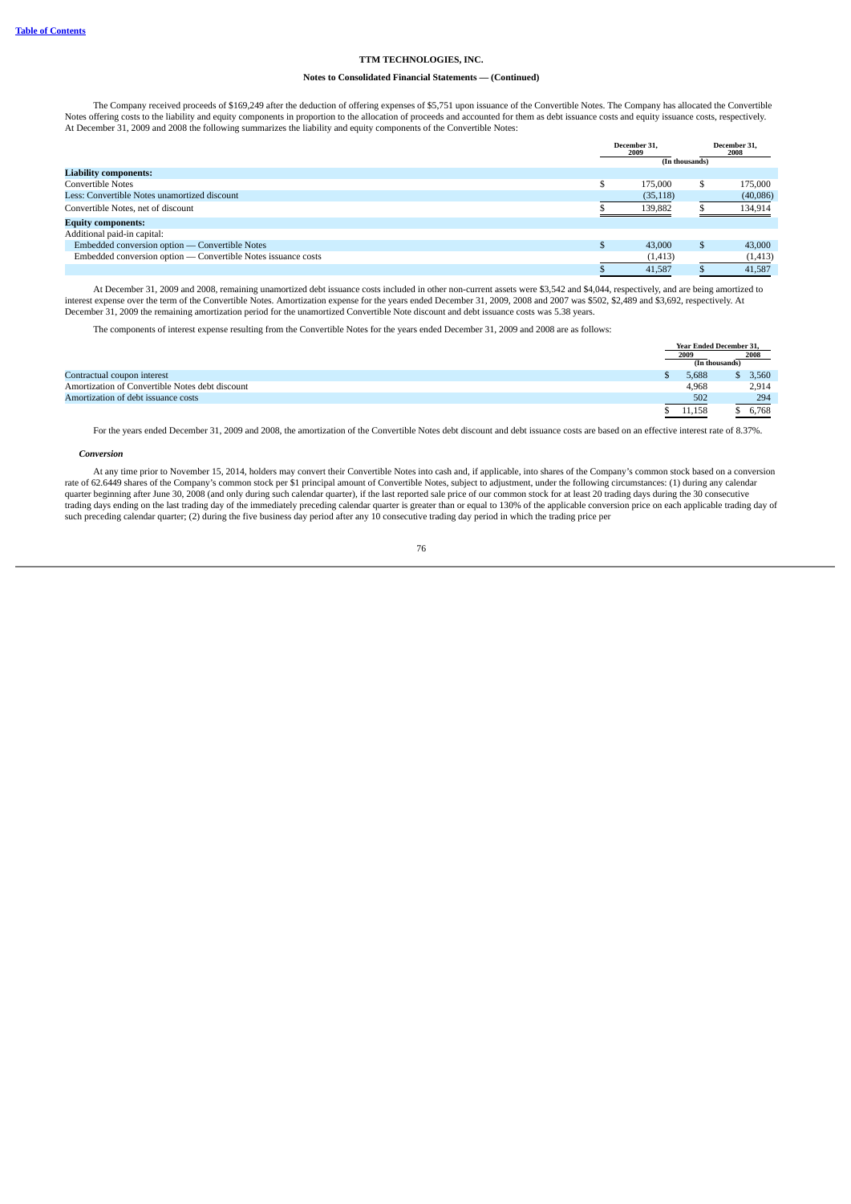**TTM TECHNOLOGIES, INC.**

**Notes to Consolidated Financial Statements — (Continued)**

The Company received proceeds of $169,249 after the deduction of offering expenses of $5,751 upon issuance of the Convertible Notes. The Company has allocated the Convertible Notes offering costs to the liability and equity components in proportion to the allocation of proceeds and accounted for them as debt issuance costs and equity issuance costs, respectively. At December 31, 2009 and 2008 the following summarizes the liability and equity components of the Convertible Notes:

| | December 31, 2009 | December 31, 2008 |
|---|---|---|
| | (In thousands) | |
| **Liability components:** | | |
| Convertible Notes | $ 175,000 | $ 175,000 |
| Less: Convertible Notes unamortized discount | (35,118) | (40,086) |
| Convertible Notes, net of discount | $ 139,882 | $ 134,914 |
| **Equity components:** | | |
| Additional paid-in capital: | | |
| Embedded conversion option — Convertible Notes | $ 43,000 | $ 43,000 |
| Embedded conversion option — Convertible Notes issuance costs | (1,413) | (1,413) |
| | $ 41,587 | $ 41,587 |

At December 31, 2009 and 2008, remaining unamortized debt issuance costs included in other non-current assets were $3,542 and $4,044, respectively, and are being amortized to interest expense over the term of the Convertible Notes. Amortization expense for the years ended December 31, 2009, 2008 and 2007 was $502, $2,489 and $3,692, respectively. At December 31, 2009 the remaining amortization period for the unamortized Convertible Note discount and debt issuance costs was 5.38 years.

The components of interest expense resulting from the Convertible Notes for the years ended December 31, 2009 and 2008 are as follows:

| | Year Ended December 31, 2009 | Year Ended December 31, 2008 |
|---|---|---|
| | (In thousands) | |
| Contractual coupon interest | $ 5,688 | $ 3,560 |
| Amortization of Convertible Notes debt discount | 4,968 | 2,914 |
| Amortization of debt issuance costs | 502 | 294 |
| | $ 11,158 | $ 6,768 |

For the years ended December 31, 2009 and 2008, the amortization of the Convertible Notes debt discount and debt issuance costs are based on an effective interest rate of 8.37%.

***Conversion***

At any time prior to November 15, 2014, holders may convert their Convertible Notes into cash and, if applicable, into shares of the Company's common stock based on a conversion rate of 62.6449 shares of the Company's common stock per $1 principal amount of Convertible Notes, subject to adjustment, under the following circumstances: (1) during any calendar quarter beginning after June 30, 2008 (and only during such calendar quarter), if the last reported sale price of our common stock for at least 20 trading days during the 30 consecutive trading days ending on the last trading day of the immediately preceding calendar quarter is greater than or equal to 130% of the applicable conversion price on each applicable trading day of such preceding calendar quarter; (2) during the five business day period after any 10 consecutive trading day period in which the trading price per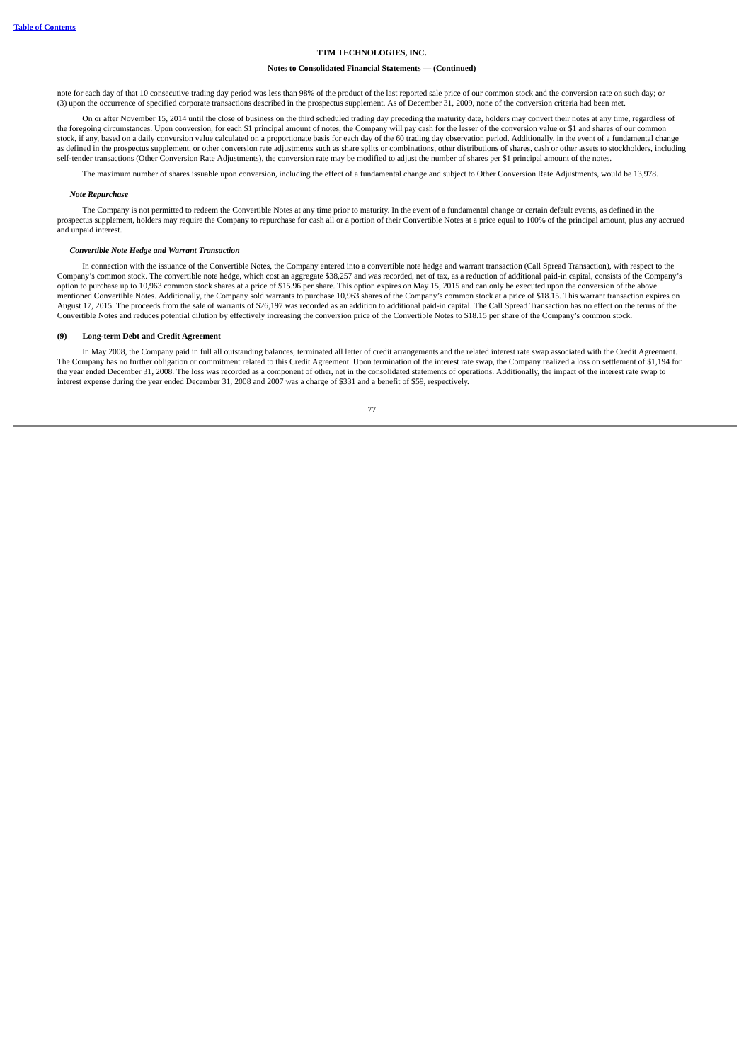note for each day of that 10 consecutive trading day period was less than 98% of the product of the last reported sale price of our common stock and the conversion rate on such day; or (3) upon the occurrence of specified corporate transactions described in the prospectus supplement. As of December 31, 2009, none of the conversion criteria had been met.

On or after November 15, 2014 until the close of business on the third scheduled trading day preceding the maturity date, holders may convert their notes at any time, regardless of the foregoing circumstances. Upon conversion, for each $1 principal amount of notes, the Company will pay cash for the lesser of the conversion value or $1 and shares of our common stock, if any, based on a daily conversion value calculated on a proportionate basis for each day of the 60 trading day observation period. Additionally, in the event of a fundamental change as defined in the prospectus supplement, or other conversion rate adjustments such as share splits or combinations, other distributions of shares, cash or other assets to stockholders, including self-tender transactions (Other Conversion Rate Adjustments), the conversion rate may be modified to adjust the number of shares per $1 principal amount of the notes.

The maximum number of shares issuable upon conversion, including the effect of a fundamental change and subject to Other Conversion Rate Adjustments, would be 13,978.

***Note Repurchase***

The Company is not permitted to redeem the Convertible Notes at any time prior to maturity. In the event of a fundamental change or certain default events, as defined in the prospectus supplement, holders may require the Company to repurchase for cash all or a portion of their Convertible Notes at a price equal to 100% of the principal amount, plus any accrued and unpaid interest.

***Convertible Note Hedge and Warrant Transaction***

In connection with the issuance of the Convertible Notes, the Company entered into a convertible note hedge and warrant transaction (Call Spread Transaction), with respect to the Company's common stock. The convertible note hedge, which cost an aggregate $38,257 and was recorded, net of tax, as a reduction of additional paid-in capital, consists of the Company's option to purchase up to 10,963 common stock shares at a price of $15.96 per share. This option expires on May 15, 2015 and can only be executed upon the conversion of the above mentioned Convertible Notes. Additionally, the Company sold warrants to purchase 10,963 shares of the Company's common stock at a price of $18.15. This warrant transaction expires on August 17, 2015. The proceeds from the sale of warrants of $26,197 was recorded as an addition to additional paid-in capital. The Call Spread Transaction has no effect on the terms of the Convertible Notes and reduces potential dilution by effectively increasing the conversion price of the Convertible Notes to $18.15 per share of the Company's common stock.

**(9) Long-term Debt and Credit Agreement**

In May 2008, the Company paid in full all outstanding balances, terminated all letter of credit arrangements and the related interest rate swap associated with the Credit Agreement. The Company has no further obligation or commitment related to this Credit Agreement. Upon termination of the interest rate swap, the Company realized a loss on settlement of $1,194 for the year ended December 31, 2008. The loss was recorded as a component of other, net in the consolidated statements of operations. Additionally, the impact of the interest rate swap to interest expense during the year ended December 31, 2008 and 2007 was a charge of $331 and a benefit of $59, respectively.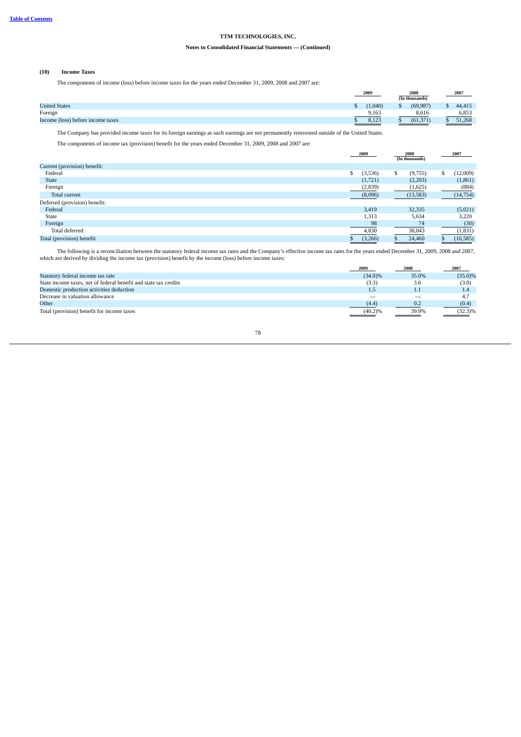**TTM TECHNOLOGIES, INC.**

**Notes to Consolidated Financial Statements — (Continued)**

### (10) Income Taxes

The components of income (loss) before income taxes for the years ended December 31, 2009, 2008 and 2007 are:

| | 2009 | 2008 | 2007 |
|---|---|---|---|
| | | (In thousands) | |
| United States | $ (1,040) | $ (69,987) | $ 44,415 |
| Foreign | 9,163 | 8,616 | 6,853 |
| Income (loss) before income taxes | $ 8,123 | $ (61,371) | $ 51,268 |

The Company has provided income taxes for its foreign earnings as such earnings are not permanently reinvested outside of the United States.

The components of income tax (provision) benefit for the years ended December 31, 2009, 2008 and 2007 are:

| | 2009 | 2008 | 2007 |
|---|---|---|---|
| | | (In thousands) | |
| Current (provision) benefit: | | | |
| Federal | $ (3,536) | $ (9,755) | $ (12,009) |
| State | (1,721) | (2,203) | (1,861) |
| Foreign | (2,839) | (1,625) | (884) |
| Total current | (8,096) | (13,583) | (14,754) |
| Deferred (provision) benefit: | | | |
| Federal | 3,419 | 32,335 | (5,021) |
| State | 1,313 | 5,634 | 3,220 |
| Foreign | 98 | 74 | (30) |
| Total deferred | 4,830 | 38,043 | (1,831) |
| Total (provision) benefit | $ (3,266) | $ 24,460 | $ (16,585) |

The following is a reconciliation between the statutory federal income tax rates and the Company's effective income tax rates for the years ended December 31, 2009, 2008 and 2007, which are derived by dividing the income tax (provision) benefit by the income (loss) before income taxes:

| | 2009 | 2008 | 2007 |
|---|---|---|---|
| Statutory federal income tax rate | (34.0)% | 35.0% | (35.0)% |
| State income taxes, net of federal benefit and state tax credits | (3.3) | 3.6 | (3.0) |
| Domestic production activities deduction | 1.5 | 1.1 | 1.4 |
| Decrease in valuation allowance | — | — | 4.7 |
| Other | (4.4) | 0.2 | (0.4) |
| Total (provision) benefit for income taxes | (40.2)% | 39.9% | (32.3)% |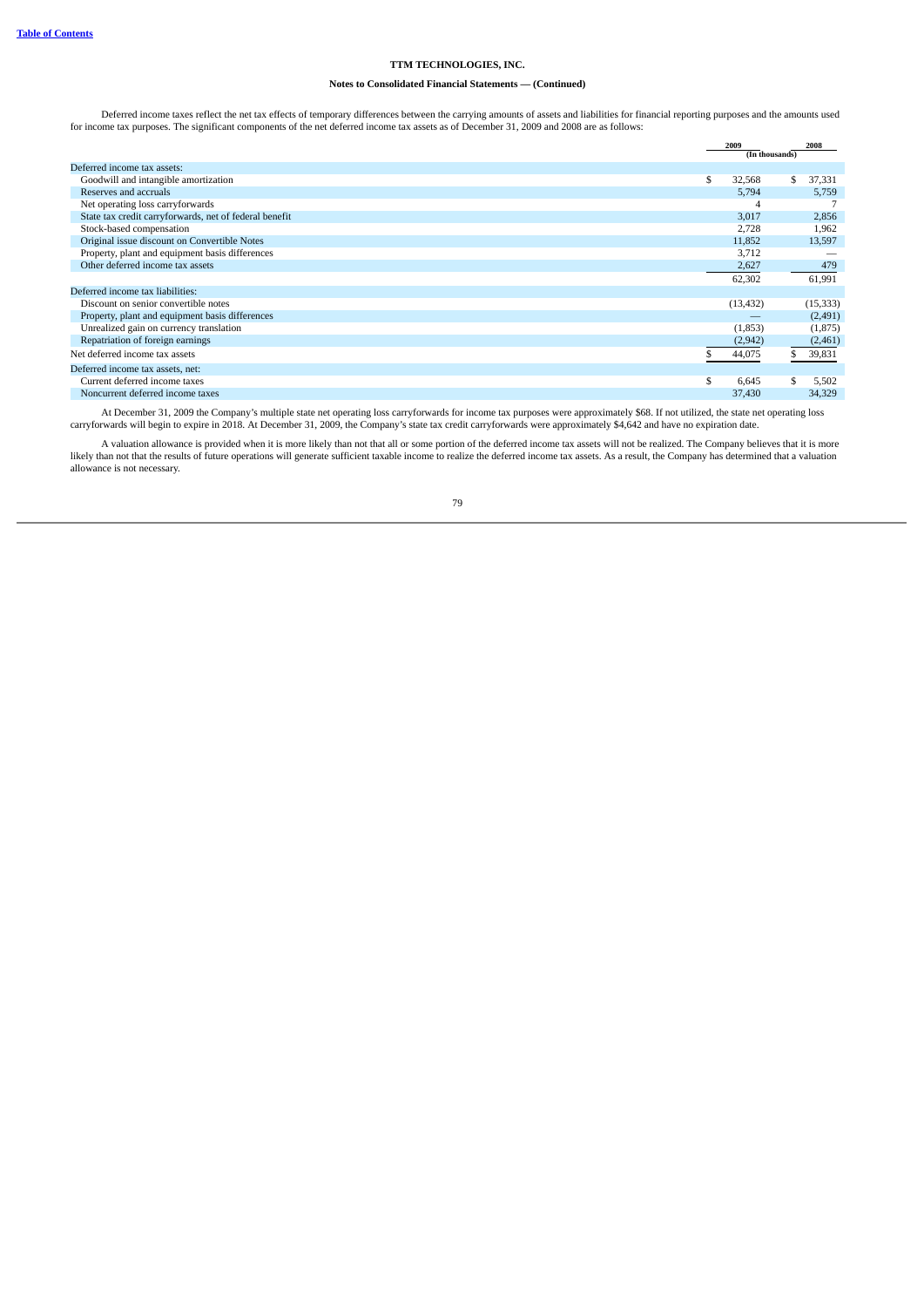**TTM TECHNOLOGIES, INC.**

**Notes to Consolidated Financial Statements — (Continued)**

Deferred income taxes reflect the net tax effects of temporary differences between the carrying amounts of assets and liabilities for financial reporting purposes and the amounts used for income tax purposes. The significant components of the net deferred income tax assets as of December 31, 2009 and 2008 are as follows:

| | 2009 | 2008 |
|---|---|---|
| | (In thousands) | |
| Deferred income tax assets: | | |
| Goodwill and intangible amortization | $ 32,568 | $ 37,331 |
| Reserves and accruals | 5,794 | 5,759 |
| Net operating loss carryforwards | 4 | 7 |
| State tax credit carryforwards, net of federal benefit | 3,017 | 2,856 |
| Stock-based compensation | 2,728 | 1,962 |
| Original issue discount on Convertible Notes | 11,852 | 13,597 |
| Property, plant and equipment basis differences | 3,712 | — |
| Other deferred income tax assets | 2,627 | 479 |
| | 62,302 | 61,991 |
| Deferred income tax liabilities: | | |
| Discount on senior convertible notes | (13,432) | (15,333) |
| Property, plant and equipment basis differences | — | (2,491) |
| Unrealized gain on currency translation | (1,853) | (1,875) |
| Repatriation of foreign earnings | (2,942) | (2,461) |
| Net deferred income tax assets | $ 44,075 | $ 39,831 |
| Deferred income tax assets, net: | | |
| Current deferred income taxes | $ 6,645 | $ 5,502 |
| Noncurrent deferred income taxes | 37,430 | 34,329 |

At December 31, 2009 the Company's multiple state net operating loss carryforwards for income tax purposes were approximately $68. If not utilized, the state net operating loss carryforwards will begin to expire in 2018. At December 31, 2009, the Company's state tax credit carryforwards were approximately $4,642 and have no expiration date.

A valuation allowance is provided when it is more likely than not that all or some portion of the deferred income tax assets will not be realized. The Company believes that it is more likely than not that the results of future operations will generate sufficient taxable income to realize the deferred income tax assets. As a result, the Company has determined that a valuation allowance is not necessary.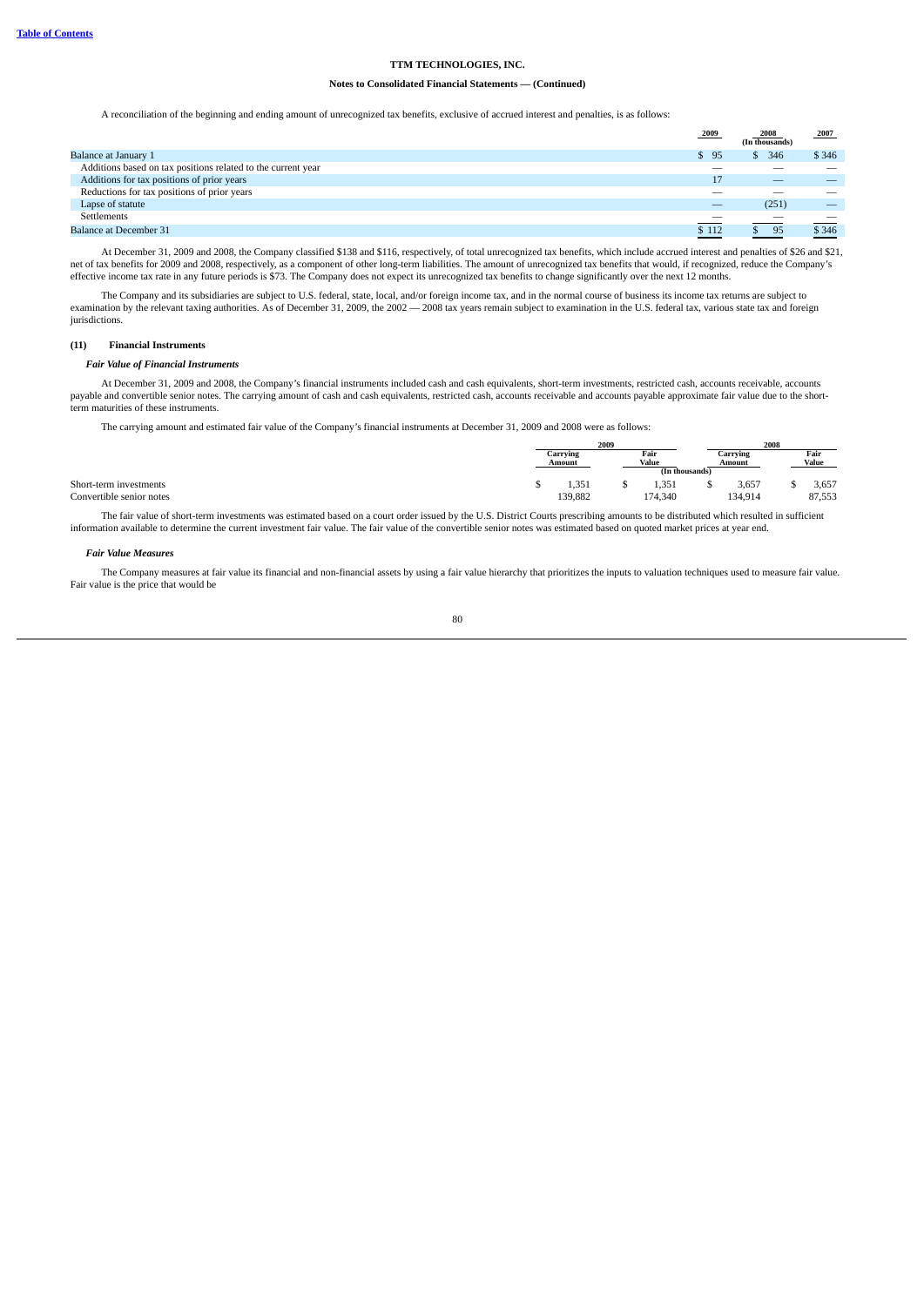A reconciliation of the beginning and ending amount of unrecognized tax benefits, exclusive of accrued interest and penalties, is as follows:

| | 2009 | 2008 | 2007 |
|---|---|---|---|
| | | (In thousands) | |
| Balance at January 1 | $ 95 | $ 346 | $ 346 |
| Additions based on tax positions related to the current year | — | — | — |
| Additions for tax positions of prior years | 17 | — | — |
| Reductions for tax positions of prior years | — | — | — |
| Lapse of statute | — | (251) | — |
| Settlements | — | — | — |
| Balance at December 31 | $ 112 | $ 95 | $ 346 |

At December 31, 2009 and 2008, the Company classified $138 and $116, respectively, of total unrecognized tax benefits, which include accrued interest and penalties of $26 and $21, net of tax benefits for 2009 and 2008, respectively, as a component of other long-term liabilities. The amount of unrecognized tax benefits that would, if recognized, reduce the Company's effective income tax rate in any future periods is $73. The Company does not expect its unrecognized tax benefits to change significantly over the next 12 months.

The Company and its subsidiaries are subject to U.S. federal, state, local, and/or foreign income tax, and in the normal course of business its income tax returns are subject to examination by the relevant taxing authorities. As of December 31, 2009, the 2002 — 2008 tax years remain subject to examination in the U.S. federal tax, various state tax and foreign jurisdictions.

## (11) Financial Instruments

### *Fair Value of Financial Instruments*

At December 31, 2009 and 2008, the Company's financial instruments included cash and cash equivalents, short-term investments, restricted cash, accounts receivable, accounts payable and convertible senior notes. The carrying amount of cash and cash equivalents, restricted cash, accounts receivable and accounts payable approximate fair value due to the short-term maturities of these instruments.

The carrying amount and estimated fair value of the Company's financial instruments at December 31, 2009 and 2008 were as follows:

| | 2009 | | 2008 | |
|---|---|---|---|---|
| | Carrying Amount | Fair Value | Carrying Amount | Fair Value |
| | | (In thousands) | | |
| Short-term investments | $ 1,351 | $ 1,351 | $ 3,657 | $ 3,657 |
| Convertible senior notes | 139,882 | 174,340 | 134,914 | 87,553 |

The fair value of short-term investments was estimated based on a court order issued by the U.S. District Courts prescribing amounts to be distributed which resulted in sufficient information available to determine the current investment fair value. The fair value of the convertible senior notes was estimated based on quoted market prices at year end.

### *Fair Value Measures*

The Company measures at fair value its financial and non-financial assets by using a fair value hierarchy that prioritizes the inputs to valuation techniques used to measure fair value. Fair value is the price that would be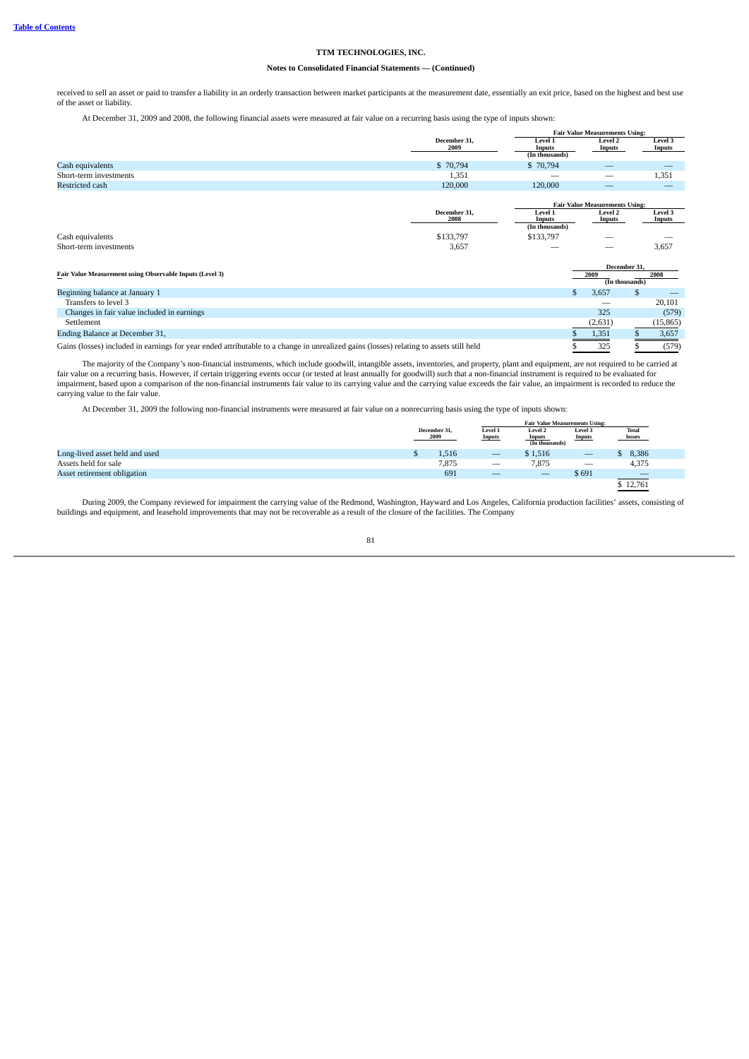received to sell an asset or paid to transfer a liability in an orderly transaction between market participants at the measurement date, essentially an exit price, based on the highest and best use of the asset or liability.

At December 31, 2009 and 2008, the following financial assets were measured at fair value on a recurring basis using the type of inputs shown:

| | December 31, 2009 | Fair Value Measurements Using: Level 1 Inputs | Level 2 Inputs | Level 3 Inputs |
|---|---|---|---|---|
| | | (In thousands) | | |
| Cash equivalents | $ 70,794 | $ 70,794 | — | — |
| Short-term investments | 1,351 | — | — | 1,351 |
| Restricted cash | 120,000 | 120,000 | — | — |

| | December 31, 2008 | Fair Value Measurements Using: Level 1 Inputs | Level 2 Inputs | Level 3 Inputs |
|---|---|---|---|---|
| | | (In thousands) | | |
| Cash equivalents | $133,797 | $133,797 | — | — |
| Short-term investments | 3,657 | — | — | 3,657 |

| Fair Value Measurement using Observable Inputs (Level 3) | December 31, 2009 | 2008 |
|---|---|---|
| | (In thousands) | |
| Beginning balance at January 1 | $ 3,657 | $ — |
| Transfers to level 3 | — | 20,101 |
| Changes in fair value included in earnings | 325 | (579) |
| Settlement | (2,631) | (15,865) |
| Ending Balance at December 31, | $ 1,351 | $ 3,657 |
| Gains (losses) included in earnings for year ended attributable to a change in unrealized gains (losses) relating to assets still held | $ 325 | $ (579) |

The majority of the Company's non-financial instruments, which include goodwill, intangible assets, inventories, and property, plant and equipment, are not required to be carried at fair value on a recurring basis. However, if certain triggering events occur (or tested at least annually for goodwill) such that a non-financial instrument is required to be evaluated for impairment, based upon a comparison of the non-financial instruments fair value to its carrying value and the carrying value exceeds the fair value, an impairment is recorded to reduce the carrying value to the fair value.

At December 31, 2009 the following non-financial instruments were measured at fair value on a nonrecurring basis using the type of inputs shown:

| | December 31, 2009 | Fair Value Measurements Using: Level 1 Inputs | Level 2 Inputs | Level 3 Inputs | Total losses |
|---|---|---|---|---|---|
| | | | (In thousands) | | |
| Long-lived asset held and used | $ 1,516 | — | $ 1,516 | — | $ 8,386 |
| Assets held for sale | 7,875 | — | 7,875 | — | 4,375 |
| Asset retirement obligation | 691 | — | — | $ 691 | — |
| | | | | | $ 12,761 |

During 2009, the Company reviewed for impairment the carrying value of the Redmond, Washington, Hayward and Los Angeles, California production facilities' assets, consisting of buildings and equipment, and leasehold improvements that may not be recoverable as a result of the closure of the facilities. The Company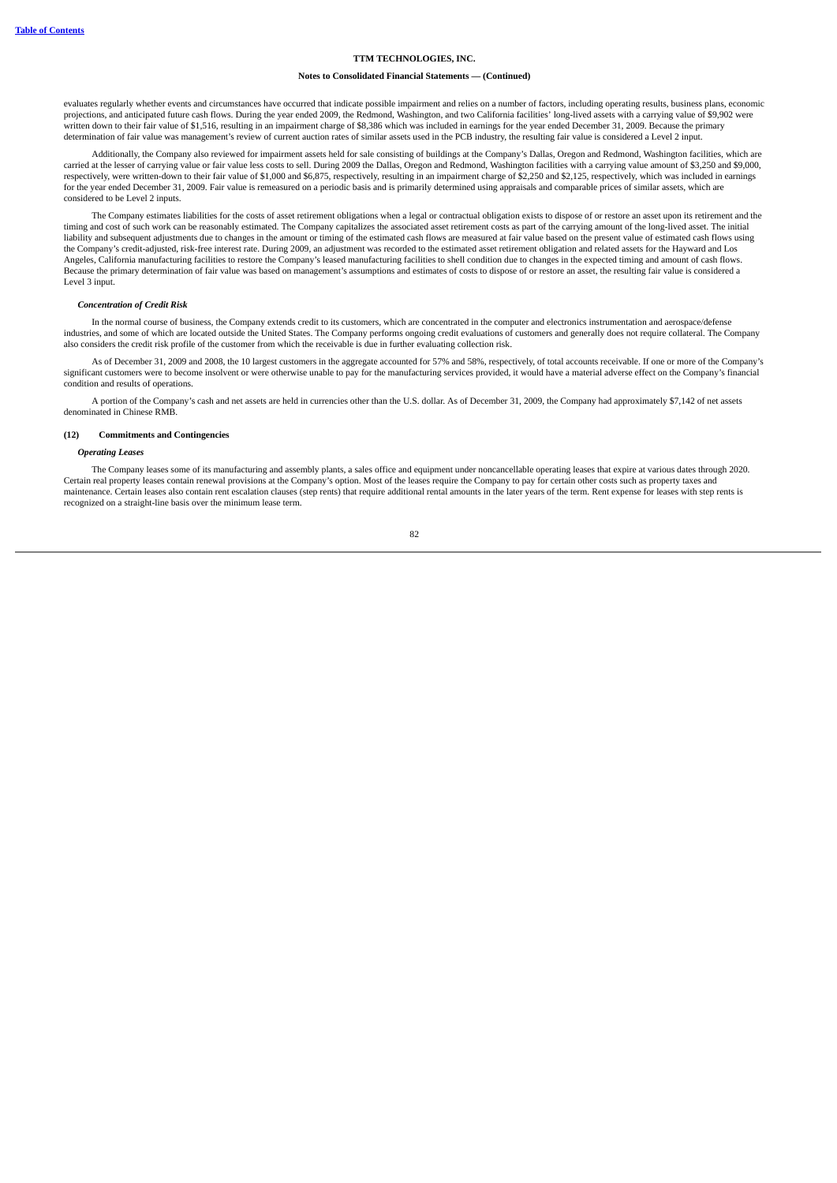evaluates regularly whether events and circumstances have occurred that indicate possible impairment and relies on a number of factors, including operating results, business plans, economic projections, and anticipated future cash flows. During the year ended 2009, the Redmond, Washington, and two California facilities' long-lived assets with a carrying value of $9,902 were written down to their fair value of $1,516, resulting in an impairment charge of $8,386 which was included in earnings for the year ended December 31, 2009. Because the primary determination of fair value was management's review of current auction rates of similar assets used in the PCB industry, the resulting fair value is considered a Level 2 input.

Additionally, the Company also reviewed for impairment assets held for sale consisting of buildings at the Company's Dallas, Oregon and Redmond, Washington facilities, which are carried at the lesser of carrying value or fair value less costs to sell. During 2009 the Dallas, Oregon and Redmond, Washington facilities with a carrying value amount of $3,250 and $9,000, respectively, were written-down to their fair value of $1,000 and $6,875, respectively, resulting in an impairment charge of $2,250 and $2,125, respectively, which was included in earnings for the year ended December 31, 2009. Fair value is remeasured on a periodic basis and is primarily determined using appraisals and comparable prices of similar assets, which are considered to be Level 2 inputs.

The Company estimates liabilities for the costs of asset retirement obligations when a legal or contractual obligation exists to dispose of or restore an asset upon its retirement and the timing and cost of such work can be reasonably estimated. The Company capitalizes the associated asset retirement costs as part of the carrying amount of the long-lived asset. The initial liability and subsequent adjustments due to changes in the amount or timing of the estimated cash flows are measured at fair value based on the present value of estimated cash flows using the Company's credit-adjusted, risk-free interest rate. During 2009, an adjustment was recorded to the estimated asset retirement obligation and related assets for the Hayward and Los Angeles, California manufacturing facilities to restore the Company's leased manufacturing facilities to shell condition due to changes in the expected timing and amount of cash flows. Because the primary determination of fair value was based on management's assumptions and estimates of costs to dispose of or restore an asset, the resulting fair value is considered a Level 3 input.

***Concentration of Credit Risk***

In the normal course of business, the Company extends credit to its customers, which are concentrated in the computer and electronics instrumentation and aerospace/defense industries, and some of which are located outside the United States. The Company performs ongoing credit evaluations of customers and generally does not require collateral. The Company also considers the credit risk profile of the customer from which the receivable is due in further evaluating collection risk.

As of December 31, 2009 and 2008, the 10 largest customers in the aggregate accounted for 57% and 58%, respectively, of total accounts receivable. If one or more of the Company's significant customers were to become insolvent or were otherwise unable to pay for the manufacturing services provided, it would have a material adverse effect on the Company's financial condition and results of operations.

A portion of the Company's cash and net assets are held in currencies other than the U.S. dollar. As of December 31, 2009, the Company had approximately $7,142 of net assets denominated in Chinese RMB.

## (12) Commitments and Contingencies

***Operating Leases***

The Company leases some of its manufacturing and assembly plants, a sales office and equipment under noncancellable operating leases that expire at various dates through 2020. Certain real property leases contain renewal provisions at the Company's option. Most of the leases require the Company to pay for certain other costs such as property taxes and maintenance. Certain leases also contain rent escalation clauses (step rents) that require additional rental amounts in the later years of the term. Rent expense for leases with step rents is recognized on a straight-line basis over the minimum lease term.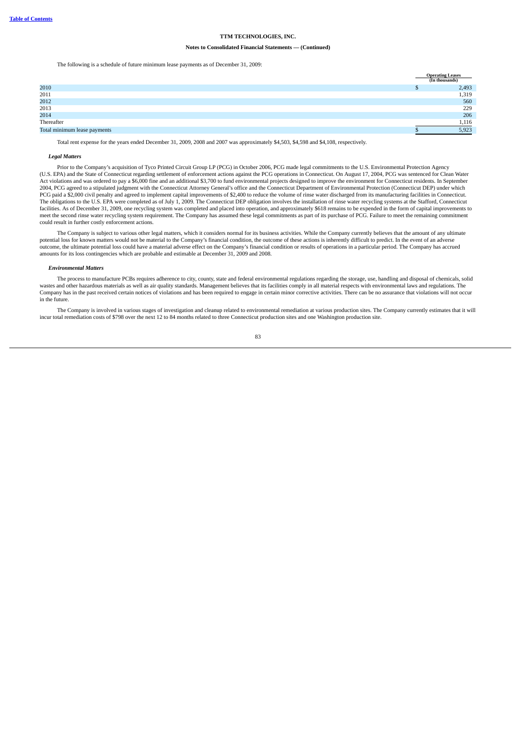The following is a schedule of future minimum lease payments as of December 31, 2009:

| | Operating Leases (In thousands) |
|---|---|
| 2010 | $ 2,493 |
| 2011 | 1,319 |
| 2012 | 560 |
| 2013 | 229 |
| 2014 | 206 |
| Thereafter | 1,116 |
| Total minimum lease payments | $ 5,923 |

Total rent expense for the years ended December 31, 2009, 2008 and 2007 was approximately $4,503, $4,598 and $4,108, respectively.

***Legal Matters***

Prior to the Company's acquisition of Tyco Printed Circuit Group LP (PCG) in October 2006, PCG made legal commitments to the U.S. Environmental Protection Agency (U.S. EPA) and the State of Connecticut regarding settlement of enforcement actions against the PCG operations in Connecticut. On August 17, 2004, PCG was sentenced for Clean Water Act violations and was ordered to pay a $6,000 fine and an additional $3,700 to fund environmental projects designed to improve the environment for Connecticut residents. In September 2004, PCG agreed to a stipulated judgment with the Connecticut Attorney General's office and the Connecticut Department of Environmental Protection (Connecticut DEP) under which PCG paid a $2,000 civil penalty and agreed to implement capital improvements of $2,400 to reduce the volume of rinse water discharged from its manufacturing facilities in Connecticut. The obligations to the U.S. EPA were completed as of July 1, 2009. The Connecticut DEP obligation involves the installation of rinse water recycling systems at the Stafford, Connecticut facilities. As of December 31, 2009, one recycling system was completed and placed into operation, and approximately $618 remains to be expended in the form of capital improvements to meet the second rinse water recycling system requirement. The Company has assumed these legal commitments as part of its purchase of PCG. Failure to meet the remaining commitment could result in further costly enforcement actions.

The Company is subject to various other legal matters, which it considers normal for its business activities. While the Company currently believes that the amount of any ultimate potential loss for known matters would not be material to the Company's financial condition, the outcome of these actions is inherently difficult to predict. In the event of an adverse outcome, the ultimate potential loss could have a material adverse effect on the Company's financial condition or results of operations in a particular period. The Company has accrued amounts for its loss contingencies which are probable and estimable at December 31, 2009 and 2008.

***Environmental Matters***

The process to manufacture PCBs requires adherence to city, county, state and federal environmental regulations regarding the storage, use, handling and disposal of chemicals, solid wastes and other hazardous materials as well as air quality standards. Management believes that its facilities comply in all material respects with environmental laws and regulations. The Company has in the past received certain notices of violations and has been required to engage in certain minor corrective activities. There can be no assurance that violations will not occur in the future.

The Company is involved in various stages of investigation and cleanup related to environmental remediation at various production sites. The Company currently estimates that it will incur total remediation costs of $798 over the next 12 to 84 months related to three Connecticut production sites and one Washington production site.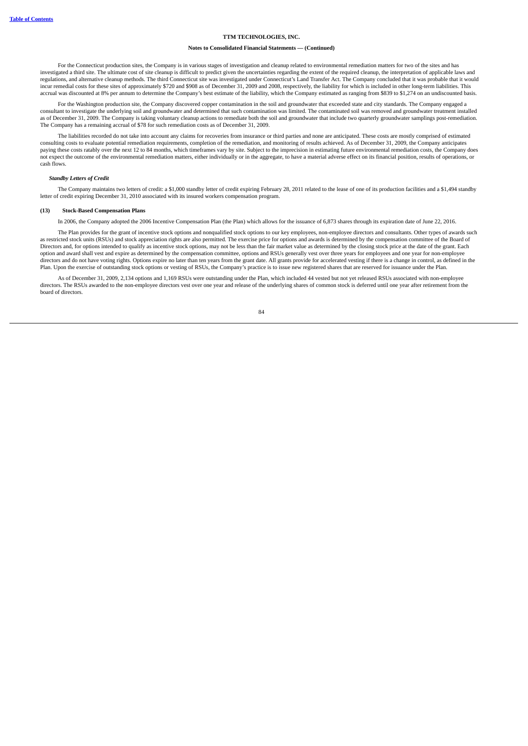For the Connecticut production sites, the Company is in various stages of investigation and cleanup related to environmental remediation matters for two of the sites and has investigated a third site. The ultimate cost of site cleanup is difficult to predict given the uncertainties regarding the extent of the required cleanup, the interpretation of applicable laws and regulations, and alternative cleanup methods. The third Connecticut site was investigated under Connecticut's Land Transfer Act. The Company concluded that it was probable that it would incur remedial costs for these sites of approximately $720 and $908 as of December 31, 2009 and 2008, respectively, the liability for which is included in other long-term liabilities. This accrual was discounted at 8% per annum to determine the Company's best estimate of the liability, which the Company estimated as ranging from $839 to $1,274 on an undiscounted basis.

For the Washington production site, the Company discovered copper contamination in the soil and groundwater that exceeded state and city standards. The Company engaged a consultant to investigate the underlying soil and groundwater and determined that such contamination was limited. The contaminated soil was removed and groundwater treatment installed as of December 31, 2009. The Company is taking voluntary cleanup actions to remediate both the soil and groundwater that include two quarterly groundwater samplings post-remediation. The Company has a remaining accrual of $78 for such remediation costs as of December 31, 2009.

The liabilities recorded do not take into account any claims for recoveries from insurance or third parties and none are anticipated. These costs are mostly comprised of estimated consulting costs to evaluate potential remediation requirements, completion of the remediation, and monitoring of results achieved. As of December 31, 2009, the Company anticipates paying these costs ratably over the next 12 to 84 months, which timeframes vary by site. Subject to the imprecision in estimating future environmental remediation costs, the Company does not expect the outcome of the environmental remediation matters, either individually or in the aggregate, to have a material adverse effect on its financial position, results of operations, or cash flows.

***Standby Letters of Credit***

The Company maintains two letters of credit: a $1,000 standby letter of credit expiring February 28, 2011 related to the lease of one of its production facilities and a $1,494 standby letter of credit expiring December 31, 2010 associated with its insured workers compensation program.

### (13) Stock-Based Compensation Plans

In 2006, the Company adopted the 2006 Incentive Compensation Plan (the Plan) which allows for the issuance of 6,873 shares through its expiration date of June 22, 2016.

The Plan provides for the grant of incentive stock options and nonqualified stock options to our key employees, non-employee directors and consultants. Other types of awards such as restricted stock units (RSUs) and stock appreciation rights are also permitted. The exercise price for options and awards is determined by the compensation committee of the Board of Directors and, for options intended to qualify as incentive stock options, may not be less than the fair market value as determined by the closing stock price at the date of the grant. Each option and award shall vest and expire as determined by the compensation committee, options and RSUs generally vest over three years for employees and one year for non-employee directors and do not have voting rights. Options expire no later than ten years from the grant date. All grants provide for accelerated vesting if there is a change in control, as defined in the Plan. Upon the exercise of outstanding stock options or vesting of RSUs, the Company's practice is to issue new registered shares that are reserved for issuance under the Plan.

As of December 31, 2009, 2,134 options and 1,169 RSUs were outstanding under the Plan, which included 44 vested but not yet released RSUs associated with non-employee directors. The RSUs awarded to the non-employee directors vest over one year and release of the underlying shares of common stock is deferred until one year after retirement from the board of directors.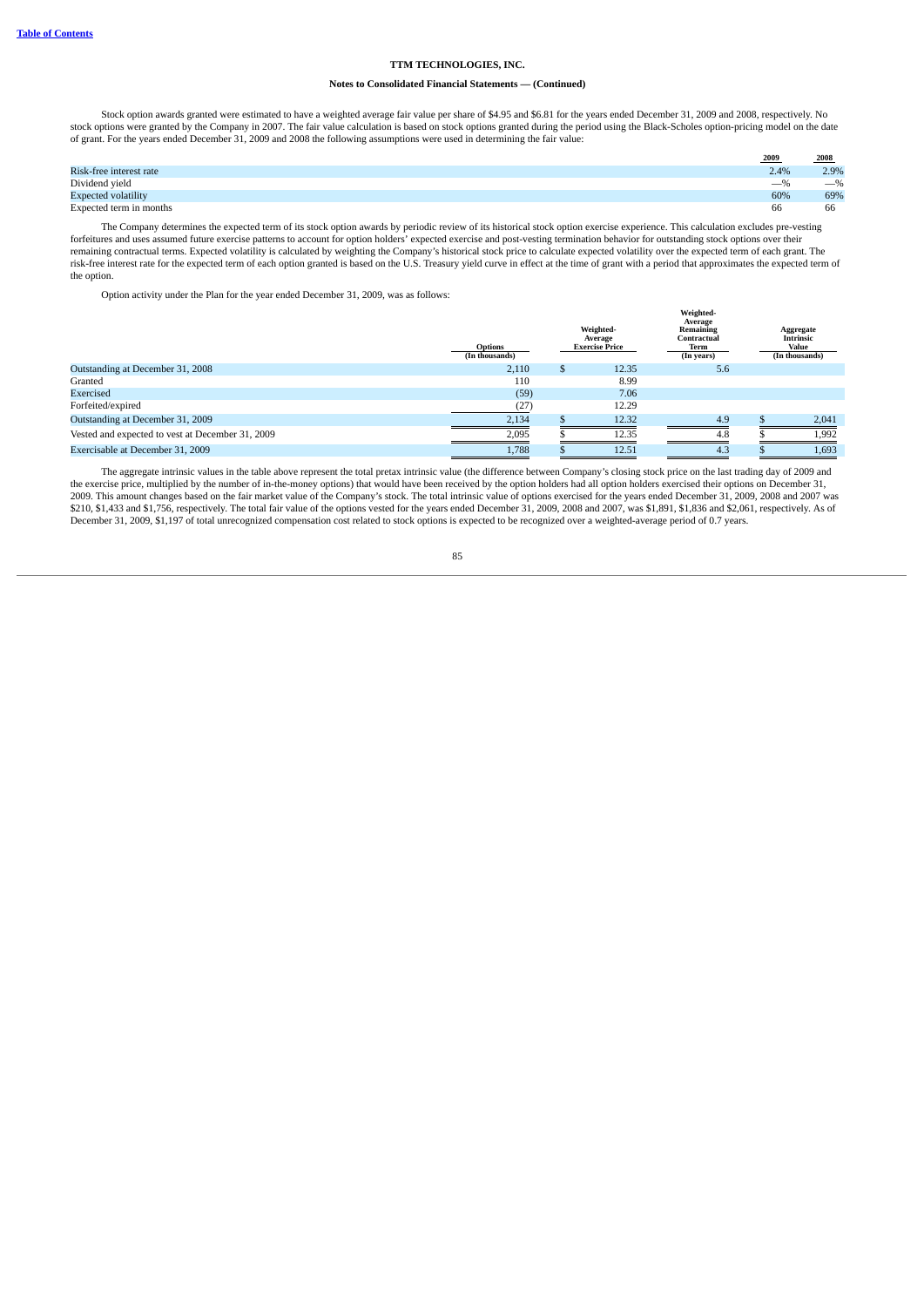**TTM TECHNOLOGIES, INC.**

**Notes to Consolidated Financial Statements — (Continued)**

Stock option awards granted were estimated to have a weighted average fair value per share of $4.95 and $6.81 for the years ended December 31, 2009 and 2008, respectively. No stock options were granted by the Company in 2007. The fair value calculation is based on stock options granted during the period using the Black-Scholes option-pricing model on the date of grant. For the years ended December 31, 2009 and 2008 the following assumptions were used in determining the fair value:

| | 2009 | 2008 |
|---|---|---|
| Risk-free interest rate | 2.4% | 2.9% |
| Dividend yield | —% | —% |
| Expected volatility | 60% | 69% |
| Expected term in months | 66 | 66 |

The Company determines the expected term of its stock option awards by periodic review of its historical stock option exercise experience. This calculation excludes pre-vesting forfeitures and uses assumed future exercise patterns to account for option holders' expected exercise and post-vesting termination behavior for outstanding stock options over their remaining contractual terms. Expected volatility is calculated by weighting the Company's historical stock price to calculate expected volatility over the expected term of each grant. The risk-free interest rate for the expected term of each option granted is based on the U.S. Treasury yield curve in effect at the time of grant with a period that approximates the expected term of the option.

Option activity under the Plan for the year ended December 31, 2009, was as follows:

| | Options (In thousands) | Weighted-Average Exercise Price | Weighted-Average Remaining Contractual Term (In years) | Aggregate Intrinsic Value (In thousands) |
|---|---|---|---|---|
| Outstanding at December 31, 2008 | 2,110 | $ 12.35 | 5.6 | |
| Granted | 110 | 8.99 | | |
| Exercised | (59) | 7.06 | | |
| Forfeited/expired | (27) | 12.29 | | |
| Outstanding at December 31, 2009 | 2,134 | $ 12.32 | 4.9 | $ 2,041 |
| Vested and expected to vest at December 31, 2009 | 2,095 | $ 12.35 | 4.8 | $ 1,992 |
| Exercisable at December 31, 2009 | 1,788 | $ 12.51 | 4.3 | $ 1,693 |

The aggregate intrinsic values in the table above represent the total pretax intrinsic value (the difference between Company's closing stock price on the last trading day of 2009 and the exercise price, multiplied by the number of in-the-money options) that would have been received by the option holders had all option holders exercised their options on December 31, 2009. This amount changes based on the fair market value of the Company's stock. The total intrinsic value of options exercised for the years ended December 31, 2009, 2008 and 2007 was $210, $1,433 and $1,756, respectively. The total fair value of the options vested for the years ended December 31, 2009, 2008 and 2007, was $1,891, $1,836 and $2,061, respectively. As of December 31, 2009, $1,197 of total unrecognized compensation cost related to stock options is expected to be recognized over a weighted-average period of 0.7 years.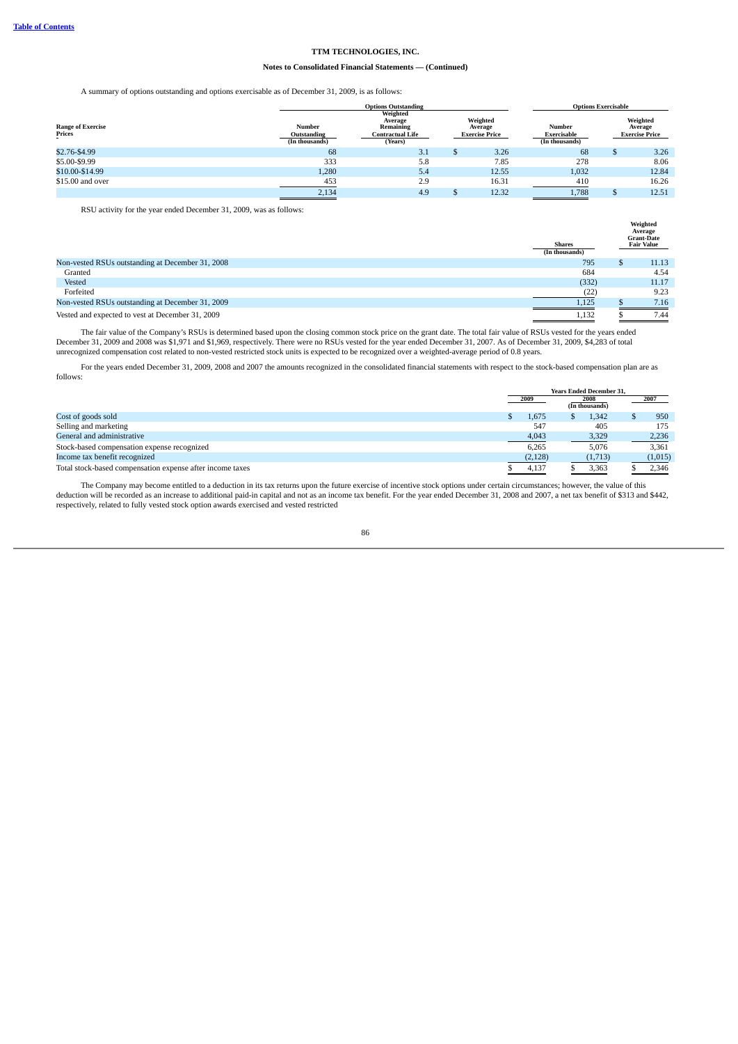**TTM TECHNOLOGIES, INC.**

**Notes to Consolidated Financial Statements — (Continued)**

A summary of options outstanding and options exercisable as of December 31, 2009, is as follows:

| | Options Outstanding | | | Options Exercisable | |
|---|---|---|---|---|---|
| Range of Exercise Prices | Number Outstanding (In thousands) | Weighted Average Remaining Contractual Life (Years) | Weighted Average Exercise Price | Number Exercisable (In thousands) | Weighted Average Exercise Price |
| $2.76-$4.99 | 68 | 3.1 | $ 3.26 | 68 | $ 3.26 |
| $5.00-$9.99 | 333 | 5.8 | 7.85 | 278 | 8.06 |
| $10.00-$14.99 | 1,280 | 5.4 | 12.55 | 1,032 | 12.84 |
| $15.00 and over | 453 | 2.9 | 16.31 | 410 | 16.26 |
| | 2,134 | 4.9 | $ 12.32 | 1,788 | $ 12.51 |

RSU activity for the year ended December 31, 2009, was as follows:

| | Shares (In thousands) | Weighted Average Grant-Date Fair Value |
|---|---|---|
| Non-vested RSUs outstanding at December 31, 2008 | 795 | $ 11.13 |
| Granted | 684 | 4.54 |
| Vested | (332) | 11.17 |
| Forfeited | (22) | 9.23 |
| Non-vested RSUs outstanding at December 31, 2009 | 1,125 | $ 7.16 |
| Vested and expected to vest at December 31, 2009 | 1,132 | $ 7.44 |

The fair value of the Company's RSUs is determined based upon the closing common stock price on the grant date. The total fair value of RSUs vested for the years ended December 31, 2009 and 2008 was $1,971 and $1,969, respectively. There were no RSUs vested for the year ended December 31, 2007. As of December 31, 2009, $4,283 of total unrecognized compensation cost related to non-vested restricted stock units is expected to be recognized over a weighted-average period of 0.8 years.

For the years ended December 31, 2009, 2008 and 2007 the amounts recognized in the consolidated financial statements with respect to the stock-based compensation plan are as follows:

| | Years Ended December 31, | | |
|---|---|---|---|
| | 2009 | 2008 | 2007 |
| | | (In thousands) | |
| Cost of goods sold | $ 1,675 | $ 1,342 | $ 950 |
| Selling and marketing | 547 | 405 | 175 |
| General and administrative | 4,043 | 3,329 | 2,236 |
| Stock-based compensation expense recognized | 6,265 | 5,076 | 3,361 |
| Income tax benefit recognized | (2,128) | (1,713) | (1,015) |
| Total stock-based compensation expense after income taxes | $ 4,137 | $ 3,363 | $ 2,346 |

The Company may become entitled to a deduction in its tax returns upon the future exercise of incentive stock options under certain circumstances; however, the value of this deduction will be recorded as an increase to additional paid-in capital and not as an income tax benefit. For the year ended December 31, 2008 and 2007, a net tax benefit of $313 and $442, respectively, related to fully vested stock option awards exercised and vested restricted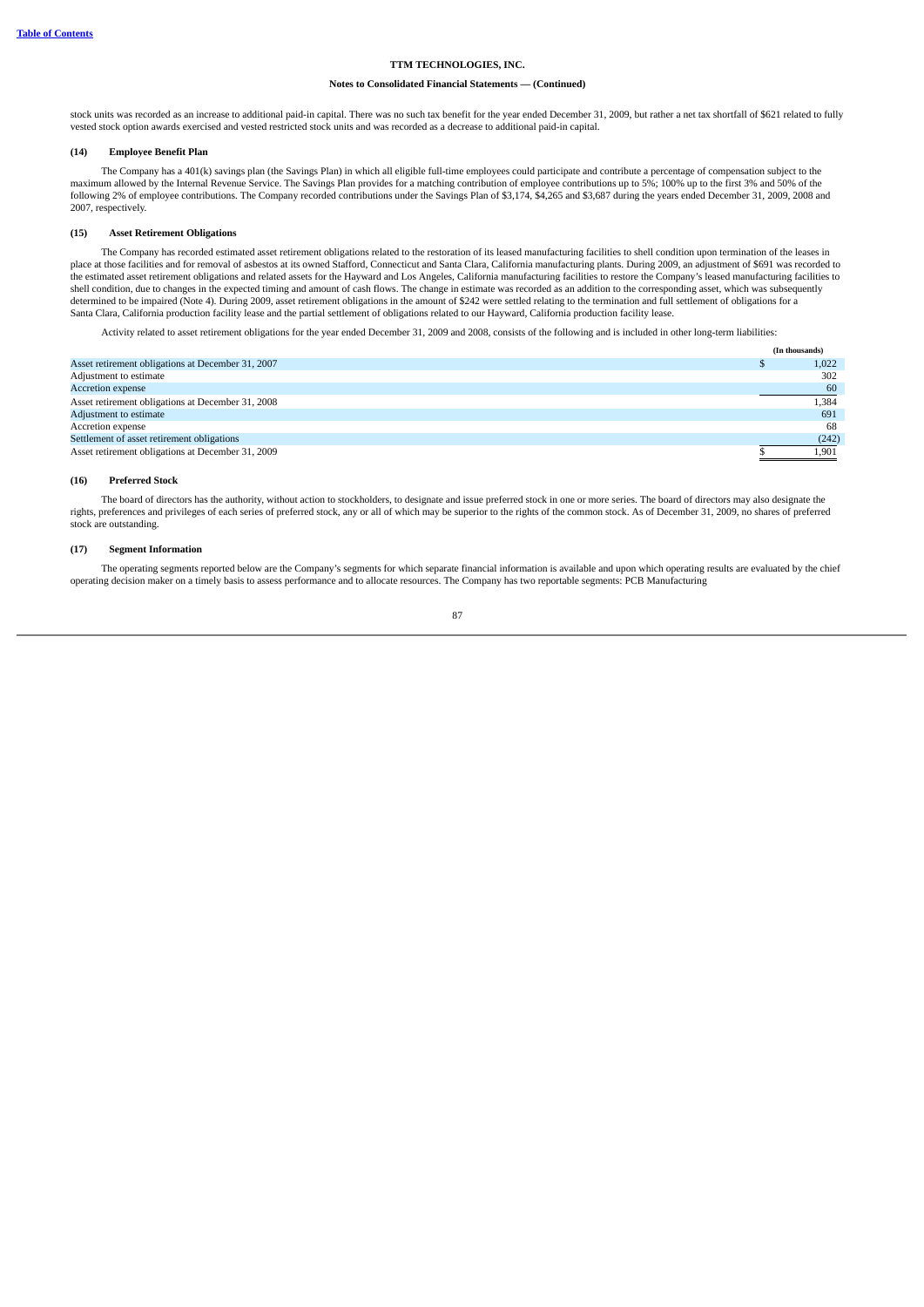stock units was recorded as an increase to additional paid-in capital. There was no such tax benefit for the year ended December 31, 2009, but rather a net tax shortfall of $621 related to fully vested stock option awards exercised and vested restricted stock units and was recorded as a decrease to additional paid-in capital.

### (14) Employee Benefit Plan

The Company has a 401(k) savings plan (the Savings Plan) in which all eligible full-time employees could participate and contribute a percentage of compensation subject to the maximum allowed by the Internal Revenue Service. The Savings Plan provides for a matching contribution of employee contributions up to 5%; 100% up to the first 3% and 50% of the following 2% of employee contributions. The Company recorded contributions under the Savings Plan of $3,174, $4,265 and $3,687 during the years ended December 31, 2009, 2008 and 2007, respectively.

### (15) Asset Retirement Obligations

The Company has recorded estimated asset retirement obligations related to the restoration of its leased manufacturing facilities to shell condition upon termination of the leases in place at those facilities and for removal of asbestos at its owned Stafford, Connecticut and Santa Clara, California manufacturing plants. During 2009, an adjustment of $691 was recorded to the estimated asset retirement obligations and related assets for the Hayward and Los Angeles, California manufacturing facilities to restore the Company's leased manufacturing facilities to shell condition, due to changes in the expected timing and amount of cash flows. The change in estimate was recorded as an addition to the corresponding asset, which was subsequently determined to be impaired (Note 4). During 2009, asset retirement obligations in the amount of $242 were settled relating to the termination and full settlement of obligations for a Santa Clara, California production facility lease and the partial settlement of obligations related to our Hayward, California production facility lease.

Activity related to asset retirement obligations for the year ended December 31, 2009 and 2008, consists of the following and is included in other long-term liabilities:

| | (In thousands) |
|---|---|
| Asset retirement obligations at December 31, 2007 | $ 1,022 |
| Adjustment to estimate | 302 |
| Accretion expense | 60 |
| Asset retirement obligations at December 31, 2008 | 1,384 |
| Adjustment to estimate | 691 |
| Accretion expense | 68 |
| Settlement of asset retirement obligations | (242) |
| Asset retirement obligations at December 31, 2009 | $ 1,901 |

### (16) Preferred Stock

The board of directors has the authority, without action to stockholders, to designate and issue preferred stock in one or more series. The board of directors may also designate the rights, preferences and privileges of each series of preferred stock, any or all of which may be superior to the rights of the common stock. As of December 31, 2009, no shares of preferred stock are outstanding.

### (17) Segment Information

The operating segments reported below are the Company's segments for which separate financial information is available and upon which operating results are evaluated by the chief operating decision maker on a timely basis to assess performance and to allocate resources. The Company has two reportable segments: PCB Manufacturing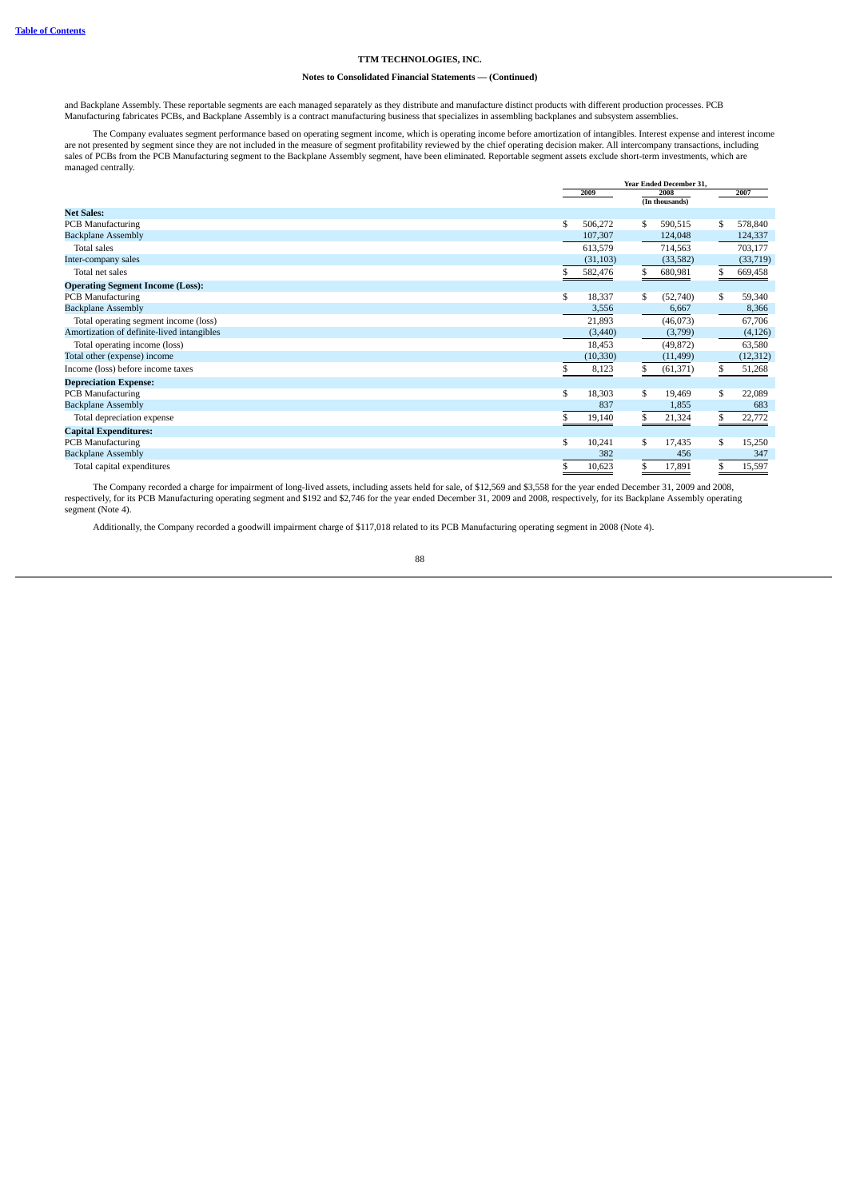and Backplane Assembly. These reportable segments are each managed separately as they distribute and manufacture distinct products with different production processes. PCB Manufacturing fabricates PCBs, and Backplane Assembly is a contract manufacturing business that specializes in assembling backplanes and subsystem assemblies.

The Company evaluates segment performance based on operating segment income, which is operating income before amortization of intangibles. Interest expense and interest income are not presented by segment since they are not included in the measure of segment profitability reviewed by the chief operating decision maker. All intercompany transactions, including sales of PCBs from the PCB Manufacturing segment to the Backplane Assembly segment, have been eliminated. Reportable segment assets exclude short-term investments, which are managed centrally.

| | Year Ended December 31, | | |
|---|---|---|---|
| | 2009 | 2008 | 2007 |
| | | (In thousands) | |
| **Net Sales:** | | | |
| PCB Manufacturing | $ 506,272 | $ 590,515 | $ 578,840 |
| Backplane Assembly | 107,307 | 124,048 | 124,337 |
| Total sales | 613,579 | 714,563 | 703,177 |
| Inter-company sales | (31,103) | (33,582) | (33,719) |
| Total net sales | $ 582,476 | $ 680,981 | $ 669,458 |
| **Operating Segment Income (Loss):** | | | |
| PCB Manufacturing | $ 18,337 | $ (52,740) | $ 59,340 |
| Backplane Assembly | 3,556 | 6,667 | 8,366 |
| Total operating segment income (loss) | 21,893 | (46,073) | 67,706 |
| Amortization of definite-lived intangibles | (3,440) | (3,799) | (4,126) |
| Total operating income (loss) | 18,453 | (49,872) | 63,580 |
| Total other (expense) income | (10,330) | (11,499) | (12,312) |
| Income (loss) before income taxes | $ 8,123 | $ (61,371) | $ 51,268 |
| **Depreciation Expense:** | | | |
| PCB Manufacturing | $ 18,303 | $ 19,469 | $ 22,089 |
| Backplane Assembly | 837 | 1,855 | 683 |
| Total depreciation expense | $ 19,140 | $ 21,324 | $ 22,772 |
| **Capital Expenditures:** | | | |
| PCB Manufacturing | $ 10,241 | $ 17,435 | $ 15,250 |
| Backplane Assembly | 382 | 456 | 347 |
| Total capital expenditures | $ 10,623 | $ 17,891 | $ 15,597 |

The Company recorded a charge for impairment of long-lived assets, including assets held for sale, of $12,569 and $3,558 for the year ended December 31, 2009 and 2008, respectively, for its PCB Manufacturing operating segment and $192 and $2,746 for the year ended December 31, 2009 and 2008, respectively, for its Backplane Assembly operating segment (Note 4).

Additionally, the Company recorded a goodwill impairment charge of $117,018 related to its PCB Manufacturing operating segment in 2008 (Note 4).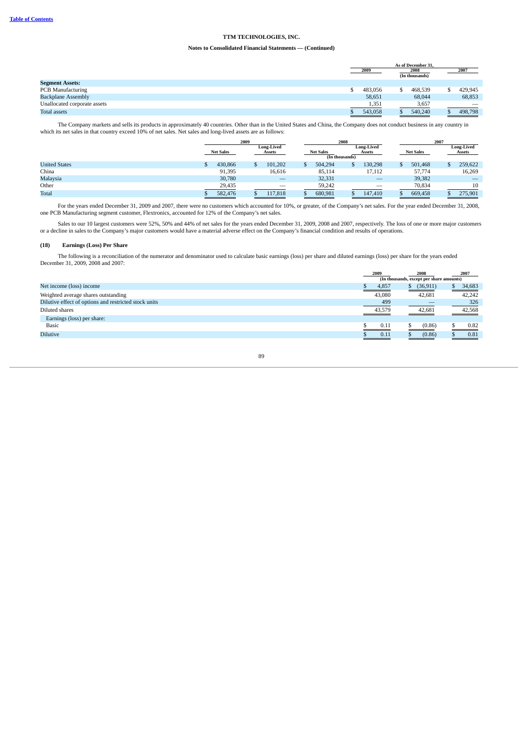**Table of Contents**

# TTM TECHNOLOGIES, INC.

## Notes to Consolidated Financial Statements — (Continued)

| | As of December 31, | | |
|---|---|---|---|
| | 2009 | 2008 | 2007 |
| | | (In thousands) | |
| **Segment Assets:** | | | |
| PCB Manufacturing | $ 483,056 | $ 468,539 | $ 429,945 |
| Backplane Assembly | 58,651 | 68,044 | 68,853 |
| Unallocated corporate assets | 1,351 | 3,657 | — |
| Total assets | $ 543,058 | $ 540,240 | $ 498,798 |

The Company markets and sells its products in approximately 40 countries. Other than in the United States and China, the Company does not conduct business in any country in which its net sales in that country exceed 10% of net sales. Net sales and long-lived assets are as follows:

| | 2009 | | 2008 | | 2007 | |
|---|---|---|---|---|---|---|
| | Net Sales | Long-Lived Assets | Net Sales | Long-Lived Assets | Net Sales | Long-Lived Assets |
| | | | (In thousands) | | | |
| United States | $ 430,866 | $ 101,202 | $ 504,294 | $ 130,298 | $ 501,468 | $ 259,622 |
| China | 91,395 | 16,616 | 85,114 | 17,112 | 57,774 | 16,269 |
| Malaysia | 30,780 | — | 32,331 | — | 39,382 | — |
| Other | 29,435 | — | 59,242 | — | 70,834 | 10 |
| Total | $ 582,476 | $ 117,818 | $ 680,981 | $ 147,410 | $ 669,458 | $ 275,901 |

For the years ended December 31, 2009 and 2007, there were no customers which accounted for 10%, or greater, of the Company's net sales. For the year ended December 31, 2008, one PCB Manufacturing segment customer, Flextronics, accounted for 12% of the Company's net sales.

Sales to our 10 largest customers were 52%, 50% and 44% of net sales for the years ended December 31, 2009, 2008 and 2007, respectively. The loss of one or more major customers or a decline in sales to the Company's major customers would have a material adverse effect on the Company's financial condition and results of operations.

### (18) Earnings (Loss) Per Share

The following is a reconciliation of the numerator and denominator used to calculate basic earnings (loss) per share and diluted earnings (loss) per share for the years ended December 31, 2009, 2008 and 2007:

| | 2009 | 2008 | 2007 |
|---|---|---|---|
| | (In thousands, except per share amounts) | | |
| Net income (loss) income | $ 4,857 | $ (36,911) | $ 34,683 |
| Weighted average shares outstanding | 43,080 | 42,681 | 42,242 |
| Dilutive effect of options and restricted stock units | 499 | — | 326 |
| Diluted shares | 43,579 | 42,681 | 42,568 |
| Earnings (loss) per share: | | | |
| Basic | $ 0.11 | $ (0.86) | $ 0.82 |
| Dilutive | $ 0.11 | $ (0.86) | $ 0.81 |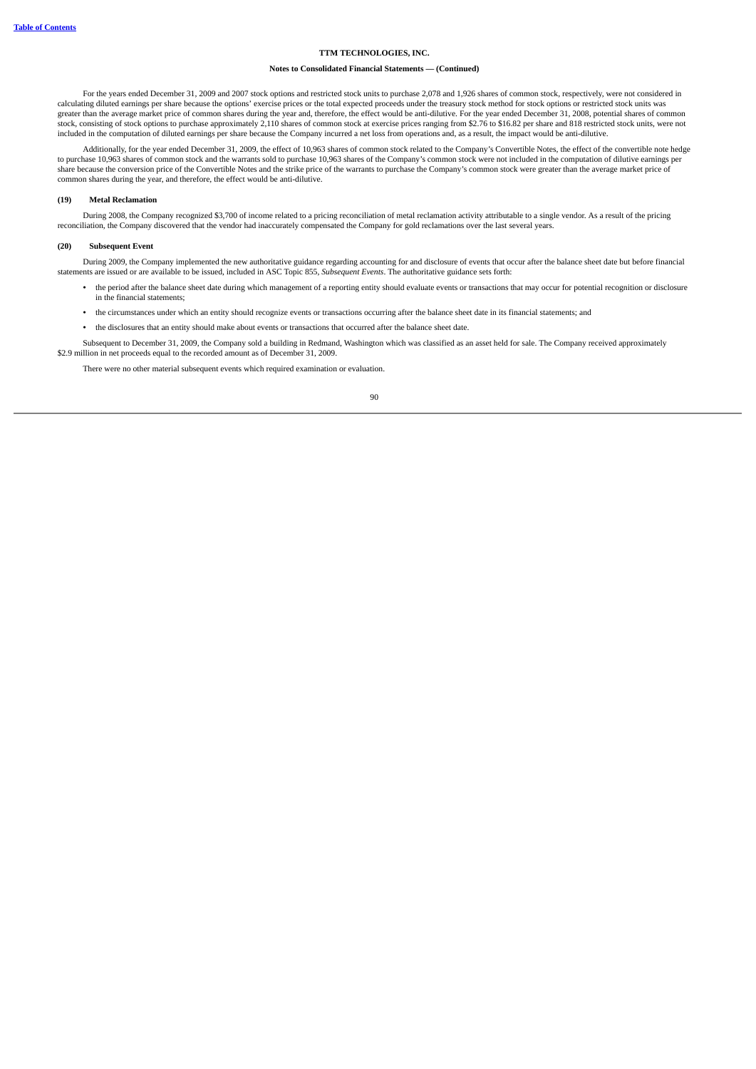**TTM TECHNOLOGIES, INC.**

**Notes to Consolidated Financial Statements — (Continued)**

For the years ended December 31, 2009 and 2007 stock options and restricted stock units to purchase 2,078 and 1,926 shares of common stock, respectively, were not considered in calculating diluted earnings per share because the options' exercise prices or the total expected proceeds under the treasury stock method for stock options or restricted stock units was greater than the average market price of common shares during the year and, therefore, the effect would be anti-dilutive. For the year ended December 31, 2008, potential shares of common stock, consisting of stock options to purchase approximately 2,110 shares of common stock at exercise prices ranging from $2.76 to $16.82 per share and 818 restricted stock units, were not included in the computation of diluted earnings per share because the Company incurred a net loss from operations and, as a result, the impact would be anti-dilutive.

Additionally, for the year ended December 31, 2009, the effect of 10,963 shares of common stock related to the Company's Convertible Notes, the effect of the convertible note hedge to purchase 10,963 shares of common stock and the warrants sold to purchase 10,963 shares of the Company's common stock were not included in the computation of dilutive earnings per share because the conversion price of the Convertible Notes and the strike price of the warrants to purchase the Company's common stock were greater than the average market price of common shares during the year, and therefore, the effect would be anti-dilutive.

### (19) Metal Reclamation

During 2008, the Company recognized $3,700 of income related to a pricing reconciliation of metal reclamation activity attributable to a single vendor. As a result of the pricing reconciliation, the Company discovered that the vendor had inaccurately compensated the Company for gold reclamations over the last several years.

### (20) Subsequent Event

During 2009, the Company implemented the new authoritative guidance regarding accounting for and disclosure of events that occur after the balance sheet date but before financial statements are issued or are available to be issued, included in ASC Topic 855, *Subsequent Events*. The authoritative guidance sets forth:

- the period after the balance sheet date during which management of a reporting entity should evaluate events or transactions that may occur for potential recognition or disclosure in the financial statements;
- the circumstances under which an entity should recognize events or transactions occurring after the balance sheet date in its financial statements; and
- the disclosures that an entity should make about events or transactions that occurred after the balance sheet date.

Subsequent to December 31, 2009, the Company sold a building in Redmond, Washington which was classified as an asset held for sale. The Company received approximately $2.9 million in net proceeds equal to the recorded amount as of December 31, 2009.

There were no other material subsequent events which required examination or evaluation.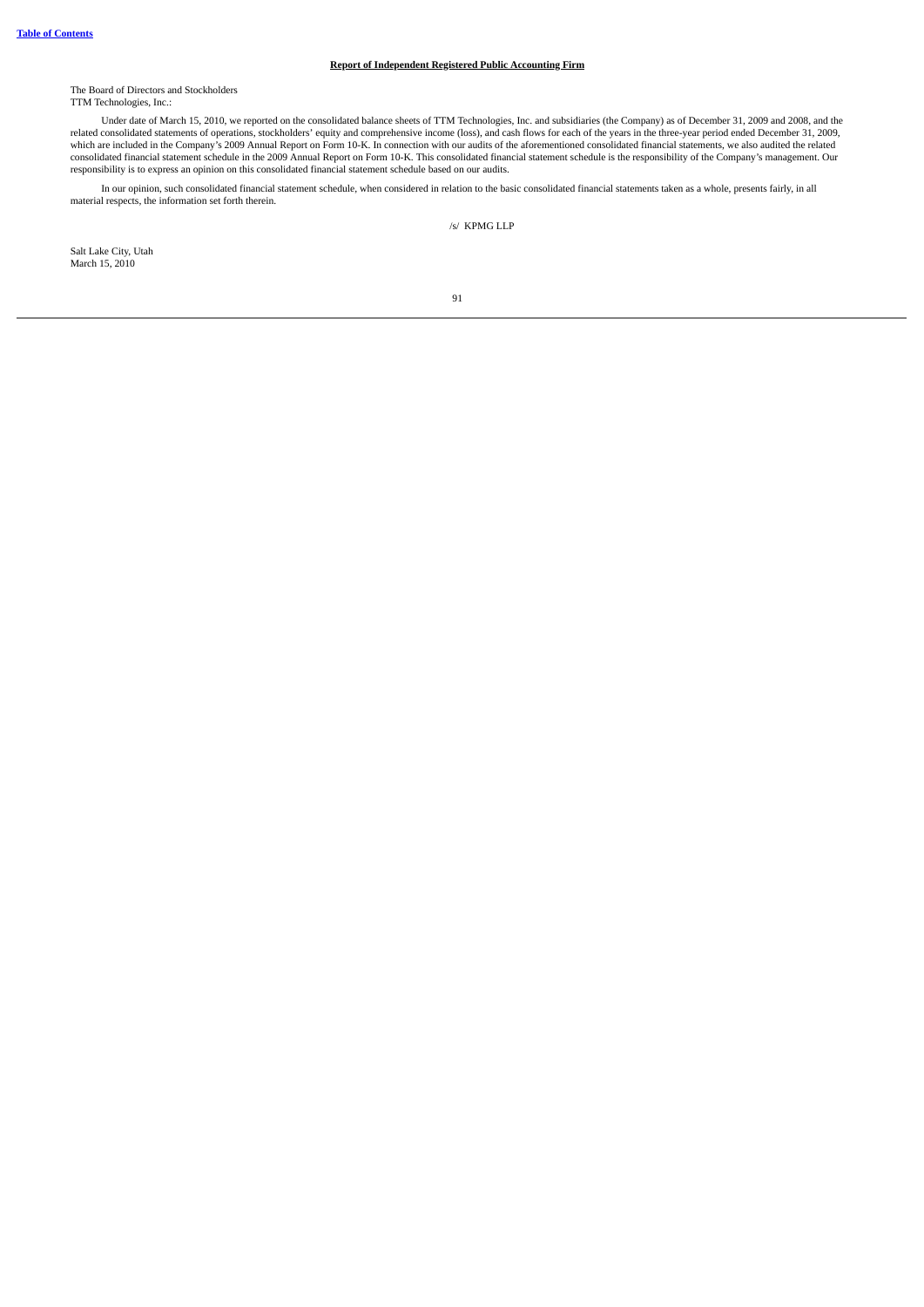**Report of Independent Registered Public Accounting Firm**

The Board of Directors and Stockholders
TTM Technologies, Inc.:

Under date of March 15, 2010, we reported on the consolidated balance sheets of TTM Technologies, Inc. and subsidiaries (the Company) as of December 31, 2009 and 2008, and the related consolidated statements of operations, stockholders' equity and comprehensive income (loss), and cash flows for each of the years in the three-year period ended December 31, 2009, which are included in the Company's 2009 Annual Report on Form 10-K. In connection with our audits of the aforementioned consolidated financial statements, we also audited the related consolidated financial statement schedule in the 2009 Annual Report on Form 10-K. This consolidated financial statement schedule is the responsibility of the Company's management. Our responsibility is to express an opinion on this consolidated financial statement schedule based on our audits.

In our opinion, such consolidated financial statement schedule, when considered in relation to the basic consolidated financial statements taken as a whole, presents fairly, in all material respects, the information set forth therein.

/s/ KPMG LLP

Salt Lake City, Utah
March 15, 2010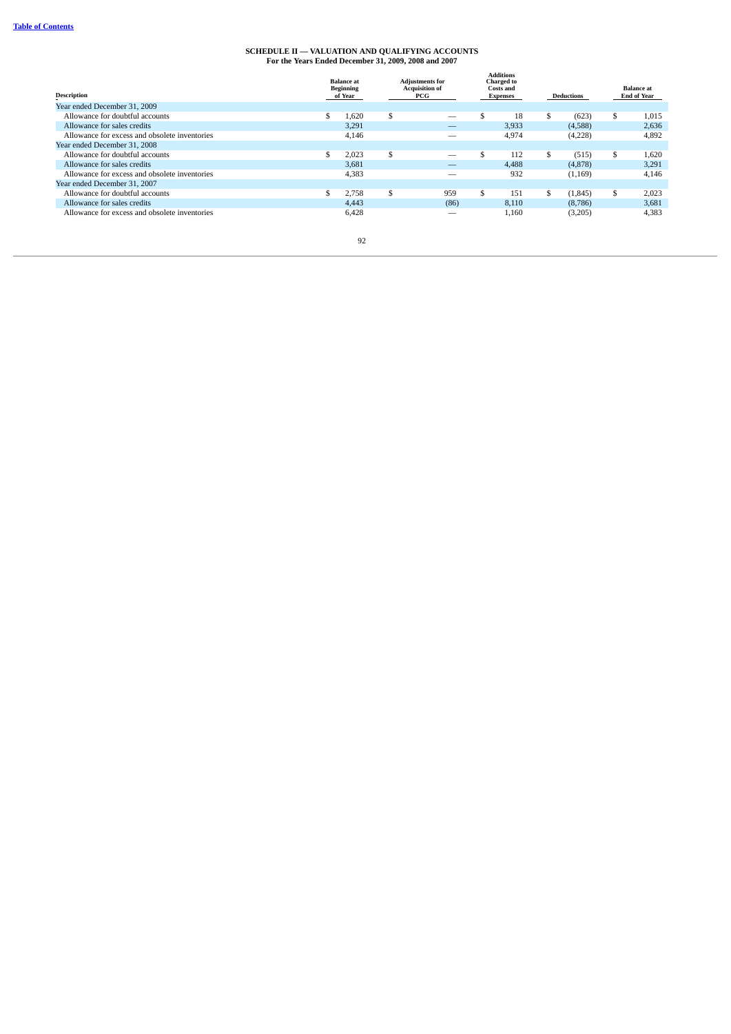# SCHEDULE II — VALUATION AND QUALIFYING ACCOUNTS

**For the Years Ended December 31, 2009, 2008 and 2007**

| Description | Balance at Beginning of Year | Adjustments for Acquisition of PCG | Additions Charged to Costs and Expenses | Deductions | Balance at End of Year |
|---|---|---|---|---|---|
| Year ended December 31, 2009 | | | | | |
| Allowance for doubtful accounts | $ 1,620 | $ — | $ 18 | $ (623) | $ 1,015 |
| Allowance for sales credits | 3,291 | — | 3,933 | (4,588) | 2,636 |
| Allowance for excess and obsolete inventories | 4,146 | — | 4,974 | (4,228) | 4,892 |
| Year ended December 31, 2008 | | | | | |
| Allowance for doubtful accounts | $ 2,023 | $ — | $ 112 | $ (515) | $ 1,620 |
| Allowance for sales credits | 3,681 | — | 4,488 | (4,878) | 3,291 |
| Allowance for excess and obsolete inventories | 4,383 | — | 932 | (1,169) | 4,146 |
| Year ended December 31, 2007 | | | | | |
| Allowance for doubtful accounts | $ 2,758 | $ 959 | $ 151 | $ (1,845) | $ 2,023 |
| Allowance for sales credits | 4,443 | (86) | 8,110 | (8,786) | 3,681 |
| Allowance for excess and obsolete inventories | 6,428 | — | 1,160 | (3,205) | 4,383 |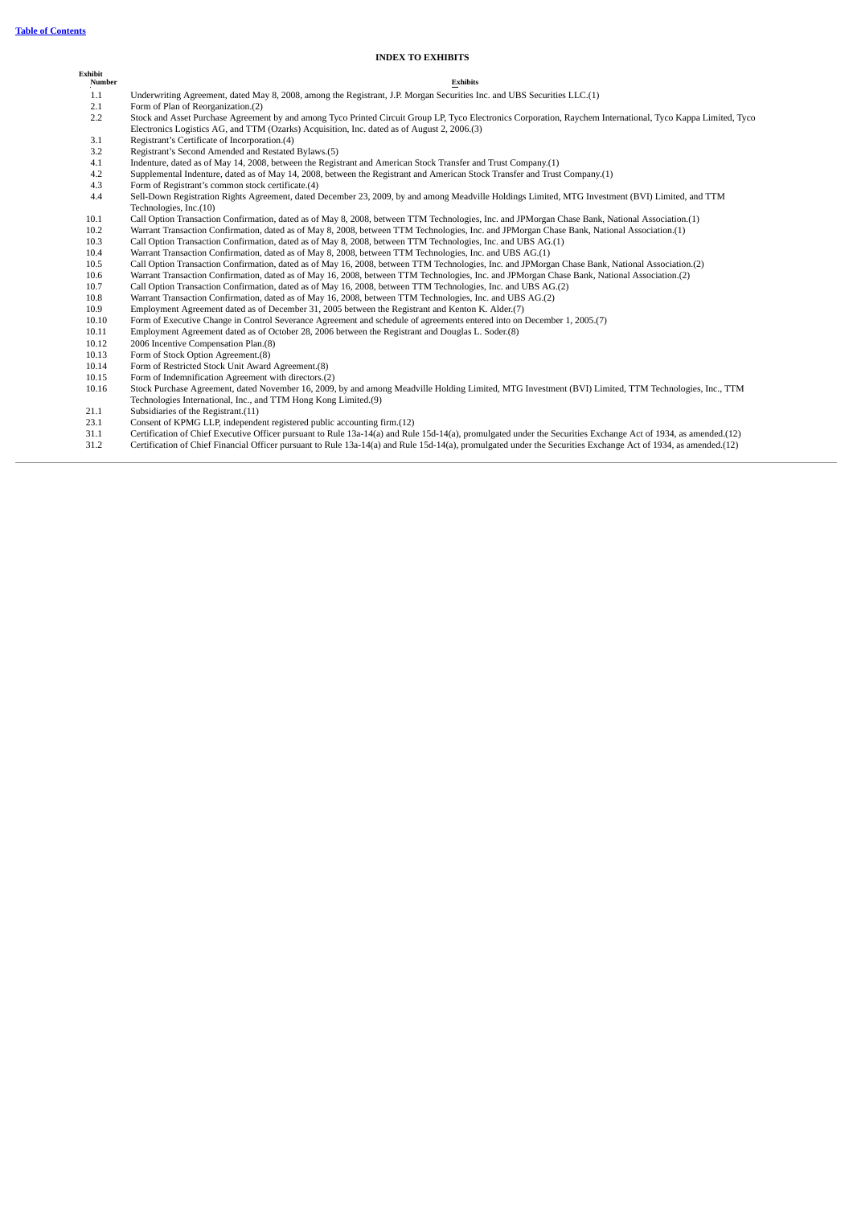## INDEX TO EXHIBITS

| Exhibit Number | Exhibits |
|---|---|
| 1.1 | Underwriting Agreement, dated May 8, 2008, among the Registrant, J.P. Morgan Securities Inc. and UBS Securities LLC.(1) |
| 2.1 | Form of Plan of Reorganization.(2) |
| 2.2 | Stock and Asset Purchase Agreement by and among Tyco Printed Circuit Group LP, Tyco Electronics Corporation, Raychem International, Tyco Kappa Limited, Tyco Electronics Logistics AG, and TTM (Ozarks) Acquisition, Inc. dated as of August 2, 2006.(3) |
| 3.1 | Registrant's Certificate of Incorporation.(4) |
| 3.2 | Registrant's Second Amended and Restated Bylaws.(5) |
| 4.1 | Indenture, dated as of May 14, 2008, between the Registrant and American Stock Transfer and Trust Company.(1) |
| 4.2 | Supplemental Indenture, dated as of May 14, 2008, between the Registrant and American Stock Transfer and Trust Company.(1) |
| 4.3 | Form of Registrant's common stock certificate.(4) |
| 4.4 | Sell-Down Registration Rights Agreement, dated December 23, 2009, by and among Meadville Holdings Limited, MTG Investment (BVI) Limited, and TTM Technologies, Inc.(10) |
| 10.1 | Call Option Transaction Confirmation, dated as of May 8, 2008, between TTM Technologies, Inc. and JPMorgan Chase Bank, National Association.(1) |
| 10.2 | Warrant Transaction Confirmation, dated as of May 8, 2008, between TTM Technologies, Inc. and JPMorgan Chase Bank, National Association.(1) |
| 10.3 | Call Option Transaction Confirmation, dated as of May 8, 2008, between TTM Technologies, Inc. and UBS AG.(1) |
| 10.4 | Warrant Transaction Confirmation, dated as of May 8, 2008, between TTM Technologies, Inc. and UBS AG.(1) |
| 10.5 | Call Option Transaction Confirmation, dated as of May 16, 2008, between TTM Technologies, Inc. and JPMorgan Chase Bank, National Association.(2) |
| 10.6 | Warrant Transaction Confirmation, dated as of May 16, 2008, between TTM Technologies, Inc. and JPMorgan Chase Bank, National Association.(2) |
| 10.7 | Call Option Transaction Confirmation, dated as of May 16, 2008, between TTM Technologies, Inc. and UBS AG.(2) |
| 10.8 | Warrant Transaction Confirmation, dated as of May 16, 2008, between TTM Technologies, Inc. and UBS AG.(2) |
| 10.9 | Employment Agreement dated as of December 31, 2005 between the Registrant and Kenton K. Alder.(7) |
| 10.10 | Form of Executive Change in Control Severance Agreement and schedule of agreements entered into on December 1, 2005.(7) |
| 10.11 | Employment Agreement dated as of October 28, 2006 between the Registrant and Douglas L. Soder.(8) |
| 10.12 | 2006 Incentive Compensation Plan.(8) |
| 10.13 | Form of Stock Option Agreement.(8) |
| 10.14 | Form of Restricted Stock Unit Award Agreement.(8) |
| 10.15 | Form of Indemnification Agreement with directors.(2) |
| 10.16 | Stock Purchase Agreement, dated November 16, 2009, by and among Meadville Holding Limited, MTG Investment (BVI) Limited, TTM Technologies, Inc., TTM Technologies International, Inc., and TTM Hong Kong Limited.(9) |
| 21.1 | Subsidiaries of the Registrant.(11) |
| 23.1 | Consent of KPMG LLP, independent registered public accounting firm.(12) |
| 31.1 | Certification of Chief Executive Officer pursuant to Rule 13a-14(a) and Rule 15d-14(a), promulgated under the Securities Exchange Act of 1934, as amended.(12) |
| 31.2 | Certification of Chief Financial Officer pursuant to Rule 13a-14(a) and Rule 15d-14(a), promulgated under the Securities Exchange Act of 1934, as amended.(12) |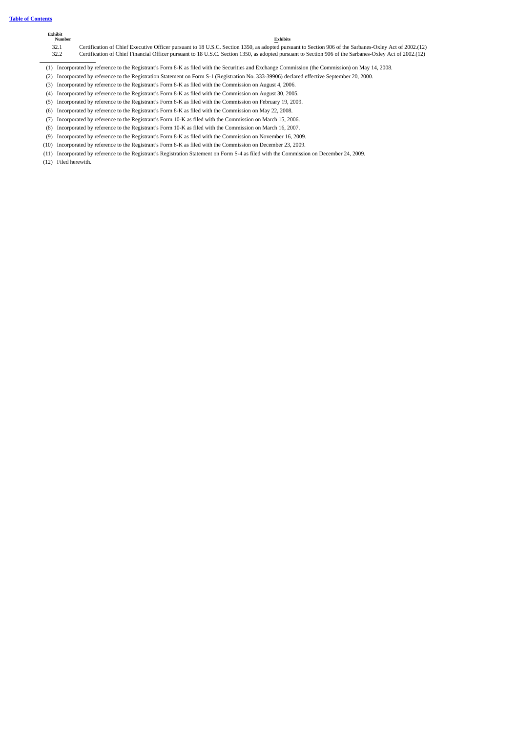| Exhibit Number | Exhibits |
| --- | --- |
| 32.1 | Certification of Chief Executive Officer pursuant to 18 U.S.C. Section 1350, as adopted pursuant to Section 906 of the Sarbanes-Oxley Act of 2002.(12) |
| 32.2 | Certification of Chief Financial Officer pursuant to 18 U.S.C. Section 1350, as adopted pursuant to Section 906 of the Sarbanes-Oxley Act of 2002.(12) |

(1) Incorporated by reference to the Registrant's Form 8-K as filed with the Securities and Exchange Commission (the Commission) on May 14, 2008.

(2) Incorporated by reference to the Registration Statement on Form S-1 (Registration No. 333-39906) declared effective September 20, 2000.

(3) Incorporated by reference to the Registrant's Form 8-K as filed with the Commission on August 4, 2006.

(4) Incorporated by reference to the Registrant's Form 8-K as filed with the Commission on August 30, 2005.

(5) Incorporated by reference to the Registrant's Form 8-K as filed with the Commission on February 19, 2009.

(6) Incorporated by reference to the Registrant's Form 8-K as filed with the Commission on May 22, 2008.

(7) Incorporated by reference to the Registrant's Form 10-K as filed with the Commission on March 15, 2006.

(8) Incorporated by reference to the Registrant's Form 10-K as filed with the Commission on March 16, 2007.

(9) Incorporated by reference to the Registrant's Form 8-K as filed with the Commission on November 16, 2009.

(10) Incorporated by reference to the Registrant's Form 8-K as filed with the Commission on December 23, 2009.

(11) Incorporated by reference to the Registrant's Registration Statement on Form S-4 as filed with the Commission on December 24, 2009.

(12) Filed herewith.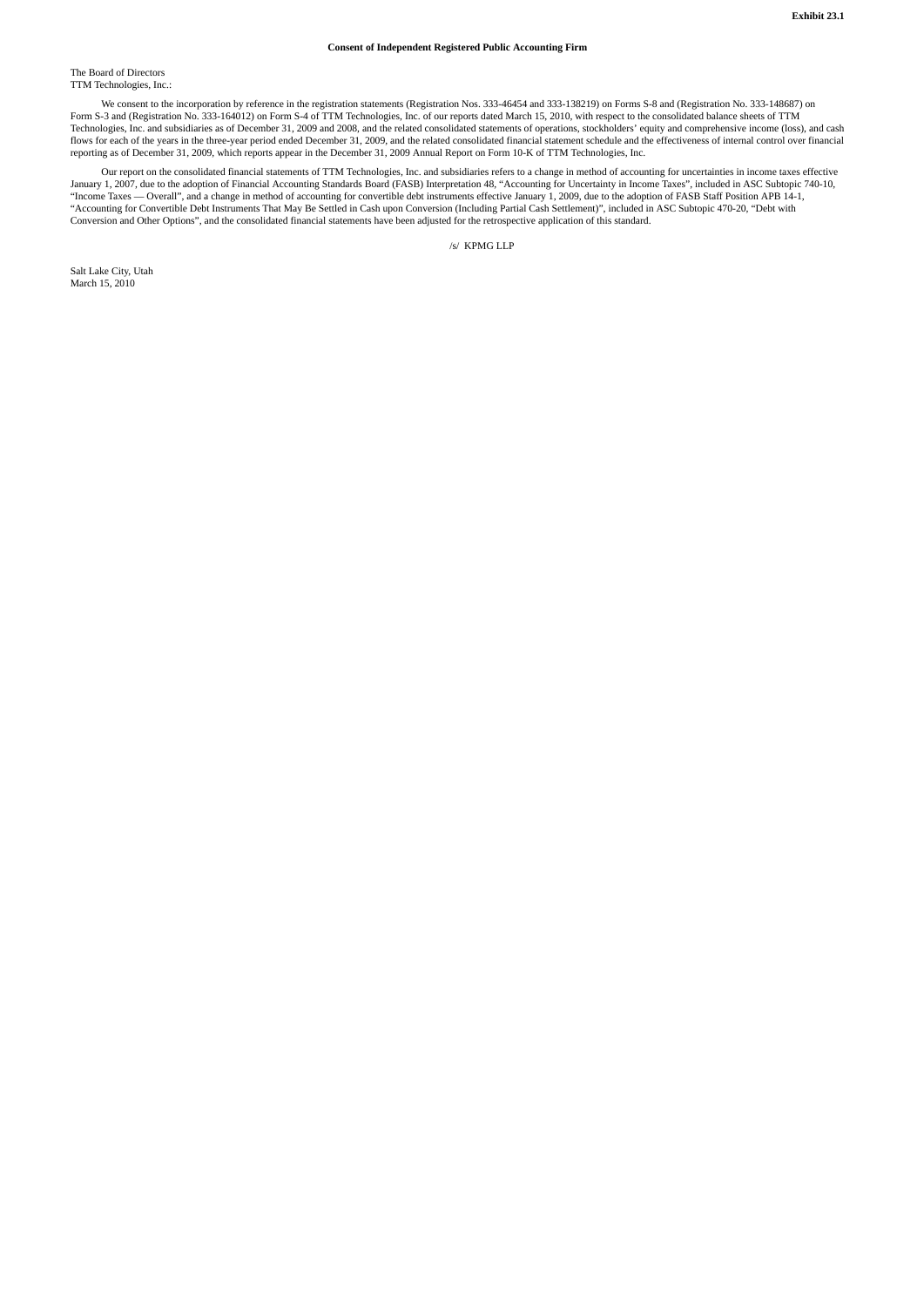**Exhibit 23.1**

**Consent of Independent Registered Public Accounting Firm**

The Board of Directors
TTM Technologies, Inc.:

We consent to the incorporation by reference in the registration statements (Registration Nos. 333-46454 and 333-138219) on Forms S-8 and (Registration No. 333-148687) on Form S-3 and (Registration No. 333-164012) on Form S-4 of TTM Technologies, Inc. of our reports dated March 15, 2010, with respect to the consolidated balance sheets of TTM Technologies, Inc. and subsidiaries as of December 31, 2009 and 2008, and the related consolidated statements of operations, stockholders' equity and comprehensive income (loss), and cash flows for each of the years in the three-year period ended December 31, 2009, and the related consolidated financial statement schedule and the effectiveness of internal control over financial reporting as of December 31, 2009, which reports appear in the December 31, 2009 Annual Report on Form 10-K of TTM Technologies, Inc.

Our report on the consolidated financial statements of TTM Technologies, Inc. and subsidiaries refers to a change in method of accounting for uncertainties in income taxes effective January 1, 2007, due to the adoption of Financial Accounting Standards Board (FASB) Interpretation 48, "Accounting for Uncertainty in Income Taxes", included in ASC Subtopic 740-10, "Income Taxes — Overall", and a change in method of accounting for convertible debt instruments effective January 1, 2009, due to the adoption of FASB Staff Position APB 14-1, "Accounting for Convertible Debt Instruments That May Be Settled in Cash upon Conversion (Including Partial Cash Settlement)", included in ASC Subtopic 470-20, "Debt with Conversion and Other Options", and the consolidated financial statements have been adjusted for the retrospective application of this standard.

/s/ KPMG LLP

Salt Lake City, Utah
March 15, 2010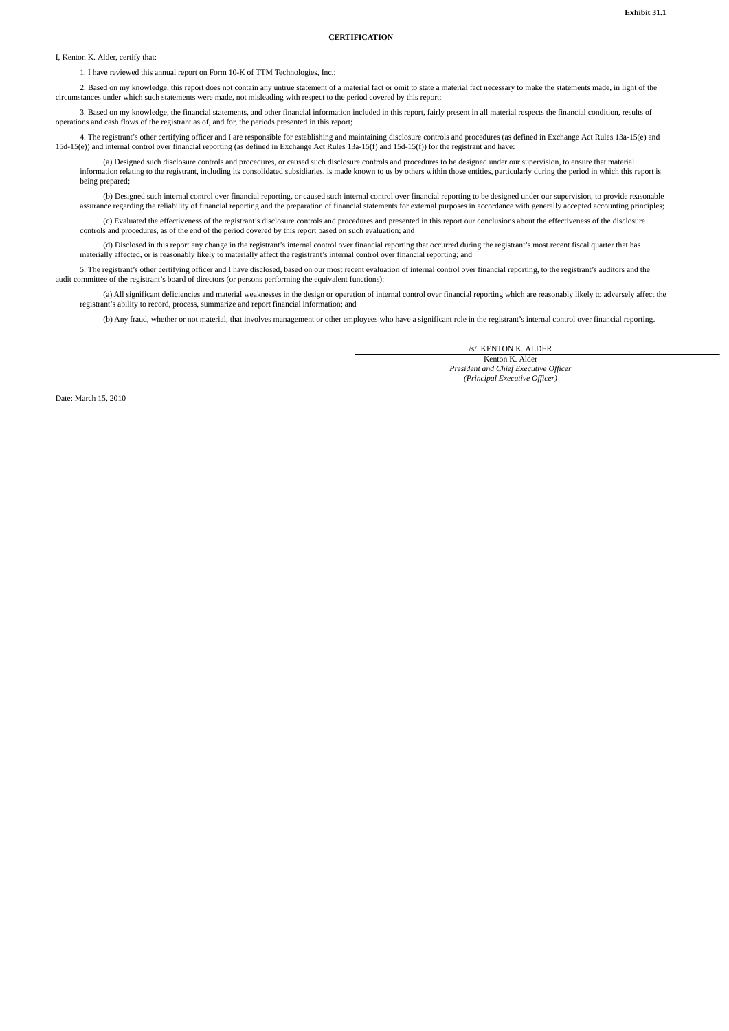**Exhibit 31.1**

**CERTIFICATION**

I, Kenton K. Alder, certify that:

1. I have reviewed this annual report on Form 10-K of TTM Technologies, Inc.;

2. Based on my knowledge, this report does not contain any untrue statement of a material fact or omit to state a material fact necessary to make the statements made, in light of the circumstances under which such statements were made, not misleading with respect to the period covered by this report;

3. Based on my knowledge, the financial statements, and other financial information included in this report, fairly present in all material respects the financial condition, results of operations and cash flows of the registrant as of, and for, the periods presented in this report;

4. The registrant's other certifying officer and I are responsible for establishing and maintaining disclosure controls and procedures (as defined in Exchange Act Rules 13a-15(e) and 15d-15(e)) and internal control over financial reporting (as defined in Exchange Act Rules 13a-15(f) and 15d-15(f)) for the registrant and have:

(a) Designed such disclosure controls and procedures, or caused such disclosure controls and procedures to be designed under our supervision, to ensure that material information relating to the registrant, including its consolidated subsidiaries, is made known to us by others within those entities, particularly during the period in which this report is being prepared;

(b) Designed such internal control over financial reporting, or caused such internal control over financial reporting to be designed under our supervision, to provide reasonable assurance regarding the reliability of financial reporting and the preparation of financial statements for external purposes in accordance with generally accepted accounting principles;

(c) Evaluated the effectiveness of the registrant's disclosure controls and procedures and presented in this report our conclusions about the effectiveness of the disclosure controls and procedures, as of the end of the period covered by this report based on such evaluation; and

(d) Disclosed in this report any change in the registrant's internal control over financial reporting that occurred during the registrant's most recent fiscal quarter that has materially affected, or is reasonably likely to materially affect the registrant's internal control over financial reporting; and

5. The registrant's other certifying officer and I have disclosed, based on our most recent evaluation of internal control over financial reporting, to the registrant's auditors and the audit committee of the registrant's board of directors (or persons performing the equivalent functions):

(a) All significant deficiencies and material weaknesses in the design or operation of internal control over financial reporting which are reasonably likely to adversely affect the registrant's ability to record, process, summarize and report financial information; and

(b) Any fraud, whether or not material, that involves management or other employees who have a significant role in the registrant's internal control over financial reporting.

/s/ KENTON K. ALDER

Kenton K. Alder
*President and Chief Executive Officer*
*(Principal Executive Officer)*

Date: March 15, 2010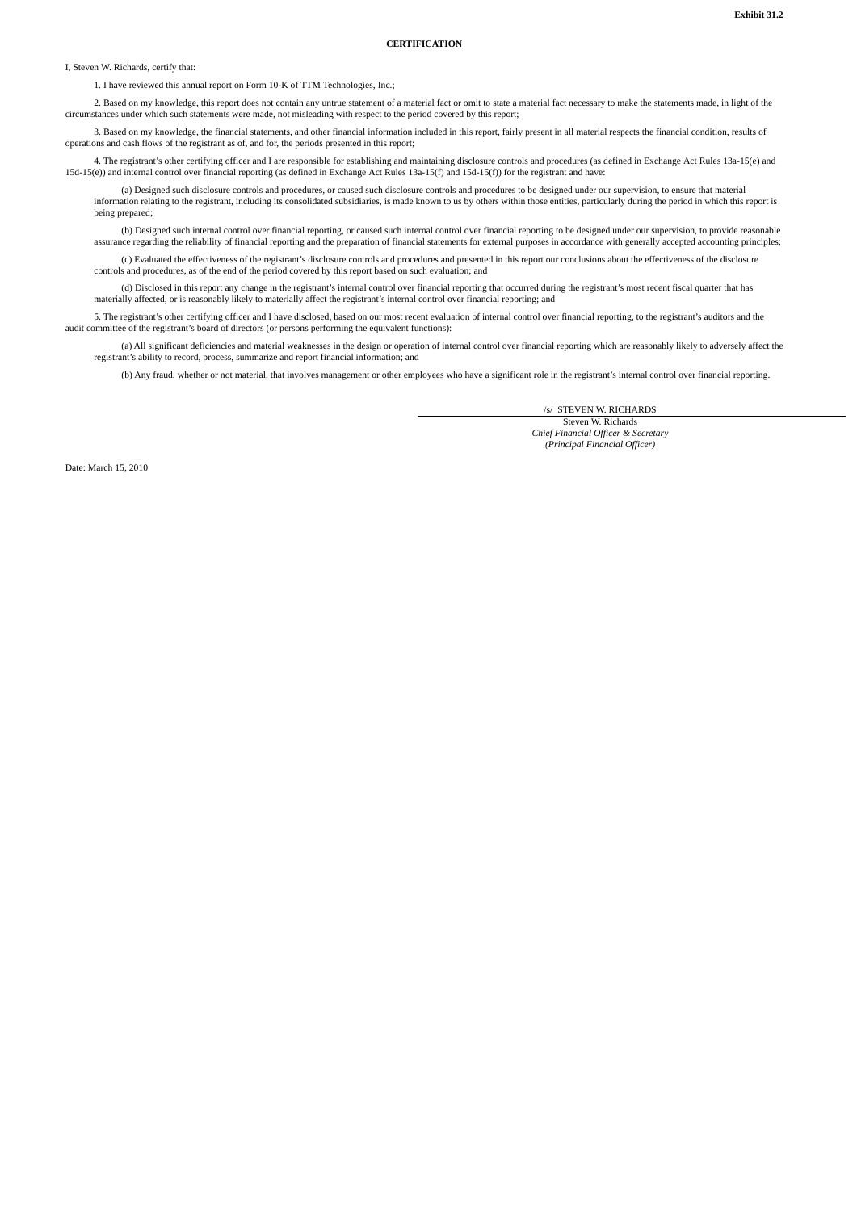**Exhibit 31.2**

**CERTIFICATION**

I, Steven W. Richards, certify that:

1. I have reviewed this annual report on Form 10-K of TTM Technologies, Inc.;

2. Based on my knowledge, this report does not contain any untrue statement of a material fact or omit to state a material fact necessary to make the statements made, in light of the circumstances under which such statements were made, not misleading with respect to the period covered by this report;

3. Based on my knowledge, the financial statements, and other financial information included in this report, fairly present in all material respects the financial condition, results of operations and cash flows of the registrant as of, and for, the periods presented in this report;

4. The registrant's other certifying officer and I are responsible for establishing and maintaining disclosure controls and procedures (as defined in Exchange Act Rules 13a-15(e) and 15d-15(e)) and internal control over financial reporting (as defined in Exchange Act Rules 13a-15(f) and 15d-15(f)) for the registrant and have:

(a) Designed such disclosure controls and procedures, or caused such disclosure controls and procedures to be designed under our supervision, to ensure that material information relating to the registrant, including its consolidated subsidiaries, is made known to us by others within those entities, particularly during the period in which this report is being prepared;

(b) Designed such internal control over financial reporting, or caused such internal control over financial reporting to be designed under our supervision, to provide reasonable assurance regarding the reliability of financial reporting and the preparation of financial statements for external purposes in accordance with generally accepted accounting principles;

(c) Evaluated the effectiveness of the registrant's disclosure controls and procedures and presented in this report our conclusions about the effectiveness of the disclosure controls and procedures, as of the end of the period covered by this report based on such evaluation; and

(d) Disclosed in this report any change in the registrant's internal control over financial reporting that occurred during the registrant's most recent fiscal quarter that has materially affected, or is reasonably likely to materially affect the registrant's internal control over financial reporting; and

5. The registrant's other certifying officer and I have disclosed, based on our most recent evaluation of internal control over financial reporting, to the registrant's auditors and the audit committee of the registrant's board of directors (or persons performing the equivalent functions):

(a) All significant deficiencies and material weaknesses in the design or operation of internal control over financial reporting which are reasonably likely to adversely affect the registrant's ability to record, process, summarize and report financial information; and

(b) Any fraud, whether or not material, that involves management or other employees who have a significant role in the registrant's internal control over financial reporting.

/s/ STEVEN W. RICHARDS

Steven W. Richards
*Chief Financial Officer & Secretary*
*(Principal Financial Officer)*

Date: March 15, 2010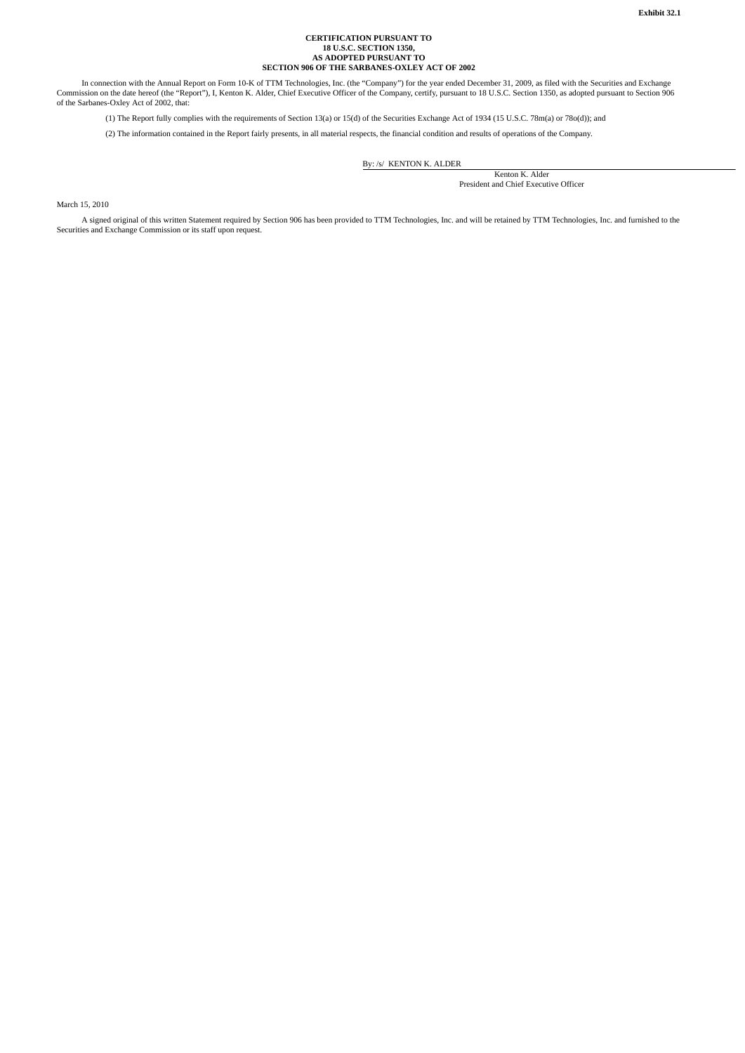**Exhibit 32.1**

**CERTIFICATION PURSUANT TO**
**18 U.S.C. SECTION 1350,**
**AS ADOPTED PURSUANT TO**
**SECTION 906 OF THE SARBANES-OXLEY ACT OF 2002**

In connection with the Annual Report on Form 10-K of TTM Technologies, Inc. (the "Company") for the year ended December 31, 2009, as filed with the Securities and Exchange Commission on the date hereof (the "Report"), I, Kenton K. Alder, Chief Executive Officer of the Company, certify, pursuant to 18 U.S.C. Section 1350, as adopted pursuant to Section 906 of the Sarbanes-Oxley Act of 2002, that:

(1) The Report fully complies with the requirements of Section 13(a) or 15(d) of the Securities Exchange Act of 1934 (15 U.S.C. 78m(a) or 78o(d)); and

(2) The information contained in the Report fairly presents, in all material respects, the financial condition and results of operations of the Company.

By: /s/ KENTON K. ALDER

Kenton K. Alder
President and Chief Executive Officer

March 15, 2010

A signed original of this written Statement required by Section 906 has been provided to TTM Technologies, Inc. and will be retained by TTM Technologies, Inc. and furnished to the Securities and Exchange Commission or its staff upon request.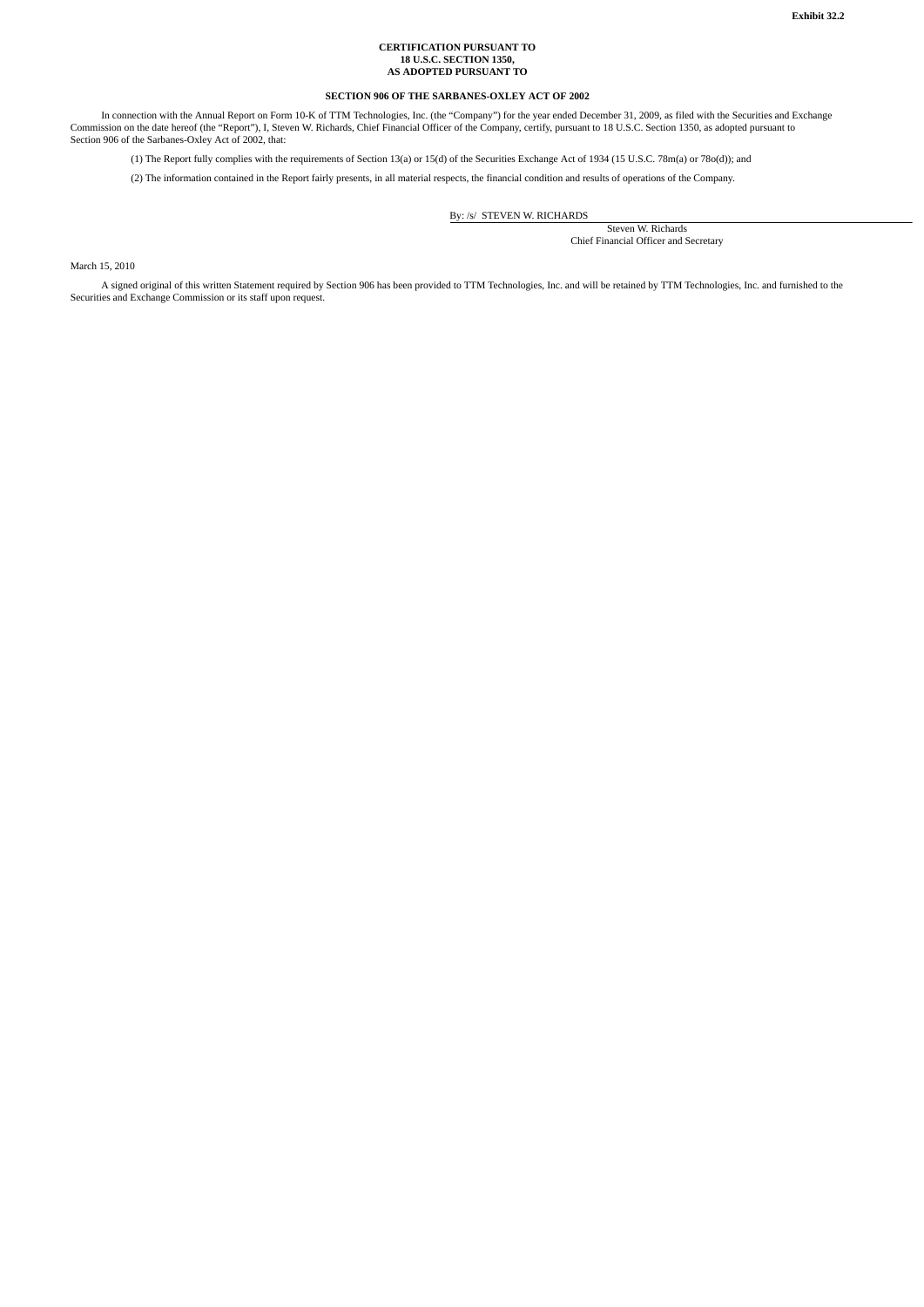Exhibit 32.2

**CERTIFICATION PURSUANT TO**
**18 U.S.C. SECTION 1350,**
**AS ADOPTED PURSUANT TO**

**SECTION 906 OF THE SARBANES-OXLEY ACT OF 2002**

In connection with the Annual Report on Form 10-K of TTM Technologies, Inc. (the "Company") for the year ended December 31, 2009, as filed with the Securities and Exchange Commission on the date hereof (the "Report"), I, Steven W. Richards, Chief Financial Officer of the Company, certify, pursuant to 18 U.S.C. Section 1350, as adopted pursuant to Section 906 of the Sarbanes-Oxley Act of 2002, that:

(1) The Report fully complies with the requirements of Section 13(a) or 15(d) of the Securities Exchange Act of 1934 (15 U.S.C. 78m(a) or 78o(d)); and

(2) The information contained in the Report fairly presents, in all material respects, the financial condition and results of operations of the Company.

By: /s/ STEVEN W. RICHARDS

Steven W. Richards
Chief Financial Officer and Secretary

March 15, 2010

A signed original of this written Statement required by Section 906 has been provided to TTM Technologies, Inc. and will be retained by TTM Technologies, Inc. and furnished to the Securities and Exchange Commission or its staff upon request.